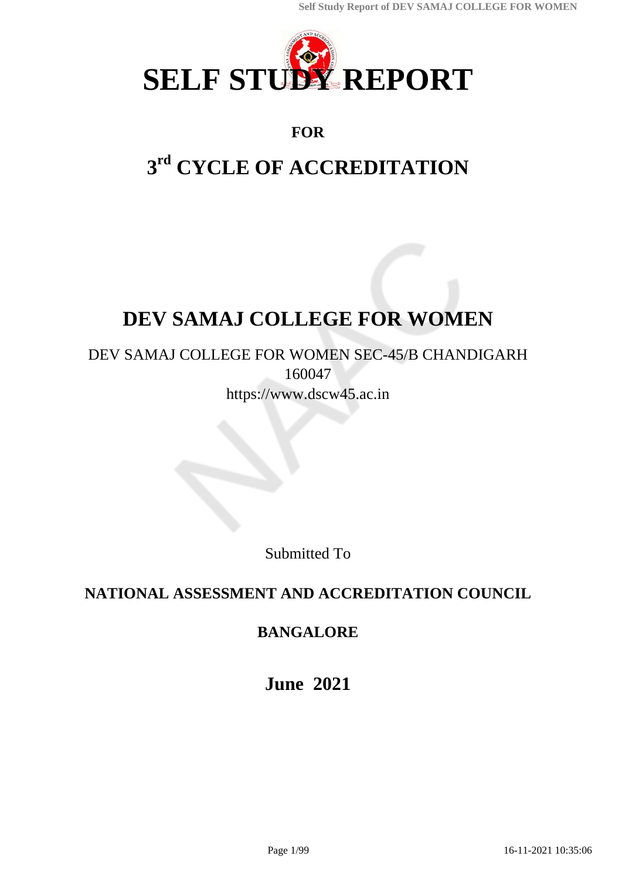# SELF STUDY REPORT

**FOR**

## 3rd CYCLE OF ACCREDITATION

# DEV SAMAJ COLLEGE FOR WOMEN

DEV SAMAJ COLLEGE FOR WOMEN SEC-45/B CHANDIGARH
160047
https://www.dscw45.ac.in

Submitted To

**NATIONAL ASSESSMENT AND ACCREDITATION COUNCIL**

**BANGALORE**

**June 2021**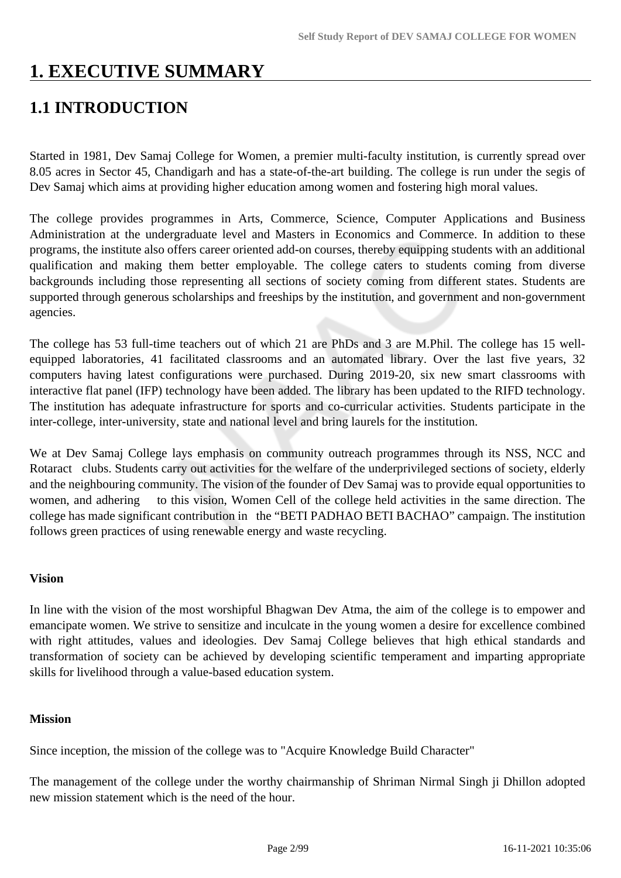# 1. EXECUTIVE SUMMARY

## 1.1 INTRODUCTION

Started in 1981, Dev Samaj College for Women, a premier multi-faculty institution, is currently spread over 8.05 acres in Sector 45, Chandigarh and has a state-of-the-art building. The college is run under the segis of Dev Samaj which aims at providing higher education among women and fostering high moral values.

The college provides programmes in Arts, Commerce, Science, Computer Applications and Business Administration at the undergraduate level and Masters in Economics and Commerce. In addition to these programs, the institute also offers career oriented add-on courses, thereby equipping students with an additional qualification and making them better employable. The college caters to students coming from diverse backgrounds including those representing all sections of society coming from different states. Students are supported through generous scholarships and freeships by the institution, and government and non-government agencies.

The college has 53 full-time teachers out of which 21 are PhDs and 3 are M.Phil. The college has 15 well-equipped laboratories, 41 facilitated classrooms and an automated library. Over the last five years, 32 computers having latest configurations were purchased. During 2019-20, six new smart classrooms with interactive flat panel (IFP) technology have been added. The library has been updated to the RIFD technology. The institution has adequate infrastructure for sports and co-curricular activities. Students participate in the inter-college, inter-university, state and national level and bring laurels for the institution.

We at Dev Samaj College lays emphasis on community outreach programmes through its NSS, NCC and Rotaract clubs. Students carry out activities for the welfare of the underprivileged sections of society, elderly and the neighbouring community. The vision of the founder of Dev Samaj was to provide equal opportunities to women, and adhering to this vision, Women Cell of the college held activities in the same direction. The college has made significant contribution in the "BETI PADHAO BETI BACHAO" campaign. The institution follows green practices of using renewable energy and waste recycling.

**Vision**

In line with the vision of the most worshipful Bhagwan Dev Atma, the aim of the college is to empower and emancipate women. We strive to sensitize and inculcate in the young women a desire for excellence combined with right attitudes, values and ideologies. Dev Samaj College believes that high ethical standards and transformation of society can be achieved by developing scientific temperament and imparting appropriate skills for livelihood through a value-based education system.

**Mission**

Since inception, the mission of the college was to "Acquire Knowledge Build Character"

The management of the college under the worthy chairmanship of Shriman Nirmal Singh ji Dhillon adopted new mission statement which is the need of the hour.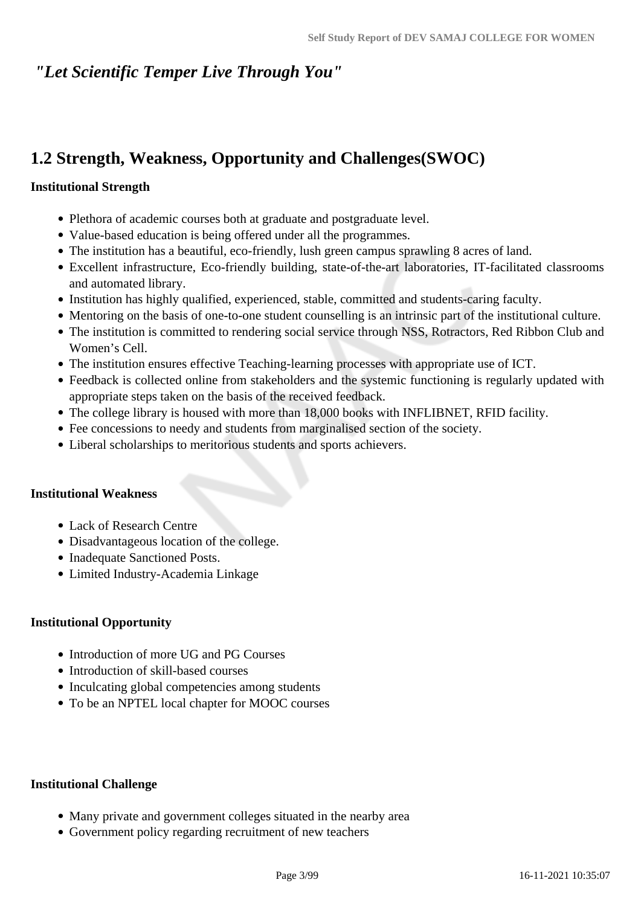*"Let Scientific Temper Live Through You"*

## 1.2 Strength, Weakness, Opportunity and Challenges(SWOC)

**Institutional Strength**

- Plethora of academic courses both at graduate and postgraduate level.
- Value-based education is being offered under all the programmes.
- The institution has a beautiful, eco-friendly, lush green campus sprawling 8 acres of land.
- Excellent infrastructure, Eco-friendly building, state-of-the-art laboratories, IT-facilitated classrooms and automated library.
- Institution has highly qualified, experienced, stable, committed and students-caring faculty.
- Mentoring on the basis of one-to-one student counselling is an intrinsic part of the institutional culture.
- The institution is committed to rendering social service through NSS, Rotractors, Red Ribbon Club and Women's Cell.
- The institution ensures effective Teaching-learning processes with appropriate use of ICT.
- Feedback is collected online from stakeholders and the systemic functioning is regularly updated with appropriate steps taken on the basis of the received feedback.
- The college library is housed with more than 18,000 books with INFLIBNET, RFID facility.
- Fee concessions to needy and students from marginalised section of the society.
- Liberal scholarships to meritorious students and sports achievers.

**Institutional Weakness**

- Lack of Research Centre
- Disadvantageous location of the college.
- Inadequate Sanctioned Posts.
- Limited Industry-Academia Linkage

**Institutional Opportunity**

- Introduction of more UG and PG Courses
- Introduction of skill-based courses
- Inculcating global competencies among students
- To be an NPTEL local chapter for MOOC courses

**Institutional Challenge**

- Many private and government colleges situated in the nearby area
- Government policy regarding recruitment of new teachers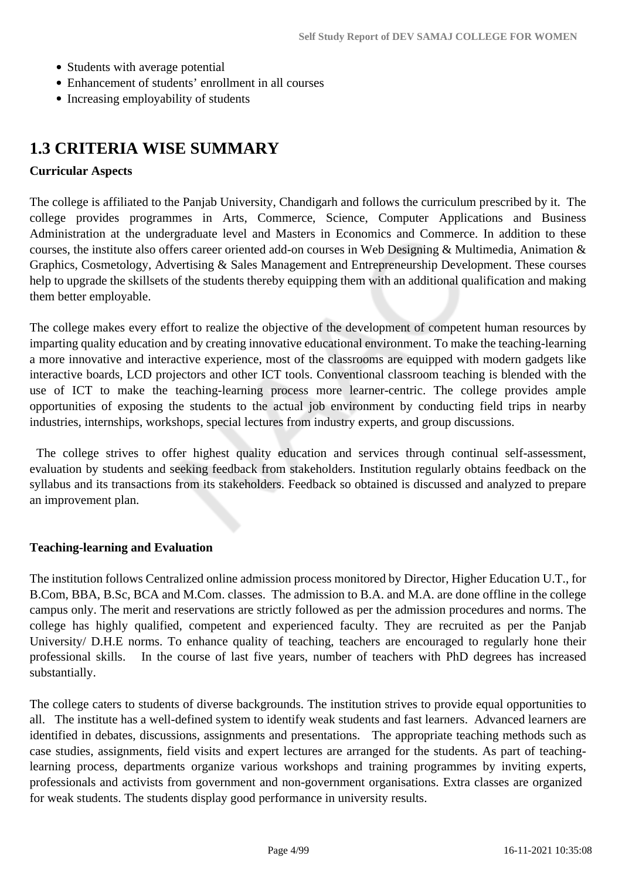- Students with average potential
- Enhancement of students' enrollment in all courses
- Increasing employability of students

## 1.3 CRITERIA WISE SUMMARY

**Curricular Aspects**

The college is affiliated to the Panjab University, Chandigarh and follows the curriculum prescribed by it. The college provides programmes in Arts, Commerce, Science, Computer Applications and Business Administration at the undergraduate level and Masters in Economics and Commerce. In addition to these courses, the institute also offers career oriented add-on courses in Web Designing & Multimedia, Animation & Graphics, Cosmetology, Advertising & Sales Management and Entrepreneurship Development. These courses help to upgrade the skillsets of the students thereby equipping them with an additional qualification and making them better employable.

The college makes every effort to realize the objective of the development of competent human resources by imparting quality education and by creating innovative educational environment. To make the teaching-learning a more innovative and interactive experience, most of the classrooms are equipped with modern gadgets like interactive boards, LCD projectors and other ICT tools. Conventional classroom teaching is blended with the use of ICT to make the teaching-learning process more learner-centric. The college provides ample opportunities of exposing the students to the actual job environment by conducting field trips in nearby industries, internships, workshops, special lectures from industry experts, and group discussions.

The college strives to offer highest quality education and services through continual self-assessment, evaluation by students and seeking feedback from stakeholders. Institution regularly obtains feedback on the syllabus and its transactions from its stakeholders. Feedback so obtained is discussed and analyzed to prepare an improvement plan.

**Teaching-learning and Evaluation**

The institution follows Centralized online admission process monitored by Director, Higher Education U.T., for B.Com, BBA, B.Sc, BCA and M.Com. classes. The admission to B.A. and M.A. are done offline in the college campus only. The merit and reservations are strictly followed as per the admission procedures and norms. The college has highly qualified, competent and experienced faculty. They are recruited as per the Panjab University/ D.H.E norms. To enhance quality of teaching, teachers are encouraged to regularly hone their professional skills. In the course of last five years, number of teachers with PhD degrees has increased substantially.

The college caters to students of diverse backgrounds. The institution strives to provide equal opportunities to all. The institute has a well-defined system to identify weak students and fast learners. Advanced learners are identified in debates, discussions, assignments and presentations. The appropriate teaching methods such as case studies, assignments, field visits and expert lectures are arranged for the students. As part of teaching-learning process, departments organize various workshops and training programmes by inviting experts, professionals and activists from government and non-government organisations. Extra classes are organized for weak students. The students display good performance in university results.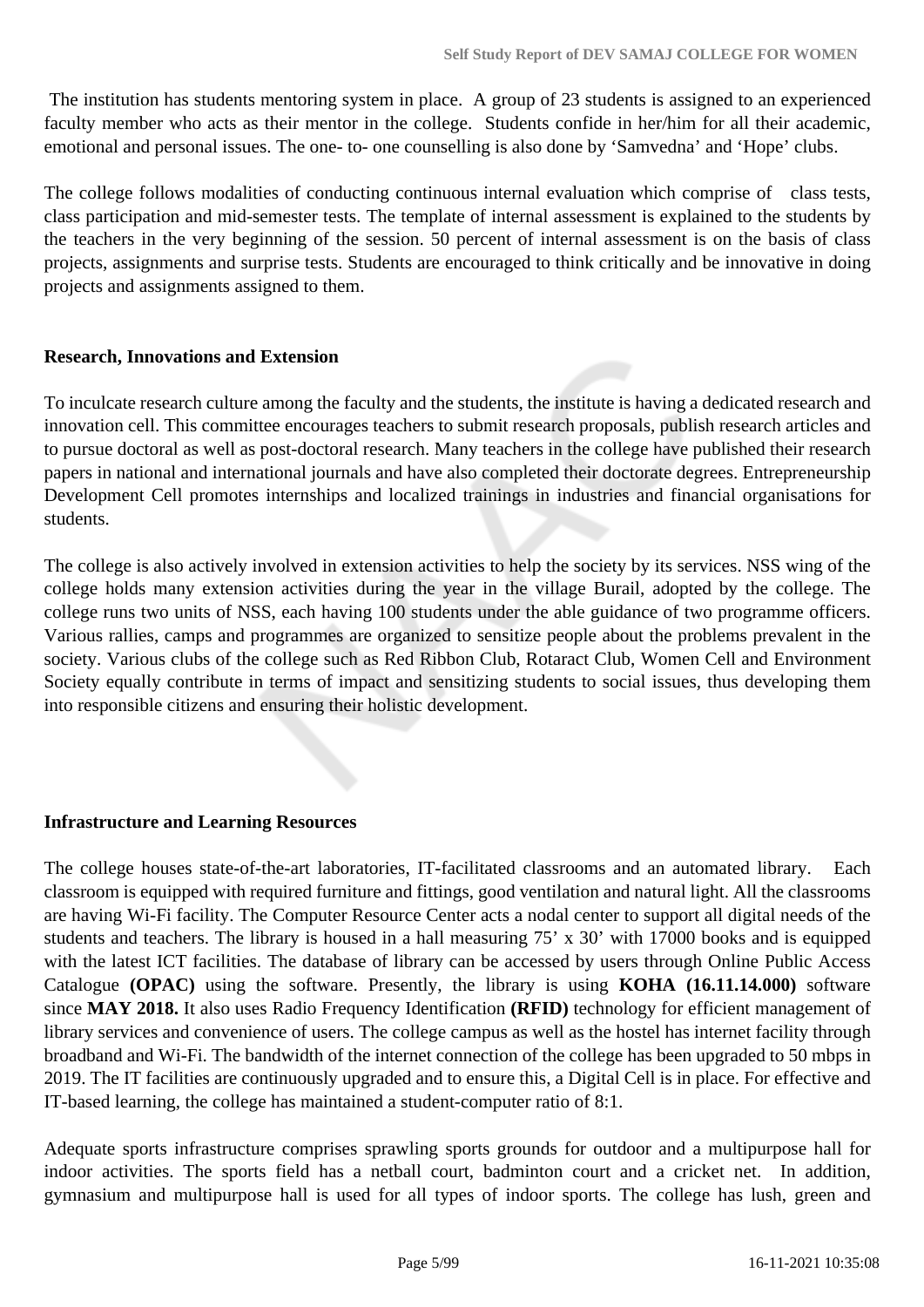The institution has students mentoring system in place. A group of 23 students is assigned to an experienced faculty member who acts as their mentor in the college. Students confide in her/him for all their academic, emotional and personal issues. The one- to- one counselling is also done by 'Samvedna' and 'Hope' clubs.

The college follows modalities of conducting continuous internal evaluation which comprise of class tests, class participation and mid-semester tests. The template of internal assessment is explained to the students by the teachers in the very beginning of the session. 50 percent of internal assessment is on the basis of class projects, assignments and surprise tests. Students are encouraged to think critically and be innovative in doing projects and assignments assigned to them.

**Research, Innovations and Extension**

To inculcate research culture among the faculty and the students, the institute is having a dedicated research and innovation cell. This committee encourages teachers to submit research proposals, publish research articles and to pursue doctoral as well as post-doctoral research. Many teachers in the college have published their research papers in national and international journals and have also completed their doctorate degrees. Entrepreneurship Development Cell promotes internships and localized trainings in industries and financial organisations for students.

The college is also actively involved in extension activities to help the society by its services. NSS wing of the college holds many extension activities during the year in the village Burail, adopted by the college. The college runs two units of NSS, each having 100 students under the able guidance of two programme officers. Various rallies, camps and programmes are organized to sensitize people about the problems prevalent in the society. Various clubs of the college such as Red Ribbon Club, Rotaract Club, Women Cell and Environment Society equally contribute in terms of impact and sensitizing students to social issues, thus developing them into responsible citizens and ensuring their holistic development.

**Infrastructure and Learning Resources**

The college houses state-of-the-art laboratories, IT-facilitated classrooms and an automated library. Each classroom is equipped with required furniture and fittings, good ventilation and natural light. All the classrooms are having Wi-Fi facility. The Computer Resource Center acts a nodal center to support all digital needs of the students and teachers. The library is housed in a hall measuring 75' x 30' with 17000 books and is equipped with the latest ICT facilities. The database of library can be accessed by users through Online Public Access Catalogue **(OPAC)** using the software. Presently, the library is using **KOHA (16.11.14.000)** software since **MAY 2018.** It also uses Radio Frequency Identification **(RFID)** technology for efficient management of library services and convenience of users. The college campus as well as the hostel has internet facility through broadband and Wi-Fi. The bandwidth of the internet connection of the college has been upgraded to 50 mbps in 2019. The IT facilities are continuously upgraded and to ensure this, a Digital Cell is in place. For effective and IT-based learning, the college has maintained a student-computer ratio of 8:1.

Adequate sports infrastructure comprises sprawling sports grounds for outdoor and a multipurpose hall for indoor activities. The sports field has a netball court, badminton court and a cricket net. In addition, gymnasium and multipurpose hall is used for all types of indoor sports. The college has lush, green and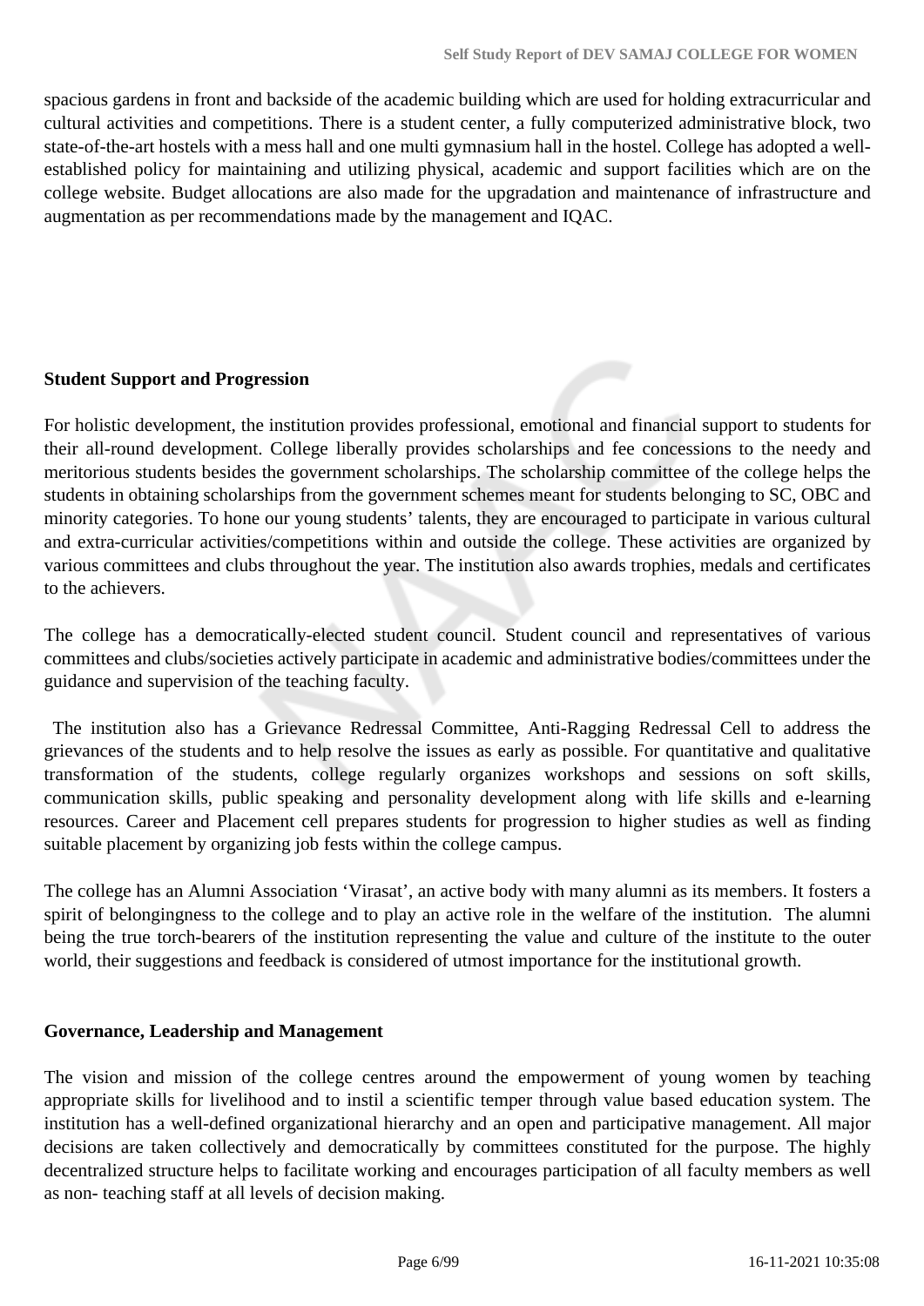spacious gardens in front and backside of the academic building which are used for holding extracurricular and cultural activities and competitions. There is a student center, a fully computerized administrative block, two state-of-the-art hostels with a mess hall and one multi gymnasium hall in the hostel. College has adopted a well-established policy for maintaining and utilizing physical, academic and support facilities which are on the college website. Budget allocations are also made for the upgradation and maintenance of infrastructure and augmentation as per recommendations made by the management and IQAC.

**Student Support and Progression**

For holistic development, the institution provides professional, emotional and financial support to students for their all-round development. College liberally provides scholarships and fee concessions to the needy and meritorious students besides the government scholarships. The scholarship committee of the college helps the students in obtaining scholarships from the government schemes meant for students belonging to SC, OBC and minority categories. To hone our young students' talents, they are encouraged to participate in various cultural and extra-curricular activities/competitions within and outside the college. These activities are organized by various committees and clubs throughout the year. The institution also awards trophies, medals and certificates to the achievers.

The college has a democratically-elected student council. Student council and representatives of various committees and clubs/societies actively participate in academic and administrative bodies/committees under the guidance and supervision of the teaching faculty.

The institution also has a Grievance Redressal Committee, Anti-Ragging Redressal Cell to address the grievances of the students and to help resolve the issues as early as possible. For quantitative and qualitative transformation of the students, college regularly organizes workshops and sessions on soft skills, communication skills, public speaking and personality development along with life skills and e-learning resources. Career and Placement cell prepares students for progression to higher studies as well as finding suitable placement by organizing job fests within the college campus.

The college has an Alumni Association 'Virasat', an active body with many alumni as its members. It fosters a spirit of belongingness to the college and to play an active role in the welfare of the institution. The alumni being the true torch-bearers of the institution representing the value and culture of the institute to the outer world, their suggestions and feedback is considered of utmost importance for the institutional growth.

**Governance, Leadership and Management**

The vision and mission of the college centres around the empowerment of young women by teaching appropriate skills for livelihood and to instil a scientific temper through value based education system. The institution has a well-defined organizational hierarchy and an open and participative management. All major decisions are taken collectively and democratically by committees constituted for the purpose. The highly decentralized structure helps to facilitate working and encourages participation of all faculty members as well as non- teaching staff at all levels of decision making.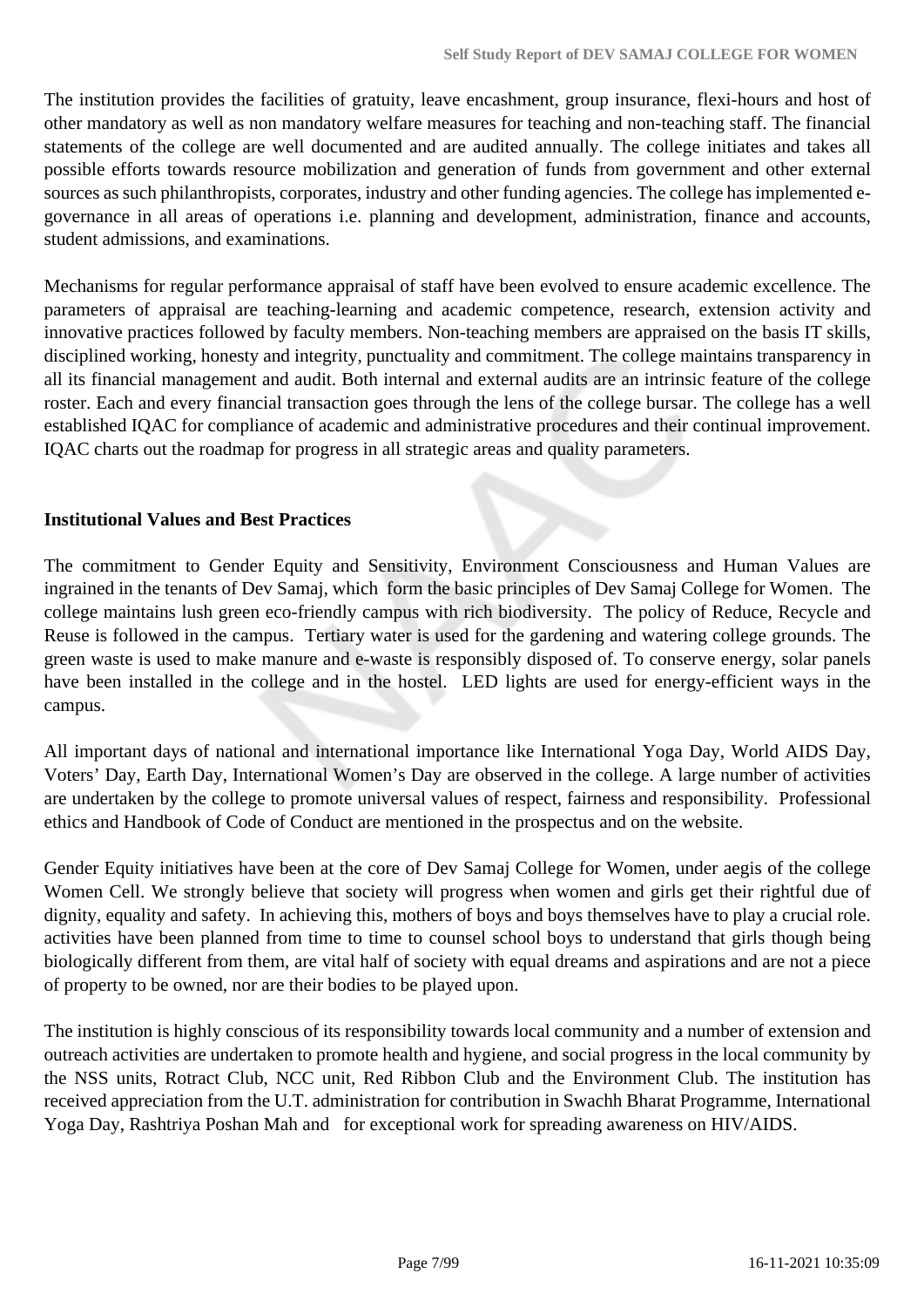The institution provides the facilities of gratuity, leave encashment, group insurance, flexi-hours and host of other mandatory as well as non mandatory welfare measures for teaching and non-teaching staff. The financial statements of the college are well documented and are audited annually. The college initiates and takes all possible efforts towards resource mobilization and generation of funds from government and other external sources as such philanthropists, corporates, industry and other funding agencies. The college has implemented e-governance in all areas of operations i.e. planning and development, administration, finance and accounts, student admissions, and examinations.

Mechanisms for regular performance appraisal of staff have been evolved to ensure academic excellence. The parameters of appraisal are teaching-learning and academic competence, research, extension activity and innovative practices followed by faculty members. Non-teaching members are appraised on the basis IT skills, disciplined working, honesty and integrity, punctuality and commitment. The college maintains transparency in all its financial management and audit. Both internal and external audits are an intrinsic feature of the college roster. Each and every financial transaction goes through the lens of the college bursar. The college has a well established IQAC for compliance of academic and administrative procedures and their continual improvement. IQAC charts out the roadmap for progress in all strategic areas and quality parameters.

**Institutional Values and Best Practices**

The commitment to Gender Equity and Sensitivity, Environment Consciousness and Human Values are ingrained in the tenants of Dev Samaj, which form the basic principles of Dev Samaj College for Women. The college maintains lush green eco-friendly campus with rich biodiversity. The policy of Reduce, Recycle and Reuse is followed in the campus. Tertiary water is used for the gardening and watering college grounds. The green waste is used to make manure and e-waste is responsibly disposed of. To conserve energy, solar panels have been installed in the college and in the hostel. LED lights are used for energy-efficient ways in the campus.

All important days of national and international importance like International Yoga Day, World AIDS Day, Voters' Day, Earth Day, International Women's Day are observed in the college. A large number of activities are undertaken by the college to promote universal values of respect, fairness and responsibility. Professional ethics and Handbook of Code of Conduct are mentioned in the prospectus and on the website.

Gender Equity initiatives have been at the core of Dev Samaj College for Women, under aegis of the college Women Cell. We strongly believe that society will progress when women and girls get their rightful due of dignity, equality and safety. In achieving this, mothers of boys and boys themselves have to play a crucial role. activities have been planned from time to time to counsel school boys to understand that girls though being biologically different from them, are vital half of society with equal dreams and aspirations and are not a piece of property to be owned, nor are their bodies to be played upon.

The institution is highly conscious of its responsibility towards local community and a number of extension and outreach activities are undertaken to promote health and hygiene, and social progress in the local community by the NSS units, Rotract Club, NCC unit, Red Ribbon Club and the Environment Club. The institution has received appreciation from the U.T. administration for contribution in Swachh Bharat Programme, International Yoga Day, Rashtriya Poshan Mah and for exceptional work for spreading awareness on HIV/AIDS.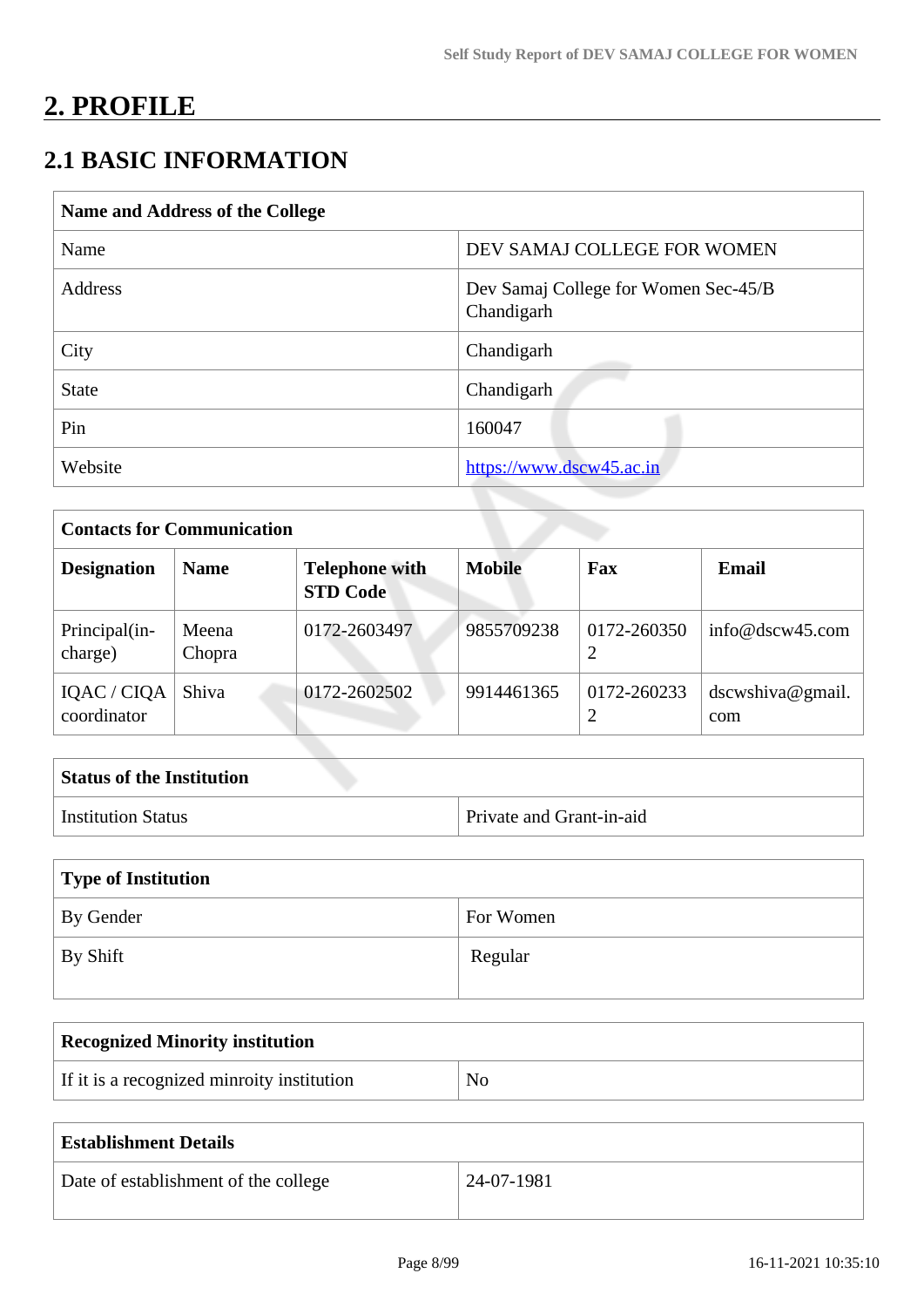# 2. PROFILE

## 2.1 BASIC INFORMATION

| Name and Address of the College | |
|---|---|
| Name | DEV SAMAJ COLLEGE FOR WOMEN |
| Address | Dev Samaj College for Women Sec-45/B Chandigarh |
| City | Chandigarh |
| State | Chandigarh |
| Pin | 160047 |
| Website | https://www.dscw45.ac.in |

| Contacts for Communication | | | | | |
|---|---|---|---|---|---|
| **Designation** | **Name** | **Telephone with STD Code** | **Mobile** | **Fax** | **Email** |
| Principal(in-charge) | Meena Chopra | 0172-2603497 | 9855709238 | 0172-2603502 | info@dscw45.com |
| IQAC / CIQA coordinator | Shiva | 0172-2602502 | 9914461365 | 0172-2602332 | dscwshiva@gmail.com |

| Status of the Institution | |
|---|---|
| Institution Status | Private and Grant-in-aid |

| Type of Institution | |
|---|---|
| By Gender | For Women |
| By Shift | Regular |

| Recognized Minority institution | |
|---|---|
| If it is a recognized minroity institution | No |

| Establishment Details | |
|---|---|
| Date of establishment of the college | 24-07-1981 |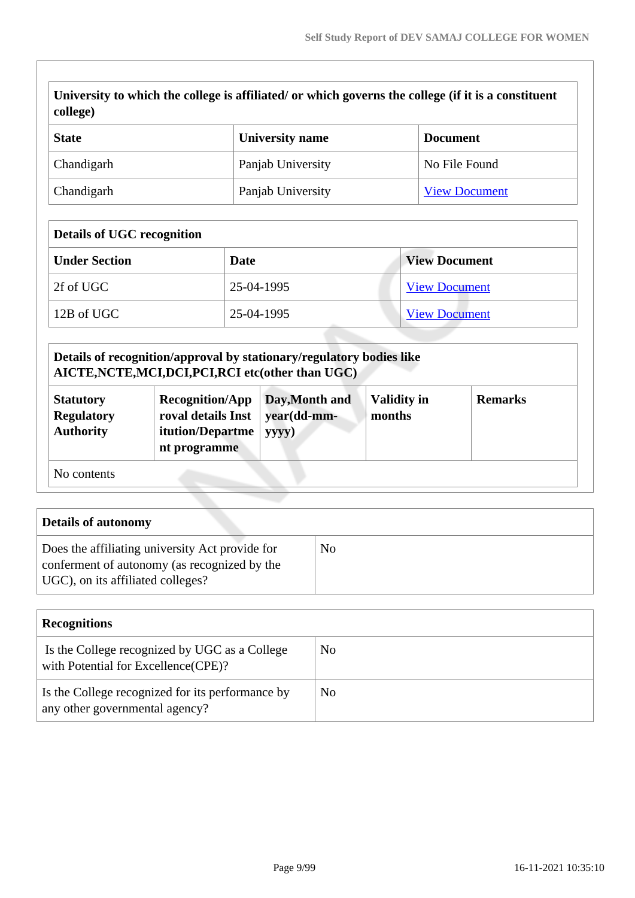| University to which the college is affiliated/ or which governs the college (if it is a constituent college) | | |
|---|---|---|
| **State** | **University name** | **Document** |
| Chandigarh | Panjab University | No File Found |
| Chandigarh | Panjab University | View Document |

| Details of UGC recognition | | |
|---|---|---|
| **Under Section** | **Date** | **View Document** |
| 2f of UGC | 25-04-1995 | View Document |
| 12B of UGC | 25-04-1995 | View Document |

| Details of recognition/approval by stationary/regulatory bodies like AICTE,NCTE,MCI,DCI,PCI,RCI etc(other than UGC) | | | | |
|---|---|---|---|---|
| **Statutory Regulatory Authority** | **Recognition/Approval details Institution/Department programme** | **Day,Month and year(dd-mm-yyyy)** | **Validity in months** | **Remarks** |
| No contents | | | | |

| Details of autonomy | |
|---|---|
| Does the affiliating university Act provide for conferment of autonomy (as recognized by the UGC), on its affiliated colleges? | No |

| Recognitions | |
|---|---|
| Is the College recognized by UGC as a College with Potential for Excellence(CPE)? | No |
| Is the College recognized for its performance by any other governmental agency? | No |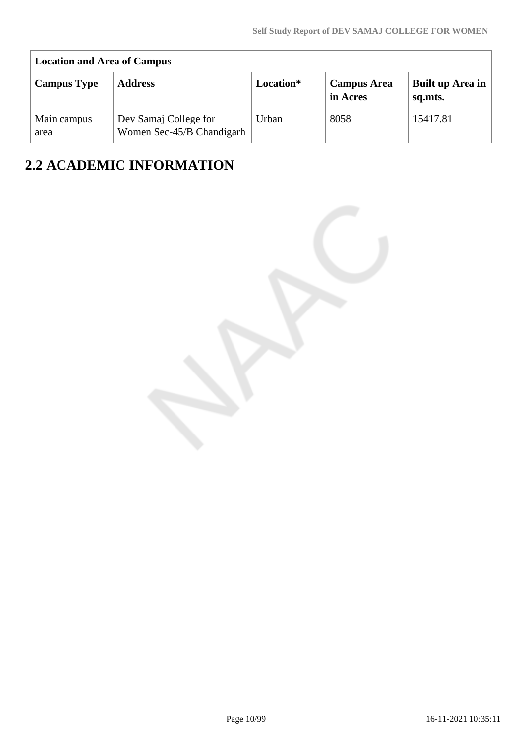| Location and Area of Campus | | | | |
|---|---|---|---|---|
| **Campus Type** | **Address** | **Location*** | **Campus Area in Acres** | **Built up Area in sq.mts.** |
| Main campus area | Dev Samaj College for Women Sec-45/B Chandigarh | Urban | 8058 | 15417.81 |

## 2.2 ACADEMIC INFORMATION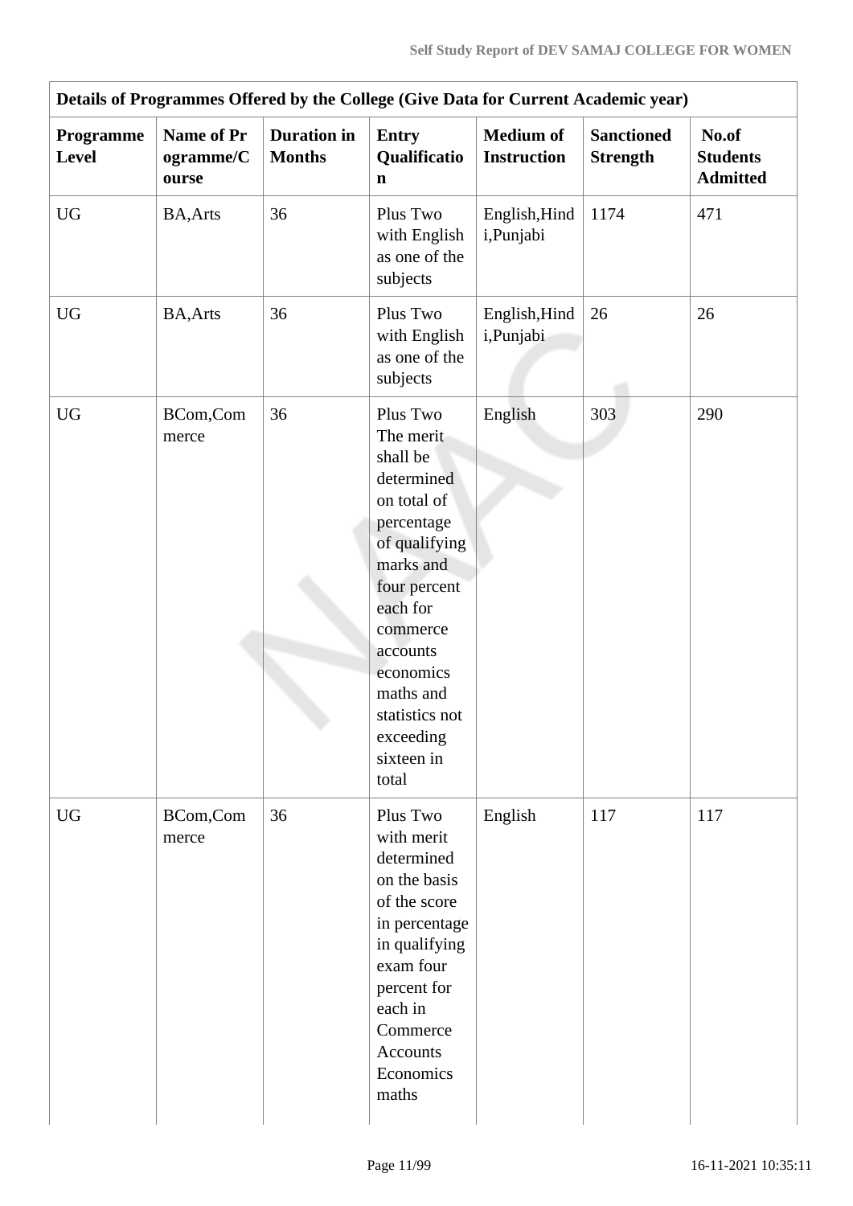| Details of Programmes Offered by the College (Give Data for Current Academic year) | | | | | | |
|---|---|---|---|---|---|---|
| **Programme Level** | **Name of Programme/Course** | **Duration in Months** | **Entry Qualification** | **Medium of Instruction** | **Sanctioned Strength** | **No.of Students Admitted** |
| UG | BA,Arts | 36 | Plus Two with English as one of the subjects | English,Hindi,Punjabi | 1174 | 471 |
| UG | BA,Arts | 36 | Plus Two with English as one of the subjects | English,Hindi,Punjabi | 26 | 26 |
| UG | BCom,Commerce | 36 | Plus Two The merit shall be determined on total of percentage of qualifying marks and four percent each for commerce accounts economics maths and statistics not exceeding sixteen in total | English | 303 | 290 |
| UG | BCom,Commerce | 36 | Plus Two with merit determined on the basis of the score in percentage in qualifying exam four percent for each in Commerce Accounts Economics maths | English | 117 | 117 |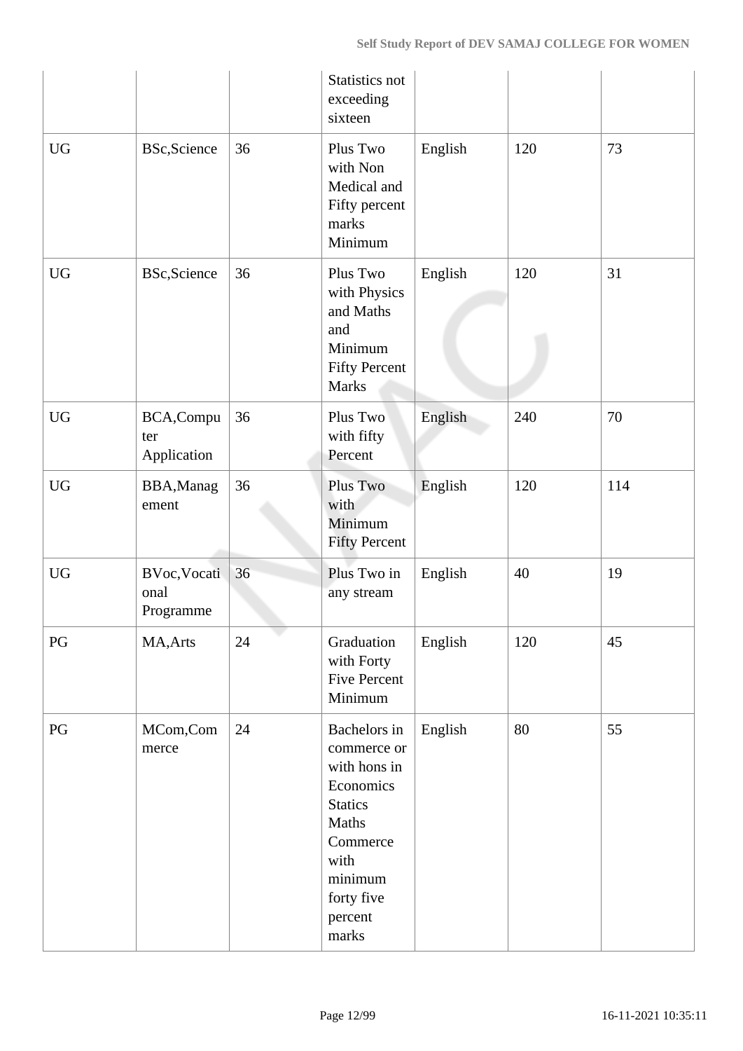| | | | Statistics not exceeding sixteen | | | |
|---|---|---|---|---|---|---|
| UG | BSc,Science | 36 | Plus Two with Non Medical and Fifty percent marks Minimum | English | 120 | 73 |
| UG | BSc,Science | 36 | Plus Two with Physics and Maths and Minimum Fifty Percent Marks | English | 120 | 31 |
| UG | BCA,Computer Application | 36 | Plus Two with fifty Percent | English | 240 | 70 |
| UG | BBA,Management | 36 | Plus Two with Minimum Fifty Percent | English | 120 | 114 |
| UG | BVoc,Vocational Programme | 36 | Plus Two in any stream | English | 40 | 19 |
| PG | MA,Arts | 24 | Graduation with Forty Five Percent Minimum | English | 120 | 45 |
| PG | MCom,Commerce | 24 | Bachelors in commerce or with hons in Economics Statics Maths Commerce with minimum forty five percent marks | English | 80 | 55 |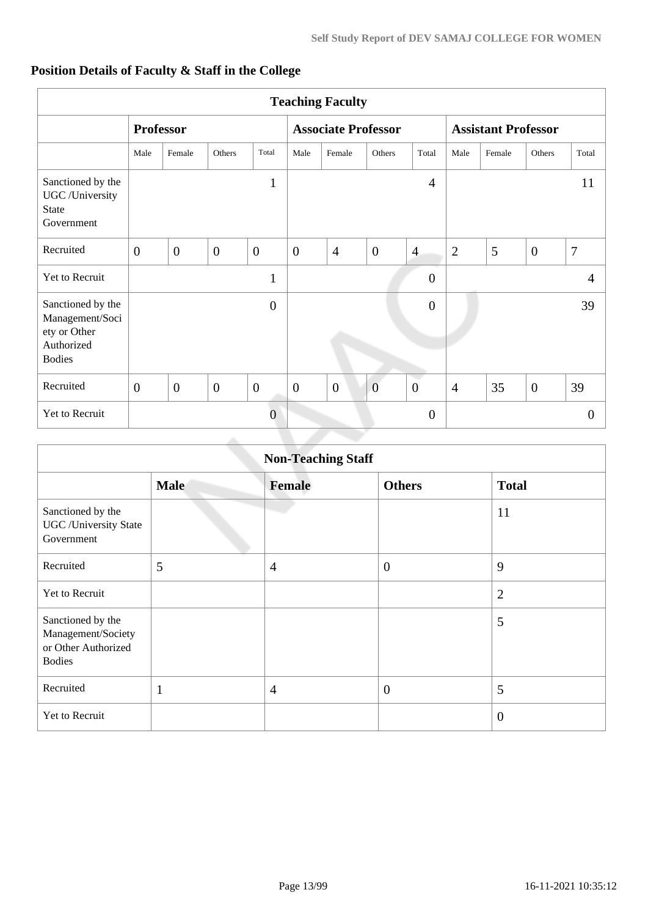## Position Details of Faculty & Staff in the College

| Teaching Faculty | | | | | | | | | | | | |
|---|---|---|---|---|---|---|---|---|---|---|---|---|
| | **Professor** | | | | **Associate Professor** | | | | **Assistant Professor** | | | |
| | Male | Female | Others | Total | Male | Female | Others | Total | Male | Female | Others | Total |
| Sanctioned by the UGC /University State Government | | | | 1 | | | | 4 | | | | 11 |
| Recruited | 0 | 0 | 0 | 0 | 0 | 4 | 0 | 4 | 2 | 5 | 0 | 7 |
| Yet to Recruit | | | | 1 | | | | 0 | | | | 4 |
| Sanctioned by the Management/Society or Other Authorized Bodies | | | | 0 | | | | 0 | | | | 39 |
| Recruited | 0 | 0 | 0 | 0 | 0 | 0 | 0 | 0 | 4 | 35 | 0 | 39 |
| Yet to Recruit | | | | 0 | | | | 0 | | | | 0 |

| Non-Teaching Staff | | | | |
|---|---|---|---|---|
| | **Male** | **Female** | **Others** | **Total** |
| Sanctioned by the UGC /University State Government | | | | 11 |
| Recruited | 5 | 4 | 0 | 9 |
| Yet to Recruit | | | | 2 |
| Sanctioned by the Management/Society or Other Authorized Bodies | | | | 5 |
| Recruited | 1 | 4 | 0 | 5 |
| Yet to Recruit | | | | 0 |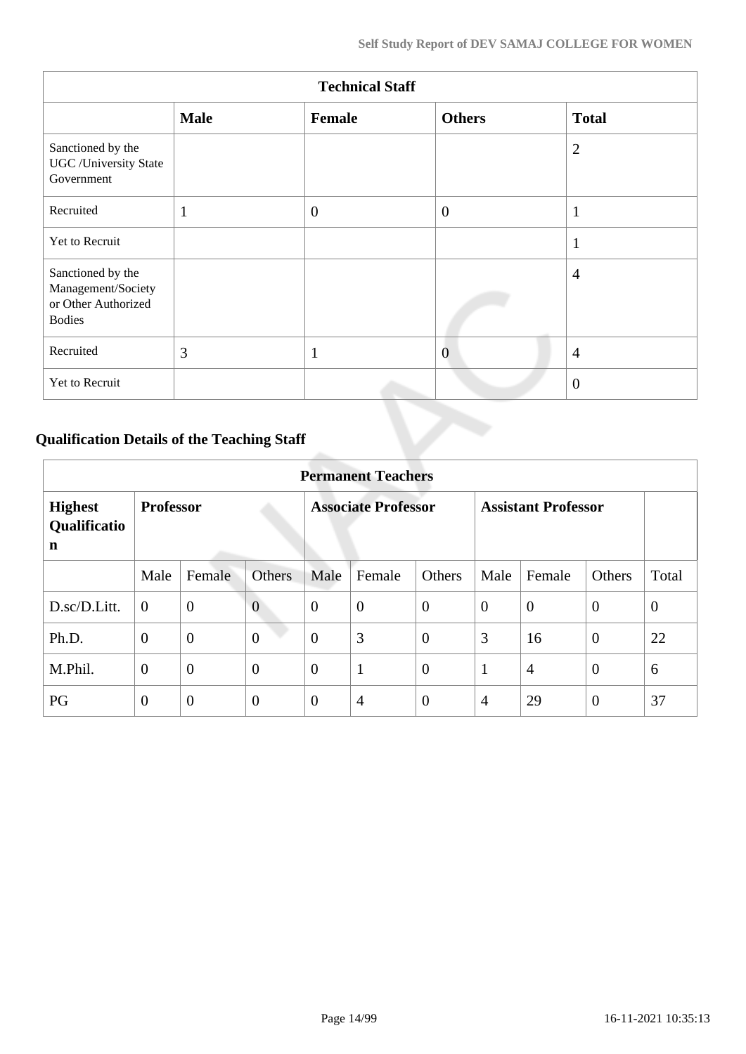| Technical Staff | | | | |
|---|---|---|---|---|
| | **Male** | **Female** | **Others** | **Total** |
| Sanctioned by the UGC /University State Government | | | | 2 |
| Recruited | 1 | 0 | 0 | 1 |
| Yet to Recruit | | | | 1 |
| Sanctioned by the Management/Society or Other Authorized Bodies | | | | 4 |
| Recruited | 3 | 1 | 0 | 4 |
| Yet to Recruit | | | | 0 |

## Qualification Details of the Teaching Staff

| Permanent Teachers | | | | | | | | | | |
|---|---|---|---|---|---|---|---|---|---|---|
| **Highest Qualification** | **Professor** | | | **Associate Professor** | | | **Assistant Professor** | | | |
| | Male | Female | Others | Male | Female | Others | Male | Female | Others | Total |
| D.sc/D.Litt. | 0 | 0 | 0 | 0 | 0 | 0 | 0 | 0 | 0 | 0 |
| Ph.D. | 0 | 0 | 0 | 0 | 3 | 0 | 3 | 16 | 0 | 22 |
| M.Phil. | 0 | 0 | 0 | 0 | 1 | 0 | 1 | 4 | 0 | 6 |
| PG | 0 | 0 | 0 | 0 | 4 | 0 | 4 | 29 | 0 | 37 |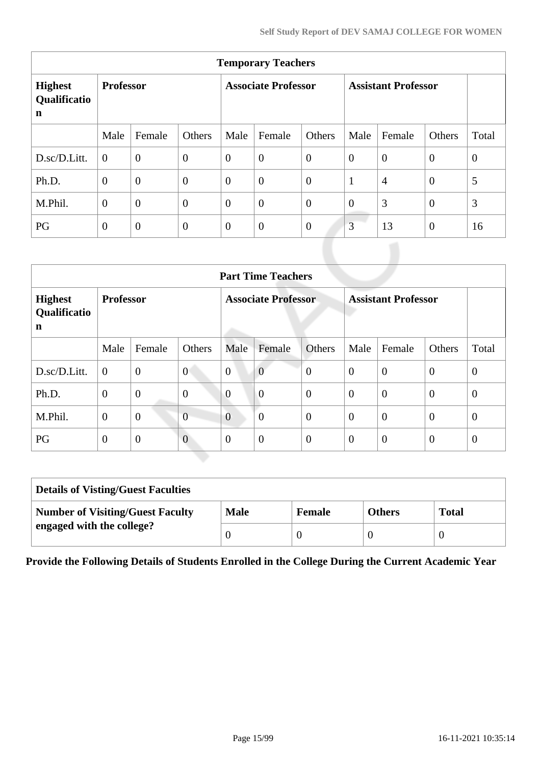| Temporary Teachers | | | | | | | | | | |
|---|---|---|---|---|---|---|---|---|---|---|
| **Highest Qualification** | **Professor** | | | **Associate Professor** | | | **Assistant Professor** | | | |
| | Male | Female | Others | Male | Female | Others | Male | Female | Others | Total |
| D.sc/D.Litt. | 0 | 0 | 0 | 0 | 0 | 0 | 0 | 0 | 0 | 0 |
| Ph.D. | 0 | 0 | 0 | 0 | 0 | 0 | 1 | 4 | 0 | 5 |
| M.Phil. | 0 | 0 | 0 | 0 | 0 | 0 | 0 | 3 | 0 | 3 |
| PG | 0 | 0 | 0 | 0 | 0 | 0 | 3 | 13 | 0 | 16 |

| Part Time Teachers | | | | | | | | | | |
|---|---|---|---|---|---|---|---|---|---|---|
| **Highest Qualification** | **Professor** | | | **Associate Professor** | | | **Assistant Professor** | | | |
| | Male | Female | Others | Male | Female | Others | Male | Female | Others | Total |
| D.sc/D.Litt. | 0 | 0 | 0 | 0 | 0 | 0 | 0 | 0 | 0 | 0 |
| Ph.D. | 0 | 0 | 0 | 0 | 0 | 0 | 0 | 0 | 0 | 0 |
| M.Phil. | 0 | 0 | 0 | 0 | 0 | 0 | 0 | 0 | 0 | 0 |
| PG | 0 | 0 | 0 | 0 | 0 | 0 | 0 | 0 | 0 | 0 |

| Details of Visting/Guest Faculties | | | | |
|---|---|---|---|---|
| **Number of Visiting/Guest Faculty engaged with the college?** | **Male** | **Female** | **Others** | **Total** |
| | 0 | 0 | 0 | 0 |

**Provide the Following Details of Students Enrolled in the College During the Current Academic Year**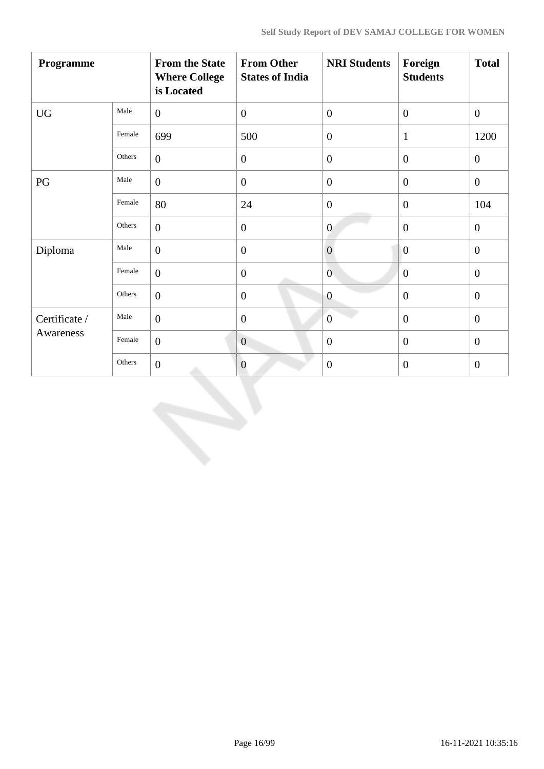| Programme | | From the State Where College is Located | From Other States of India | NRI Students | Foreign Students | Total |
|---|---|---|---|---|---|---|
| UG | Male | 0 | 0 | 0 | 0 | 0 |
| | Female | 699 | 500 | 0 | 1 | 1200 |
| | Others | 0 | 0 | 0 | 0 | 0 |
| PG | Male | 0 | 0 | 0 | 0 | 0 |
| | Female | 80 | 24 | 0 | 0 | 104 |
| | Others | 0 | 0 | 0 | 0 | 0 |
| Diploma | Male | 0 | 0 | 0 | 0 | 0 |
| | Female | 0 | 0 | 0 | 0 | 0 |
| | Others | 0 | 0 | 0 | 0 | 0 |
| Certificate / Awareness | Male | 0 | 0 | 0 | 0 | 0 |
| | Female | 0 | 0 | 0 | 0 | 0 |
| | Others | 0 | 0 | 0 | 0 | 0 |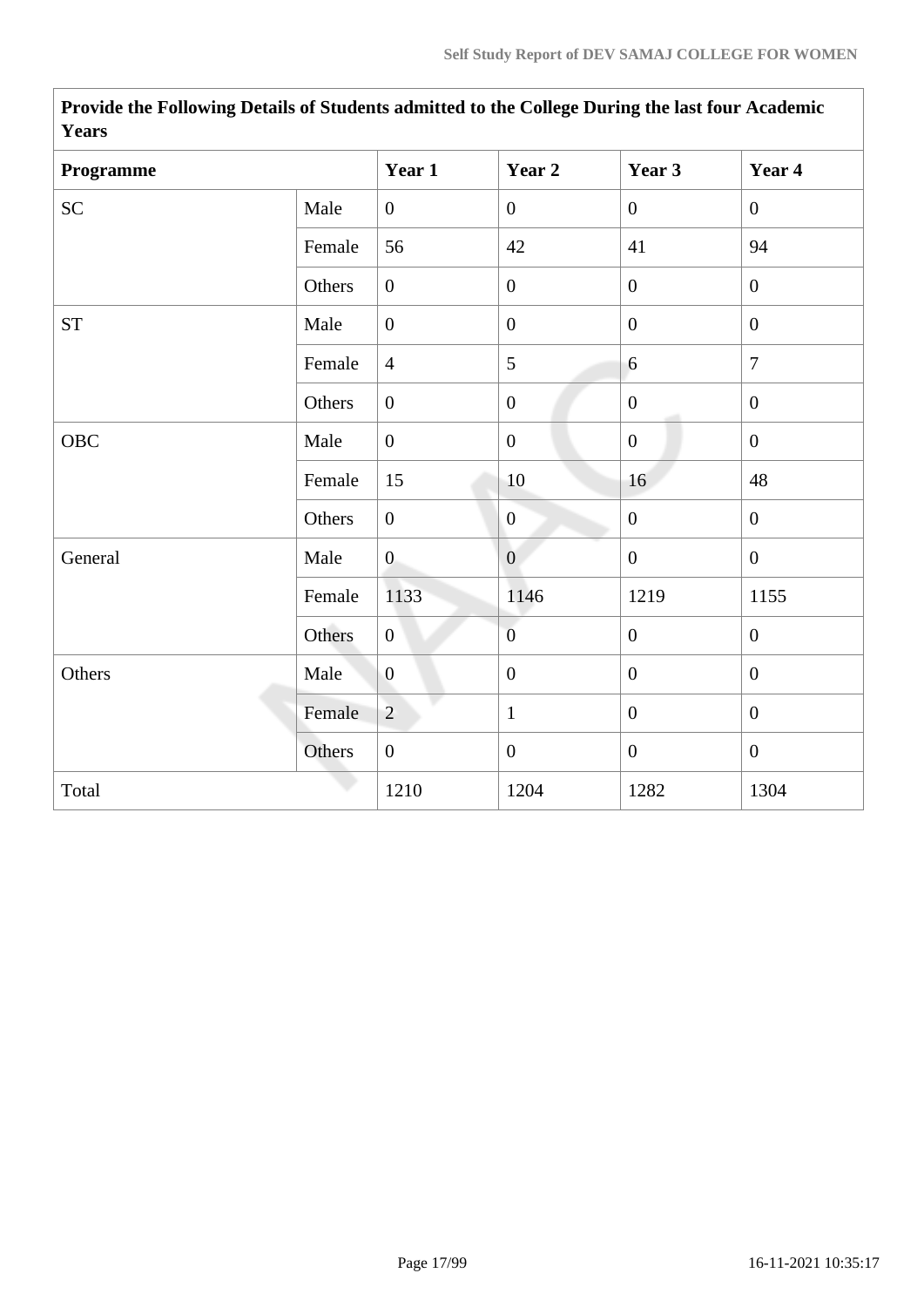| Provide the Following Details of Students admitted to the College During the last four Academic Years | | | | | |
|---|---|---|---|---|---|
| **Programme** | | **Year 1** | **Year 2** | **Year 3** | **Year 4** |
| SC | Male | 0 | 0 | 0 | 0 |
| | Female | 56 | 42 | 41 | 94 |
| | Others | 0 | 0 | 0 | 0 |
| ST | Male | 0 | 0 | 0 | 0 |
| | Female | 4 | 5 | 6 | 7 |
| | Others | 0 | 0 | 0 | 0 |
| OBC | Male | 0 | 0 | 0 | 0 |
| | Female | 15 | 10 | 16 | 48 |
| | Others | 0 | 0 | 0 | 0 |
| General | Male | 0 | 0 | 0 | 0 |
| | Female | 1133 | 1146 | 1219 | 1155 |
| | Others | 0 | 0 | 0 | 0 |
| Others | Male | 0 | 0 | 0 | 0 |
| | Female | 2 | 1 | 0 | 0 |
| | Others | 0 | 0 | 0 | 0 |
| Total | | 1210 | 1204 | 1282 | 1304 |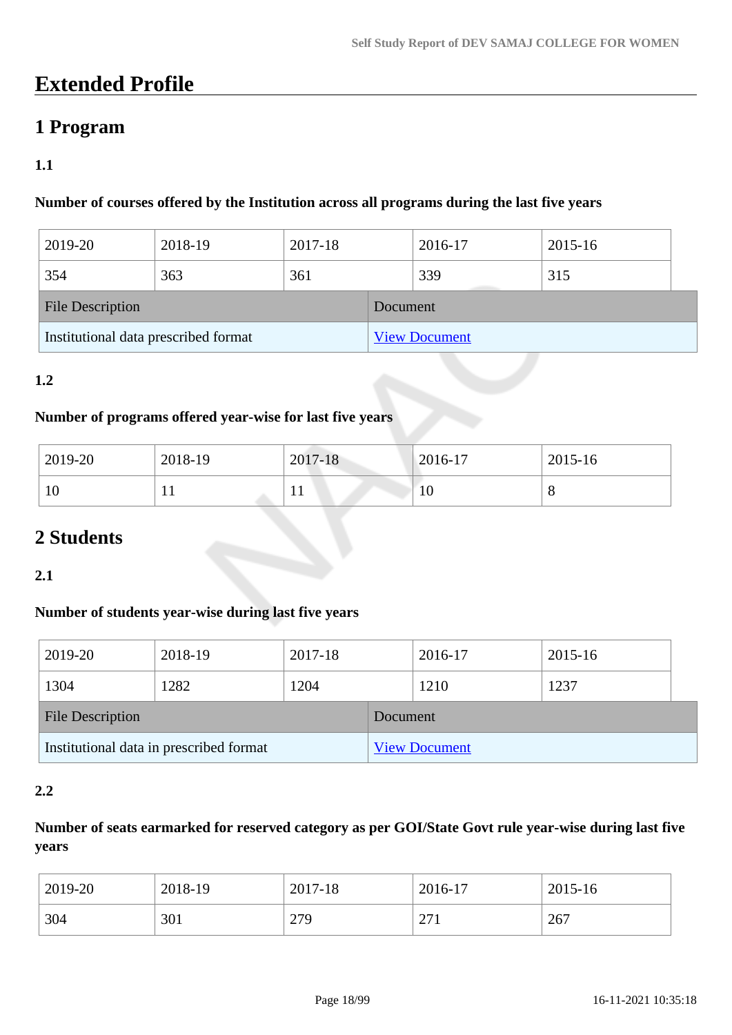# Extended Profile

## 1 Program

### 1.1

**Number of courses offered by the Institution across all programs during the last five years**

| 2019-20 | 2018-19 | 2017-18 | 2016-17 | 2015-16 |
|---|---|---|---|---|
| 354 | 363 | 361 | 339 | 315 |

| File Description | Document |
|---|---|
| Institutional data prescribed format | View Document |

### 1.2

**Number of programs offered year-wise for last five years**

| 2019-20 | 2018-19 | 2017-18 | 2016-17 | 2015-16 |
|---|---|---|---|---|
| 10 | 11 | 11 | 10 | 8 |

## 2 Students

### 2.1

**Number of students year-wise during last five years**

| 2019-20 | 2018-19 | 2017-18 | 2016-17 | 2015-16 |
|---|---|---|---|---|
| 1304 | 1282 | 1204 | 1210 | 1237 |

| File Description | Document |
|---|---|
| Institutional data in prescribed format | View Document |

### 2.2

**Number of seats earmarked for reserved category as per GOI/State Govt rule year-wise during last five years**

| 2019-20 | 2018-19 | 2017-18 | 2016-17 | 2015-16 |
|---|---|---|---|---|
| 304 | 301 | 279 | 271 | 267 |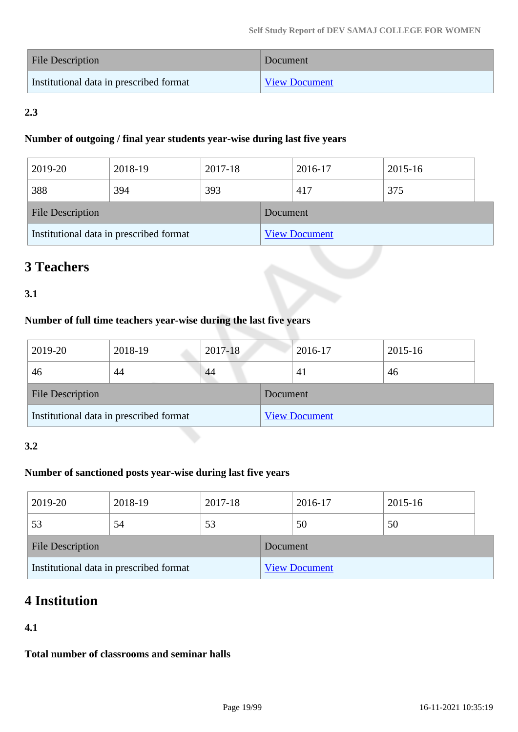| File Description | Document |
|---|---|
| Institutional data in prescribed format | View Document |

**2.3**

**Number of outgoing / final year students year-wise during last five years**

| 2019-20 | 2018-19 | 2017-18 | 2016-17 | 2015-16 |
|---|---|---|---|---|
| 388 | 394 | 393 | 417 | 375 |

| File Description | Document |
|---|---|
| Institutional data in prescribed format | View Document |

## 3 Teachers

**3.1**

**Number of full time teachers year-wise during the last five years**

| 2019-20 | 2018-19 | 2017-18 | 2016-17 | 2015-16 |
|---|---|---|---|---|
| 46 | 44 | 44 | 41 | 46 |

| File Description | Document |
|---|---|
| Institutional data in prescribed format | View Document |

**3.2**

**Number of sanctioned posts year-wise during last five years**

| 2019-20 | 2018-19 | 2017-18 | 2016-17 | 2015-16 |
|---|---|---|---|---|
| 53 | 54 | 53 | 50 | 50 |

| File Description | Document |
|---|---|
| Institutional data in prescribed format | View Document |

## 4 Institution

**4.1**

**Total number of classrooms and seminar halls**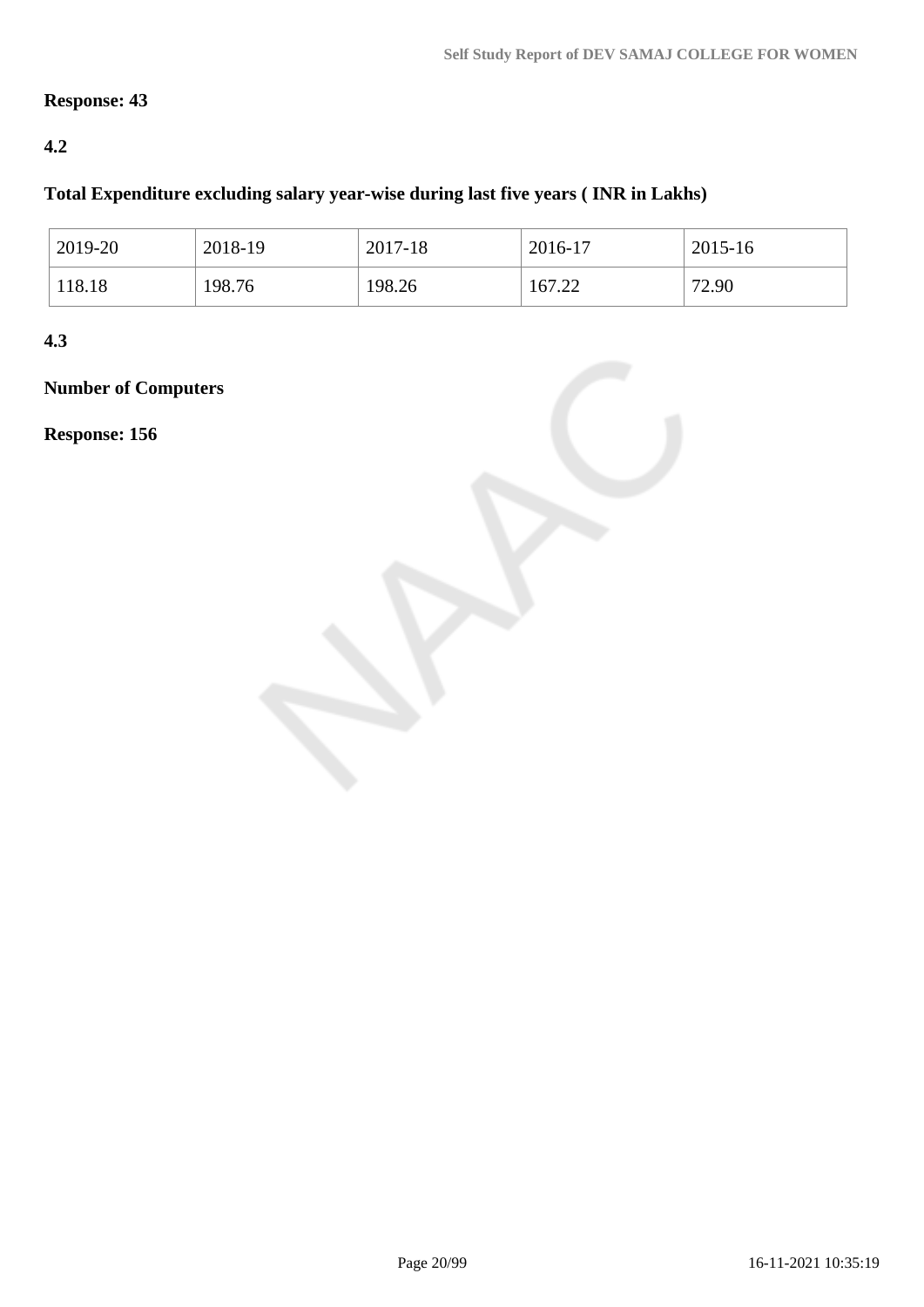**Response: 43**

**4.2**

**Total Expenditure excluding salary year-wise during last five years ( INR in Lakhs)**

| 2019-20 | 2018-19 | 2017-18 | 2016-17 | 2015-16 |
|---|---|---|---|---|
| 118.18 | 198.76 | 198.26 | 167.22 | 72.90 |

**4.3**

**Number of Computers**

**Response: 156**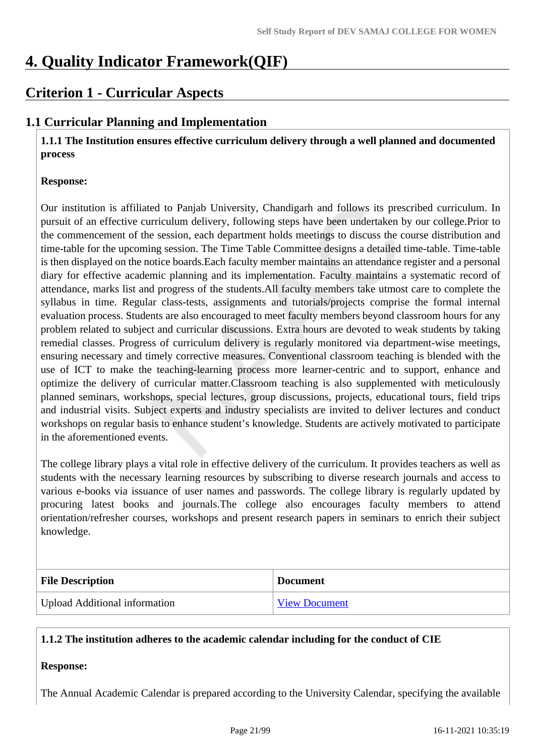# 4. Quality Indicator Framework(QIF)

## Criterion 1 - Curricular Aspects

### 1.1 Curricular Planning and Implementation

**1.1.1 The Institution ensures effective curriculum delivery through a well planned and documented process**

**Response:**

Our institution is affiliated to Panjab University, Chandigarh and follows its prescribed curriculum. In pursuit of an effective curriculum delivery, following steps have been undertaken by our college.Prior to the commencement of the session, each department holds meetings to discuss the course distribution and time-table for the upcoming session. The Time Table Committee designs a detailed time-table. Time-table is then displayed on the notice boards.Each faculty member maintains an attendance register and a personal diary for effective academic planning and its implementation. Faculty maintains a systematic record of attendance, marks list and progress of the students.All faculty members take utmost care to complete the syllabus in time. Regular class-tests, assignments and tutorials/projects comprise the formal internal evaluation process. Students are also encouraged to meet faculty members beyond classroom hours for any problem related to subject and curricular discussions. Extra hours are devoted to weak students by taking remedial classes. Progress of curriculum delivery is regularly monitored via department-wise meetings, ensuring necessary and timely corrective measures. Conventional classroom teaching is blended with the use of ICT to make the teaching-learning process more learner-centric and to support, enhance and optimize the delivery of curricular matter.Classroom teaching is also supplemented with meticulously planned seminars, workshops, special lectures, group discussions, projects, educational tours, field trips and industrial visits. Subject experts and industry specialists are invited to deliver lectures and conduct workshops on regular basis to enhance student's knowledge. Students are actively motivated to participate in the aforementioned events.

The college library plays a vital role in effective delivery of the curriculum. It provides teachers as well as students with the necessary learning resources by subscribing to diverse research journals and access to various e-books via issuance of user names and passwords. The college library is regularly updated by procuring latest books and journals.The college also encourages faculty members to attend orientation/refresher courses, workshops and present research papers in seminars to enrich their subject knowledge.

| File Description | Document |
|---|---|
| Upload Additional information | View Document |

**1.1.2 The institution adheres to the academic calendar including for the conduct of CIE**

**Response:**

The Annual Academic Calendar is prepared according to the University Calendar, specifying the available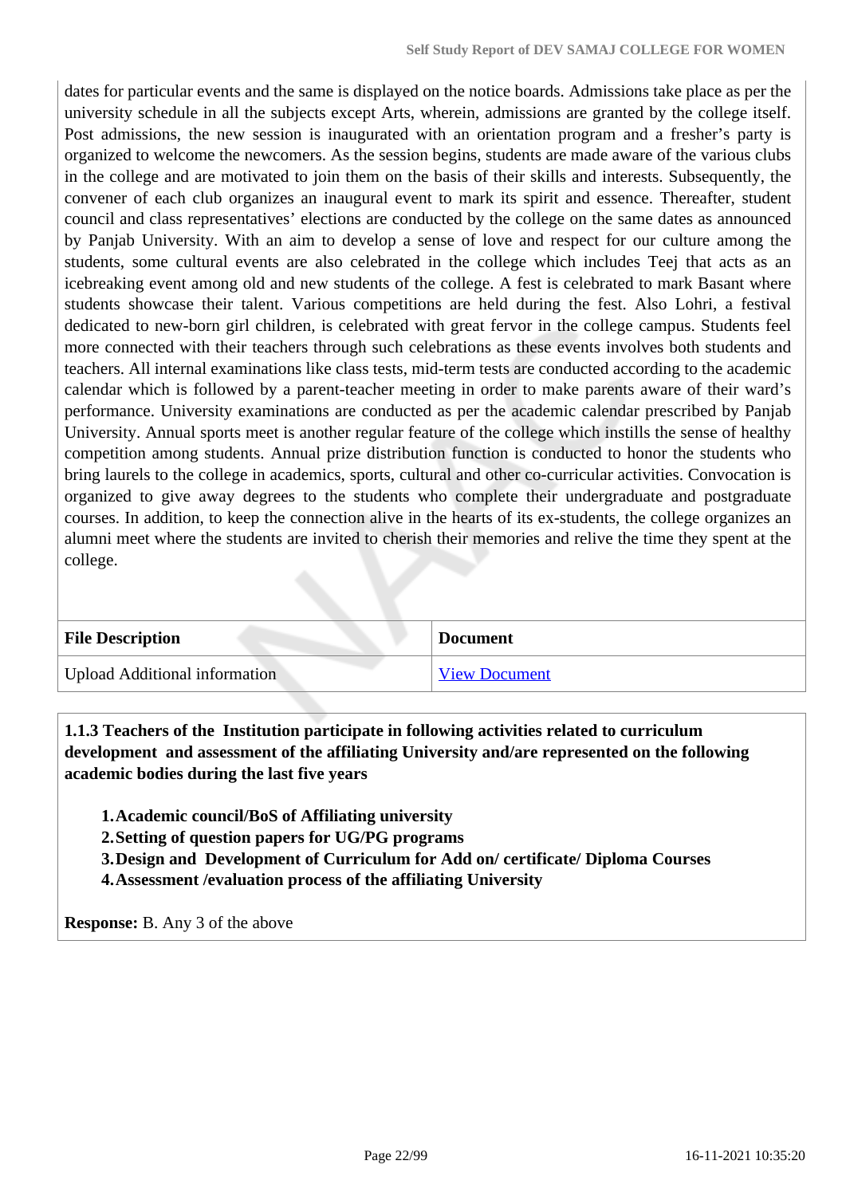dates for particular events and the same is displayed on the notice boards. Admissions take place as per the university schedule in all the subjects except Arts, wherein, admissions are granted by the college itself. Post admissions, the new session is inaugurated with an orientation program and a fresher's party is organized to welcome the newcomers. As the session begins, students are made aware of the various clubs in the college and are motivated to join them on the basis of their skills and interests. Subsequently, the convener of each club organizes an inaugural event to mark its spirit and essence. Thereafter, student council and class representatives' elections are conducted by the college on the same dates as announced by Panjab University. With an aim to develop a sense of love and respect for our culture among the students, some cultural events are also celebrated in the college which includes Teej that acts as an icebreaking event among old and new students of the college. A fest is celebrated to mark Basant where students showcase their talent. Various competitions are held during the fest. Also Lohri, a festival dedicated to new-born girl children, is celebrated with great fervor in the college campus. Students feel more connected with their teachers through such celebrations as these events involves both students and teachers. All internal examinations like class tests, mid-term tests are conducted according to the academic calendar which is followed by a parent-teacher meeting in order to make parents aware of their ward's performance. University examinations are conducted as per the academic calendar prescribed by Panjab University. Annual sports meet is another regular feature of the college which instills the sense of healthy competition among students. Annual prize distribution function is conducted to honor the students who bring laurels to the college in academics, sports, cultural and other co-curricular activities. Convocation is organized to give away degrees to the students who complete their undergraduate and postgraduate courses. In addition, to keep the connection alive in the hearts of its ex-students, the college organizes an alumni meet where the students are invited to cherish their memories and relive the time they spent at the college.

| File Description | Document |
|---|---|
| Upload Additional information | View Document |

**1.1.3 Teachers of the Institution participate in following activities related to curriculum development and assessment of the affiliating University and/are represented on the following academic bodies during the last five years**

1. **Academic council/BoS of Affiliating university**
2. **Setting of question papers for UG/PG programs**
3. **Design and Development of Curriculum for Add on/ certificate/ Diploma Courses**
4. **Assessment /evaluation process of the affiliating University**

**Response:** B. Any 3 of the above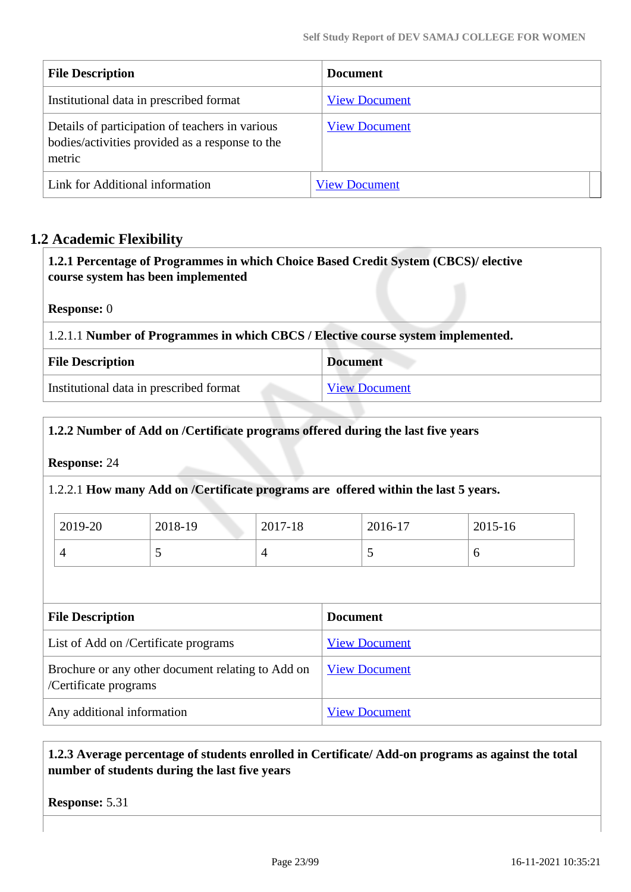| File Description | Document |
| --- | --- |
| Institutional data in prescribed format | View Document |
| Details of participation of teachers in various bodies/activities provided as a response to the metric | View Document |
| Link for Additional information | View Document |

## 1.2 Academic Flexibility

**1.2.1 Percentage of Programmes in which Choice Based Credit System (CBCS)/ elective course system has been implemented**

**Response:** 0

1.2.1.1 **Number of Programmes in which CBCS / Elective course system implemented.**

| File Description | Document |
| --- | --- |
| Institutional data in prescribed format | View Document |

**1.2.2 Number of Add on /Certificate programs offered during the last five years**

**Response:** 24

1.2.2.1 **How many Add on /Certificate programs are offered within the last 5 years.**

| 2019-20 | 2018-19 | 2017-18 | 2016-17 | 2015-16 |
| --- | --- | --- | --- | --- |
| 4 | 5 | 4 | 5 | 6 |

| File Description | Document |
| --- | --- |
| List of Add on /Certificate programs | View Document |
| Brochure or any other document relating to Add on /Certificate programs | View Document |
| Any additional information | View Document |

**1.2.3 Average percentage of students enrolled in Certificate/ Add-on programs as against the total number of students during the last five years**

**Response:** 5.31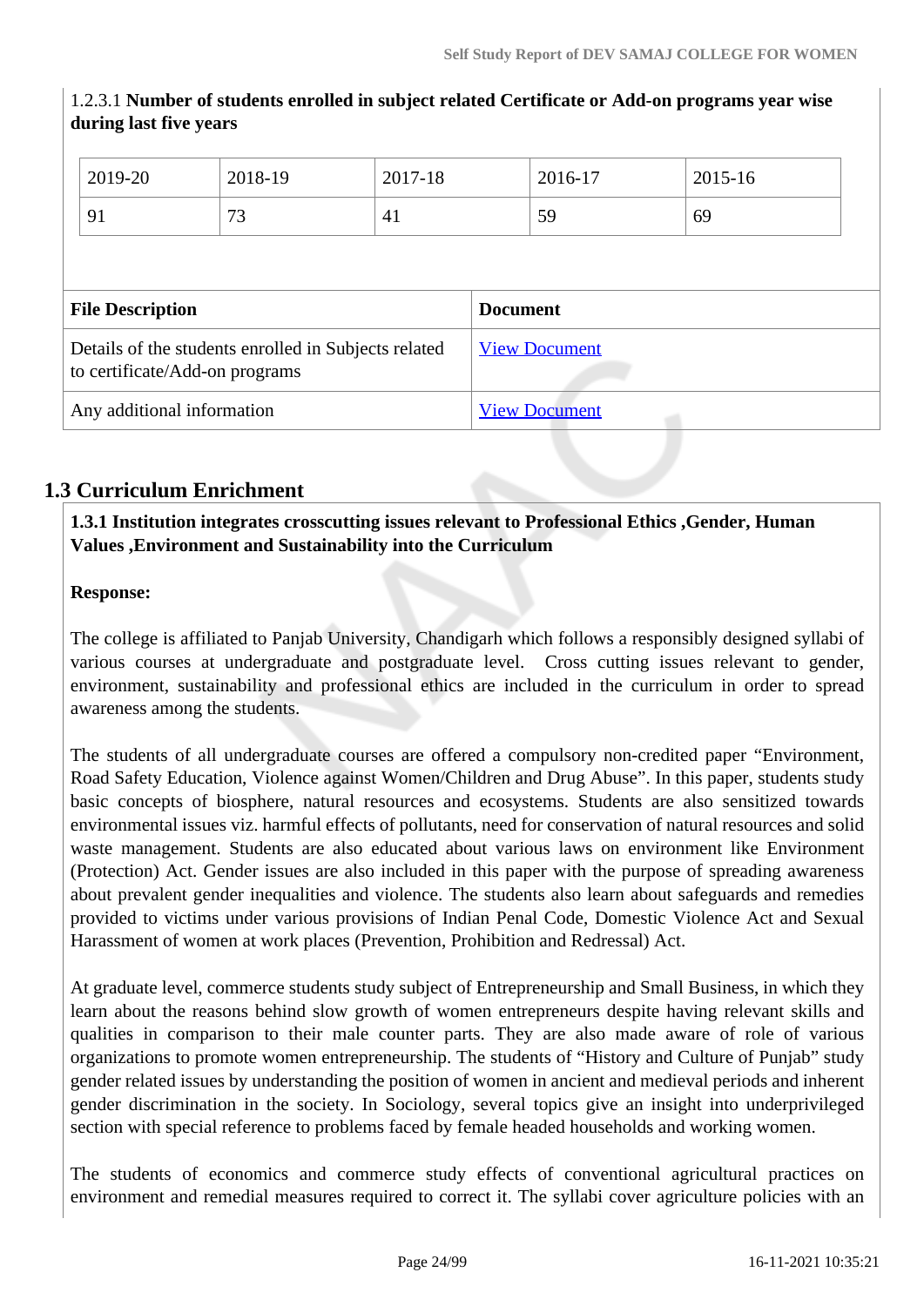1.2.3.1 **Number of students enrolled in subject related Certificate or Add-on programs year wise during last five years**

| 2019-20 | 2018-19 | 2017-18 | 2016-17 | 2015-16 |
|---|---|---|---|---|
| 91 | 73 | 41 | 59 | 69 |

| File Description | Document |
|---|---|
| Details of the students enrolled in Subjects related to certificate/Add-on programs | View Document |
| Any additional information | View Document |

## 1.3 Curriculum Enrichment

**1.3.1 Institution integrates crosscutting issues relevant to Professional Ethics ,Gender, Human Values ,Environment and Sustainability into the Curriculum**

**Response:**

The college is affiliated to Panjab University, Chandigarh which follows a responsibly designed syllabi of various courses at undergraduate and postgraduate level. Cross cutting issues relevant to gender, environment, sustainability and professional ethics are included in the curriculum in order to spread awareness among the students.

The students of all undergraduate courses are offered a compulsory non-credited paper “Environment, Road Safety Education, Violence against Women/Children and Drug Abuse”. In this paper, students study basic concepts of biosphere, natural resources and ecosystems. Students are also sensitized towards environmental issues viz. harmful effects of pollutants, need for conservation of natural resources and solid waste management. Students are also educated about various laws on environment like Environment (Protection) Act. Gender issues are also included in this paper with the purpose of spreading awareness about prevalent gender inequalities and violence. The students also learn about safeguards and remedies provided to victims under various provisions of Indian Penal Code, Domestic Violence Act and Sexual Harassment of women at work places (Prevention, Prohibition and Redressal) Act.

At graduate level, commerce students study subject of Entrepreneurship and Small Business, in which they learn about the reasons behind slow growth of women entrepreneurs despite having relevant skills and qualities in comparison to their male counter parts. They are also made aware of role of various organizations to promote women entrepreneurship. The students of “History and Culture of Punjab” study gender related issues by understanding the position of women in ancient and medieval periods and inherent gender discrimination in the society. In Sociology, several topics give an insight into underprivileged section with special reference to problems faced by female headed households and working women.

The students of economics and commerce study effects of conventional agricultural practices on environment and remedial measures required to correct it. The syllabi cover agriculture policies with an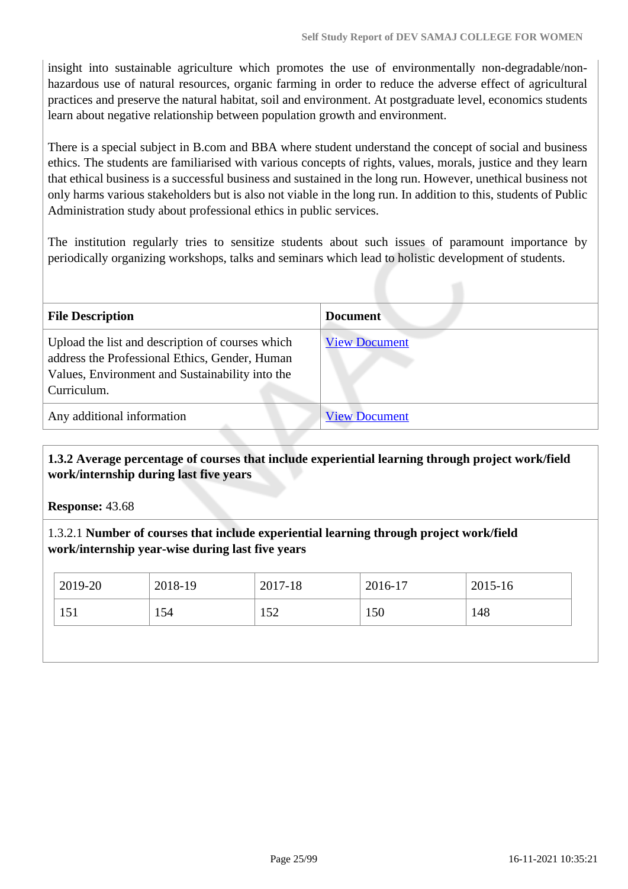insight into sustainable agriculture which promotes the use of environmentally non-degradable/non-hazardous use of natural resources, organic farming in order to reduce the adverse effect of agricultural practices and preserve the natural habitat, soil and environment. At postgraduate level, economics students learn about negative relationship between population growth and environment.

There is a special subject in B.com and BBA where student understand the concept of social and business ethics. The students are familiarised with various concepts of rights, values, morals, justice and they learn that ethical business is a successful business and sustained in the long run. However, unethical business not only harms various stakeholders but is also not viable in the long run. In addition to this, students of Public Administration study about professional ethics in public services.

The institution regularly tries to sensitize students about such issues of paramount importance by periodically organizing workshops, talks and seminars which lead to holistic development of students.

| File Description | Document |
|---|---|
| Upload the list and description of courses which address the Professional Ethics, Gender, Human Values, Environment and Sustainability into the Curriculum. | View Document |
| Any additional information | View Document |

**1.3.2 Average percentage of courses that include experiential learning through project work/field work/internship during last five years**

**Response:** 43.68

1.3.2.1 **Number of courses that include experiential learning through project work/field work/internship year-wise during last five years**

| 2019-20 | 2018-19 | 2017-18 | 2016-17 | 2015-16 |
|---|---|---|---|---|
| 151 | 154 | 152 | 150 | 148 |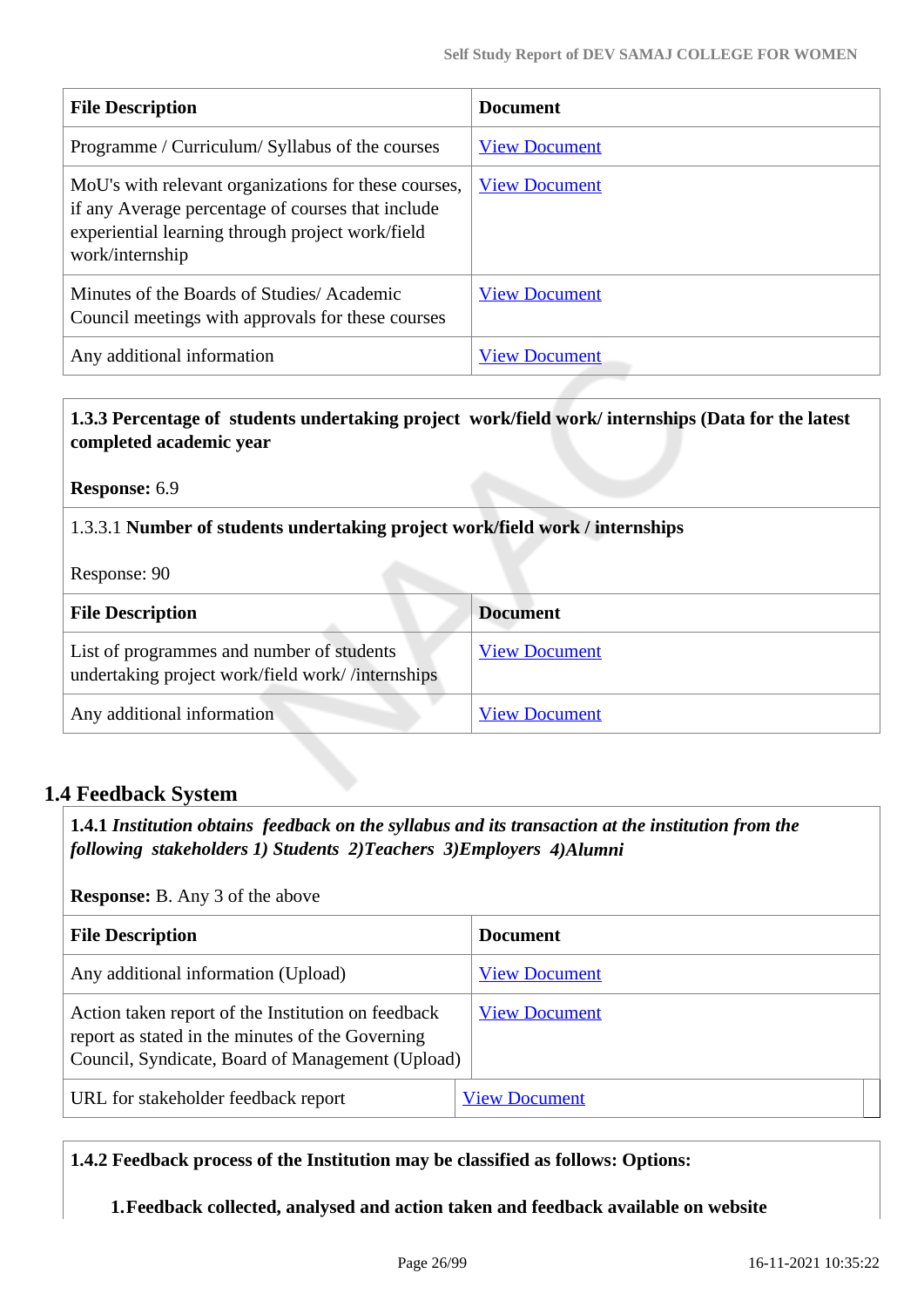| File Description | Document |
|---|---|
| Programme / Curriculum/ Syllabus of the courses | View Document |
| MoU's with relevant organizations for these courses, if any Average percentage of courses that include experiential learning through project work/field work/internship | View Document |
| Minutes of the Boards of Studies/ Academic Council meetings with approvals for these courses | View Document |
| Any additional information | View Document |

**1.3.3 Percentage of students undertaking project work/field work/ internships (Data for the latest completed academic year**

**Response:** 6.9

1.3.3.1 **Number of students undertaking project work/field work / internships**

Response: 90

| File Description | Document |
|---|---|
| List of programmes and number of students undertaking project work/field work/ /internships | View Document |
| Any additional information | View Document |

## 1.4 Feedback System

**1.4.1** ***Institution obtains feedback on the syllabus and its transaction at the institution from the following stakeholders 1) Students 2)Teachers 3)Employers 4)Alumni***

**Response:** B. Any 3 of the above

| File Description | Document |
|---|---|
| Any additional information (Upload) | View Document |
| Action taken report of the Institution on feedback report as stated in the minutes of the Governing Council, Syndicate, Board of Management (Upload) | View Document |
| URL for stakeholder feedback report | View Document |

**1.4.2 Feedback process of the Institution may be classified as follows: Options:**

1. **Feedback collected, analysed and action taken and feedback available on website**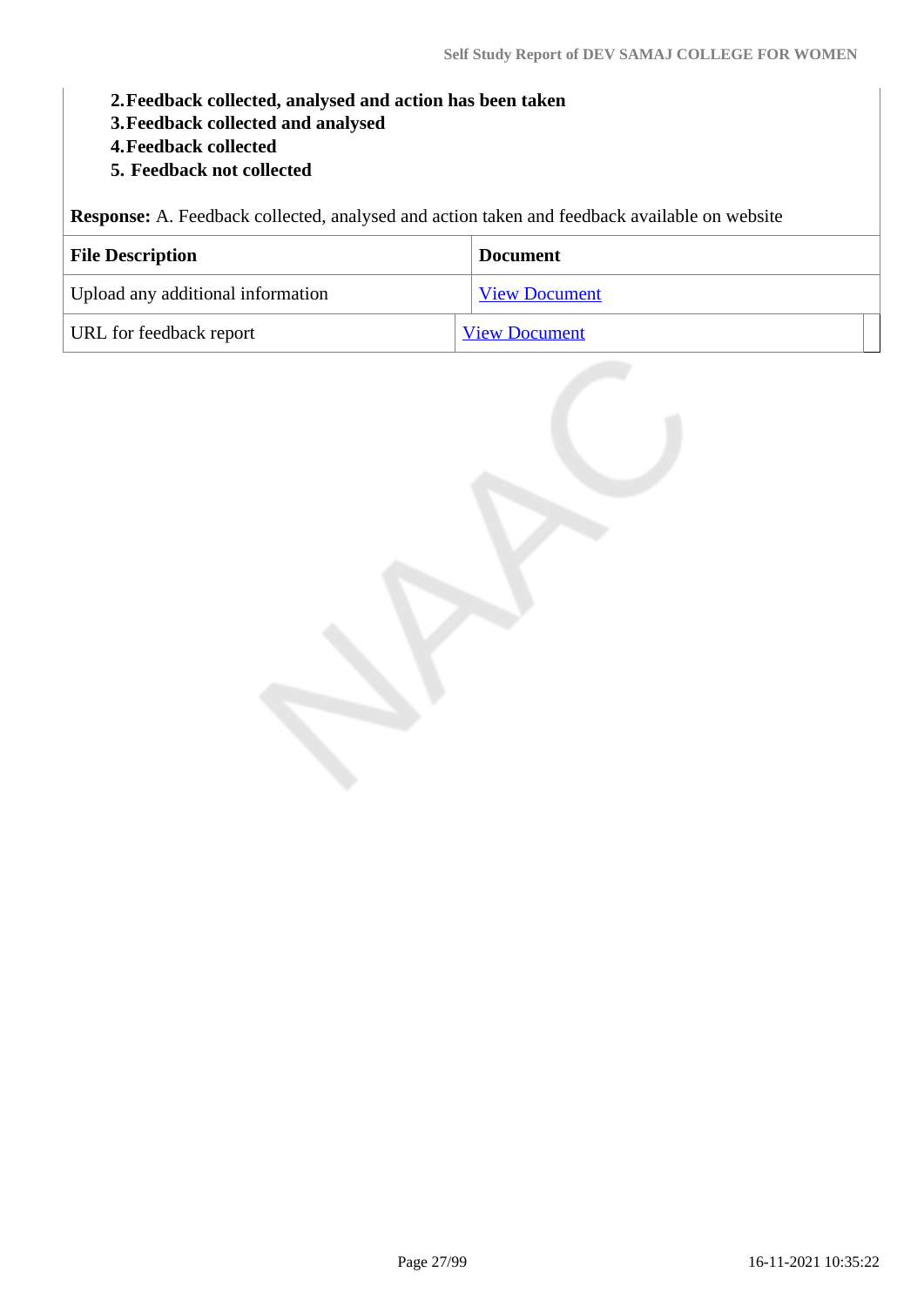2. **Feedback collected, analysed and action has been taken**
3. **Feedback collected and analysed**
4. **Feedback collected**
5. **Feedback not collected**

**Response:** A. Feedback collected, analysed and action taken and feedback available on website

| File Description | Document |
|---|---|
| Upload any additional information | View Document |
| URL for feedback report | View Document |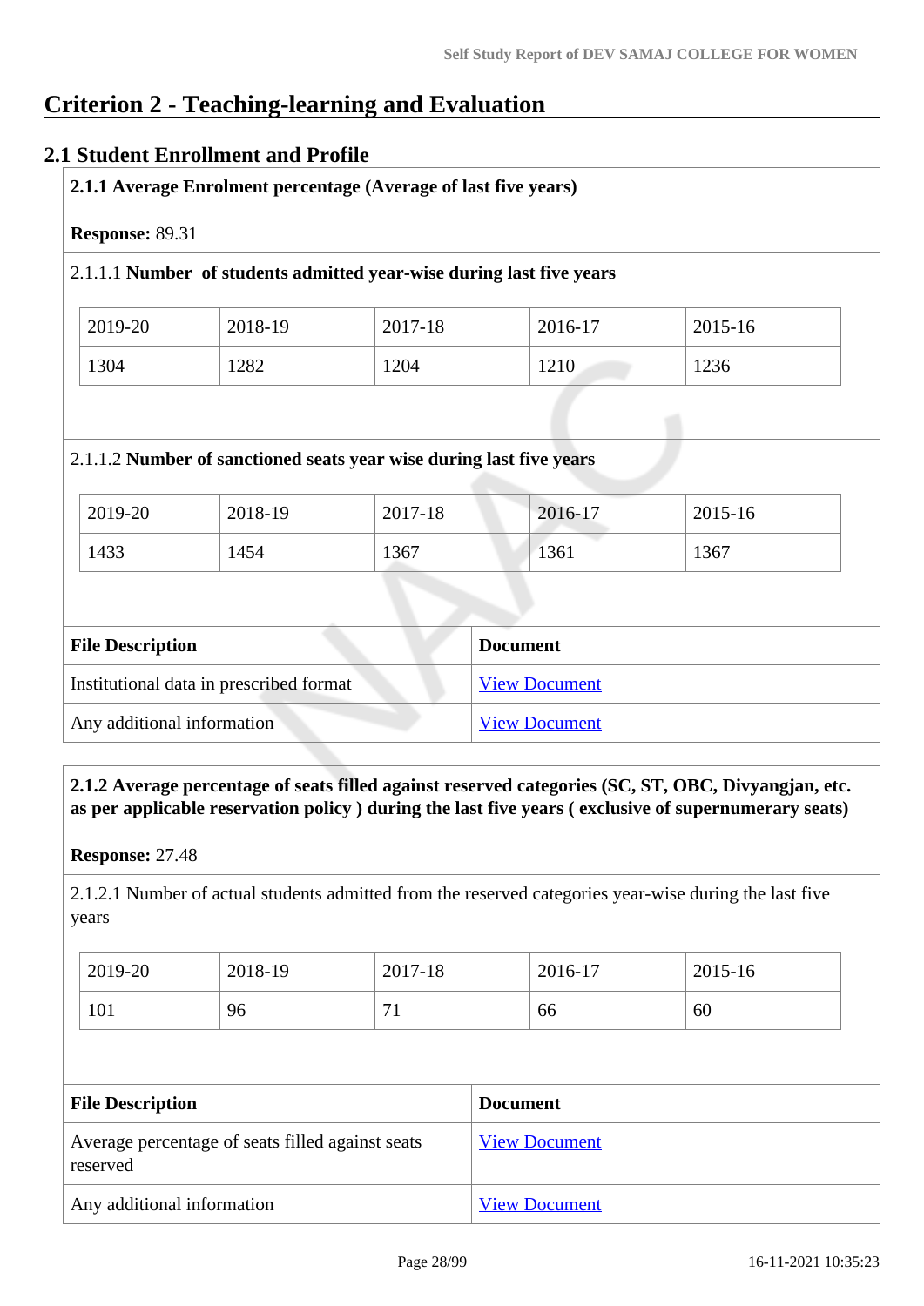# Criterion 2 - Teaching-learning and Evaluation

## 2.1 Student Enrollment and Profile

**2.1.1 Average Enrolment percentage (Average of last five years)**

**Response:** 89.31

2.1.1.1 **Number of students admitted year-wise during last five years**

| 2019-20 | 2018-19 | 2017-18 | 2016-17 | 2015-16 |
|---|---|---|---|---|
| 1304 | 1282 | 1204 | 1210 | 1236 |

2.1.1.2 **Number of sanctioned seats year wise during last five years**

| 2019-20 | 2018-19 | 2017-18 | 2016-17 | 2015-16 |
|---|---|---|---|---|
| 1433 | 1454 | 1367 | 1361 | 1367 |

| File Description | Document |
|---|---|
| Institutional data in prescribed format | View Document |
| Any additional information | View Document |

**2.1.2 Average percentage of seats filled against reserved categories (SC, ST, OBC, Divyangjan, etc. as per applicable reservation policy ) during the last five years ( exclusive of supernumerary seats)**

**Response:** 27.48

2.1.2.1 Number of actual students admitted from the reserved categories year-wise during the last five years

| 2019-20 | 2018-19 | 2017-18 | 2016-17 | 2015-16 |
|---|---|---|---|---|
| 101 | 96 | 71 | 66 | 60 |

| File Description | Document |
|---|---|
| Average percentage of seats filled against seats reserved | View Document |
| Any additional information | View Document |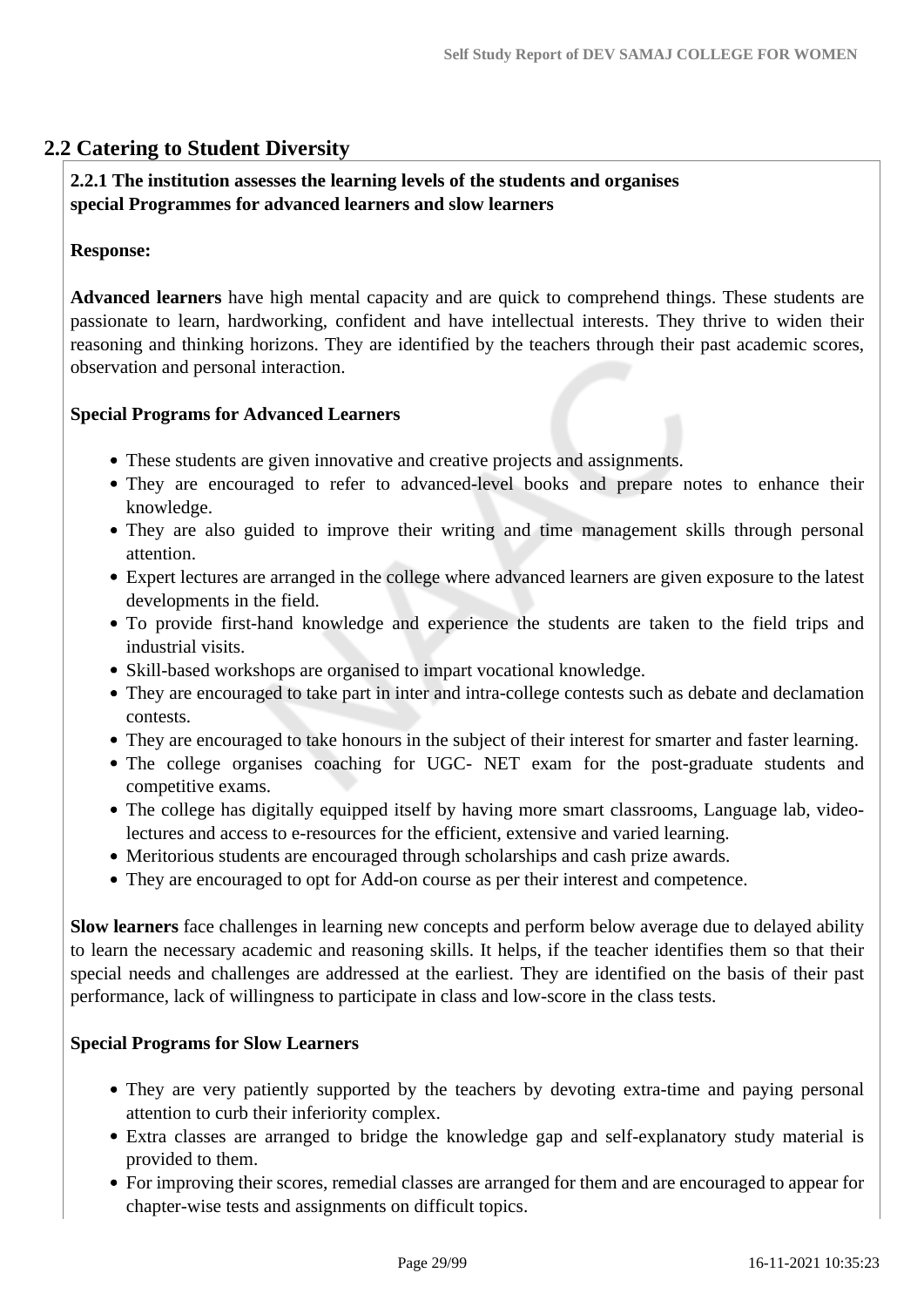## 2.2 Catering to Student Diversity

**2.2.1 The institution assesses the learning levels of the students and organises special Programmes for advanced learners and slow learners**

**Response:**

**Advanced learners** have high mental capacity and are quick to comprehend things. These students are passionate to learn, hardworking, confident and have intellectual interests. They thrive to widen their reasoning and thinking horizons. They are identified by the teachers through their past academic scores, observation and personal interaction.

**Special Programs for Advanced Learners**

- These students are given innovative and creative projects and assignments.
- They are encouraged to refer to advanced-level books and prepare notes to enhance their knowledge.
- They are also guided to improve their writing and time management skills through personal attention.
- Expert lectures are arranged in the college where advanced learners are given exposure to the latest developments in the field.
- To provide first-hand knowledge and experience the students are taken to the field trips and industrial visits.
- Skill-based workshops are organised to impart vocational knowledge.
- They are encouraged to take part in inter and intra-college contests such as debate and declamation contests.
- They are encouraged to take honours in the subject of their interest for smarter and faster learning.
- The college organises coaching for UGC- NET exam for the post-graduate students and competitive exams.
- The college has digitally equipped itself by having more smart classrooms, Language lab, video-lectures and access to e-resources for the efficient, extensive and varied learning.
- Meritorious students are encouraged through scholarships and cash prize awards.
- They are encouraged to opt for Add-on course as per their interest and competence.

**Slow learners** face challenges in learning new concepts and perform below average due to delayed ability to learn the necessary academic and reasoning skills. It helps, if the teacher identifies them so that their special needs and challenges are addressed at the earliest. They are identified on the basis of their past performance, lack of willingness to participate in class and low-score in the class tests.

**Special Programs for Slow Learners**

- They are very patiently supported by the teachers by devoting extra-time and paying personal attention to curb their inferiority complex.
- Extra classes are arranged to bridge the knowledge gap and self-explanatory study material is provided to them.
- For improving their scores, remedial classes are arranged for them and are encouraged to appear for chapter-wise tests and assignments on difficult topics.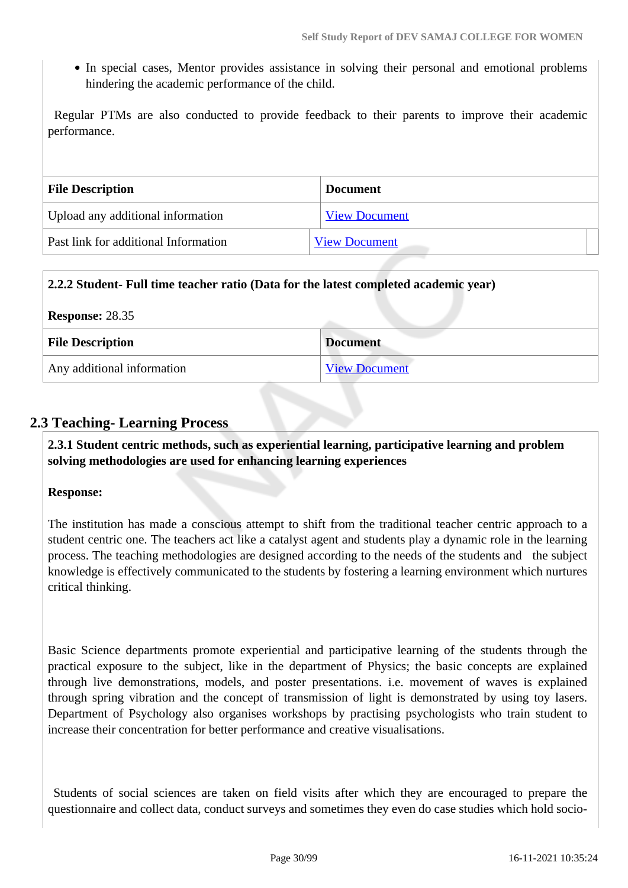- In special cases, Mentor provides assistance in solving their personal and emotional problems hindering the academic performance of the child.

Regular PTMs are also conducted to provide feedback to their parents to improve their academic performance.

| File Description | Document |
| --- | --- |
| Upload any additional information | View Document |
| Past link for additional Information | View Document |

**2.2.2 Student- Full time teacher ratio (Data for the latest completed academic year)**

**Response:** 28.35

| File Description | Document |
| --- | --- |
| Any additional information | View Document |

## 2.3 Teaching- Learning Process

**2.3.1 Student centric methods, such as experiential learning, participative learning and problem solving methodologies are used for enhancing learning experiences**

**Response:**

The institution has made a conscious attempt to shift from the traditional teacher centric approach to a student centric one. The teachers act like a catalyst agent and students play a dynamic role in the learning process. The teaching methodologies are designed according to the needs of the students and the subject knowledge is effectively communicated to the students by fostering a learning environment which nurtures critical thinking.

Basic Science departments promote experiential and participative learning of the students through the practical exposure to the subject, like in the department of Physics; the basic concepts are explained through live demonstrations, models, and poster presentations. i.e. movement of waves is explained through spring vibration and the concept of transmission of light is demonstrated by using toy lasers. Department of Psychology also organises workshops by practising psychologists who train student to increase their concentration for better performance and creative visualisations.

Students of social sciences are taken on field visits after which they are encouraged to prepare the questionnaire and collect data, conduct surveys and sometimes they even do case studies which hold socio-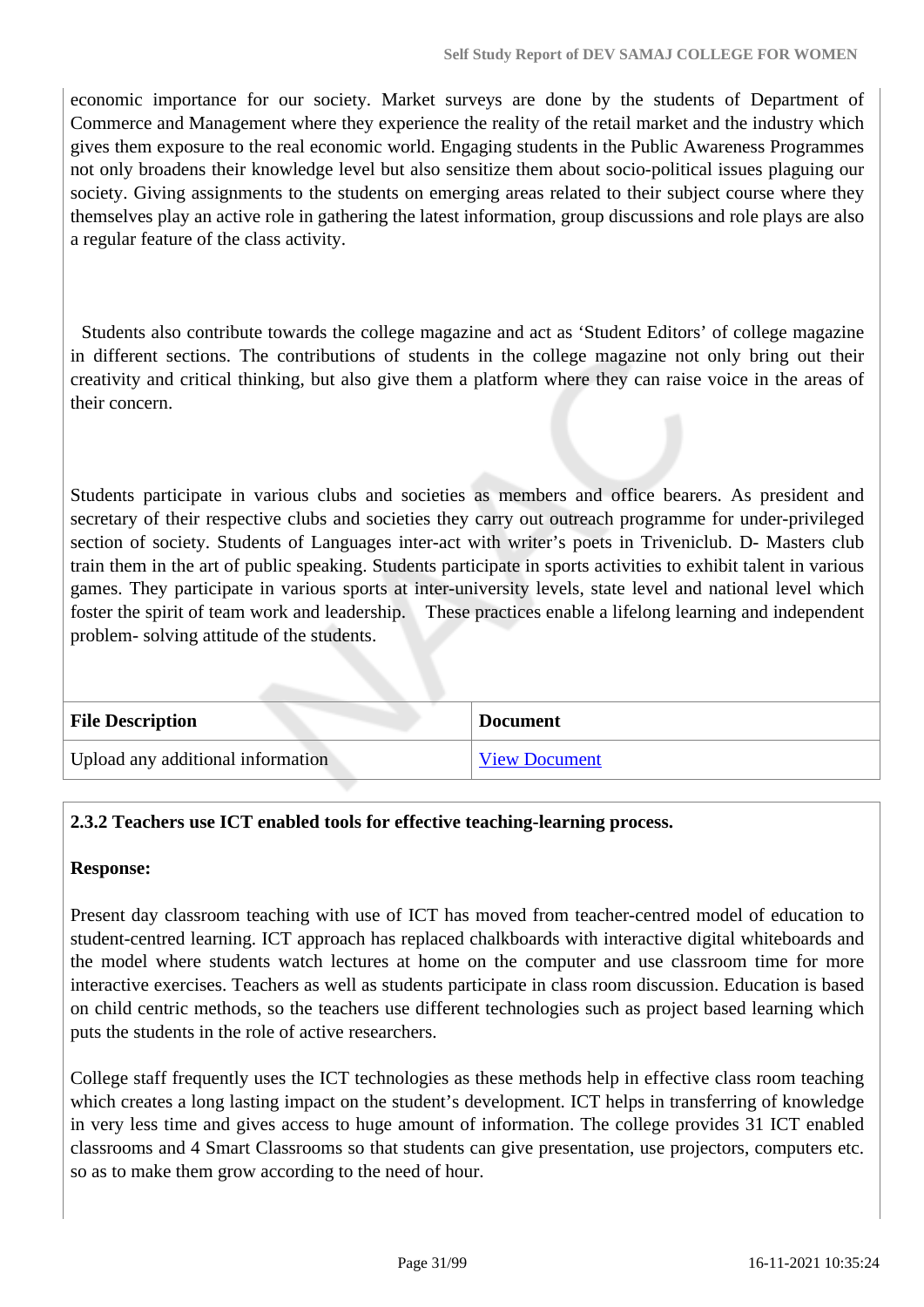economic importance for our society. Market surveys are done by the students of Department of Commerce and Management where they experience the reality of the retail market and the industry which gives them exposure to the real economic world. Engaging students in the Public Awareness Programmes not only broadens their knowledge level but also sensitize them about socio-political issues plaguing our society. Giving assignments to the students on emerging areas related to their subject course where they themselves play an active role in gathering the latest information, group discussions and role plays are also a regular feature of the class activity.

Students also contribute towards the college magazine and act as 'Student Editors' of college magazine in different sections. The contributions of students in the college magazine not only bring out their creativity and critical thinking, but also give them a platform where they can raise voice in the areas of their concern.

Students participate in various clubs and societies as members and office bearers. As president and secretary of their respective clubs and societies they carry out outreach programme for under-privileged section of society. Students of Languages inter-act with writer's poets in Triveniclub. D- Masters club train them in the art of public speaking. Students participate in sports activities to exhibit talent in various games. They participate in various sports at inter-university levels, state level and national level which foster the spirit of team work and leadership. These practices enable a lifelong learning and independent problem- solving attitude of the students.

| **File Description** | **Document** |
|---|---|
| Upload any additional information | View Document |

**2.3.2 Teachers use ICT enabled tools for effective teaching-learning process.**

**Response:**

Present day classroom teaching with use of ICT has moved from teacher-centred model of education to student-centred learning. ICT approach has replaced chalkboards with interactive digital whiteboards and the model where students watch lectures at home on the computer and use classroom time for more interactive exercises. Teachers as well as students participate in class room discussion. Education is based on child centric methods, so the teachers use different technologies such as project based learning which puts the students in the role of active researchers.

College staff frequently uses the ICT technologies as these methods help in effective class room teaching which creates a long lasting impact on the student's development. ICT helps in transferring of knowledge in very less time and gives access to huge amount of information. The college provides 31 ICT enabled classrooms and 4 Smart Classrooms so that students can give presentation, use projectors, computers etc. so as to make them grow according to the need of hour.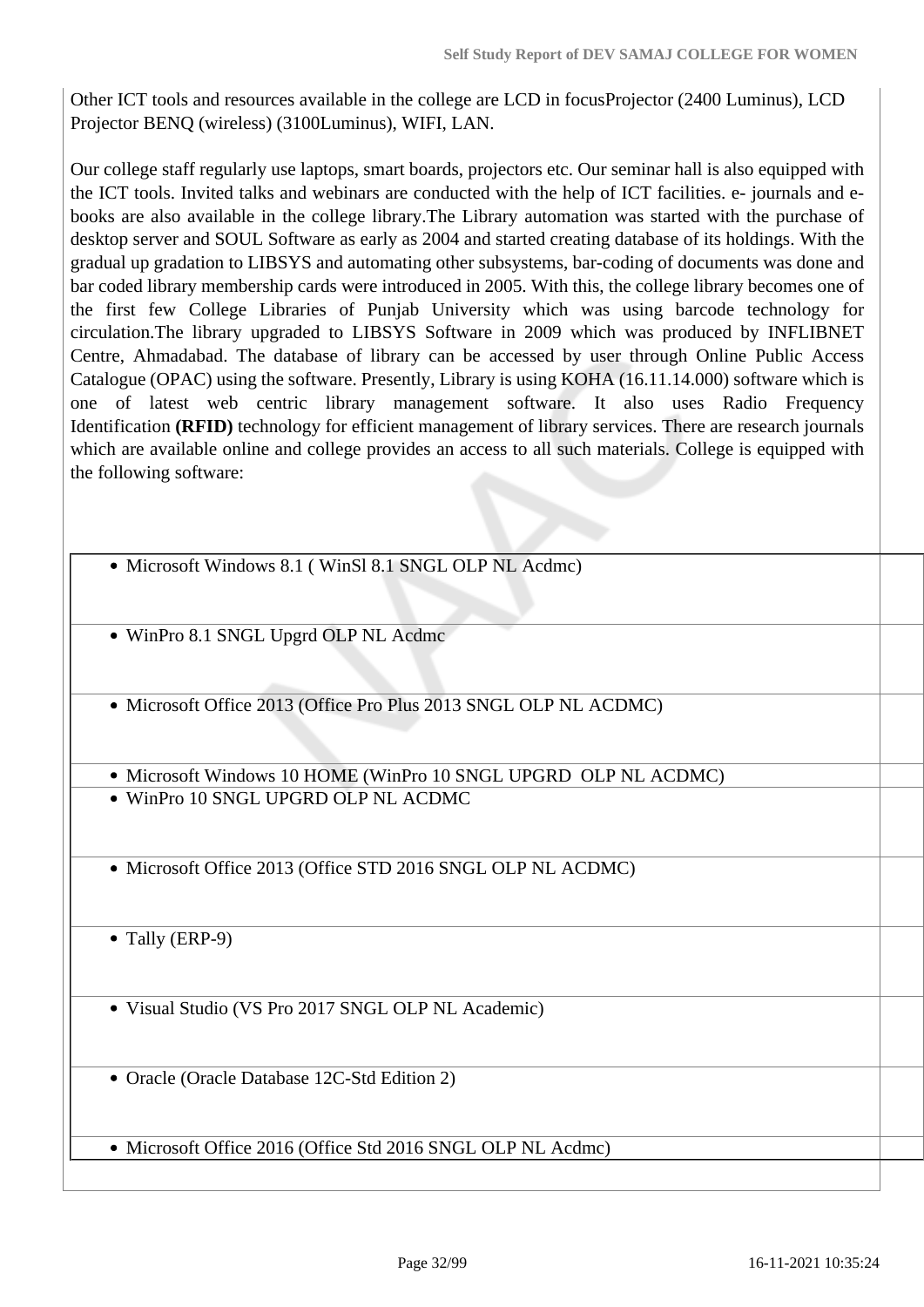Other ICT tools and resources available in the college are LCD in focusProjector (2400 Luminus), LCD Projector BENQ (wireless) (3100Luminus), WIFI, LAN.

Our college staff regularly use laptops, smart boards, projectors etc. Our seminar hall is also equipped with the ICT tools. Invited talks and webinars are conducted with the help of ICT facilities. e- journals and e-books are also available in the college library.The Library automation was started with the purchase of desktop server and SOUL Software as early as 2004 and started creating database of its holdings. With the gradual up gradation to LIBSYS and automating other subsystems, bar-coding of documents was done and bar coded library membership cards were introduced in 2005. With this, the college library becomes one of the first few College Libraries of Punjab University which was using barcode technology for circulation.The library upgraded to LIBSYS Software in 2009 which was produced by INFLIBNET Centre, Ahmadabad. The database of library can be accessed by user through Online Public Access Catalogue (OPAC) using the software. Presently, Library is using KOHA (16.11.14.000) software which is one of latest web centric library management software. It also uses Radio Frequency Identification **(RFID)** technology for efficient management of library services. There are research journals which are available online and college provides an access to all such materials. College is equipped with the following software:

| |
|---|
| • Microsoft Windows 8.1 ( WinSl 8.1 SNGL OLP NL Acdmc) |
| • WinPro 8.1 SNGL Upgrd OLP NL Acdmc |
| • Microsoft Office 2013 (Office Pro Plus 2013 SNGL OLP NL ACDMC) |
| • Microsoft Windows 10 HOME (WinPro 10 SNGL UPGRD OLP NL ACDMC) |
| • WinPro 10 SNGL UPGRD OLP NL ACDMC |
| • Microsoft Office 2013 (Office STD 2016 SNGL OLP NL ACDMC) |
| • Tally (ERP-9) |
| • Visual Studio (VS Pro 2017 SNGL OLP NL Academic) |
| • Oracle (Oracle Database 12C-Std Edition 2) |
| • Microsoft Office 2016 (Office Std 2016 SNGL OLP NL Acdmc) |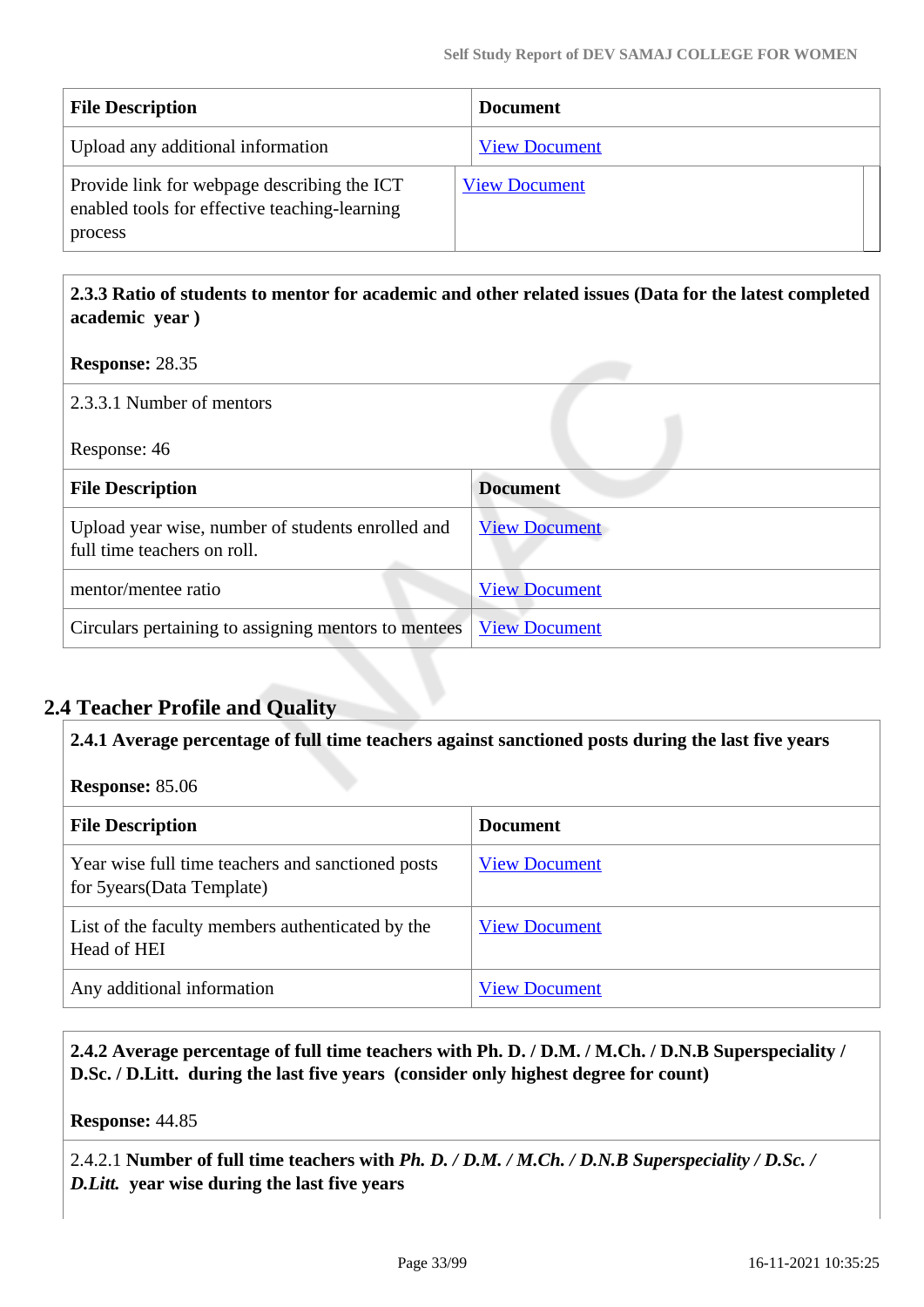| File Description | Document |
|---|---|
| Upload any additional information | View Document |
| Provide link for webpage describing the ICT enabled tools for effective teaching-learning process | View Document |

**2.3.3 Ratio of students to mentor for academic and other related issues (Data for the latest completed academic year )**

**Response:** 28.35

2.3.3.1 Number of mentors

Response: 46

| File Description | Document |
|---|---|
| Upload year wise, number of students enrolled and full time teachers on roll. | View Document |
| mentor/mentee ratio | View Document |
| Circulars pertaining to assigning mentors to mentees | View Document |

## 2.4 Teacher Profile and Quality

**2.4.1 Average percentage of full time teachers against sanctioned posts during the last five years**

**Response:** 85.06

| File Description | Document |
|---|---|
| Year wise full time teachers and sanctioned posts for 5years(Data Template) | View Document |
| List of the faculty members authenticated by the Head of HEI | View Document |
| Any additional information | View Document |

**2.4.2 Average percentage of full time teachers with Ph. D. / D.M. / M.Ch. / D.N.B Superspeciality / D.Sc. / D.Litt. during the last five years (consider only highest degree for count)**

**Response:** 44.85

2.4.2.1 **Number of full time teachers with *Ph. D. / D.M. / M.Ch. / D.N.B Superspeciality / D.Sc. / D.Litt.* year wise during the last five years**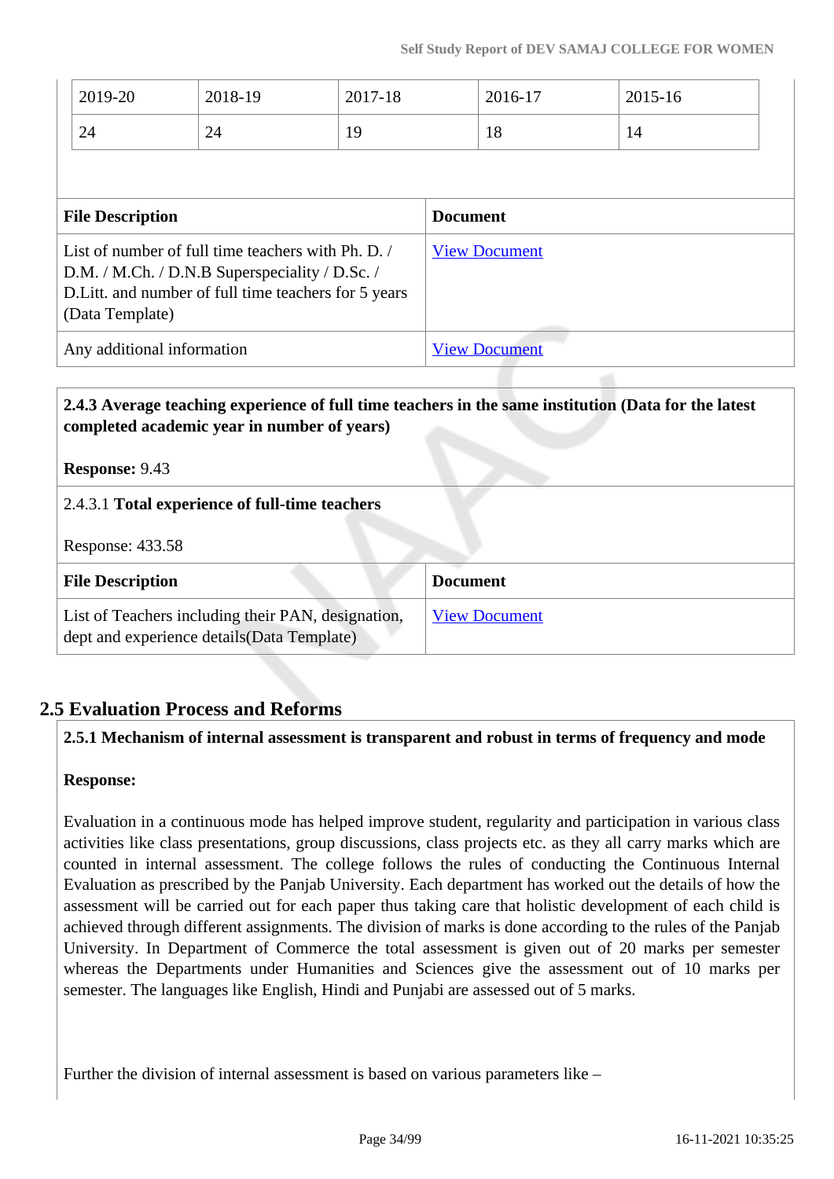| 2019-20 | 2018-19 | 2017-18 | 2016-17 | 2015-16 |
|---|---|---|---|---|
| 24 | 24 | 19 | 18 | 14 |

| File Description | Document |
|---|---|
| List of number of full time teachers with Ph. D. / D.M. / M.Ch. / D.N.B Superspeciality / D.Sc. / D.Litt. and number of full time teachers for 5 years (Data Template) | View Document |
| Any additional information | View Document |

**2.4.3 Average teaching experience of full time teachers in the same institution (Data for the latest completed academic year in number of years)**

**Response:** 9.43

2.4.3.1 **Total experience of full-time teachers**

Response: 433.58

| File Description | Document |
|---|---|
| List of Teachers including their PAN, designation, dept and experience details(Data Template) | View Document |

## 2.5 Evaluation Process and Reforms

**2.5.1 Mechanism of internal assessment is transparent and robust in terms of frequency and mode**

**Response:**

Evaluation in a continuous mode has helped improve student, regularity and participation in various class activities like class presentations, group discussions, class projects etc. as they all carry marks which are counted in internal assessment. The college follows the rules of conducting the Continuous Internal Evaluation as prescribed by the Panjab University. Each department has worked out the details of how the assessment will be carried out for each paper thus taking care that holistic development of each child is achieved through different assignments. The division of marks is done according to the rules of the Panjab University. In Department of Commerce the total assessment is given out of 20 marks per semester whereas the Departments under Humanities and Sciences give the assessment out of 10 marks per semester. The languages like English, Hindi and Punjabi are assessed out of 5 marks.

Further the division of internal assessment is based on various parameters like –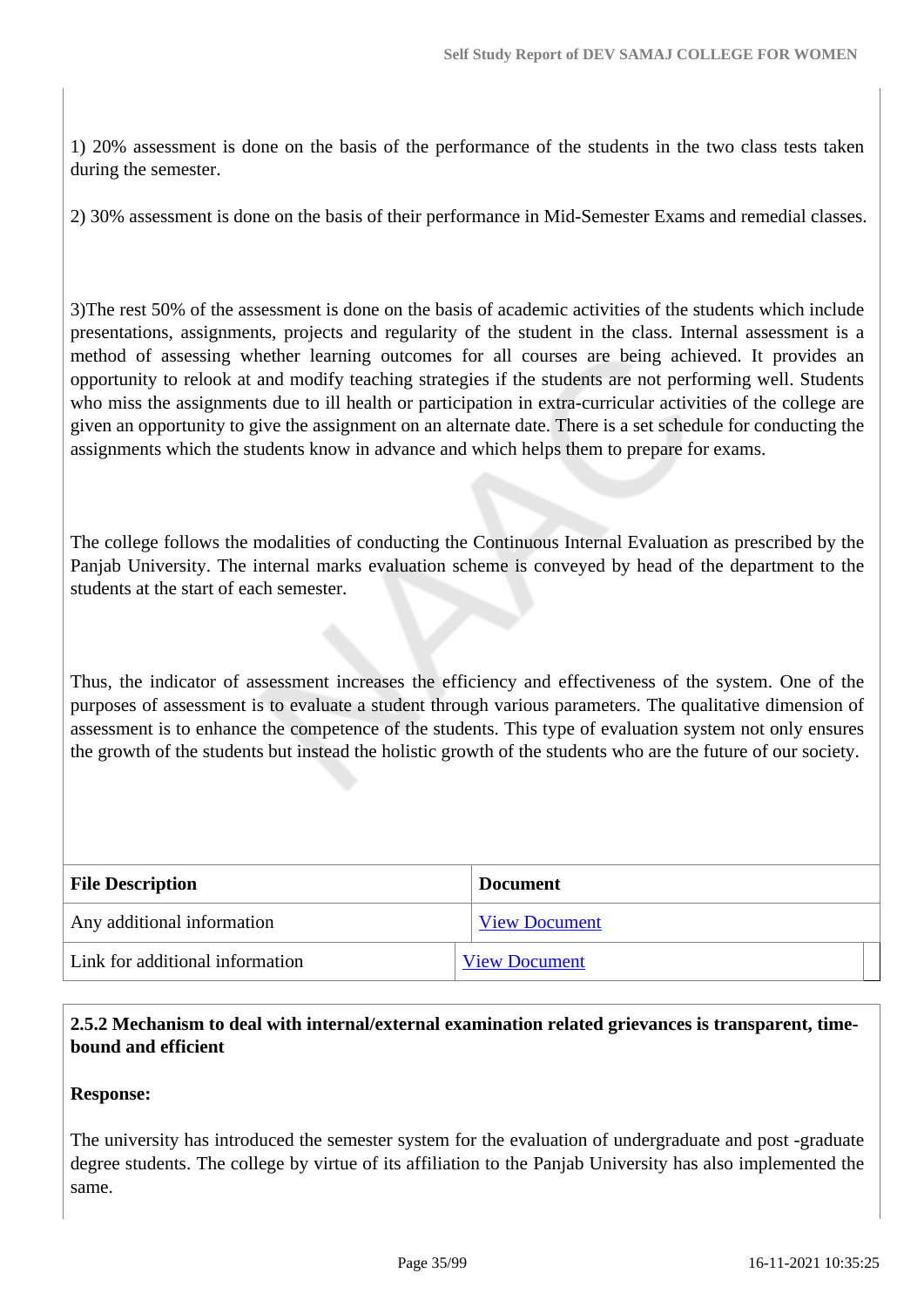1) 20% assessment is done on the basis of the performance of the students in the two class tests taken during the semester.

2) 30% assessment is done on the basis of their performance in Mid-Semester Exams and remedial classes.

3)The rest 50% of the assessment is done on the basis of academic activities of the students which include presentations, assignments, projects and regularity of the student in the class. Internal assessment is a method of assessing whether learning outcomes for all courses are being achieved. It provides an opportunity to relook at and modify teaching strategies if the students are not performing well. Students who miss the assignments due to ill health or participation in extra-curricular activities of the college are given an opportunity to give the assignment on an alternate date. There is a set schedule for conducting the assignments which the students know in advance and which helps them to prepare for exams.

The college follows the modalities of conducting the Continuous Internal Evaluation as prescribed by the Panjab University. The internal marks evaluation scheme is conveyed by head of the department to the students at the start of each semester.

Thus, the indicator of assessment increases the efficiency and effectiveness of the system. One of the purposes of assessment is to evaluate a student through various parameters. The qualitative dimension of assessment is to enhance the competence of the students. This type of evaluation system not only ensures the growth of the students but instead the holistic growth of the students who are the future of our society.

| File Description | Document |
| --- | --- |
| Any additional information | View Document |
| Link for additional information | View Document |

**2.5.2 Mechanism to deal with internal/external examination related grievances is transparent, time-bound and efficient**

**Response:**

The university has introduced the semester system for the evaluation of undergraduate and post -graduate degree students. The college by virtue of its affiliation to the Panjab University has also implemented the same.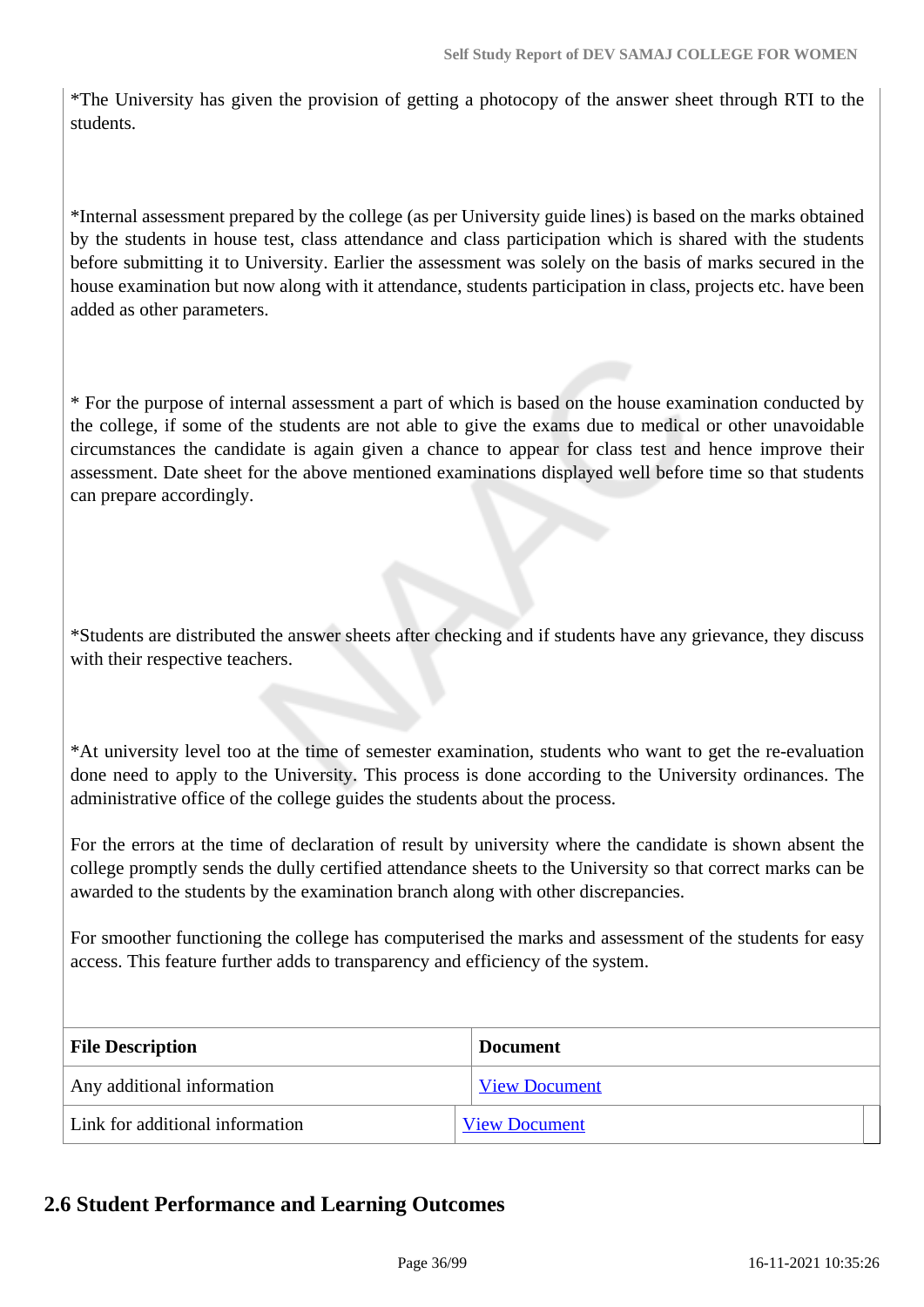*The University has given the provision of getting a photocopy of the answer sheet through RTI to the students.

*Internal assessment prepared by the college (as per University guide lines) is based on the marks obtained by the students in house test, class attendance and class participation which is shared with the students before submitting it to University. Earlier the assessment was solely on the basis of marks secured in the house examination but now along with it attendance, students participation in class, projects etc. have been added as other parameters.

* For the purpose of internal assessment a part of which is based on the house examination conducted by the college, if some of the students are not able to give the exams due to medical or other unavoidable circumstances the candidate is again given a chance to appear for class test and hence improve their assessment. Date sheet for the above mentioned examinations displayed well before time so that students can prepare accordingly.

*Students are distributed the answer sheets after checking and if students have any grievance, they discuss with their respective teachers.

*At university level too at the time of semester examination, students who want to get the re-evaluation done need to apply to the University. This process is done according to the University ordinances. The administrative office of the college guides the students about the process.

For the errors at the time of declaration of result by university where the candidate is shown absent the college promptly sends the dully certified attendance sheets to the University so that correct marks can be awarded to the students by the examination branch along with other discrepancies.

For smoother functioning the college has computerised the marks and assessment of the students for easy access. This feature further adds to transparency and efficiency of the system.

| File Description | Document |
|---|---|
| Any additional information | View Document |
| Link for additional information | View Document |

## 2.6 Student Performance and Learning Outcomes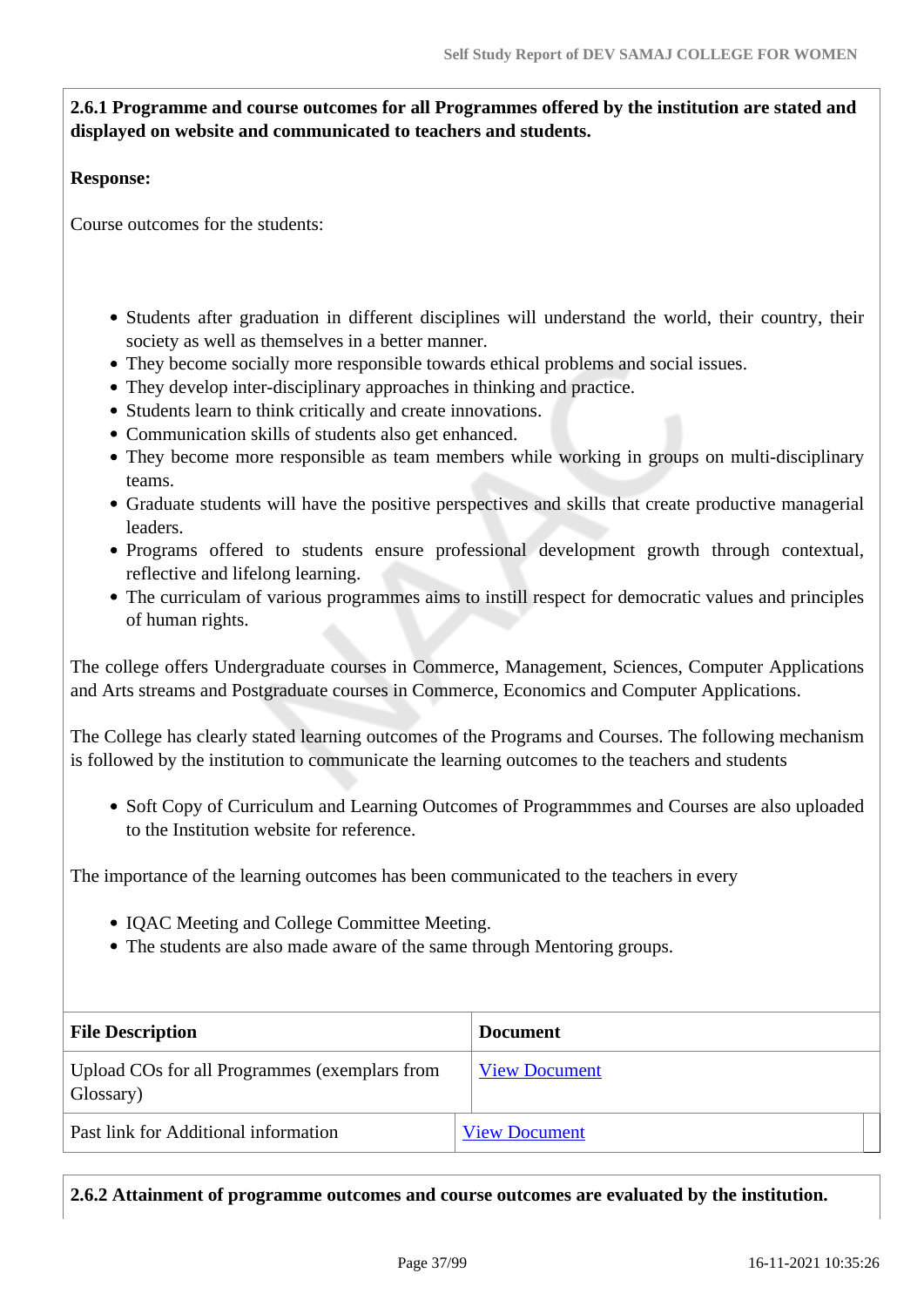**2.6.1 Programme and course outcomes for all Programmes offered by the institution are stated and displayed on website and communicated to teachers and students.**

**Response:**

Course outcomes for the students:

- Students after graduation in different disciplines will understand the world, their country, their society as well as themselves in a better manner.
- They become socially more responsible towards ethical problems and social issues.
- They develop inter-disciplinary approaches in thinking and practice.
- Students learn to think critically and create innovations.
- Communication skills of students also get enhanced.
- They become more responsible as team members while working in groups on multi-disciplinary teams.
- Graduate students will have the positive perspectives and skills that create productive managerial leaders.
- Programs offered to students ensure professional development growth through contextual, reflective and lifelong learning.
- The curriculam of various programmes aims to instill respect for democratic values and principles of human rights.

The college offers Undergraduate courses in Commerce, Management, Sciences, Computer Applications and Arts streams and Postgraduate courses in Commerce, Economics and Computer Applications.

The College has clearly stated learning outcomes of the Programs and Courses. The following mechanism is followed by the institution to communicate the learning outcomes to the teachers and students

- Soft Copy of Curriculum and Learning Outcomes of Programmmes and Courses are also uploaded to the Institution website for reference.

The importance of the learning outcomes has been communicated to the teachers in every

- IQAC Meeting and College Committee Meeting.
- The students are also made aware of the same through Mentoring groups.

| File Description | Document |
|---|---|
| Upload COs for all Programmes (exemplars from Glossary) | View Document |
| Past link for Additional information | View Document |

**2.6.2 Attainment of programme outcomes and course outcomes are evaluated by the institution.**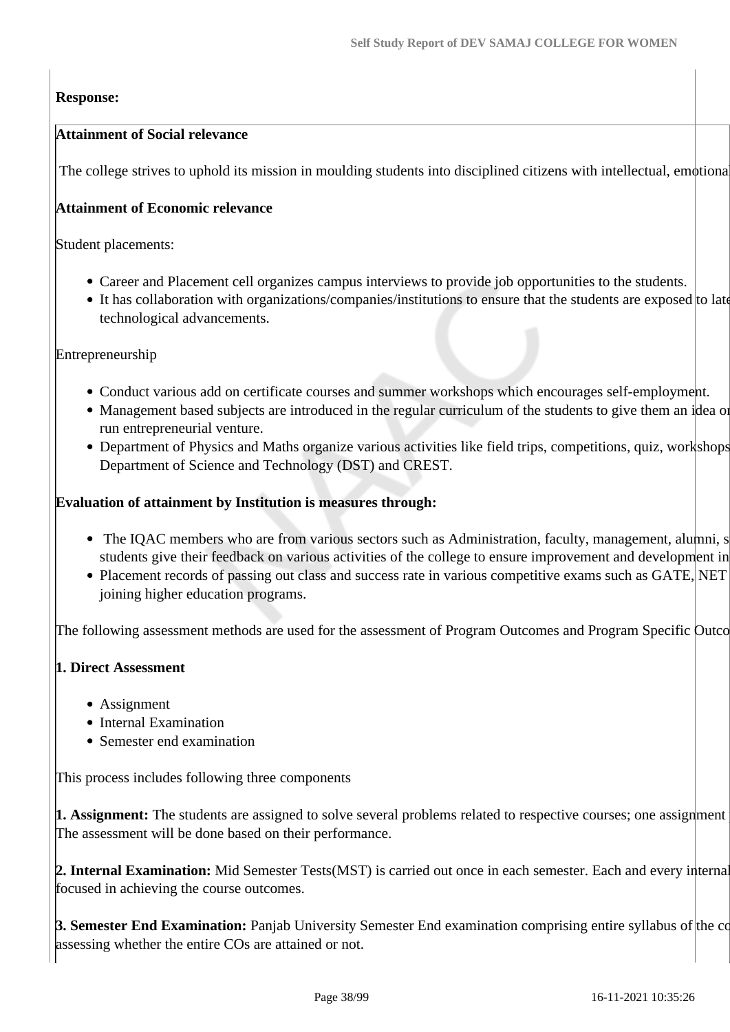**Response:**

**Attainment of Social relevance**

The college strives to uphold its mission in moulding students into disciplined citizens with intellectual, emotional

**Attainment of Economic relevance**

Student placements:

- Career and Placement cell organizes campus interviews to provide job opportunities to the students.
- It has collaboration with organizations/companies/institutions to ensure that the students are exposed to late technological advancements.

Entrepreneurship

- Conduct various add on certificate courses and summer workshops which encourages self-employment.
- Management based subjects are introduced in the regular curriculum of the students to give them an idea or run entrepreneurial venture.
- Department of Physics and Maths organize various activities like field trips, competitions, quiz, workshops Department of Science and Technology (DST) and CREST.

**Evaluation of attainment by Institution is measures through:**

- The IQAC members who are from various sectors such as Administration, faculty, management, alumni, s students give their feedback on various activities of the college to ensure improvement and development in
- Placement records of passing out class and success rate in various competitive exams such as GATE, NET joining higher education programs.

The following assessment methods are used for the assessment of Program Outcomes and Program Specific Outco

**1. Direct Assessment**

- Assignment
- Internal Examination
- Semester end examination

This process includes following three components

**1. Assignment:** The students are assigned to solve several problems related to respective courses; one assignment The assessment will be done based on their performance.

**2. Internal Examination:** Mid Semester Tests(MST) is carried out once in each semester. Each and every internal focused in achieving the course outcomes.

**3. Semester End Examination:** Panjab University Semester End examination comprising entire syllabus of the co assessing whether the entire COs are attained or not.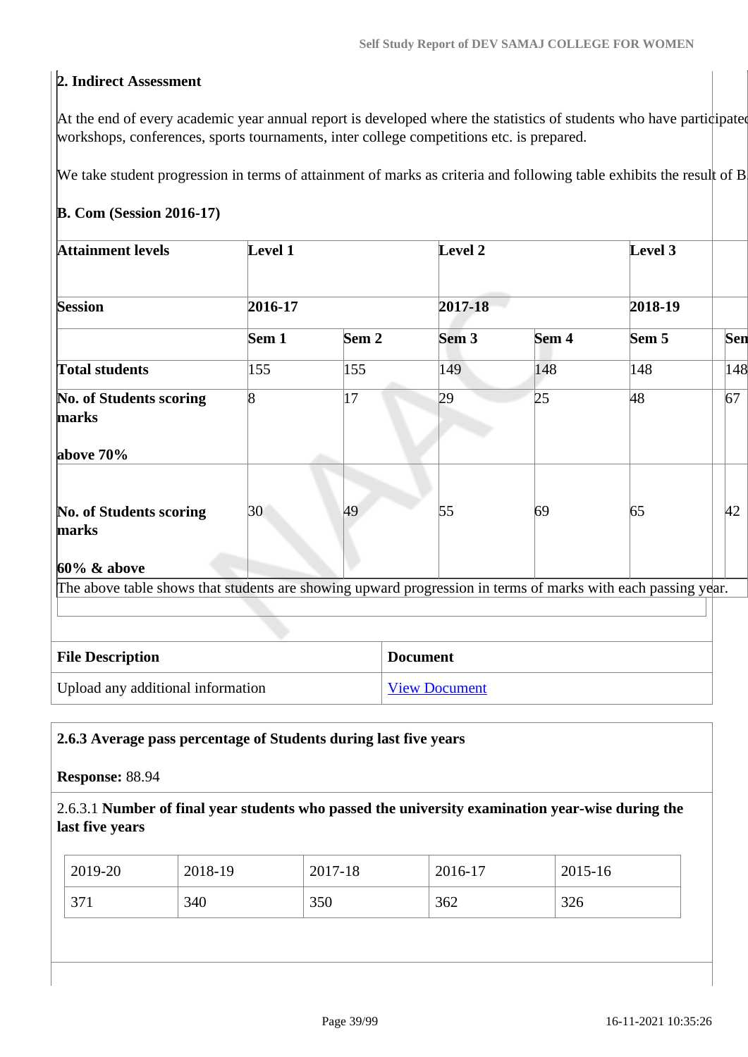**2. Indirect Assessment**

At the end of every academic year annual report is developed where the statistics of students who have participated workshops, conferences, sports tournaments, inter college competitions etc. is prepared.

We take student progression in terms of attainment of marks as criteria and following table exhibits the result of B

**B. Com (Session 2016-17)**

| **Attainment levels** | **Level 1** | | **Level 2** | | **Level 3** | |
|---|---|---|---|---|---|---|
| **Session** | **2016-17** | | **2017-18** | | **2018-19** | |
| | **Sem 1** | **Sem 2** | **Sem 3** | **Sem 4** | **Sem 5** | **Sen** |
| **Total students** | 155 | 155 | 149 | 148 | 148 | 148 |
| **No. of Students scoring marks above 70%** | 8 | 17 | 29 | 25 | 48 | 67 |
| **No. of Students scoring marks 60% & above** | 30 | 49 | 55 | 69 | 65 | 42 |

The above table shows that students are showing upward progression in terms of marks with each passing year.

| File Description | Document |
|---|---|
| Upload any additional information | View Document |

**2.6.3 Average pass percentage of Students during last five years**

**Response:** 88.94

2.6.3.1 **Number of final year students who passed the university examination year-wise during the last five years**

| 2019-20 | 2018-19 | 2017-18 | 2016-17 | 2015-16 |
|---|---|---|---|---|
| 371 | 340 | 350 | 362 | 326 |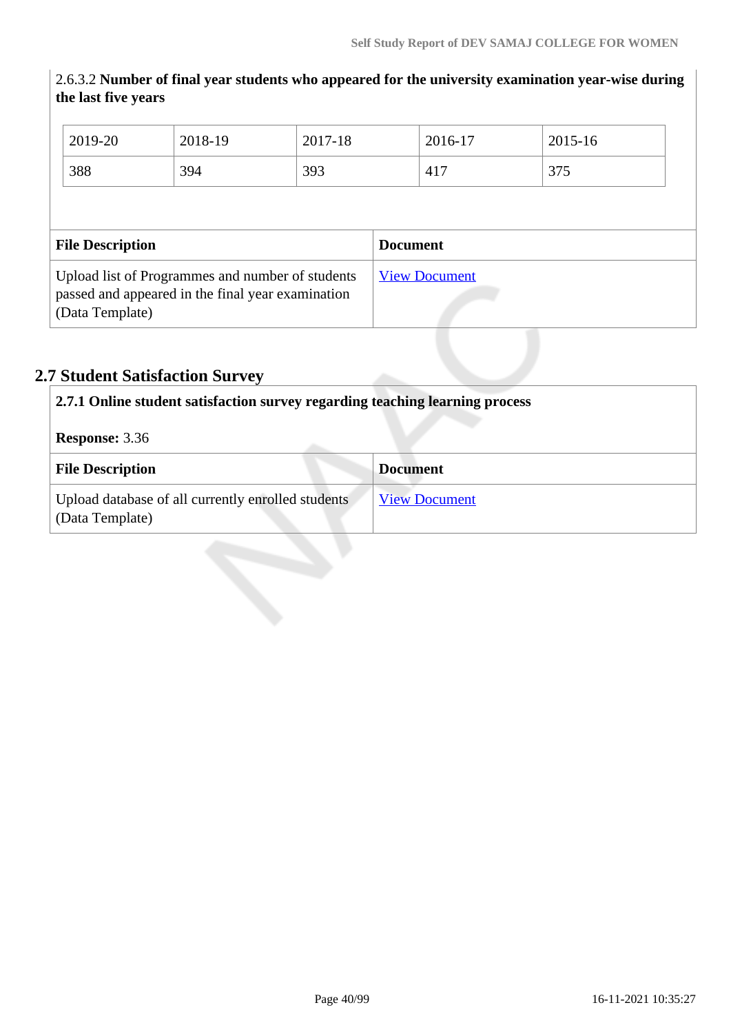2.6.3.2 **Number of final year students who appeared for the university examination year-wise during the last five years**

| 2019-20 | 2018-19 | 2017-18 | 2016-17 | 2015-16 |
|---|---|---|---|---|
| 388 | 394 | 393 | 417 | 375 |

| File Description | Document |
|---|---|
| Upload list of Programmes and number of students passed and appeared in the final year examination (Data Template) | View Document |

## 2.7 Student Satisfaction Survey

**2.7.1 Online student satisfaction survey regarding teaching learning process**

**Response:** 3.36

| File Description | Document |
|---|---|
| Upload database of all currently enrolled students (Data Template) | View Document |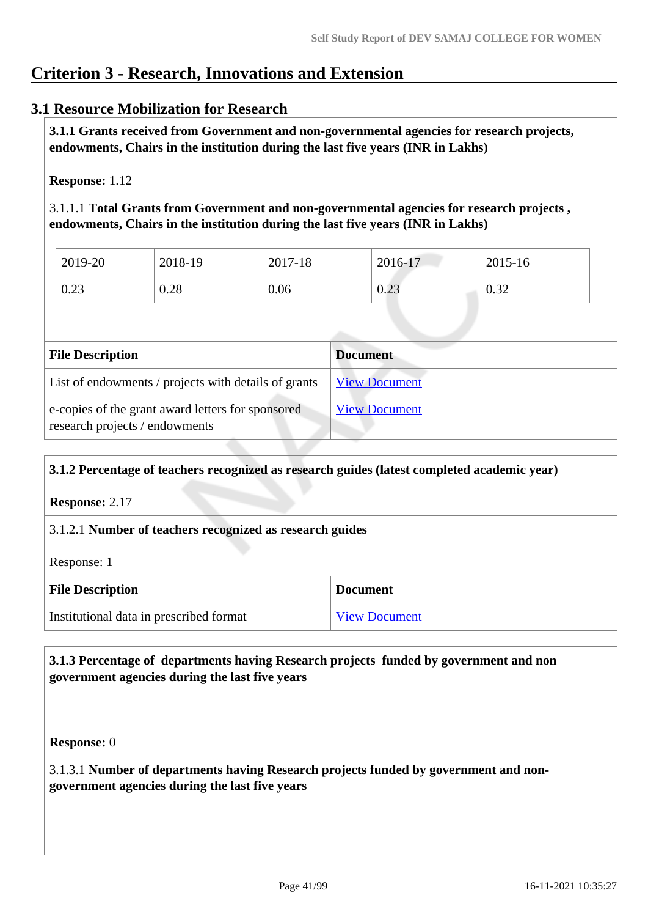# Criterion 3 - Research, Innovations and Extension

## 3.1 Resource Mobilization for Research

**3.1.1 Grants received from Government and non-governmental agencies for research projects, endowments, Chairs in the institution during the last five years (INR in Lakhs)**

**Response:** 1.12

3.1.1.1 **Total Grants from Government and non-governmental agencies for research projects , endowments, Chairs in the institution during the last five years (INR in Lakhs)**

| 2019-20 | 2018-19 | 2017-18 | 2016-17 | 2015-16 |
|---|---|---|---|---|
| 0.23 | 0.28 | 0.06 | 0.23 | 0.32 |

| File Description | Document |
|---|---|
| List of endowments / projects with details of grants | View Document |
| e-copies of the grant award letters for sponsored research projects / endowments | View Document |

**3.1.2 Percentage of teachers recognized as research guides (latest completed academic year)**

**Response:** 2.17

3.1.2.1 **Number of teachers recognized as research guides**

Response: 1

| File Description | Document |
|---|---|
| Institutional data in prescribed format | View Document |

**3.1.3 Percentage of departments having Research projects funded by government and non government agencies during the last five years**

**Response:** 0

3.1.3.1 **Number of departments having Research projects funded by government and non-government agencies during the last five years**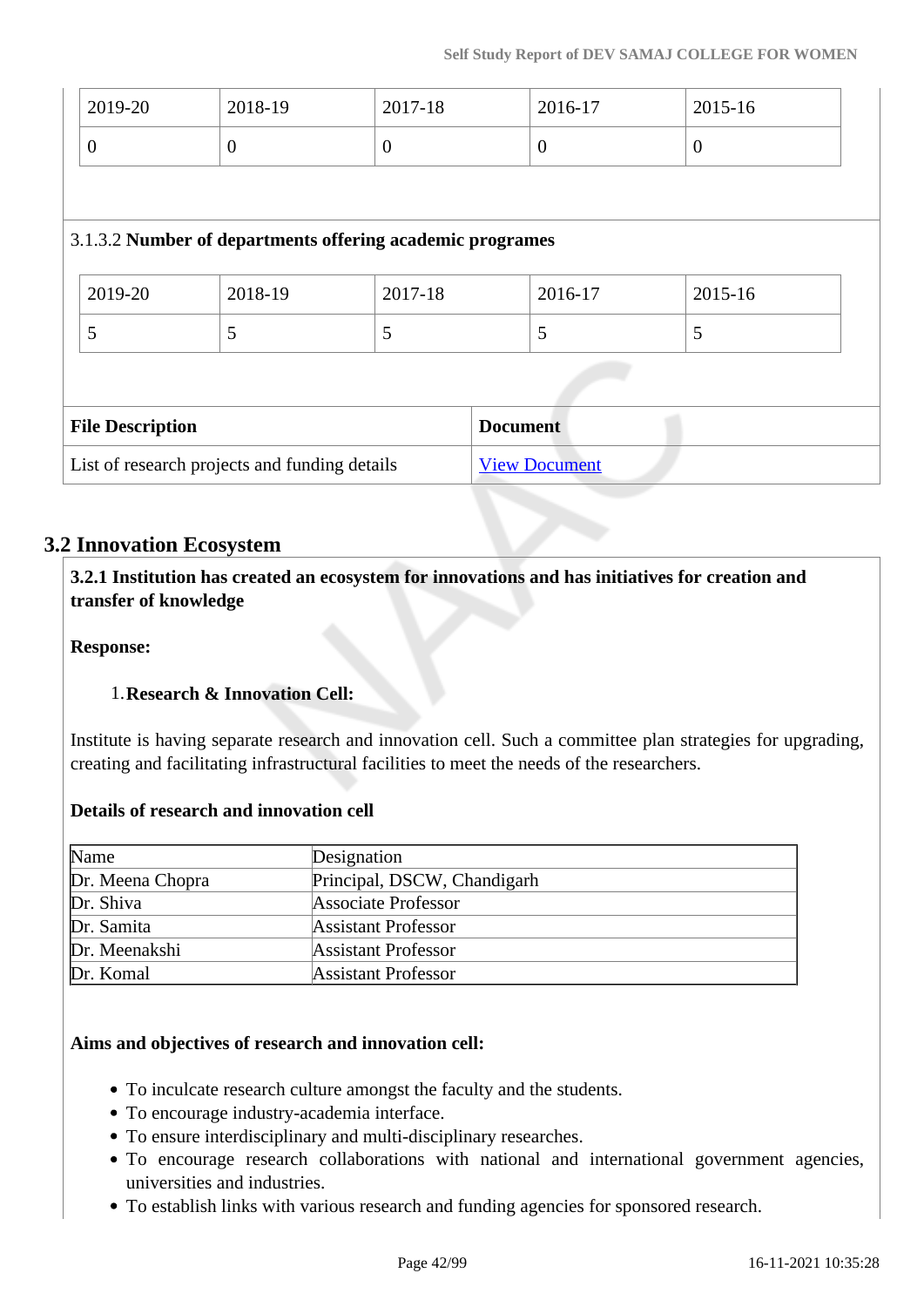| 2019-20 | 2018-19 | 2017-18 | 2016-17 | 2015-16 |
|---|---|---|---|---|
| 0 | 0 | 0 | 0 | 0 |

3.1.3.2 **Number of departments offering academic programes**

| 2019-20 | 2018-19 | 2017-18 | 2016-17 | 2015-16 |
|---|---|---|---|---|
| 5 | 5 | 5 | 5 | 5 |

| File Description | Document |
|---|---|
| List of research projects and funding details | View Document |

## 3.2 Innovation Ecosystem

**3.2.1 Institution has created an ecosystem for innovations and has initiatives for creation and transfer of knowledge**

**Response:**

1. **Research & Innovation Cell:**

Institute is having separate research and innovation cell. Such a committee plan strategies for upgrading, creating and facilitating infrastructural facilities to meet the needs of the researchers.

**Details of research and innovation cell**

| Name | Designation |
|---|---|
| Dr. Meena Chopra | Principal, DSCW, Chandigarh |
| Dr. Shiva | Associate Professor |
| Dr. Samita | Assistant Professor |
| Dr. Meenakshi | Assistant Professor |
| Dr. Komal | Assistant Professor |

**Aims and objectives of research and innovation cell:**

- To inculcate research culture amongst the faculty and the students.
- To encourage industry-academia interface.
- To ensure interdisciplinary and multi-disciplinary researches.
- To encourage research collaborations with national and international government agencies, universities and industries.
- To establish links with various research and funding agencies for sponsored research.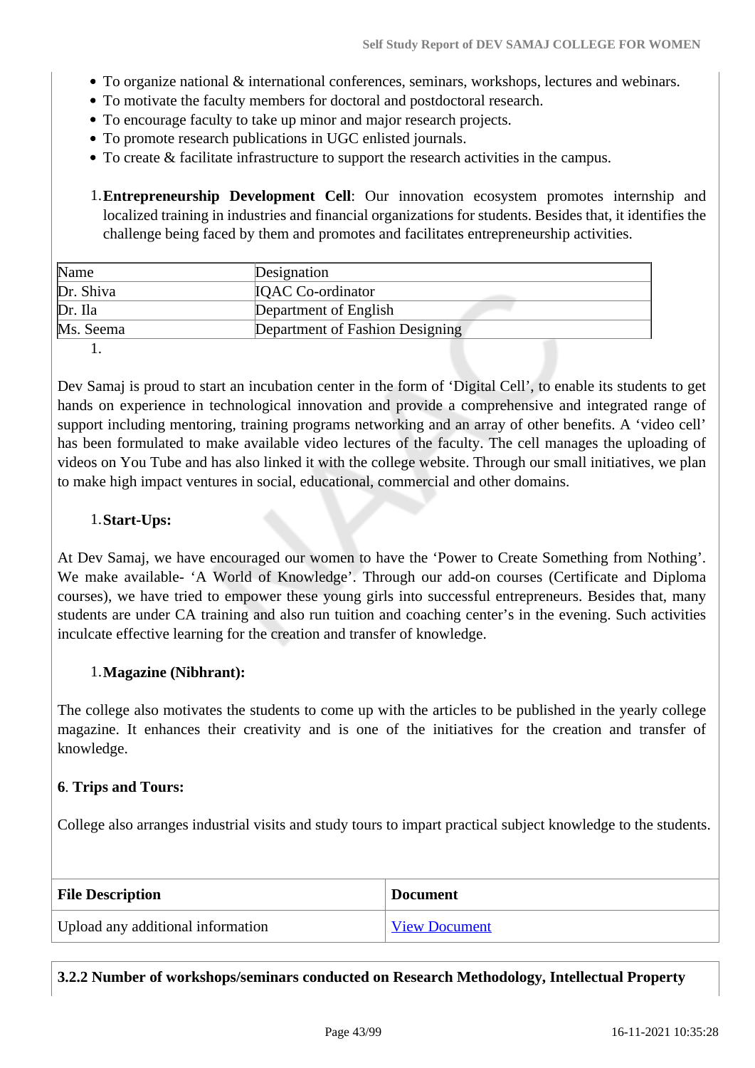- To organize national & international conferences, seminars, workshops, lectures and webinars.
- To motivate the faculty members for doctoral and postdoctoral research.
- To encourage faculty to take up minor and major research projects.
- To promote research publications in UGC enlisted journals.
- To create & facilitate infrastructure to support the research activities in the campus.

1. **Entrepreneurship Development Cell**: Our innovation ecosystem promotes internship and localized training in industries and financial organizations for students. Besides that, it identifies the challenge being faced by them and promotes and facilitates entrepreneurship activities.

| Name | Designation |
|---|---|
| Dr. Shiva | IQAC Co-ordinator |
| Dr. Ila | Department of English |
| Ms. Seema | Department of Fashion Designing |

1.

Dev Samaj is proud to start an incubation center in the form of 'Digital Cell', to enable its students to get hands on experience in technological innovation and provide a comprehensive and integrated range of support including mentoring, training programs networking and an array of other benefits. A 'video cell' has been formulated to make available video lectures of the faculty. The cell manages the uploading of videos on You Tube and has also linked it with the college website. Through our small initiatives, we plan to make high impact ventures in social, educational, commercial and other domains.

1. **Start-Ups:**

At Dev Samaj, we have encouraged our women to have the 'Power to Create Something from Nothing'. We make available- 'A World of Knowledge'. Through our add-on courses (Certificate and Diploma courses), we have tried to empower these young girls into successful entrepreneurs. Besides that, many students are under CA training and also run tuition and coaching center's in the evening. Such activities inculcate effective learning for the creation and transfer of knowledge.

1. **Magazine (Nibhrant):**

The college also motivates the students to come up with the articles to be published in the yearly college magazine. It enhances their creativity and is one of the initiatives for the creation and transfer of knowledge.

**6**. **Trips and Tours:**

College also arranges industrial visits and study tours to impart practical subject knowledge to the students.

| File Description | Document |
|---|---|
| Upload any additional information | View Document |

**3.2.2 Number of workshops/seminars conducted on Research Methodology, Intellectual Property**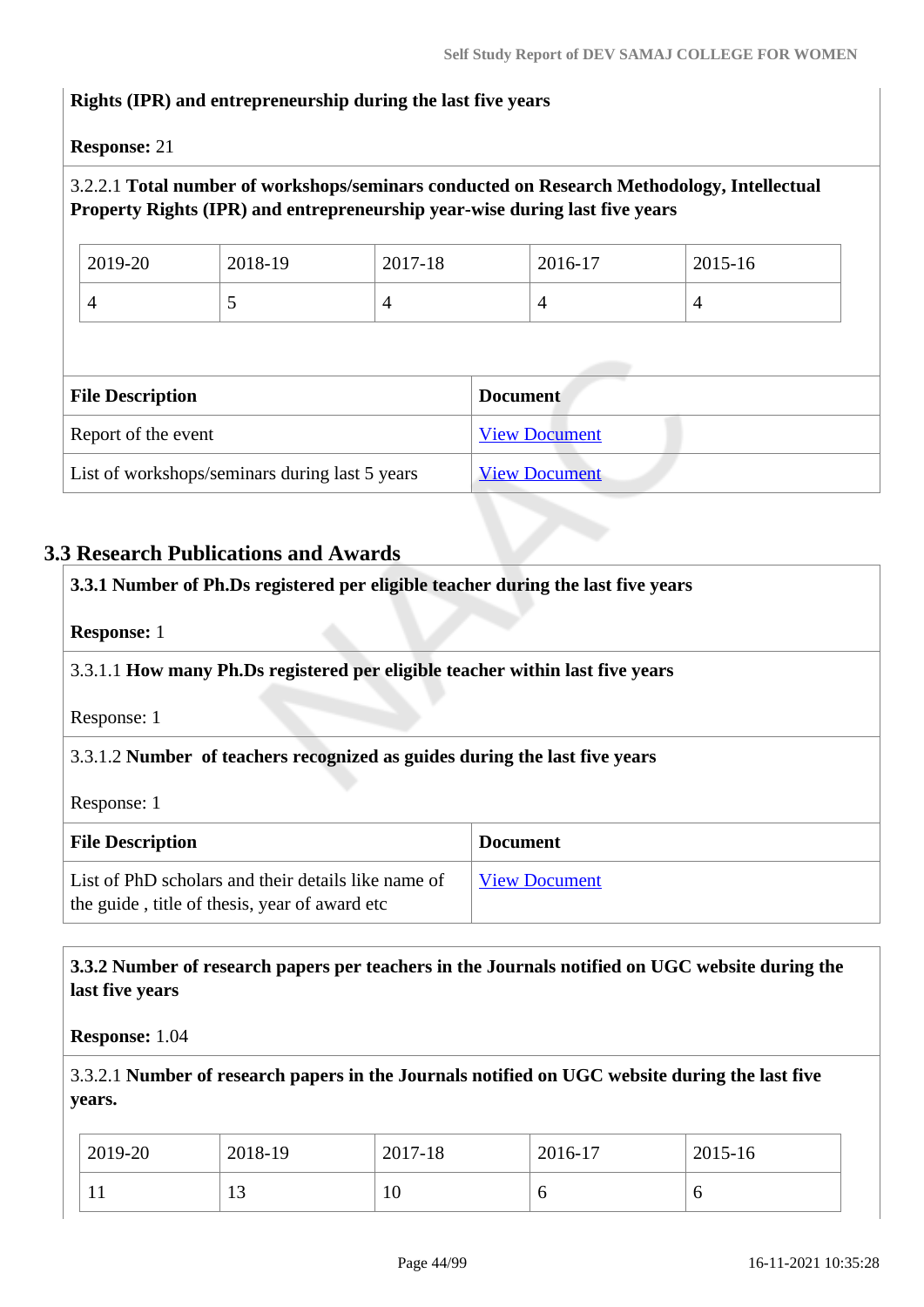**Rights (IPR) and entrepreneurship during the last five years**

**Response:** 21

3.2.2.1 **Total number of workshops/seminars conducted on Research Methodology, Intellectual Property Rights (IPR) and entrepreneurship year-wise during last five years**

| 2019-20 | 2018-19 | 2017-18 | 2016-17 | 2015-16 |
|---|---|---|---|---|
| 4 | 5 | 4 | 4 | 4 |

| File Description | Document |
|---|---|
| Report of the event | View Document |
| List of workshops/seminars during last 5 years | View Document |

## 3.3 Research Publications and Awards

**3.3.1 Number of Ph.Ds registered per eligible teacher during the last five years**

**Response:** 1

3.3.1.1 **How many Ph.Ds registered per eligible teacher within last five years**

Response: 1

3.3.1.2 **Number of teachers recognized as guides during the last five years**

Response: 1

| File Description | Document |
|---|---|
| List of PhD scholars and their details like name of the guide , title of thesis, year of award etc | View Document |

**3.3.2 Number of research papers per teachers in the Journals notified on UGC website during the last five years**

**Response:** 1.04

3.3.2.1 **Number of research papers in the Journals notified on UGC website during the last five years.**

| 2019-20 | 2018-19 | 2017-18 | 2016-17 | 2015-16 |
|---|---|---|---|---|
| 11 | 13 | 10 | 6 | 6 |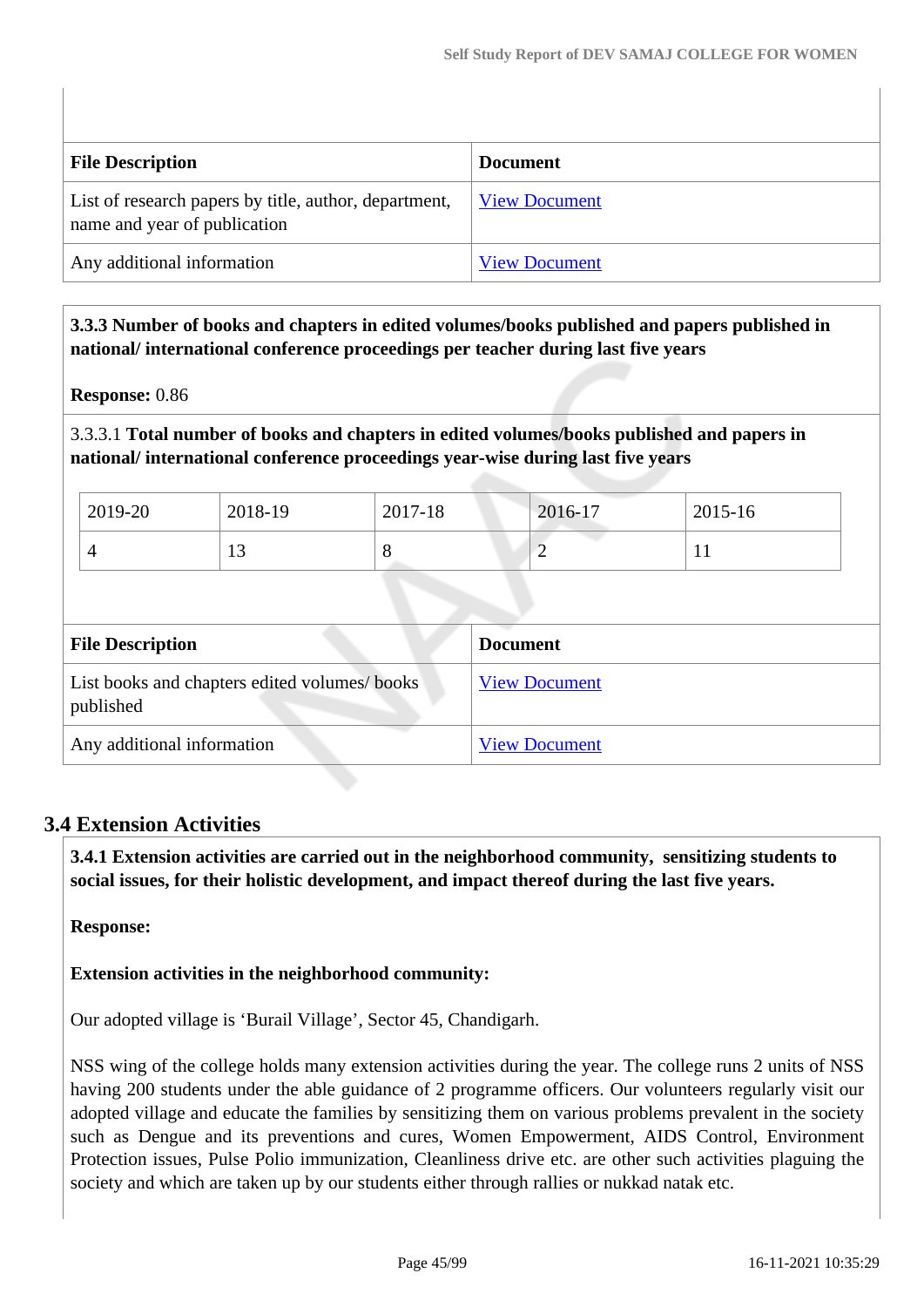| File Description | Document |
|---|---|
| List of research papers by title, author, department, name and year of publication | View Document |
| Any additional information | View Document |

**3.3.3 Number of books and chapters in edited volumes/books published and papers published in national/ international conference proceedings per teacher during last five years**

**Response:** 0.86

3.3.3.1 **Total number of books and chapters in edited volumes/books published and papers in national/ international conference proceedings year-wise during last five years**

| 2019-20 | 2018-19 | 2017-18 | 2016-17 | 2015-16 |
|---|---|---|---|---|
| 4 | 13 | 8 | 2 | 11 |

| File Description | Document |
|---|---|
| List books and chapters edited volumes/ books published | View Document |
| Any additional information | View Document |

## 3.4 Extension Activities

**3.4.1 Extension activities are carried out in the neighborhood community, sensitizing students to social issues, for their holistic development, and impact thereof during the last five years.**

**Response:**

**Extension activities in the neighborhood community:**

Our adopted village is 'Burail Village', Sector 45, Chandigarh.

NSS wing of the college holds many extension activities during the year. The college runs 2 units of NSS having 200 students under the able guidance of 2 programme officers. Our volunteers regularly visit our adopted village and educate the families by sensitizing them on various problems prevalent in the society such as Dengue and its preventions and cures, Women Empowerment, AIDS Control, Environment Protection issues, Pulse Polio immunization, Cleanliness drive etc. are other such activities plaguing the society and which are taken up by our students either through rallies or nukkad natak etc.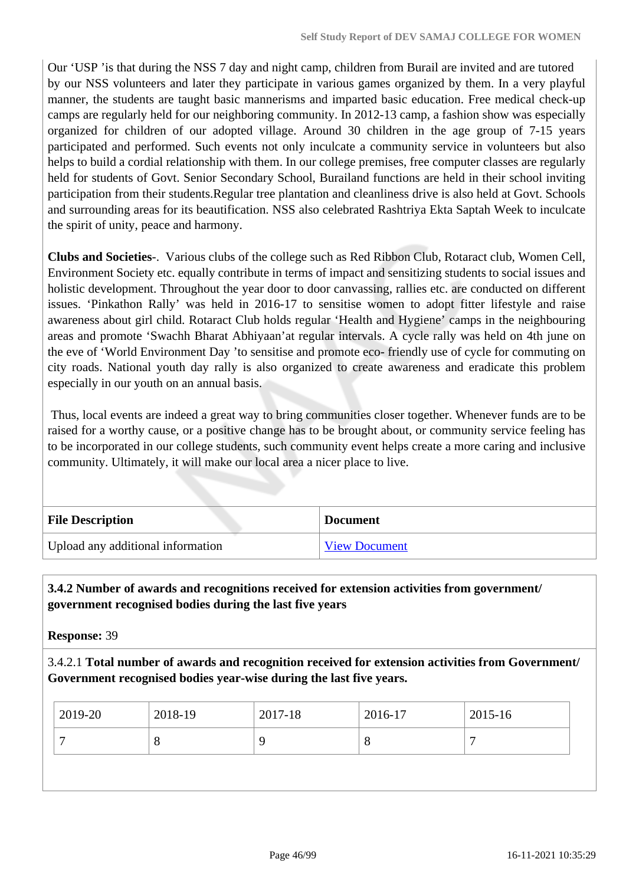Our 'USP 'is that during the NSS 7 day and night camp, children from Burail are invited and are tutored by our NSS volunteers and later they participate in various games organized by them. In a very playful manner, the students are taught basic mannerisms and imparted basic education. Free medical check-up camps are regularly held for our neighboring community. In 2012-13 camp, a fashion show was especially organized for children of our adopted village. Around 30 children in the age group of 7-15 years participated and performed. Such events not only inculcate a community service in volunteers but also helps to build a cordial relationship with them. In our college premises, free computer classes are regularly held for students of Govt. Senior Secondary School, Burailand functions are held in their school inviting participation from their students.Regular tree plantation and cleanliness drive is also held at Govt. Schools and surrounding areas for its beautification. NSS also celebrated Rashtriya Ekta Saptah Week to inculcate the spirit of unity, peace and harmony.

**Clubs and Societies**-. Various clubs of the college such as Red Ribbon Club, Rotaract club, Women Cell, Environment Society etc. equally contribute in terms of impact and sensitizing students to social issues and holistic development. Throughout the year door to door canvassing, rallies etc. are conducted on different issues. 'Pinkathon Rally' was held in 2016-17 to sensitise women to adopt fitter lifestyle and raise awareness about girl child. Rotaract Club holds regular 'Health and Hygiene' camps in the neighbouring areas and promote 'Swachh Bharat Abhiyaan'at regular intervals. A cycle rally was held on 4th june on the eve of 'World Environment Day 'to sensitise and promote eco- friendly use of cycle for commuting on city roads. National youth day rally is also organized to create awareness and eradicate this problem especially in our youth on an annual basis.

Thus, local events are indeed a great way to bring communities closer together. Whenever funds are to be raised for a worthy cause, or a positive change has to be brought about, or community service feeling has to be incorporated in our college students, such community event helps create a more caring and inclusive community. Ultimately, it will make our local area a nicer place to live.

| File Description | Document |
|---|---|
| Upload any additional information | View Document |

**3.4.2 Number of awards and recognitions received for extension activities from government/ government recognised bodies during the last five years**

**Response:** 39

3.4.2.1 **Total number of awards and recognition received for extension activities from Government/ Government recognised bodies year-wise during the last five years.**

| 2019-20 | 2018-19 | 2017-18 | 2016-17 | 2015-16 |
|---|---|---|---|---|
| 7 | 8 | 9 | 8 | 7 |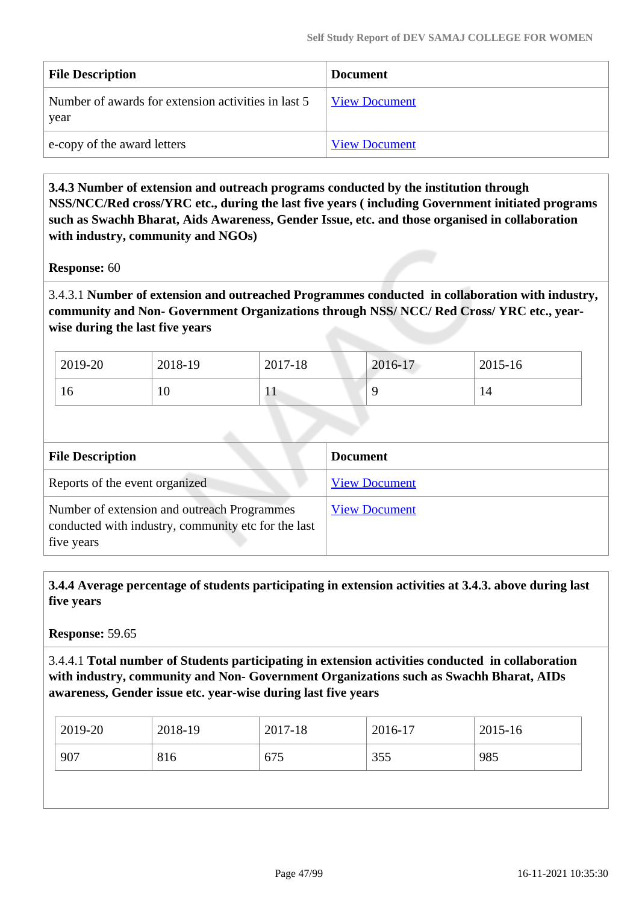| File Description | Document |
| --- | --- |
| Number of awards for extension activities in last 5 year | View Document |
| e-copy of the award letters | View Document |

**3.4.3 Number of extension and outreach programs conducted by the institution through NSS/NCC/Red cross/YRC etc., during the last five years ( including Government initiated programs such as Swachh Bharat, Aids Awareness, Gender Issue, etc. and those organised in collaboration with industry, community and NGOs)**

**Response:** 60

3.4.3.1 **Number of extension and outreached Programmes conducted in collaboration with industry, community and Non- Government Organizations through NSS/ NCC/ Red Cross/ YRC etc., year-wise during the last five years**

| 2019-20 | 2018-19 | 2017-18 | 2016-17 | 2015-16 |
| --- | --- | --- | --- | --- |
| 16 | 10 | 11 | 9 | 14 |

| File Description | Document |
| --- | --- |
| Reports of the event organized | View Document |
| Number of extension and outreach Programmes conducted with industry, community etc for the last five years | View Document |

**3.4.4 Average percentage of students participating in extension activities at 3.4.3. above during last five years**

**Response:** 59.65

3.4.4.1 **Total number of Students participating in extension activities conducted in collaboration with industry, community and Non- Government Organizations such as Swachh Bharat, AIDs awareness, Gender issue etc. year-wise during last five years**

| 2019-20 | 2018-19 | 2017-18 | 2016-17 | 2015-16 |
| --- | --- | --- | --- | --- |
| 907 | 816 | 675 | 355 | 985 |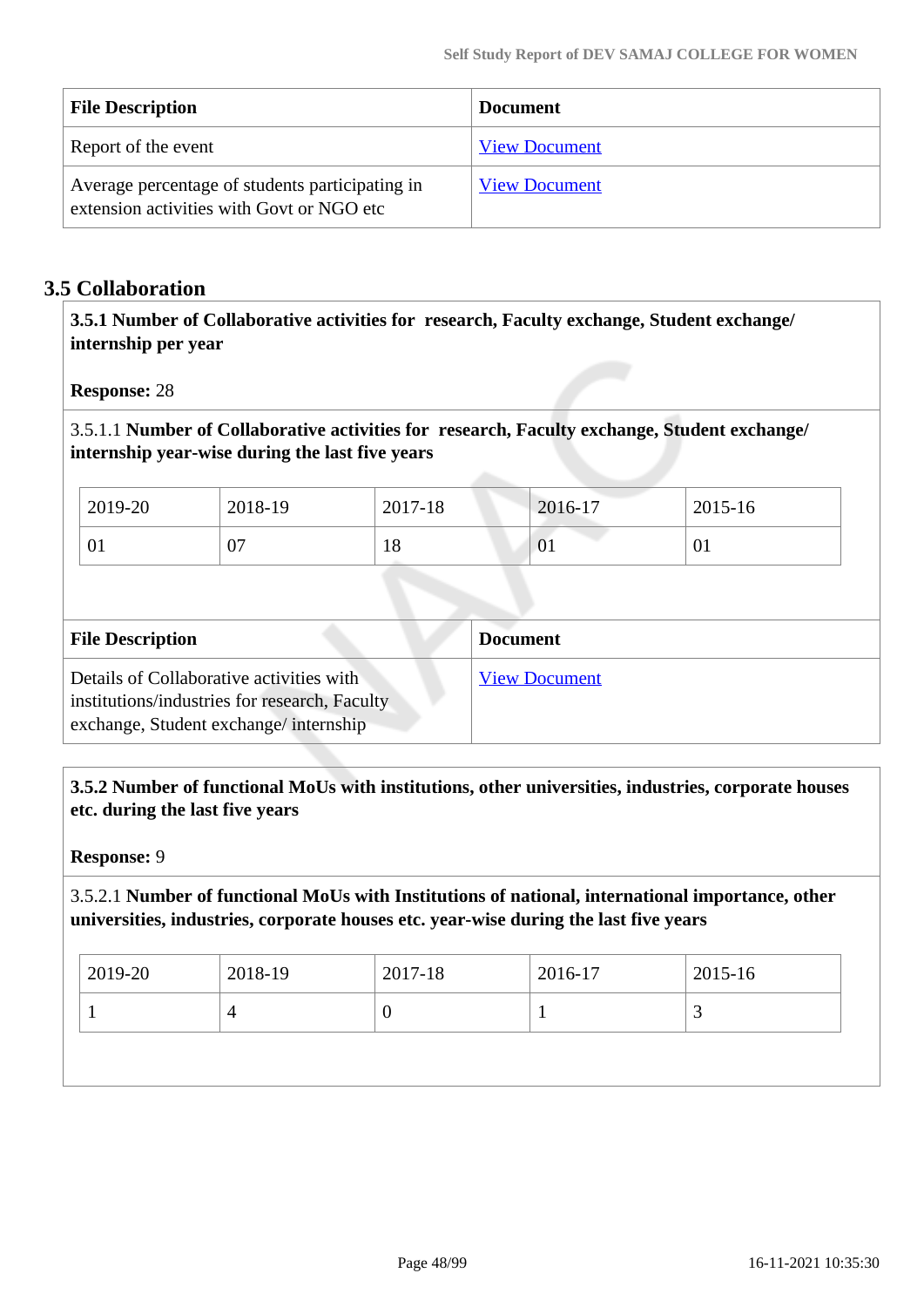| File Description | Document |
|---|---|
| Report of the event | View Document |
| Average percentage of students participating in extension activities with Govt or NGO etc | View Document |

## 3.5 Collaboration

**3.5.1 Number of Collaborative activities for research, Faculty exchange, Student exchange/ internship per year**

**Response:** 28

3.5.1.1 **Number of Collaborative activities for research, Faculty exchange, Student exchange/ internship year-wise during the last five years**

| 2019-20 | 2018-19 | 2017-18 | 2016-17 | 2015-16 |
|---|---|---|---|---|
| 01 | 07 | 18 | 01 | 01 |

| File Description | Document |
|---|---|
| Details of Collaborative activities with institutions/industries for research, Faculty exchange, Student exchange/ internship | View Document |

**3.5.2 Number of functional MoUs with institutions, other universities, industries, corporate houses etc. during the last five years**

**Response:** 9

3.5.2.1 **Number of functional MoUs with Institutions of national, international importance, other universities, industries, corporate houses etc. year-wise during the last five years**

| 2019-20 | 2018-19 | 2017-18 | 2016-17 | 2015-16 |
|---|---|---|---|---|
| 1 | 4 | 0 | 1 | 3 |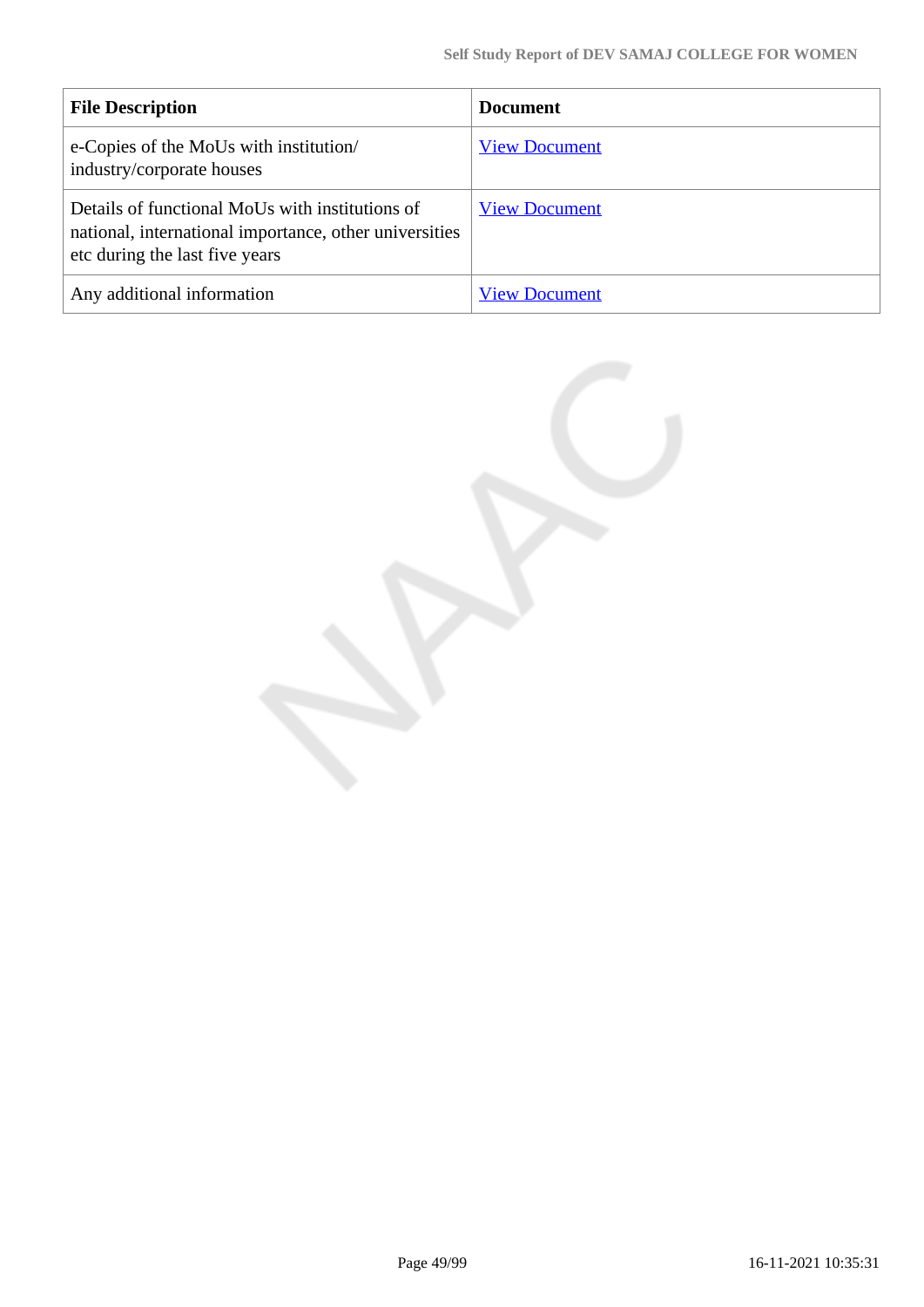| File Description | Document |
|---|---|
| e-Copies of the MoUs with institution/ industry/corporate houses | View Document |
| Details of functional MoUs with institutions of national, international importance, other universities etc during the last five years | View Document |
| Any additional information | View Document |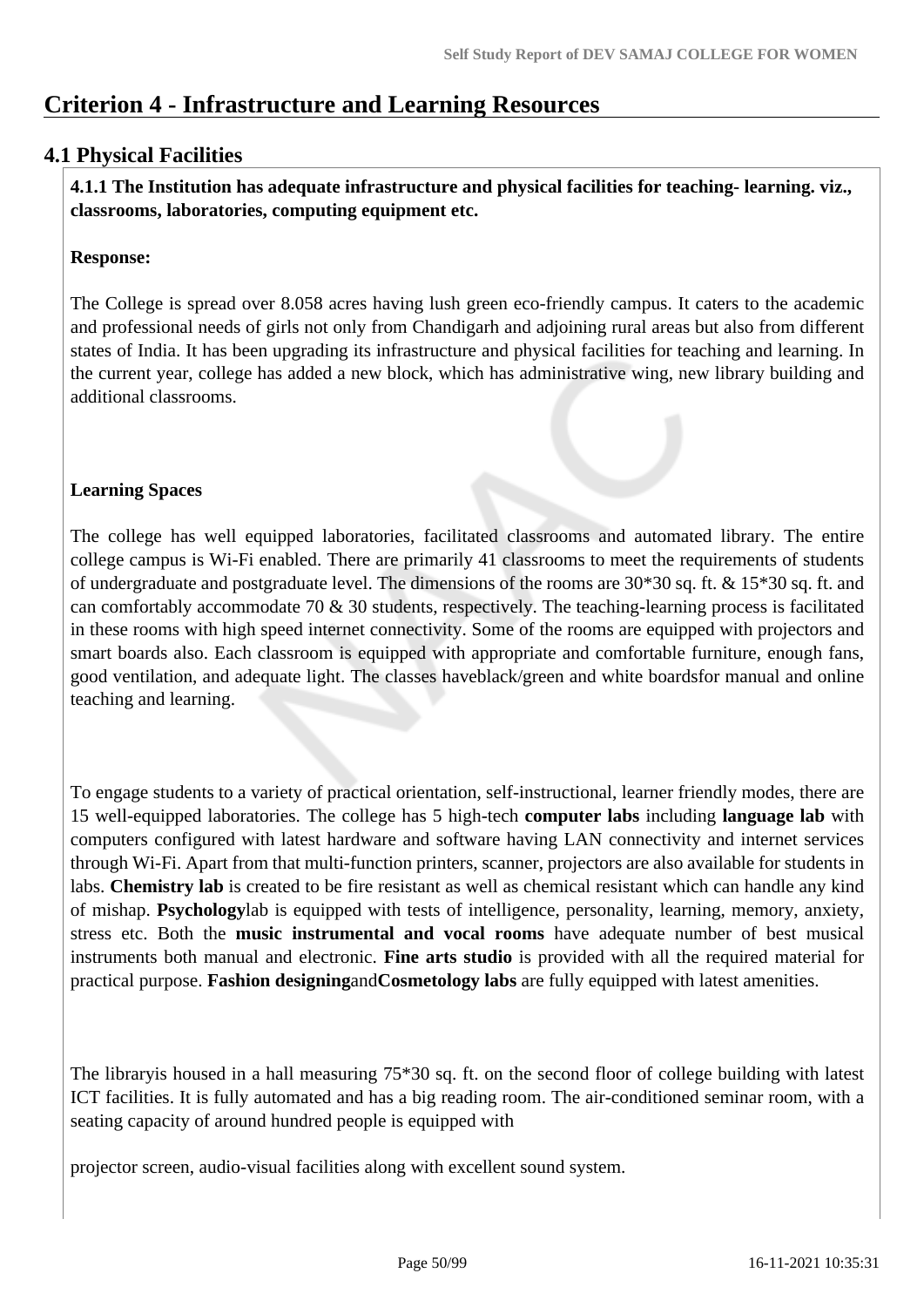# Criterion 4 - Infrastructure and Learning Resources

## 4.1 Physical Facilities

**4.1.1 The Institution has adequate infrastructure and physical facilities for teaching- learning. viz., classrooms, laboratories, computing equipment etc.**

**Response:**

The College is spread over 8.058 acres having lush green eco-friendly campus. It caters to the academic and professional needs of girls not only from Chandigarh and adjoining rural areas but also from different states of India. It has been upgrading its infrastructure and physical facilities for teaching and learning. In the current year, college has added a new block, which has administrative wing, new library building and additional classrooms.

**Learning Spaces**

The college has well equipped laboratories, facilitated classrooms and automated library. The entire college campus is Wi-Fi enabled. There are primarily 41 classrooms to meet the requirements of students of undergraduate and postgraduate level. The dimensions of the rooms are 30*30 sq. ft. & 15*30 sq. ft. and can comfortably accommodate 70 & 30 students, respectively. The teaching-learning process is facilitated in these rooms with high speed internet connectivity. Some of the rooms are equipped with projectors and smart boards also. Each classroom is equipped with appropriate and comfortable furniture, enough fans, good ventilation, and adequate light. The classes haveblack/green and white boardsfor manual and online teaching and learning.

To engage students to a variety of practical orientation, self-instructional, learner friendly modes, there are 15 well-equipped laboratories. The college has 5 high-tech **computer labs** including **language lab** with computers configured with latest hardware and software having LAN connectivity and internet services through Wi-Fi. Apart from that multi-function printers, scanner, projectors are also available for students in labs. **Chemistry lab** is created to be fire resistant as well as chemical resistant which can handle any kind of mishap. **Psychology**lab is equipped with tests of intelligence, personality, learning, memory, anxiety, stress etc. Both the **music instrumental and vocal rooms** have adequate number of best musical instruments both manual and electronic. **Fine arts studio** is provided with all the required material for practical purpose. **Fashion designing**and**Cosmetology labs** are fully equipped with latest amenities.

The libraryis housed in a hall measuring 75*30 sq. ft. on the second floor of college building with latest ICT facilities. It is fully automated and has a big reading room. The air-conditioned seminar room, with a seating capacity of around hundred people is equipped with

projector screen, audio-visual facilities along with excellent sound system.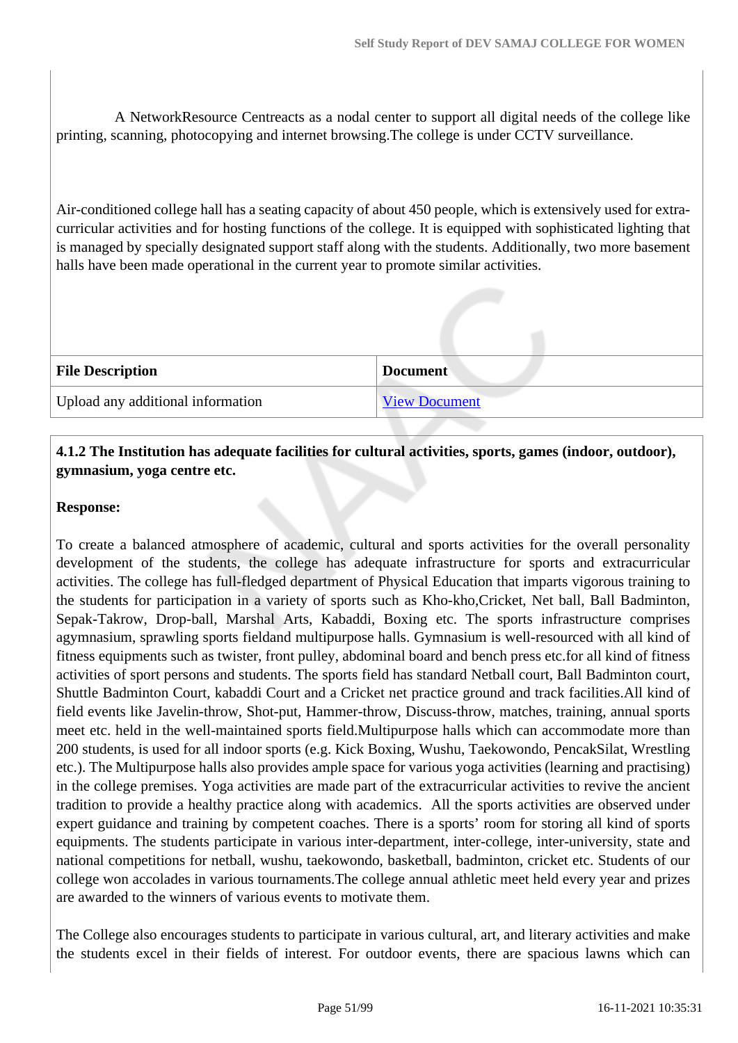A NetworkResource Centreacts as a nodal center to support all digital needs of the college like printing, scanning, photocopying and internet browsing.The college is under CCTV surveillance.

Air-conditioned college hall has a seating capacity of about 450 people, which is extensively used for extra-curricular activities and for hosting functions of the college. It is equipped with sophisticated lighting that is managed by specially designated support staff along with the students. Additionally, two more basement halls have been made operational in the current year to promote similar activities.

| File Description | Document |
|---|---|
| Upload any additional information | View Document |

**4.1.2 The Institution has adequate facilities for cultural activities, sports, games (indoor, outdoor), gymnasium, yoga centre etc.**

**Response:**

To create a balanced atmosphere of academic, cultural and sports activities for the overall personality development of the students, the college has adequate infrastructure for sports and extracurricular activities. The college has full-fledged department of Physical Education that imparts vigorous training to the students for participation in a variety of sports such as Kho-kho,Cricket, Net ball, Ball Badminton, Sepak-Takrow, Drop-ball, Marshal Arts, Kabaddi, Boxing etc. The sports infrastructure comprises agymnasium, sprawling sports fieldand multipurpose halls. Gymnasium is well-resourced with all kind of fitness equipments such as twister, front pulley, abdominal board and bench press etc.for all kind of fitness activities of sport persons and students. The sports field has standard Netball court, Ball Badminton court, Shuttle Badminton Court, kabaddi Court and a Cricket net practice ground and track facilities.All kind of field events like Javelin-throw, Shot-put, Hammer-throw, Discuss-throw, matches, training, annual sports meet etc. held in the well-maintained sports field.Multipurpose halls which can accommodate more than 200 students, is used for all indoor sports (e.g. Kick Boxing, Wushu, Taekowondo, PencakSilat, Wrestling etc.). The Multipurpose halls also provides ample space for various yoga activities (learning and practising) in the college premises. Yoga activities are made part of the extracurricular activities to revive the ancient tradition to provide a healthy practice along with academics. All the sports activities are observed under expert guidance and training by competent coaches. There is a sports' room for storing all kind of sports equipments. The students participate in various inter-department, inter-college, inter-university, state and national competitions for netball, wushu, taekowondo, basketball, badminton, cricket etc. Students of our college won accolades in various tournaments.The college annual athletic meet held every year and prizes are awarded to the winners of various events to motivate them.

The College also encourages students to participate in various cultural, art, and literary activities and make the students excel in their fields of interest. For outdoor events, there are spacious lawns which can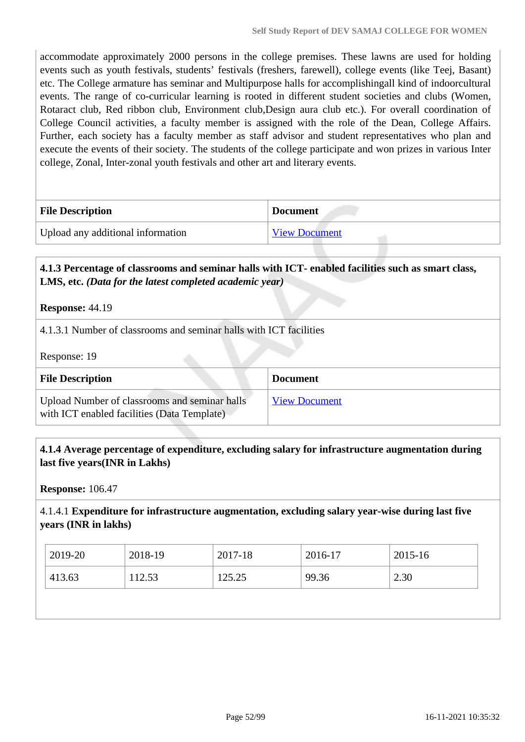accommodate approximately 2000 persons in the college premises. These lawns are used for holding events such as youth festivals, students' festivals (freshers, farewell), college events (like Teej, Basant) etc. The College armature has seminar and Multipurpose halls for accomplishingall kind of indoorcultural events. The range of co-curricular learning is rooted in different student societies and clubs (Women, Rotaract club, Red ribbon club, Environment club,Design aura club etc.). For overall coordination of College Council activities, a faculty member is assigned with the role of the Dean, College Affairs. Further, each society has a faculty member as staff advisor and student representatives who plan and execute the events of their society. The students of the college participate and won prizes in various Inter college, Zonal, Inter-zonal youth festivals and other art and literary events.

| File Description | Document |
|---|---|
| Upload any additional information | View Document |

**4.1.3 Percentage of classrooms and seminar halls with ICT- enabled facilities such as smart class, LMS, etc.** ***(Data for the latest completed academic year)***

**Response:** 44.19

4.1.3.1 Number of classrooms and seminar halls with ICT facilities

Response: 19

| File Description | Document |
|---|---|
| Upload Number of classrooms and seminar halls with ICT enabled facilities (Data Template) | View Document |

**4.1.4 Average percentage of expenditure, excluding salary for infrastructure augmentation during last five years(INR in Lakhs)**

**Response:** 106.47

4.1.4.1 **Expenditure for infrastructure augmentation, excluding salary year-wise during last five years (INR in lakhs)**

| 2019-20 | 2018-19 | 2017-18 | 2016-17 | 2015-16 |
|---|---|---|---|---|
| 413.63 | 112.53 | 125.25 | 99.36 | 2.30 |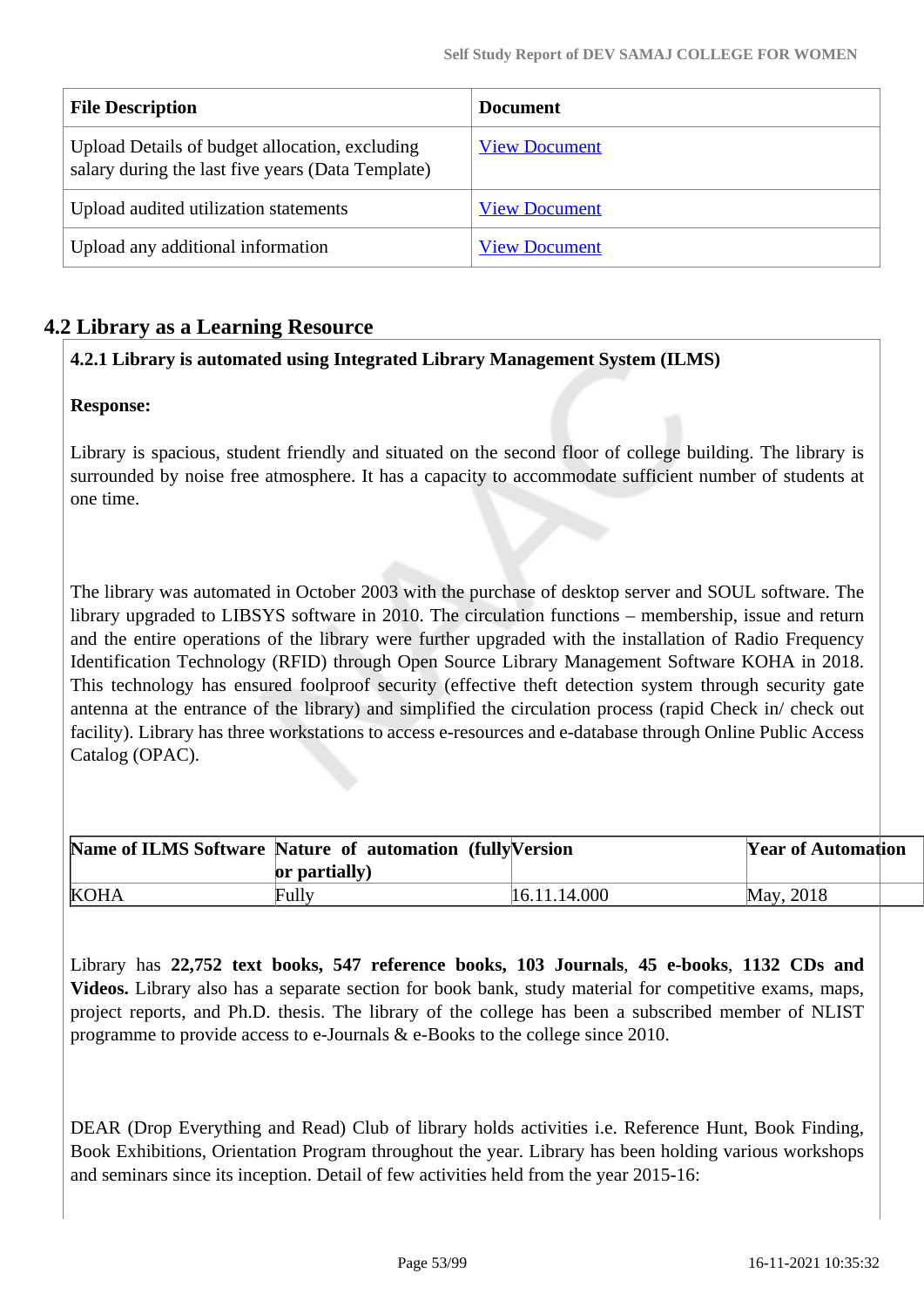| File Description | Document |
| --- | --- |
| Upload Details of budget allocation, excluding salary during the last five years (Data Template) | View Document |
| Upload audited utilization statements | View Document |
| Upload any additional information | View Document |

## 4.2 Library as a Learning Resource

**4.2.1 Library is automated using Integrated Library Management System (ILMS)**

**Response:**

Library is spacious, student friendly and situated on the second floor of college building. The library is surrounded by noise free atmosphere. It has a capacity to accommodate sufficient number of students at one time.

The library was automated in October 2003 with the purchase of desktop server and SOUL software. The library upgraded to LIBSYS software in 2010. The circulation functions – membership, issue and return and the entire operations of the library were further upgraded with the installation of Radio Frequency Identification Technology (RFID) through Open Source Library Management Software KOHA in 2018. This technology has ensured foolproof security (effective theft detection system through security gate antenna at the entrance of the library) and simplified the circulation process (rapid Check in/ check out facility). Library has three workstations to access e-resources and e-database through Online Public Access Catalog (OPAC).

| Name of ILMS Software | Nature of automation (fully or partially) | Version | Year of Automation |
| --- | --- | --- | --- |
| KOHA | Fully | 16.11.14.000 | May, 2018 |

Library has **22,752 text books, 547 reference books, 103 Journals**, **45 e-books**, **1132 CDs and Videos.** Library also has a separate section for book bank, study material for competitive exams, maps, project reports, and Ph.D. thesis. The library of the college has been a subscribed member of NLIST programme to provide access to e-Journals & e-Books to the college since 2010.

DEAR (Drop Everything and Read) Club of library holds activities i.e. Reference Hunt, Book Finding, Book Exhibitions, Orientation Program throughout the year. Library has been holding various workshops and seminars since its inception. Detail of few activities held from the year 2015-16: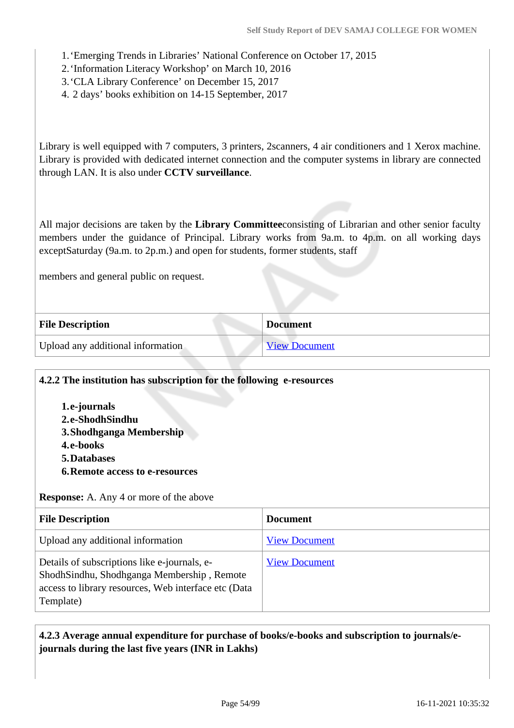1. 'Emerging Trends in Libraries' National Conference on October 17, 2015
2. 'Information Literacy Workshop' on March 10, 2016
3. 'CLA Library Conference' on December 15, 2017
4. 2 days' books exhibition on 14-15 September, 2017

Library is well equipped with 7 computers, 3 printers, 2scanners, 4 air conditioners and 1 Xerox machine. Library is provided with dedicated internet connection and the computer systems in library are connected through LAN. It is also under **CCTV surveillance**.

All major decisions are taken by the **Library Committee**consisting of Librarian and other senior faculty members under the guidance of Principal. Library works from 9a.m. to 4p.m. on all working days exceptSaturday (9a.m. to 2p.m.) and open for students, former students, staff

members and general public on request.

| File Description | Document |
|---|---|
| Upload any additional information | View Document |

**4.2.2 The institution has subscription for the following e-resources**

1. **e-journals**
2. **e-ShodhSindhu**
3. **Shodhganga Membership**
4. **e-books**
5. **Databases**
6. **Remote access to e-resources**

**Response:** A. Any 4 or more of the above

| File Description | Document |
|---|---|
| Upload any additional information | View Document |
| Details of subscriptions like e-journals, e-ShodhSindhu, Shodhganga Membership , Remote access to library resources, Web interface etc (Data Template) | View Document |

**4.2.3 Average annual expenditure for purchase of books/e-books and subscription to journals/e-journals during the last five years (INR in Lakhs)**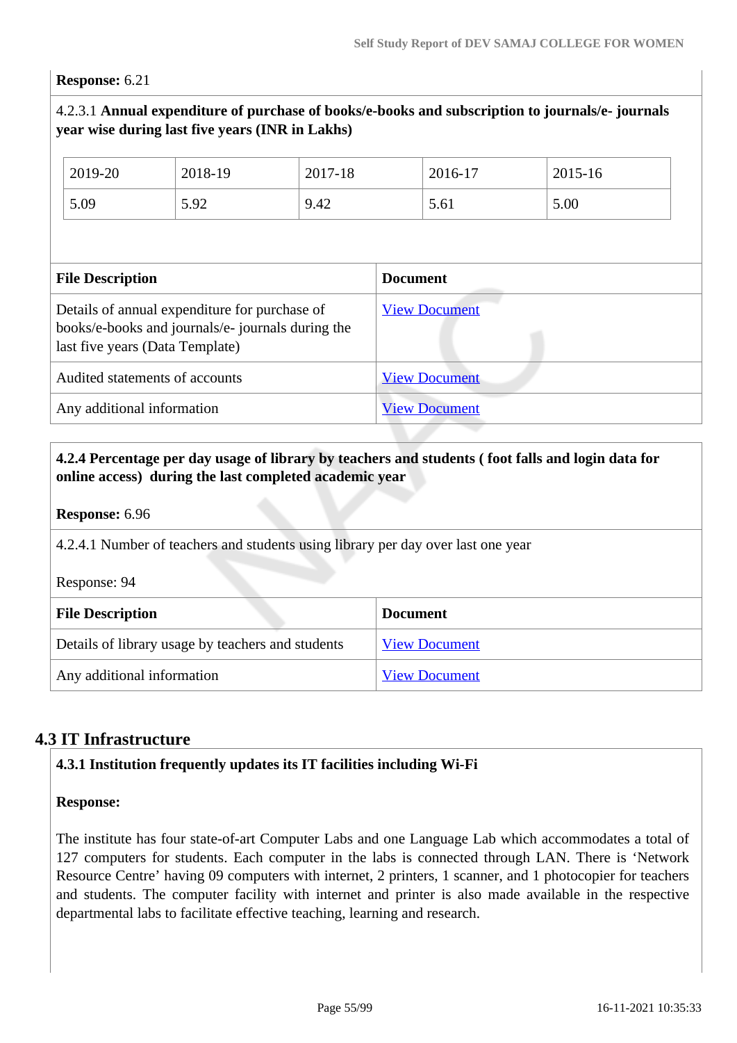**Response:** 6.21

4.2.3.1 **Annual expenditure of purchase of books/e-books and subscription to journals/e- journals year wise during last five years (INR in Lakhs)**

| 2019-20 | 2018-19 | 2017-18 | 2016-17 | 2015-16 |
|---|---|---|---|---|
| 5.09 | 5.92 | 9.42 | 5.61 | 5.00 |

| File Description | Document |
|---|---|
| Details of annual expenditure for purchase of books/e-books and journals/e- journals during the last five years (Data Template) | View Document |
| Audited statements of accounts | View Document |
| Any additional information | View Document |

**4.2.4 Percentage per day usage of library by teachers and students ( foot falls and login data for online access) during the last completed academic year**

**Response:** 6.96

4.2.4.1 Number of teachers and students using library per day over last one year

Response: 94

| File Description | Document |
|---|---|
| Details of library usage by teachers and students | View Document |
| Any additional information | View Document |

## 4.3 IT Infrastructure

**4.3.1 Institution frequently updates its IT facilities including Wi-Fi**

**Response:**

The institute has four state-of-art Computer Labs and one Language Lab which accommodates a total of 127 computers for students. Each computer in the labs is connected through LAN. There is 'Network Resource Centre' having 09 computers with internet, 2 printers, 1 scanner, and 1 photocopier for teachers and students. The computer facility with internet and printer is also made available in the respective departmental labs to facilitate effective teaching, learning and research.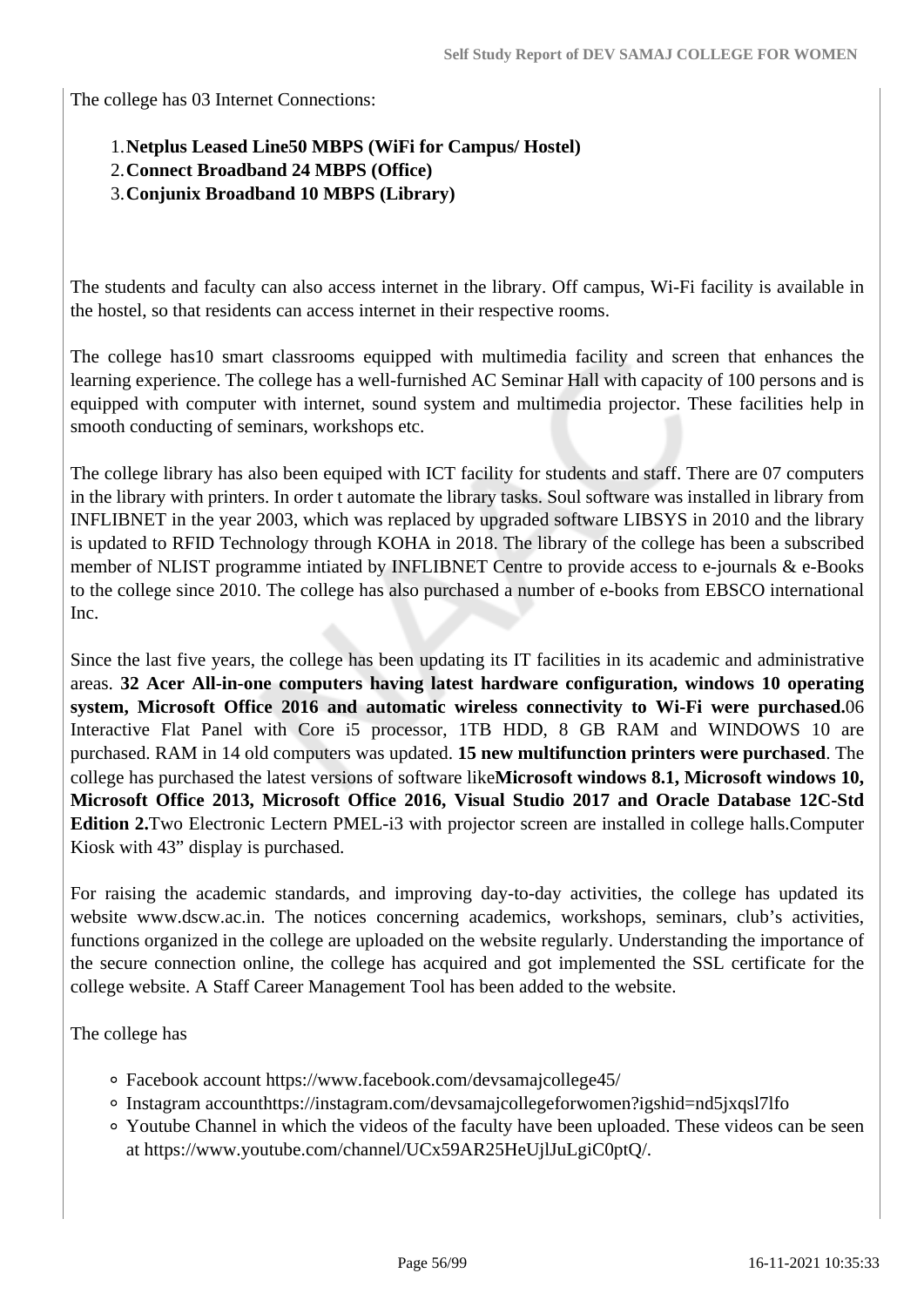The college has 03 Internet Connections:

1. **Netplus Leased Line50 MBPS (WiFi for Campus/ Hostel)**
2. **Connect Broadband 24 MBPS (Office)**
3. **Conjunix Broadband 10 MBPS (Library)**

The students and faculty can also access internet in the library. Off campus, Wi-Fi facility is available in the hostel, so that residents can access internet in their respective rooms.

The college has10 smart classrooms equipped with multimedia facility and screen that enhances the learning experience. The college has a well-furnished AC Seminar Hall with capacity of 100 persons and is equipped with computer with internet, sound system and multimedia projector. These facilities help in smooth conducting of seminars, workshops etc.

The college library has also been equiped with ICT facility for students and staff. There are 07 computers in the library with printers. In order t automate the library tasks. Soul software was installed in library from INFLIBNET in the year 2003, which was replaced by upgraded software LIBSYS in 2010 and the library is updated to RFID Technology through KOHA in 2018. The library of the college has been a subscribed member of NLIST programme intiated by INFLIBNET Centre to provide access to e-journals & e-Books to the college since 2010. The college has also purchased a number of e-books from EBSCO international Inc.

Since the last five years, the college has been updating its IT facilities in its academic and administrative areas. **32 Acer All-in-one computers having latest hardware configuration, windows 10 operating system, Microsoft Office 2016 and automatic wireless connectivity to Wi-Fi were purchased.**06 Interactive Flat Panel with Core i5 processor, 1TB HDD, 8 GB RAM and WINDOWS 10 are purchased. RAM in 14 old computers was updated. **15 new multifunction printers were purchased**. The college has purchased the latest versions of software like**Microsoft windows 8.1, Microsoft windows 10, Microsoft Office 2013, Microsoft Office 2016, Visual Studio 2017 and Oracle Database 12C-Std Edition 2.**Two Electronic Lectern PMEL-i3 with projector screen are installed in college halls.Computer Kiosk with 43" display is purchased.

For raising the academic standards, and improving day-to-day activities, the college has updated its website www.dscw.ac.in. The notices concerning academics, workshops, seminars, club's activities, functions organized in the college are uploaded on the website regularly. Understanding the importance of the secure connection online, the college has acquired and got implemented the SSL certificate for the college website. A Staff Career Management Tool has been added to the website.

The college has

- Facebook account https://www.facebook.com/devsamajcollege45/
- Instagram accounthttps://instagram.com/devsamajcollegeforwomen?igshid=nd5jxqsl7lfo
- Youtube Channel in which the videos of the faculty have been uploaded. These videos can be seen at https://www.youtube.com/channel/UCx59AR25HeUjlJuLgiC0ptQ/.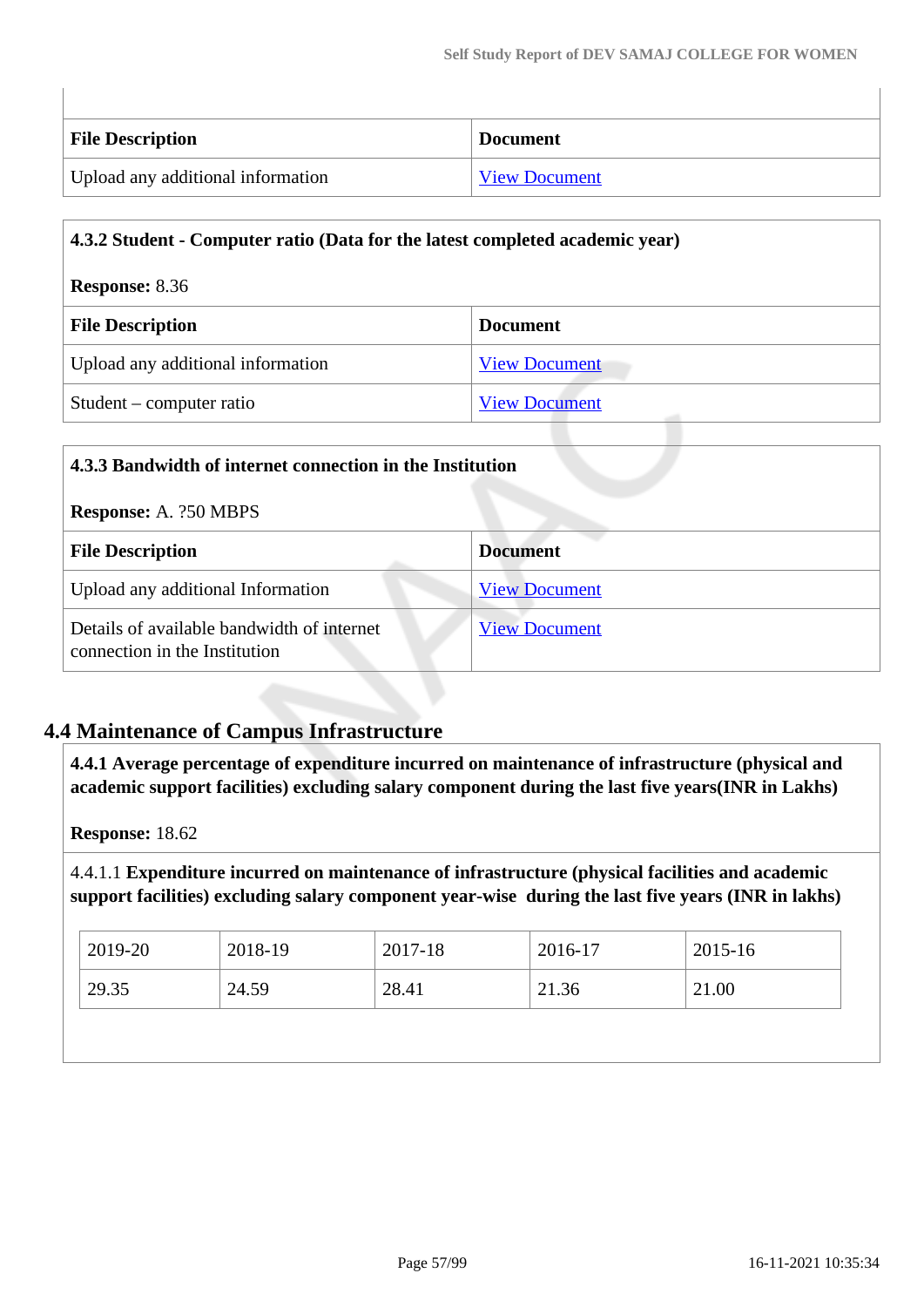| File Description | Document |
| --- | --- |
| Upload any additional information | View Document |

**4.3.2 Student - Computer ratio (Data for the latest completed academic year)**

**Response:** 8.36

| File Description | Document |
| --- | --- |
| Upload any additional information | View Document |
| Student – computer ratio | View Document |

**4.3.3 Bandwidth of internet connection in the Institution**

**Response:** A. ?50 MBPS

| File Description | Document |
| --- | --- |
| Upload any additional Information | View Document |
| Details of available bandwidth of internet connection in the Institution | View Document |

## 4.4 Maintenance of Campus Infrastructure

**4.4.1 Average percentage of expenditure incurred on maintenance of infrastructure (physical and academic support facilities) excluding salary component during the last five years(INR in Lakhs)**

**Response:** 18.62

4.4.1.1 **Expenditure incurred on maintenance of infrastructure (physical facilities and academic support facilities) excluding salary component year-wise during the last five years (INR in lakhs)**

| 2019-20 | 2018-19 | 2017-18 | 2016-17 | 2015-16 |
| --- | --- | --- | --- | --- |
| 29.35 | 24.59 | 28.41 | 21.36 | 21.00 |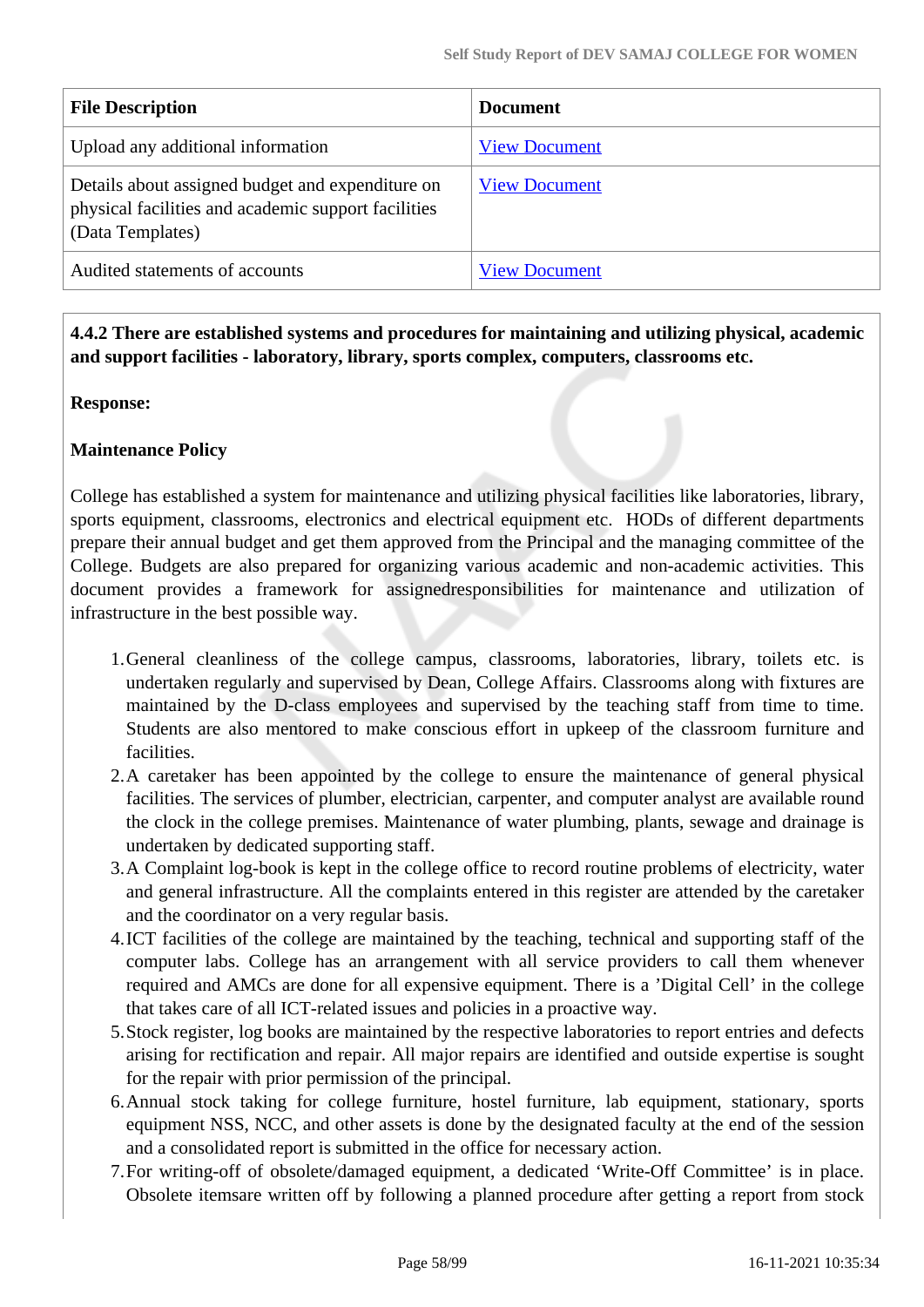| File Description | Document |
|---|---|
| Upload any additional information | View Document |
| Details about assigned budget and expenditure on physical facilities and academic support facilities (Data Templates) | View Document |
| Audited statements of accounts | View Document |

**4.4.2 There are established systems and procedures for maintaining and utilizing physical, academic and support facilities - laboratory, library, sports complex, computers, classrooms etc.**

**Response:**

**Maintenance Policy**

College has established a system for maintenance and utilizing physical facilities like laboratories, library, sports equipment, classrooms, electronics and electrical equipment etc. HODs of different departments prepare their annual budget and get them approved from the Principal and the managing committee of the College. Budgets are also prepared for organizing various academic and non-academic activities. This document provides a framework for assignedresponsibilities for maintenance and utilization of infrastructure in the best possible way.

1. General cleanliness of the college campus, classrooms, laboratories, library, toilets etc. is undertaken regularly and supervised by Dean, College Affairs. Classrooms along with fixtures are maintained by the D-class employees and supervised by the teaching staff from time to time. Students are also mentored to make conscious effort in upkeep of the classroom furniture and facilities.
2. A caretaker has been appointed by the college to ensure the maintenance of general physical facilities. The services of plumber, electrician, carpenter, and computer analyst are available round the clock in the college premises. Maintenance of water plumbing, plants, sewage and drainage is undertaken by dedicated supporting staff.
3. A Complaint log-book is kept in the college office to record routine problems of electricity, water and general infrastructure. All the complaints entered in this register are attended by the caretaker and the coordinator on a very regular basis.
4. ICT facilities of the college are maintained by the teaching, technical and supporting staff of the computer labs. College has an arrangement with all service providers to call them whenever required and AMCs are done for all expensive equipment. There is a 'Digital Cell' in the college that takes care of all ICT-related issues and policies in a proactive way.
5. Stock register, log books are maintained by the respective laboratories to report entries and defects arising for rectification and repair. All major repairs are identified and outside expertise is sought for the repair with prior permission of the principal.
6. Annual stock taking for college furniture, hostel furniture, lab equipment, stationary, sports equipment NSS, NCC, and other assets is done by the designated faculty at the end of the session and a consolidated report is submitted in the office for necessary action.
7. For writing-off of obsolete/damaged equipment, a dedicated 'Write-Off Committee' is in place. Obsolete itemsare written off by following a planned procedure after getting a report from stock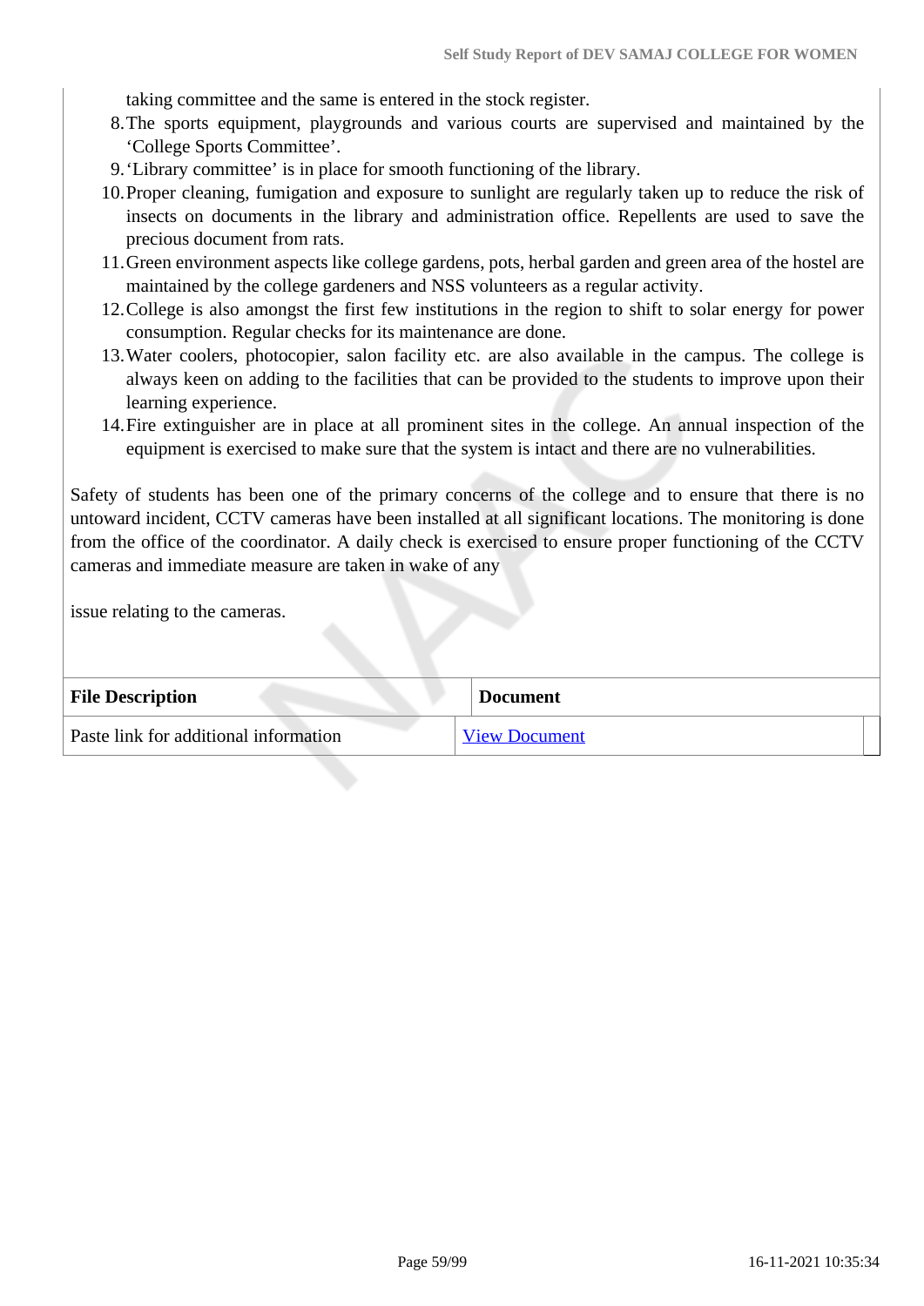taking committee and the same is entered in the stock register.

8. The sports equipment, playgrounds and various courts are supervised and maintained by the 'College Sports Committee'.
9. 'Library committee' is in place for smooth functioning of the library.
10. Proper cleaning, fumigation and exposure to sunlight are regularly taken up to reduce the risk of insects on documents in the library and administration office. Repellents are used to save the precious document from rats.
11. Green environment aspects like college gardens, pots, herbal garden and green area of the hostel are maintained by the college gardeners and NSS volunteers as a regular activity.
12. College is also amongst the first few institutions in the region to shift to solar energy for power consumption. Regular checks for its maintenance are done.
13. Water coolers, photocopier, salon facility etc. are also available in the campus. The college is always keen on adding to the facilities that can be provided to the students to improve upon their learning experience.
14. Fire extinguisher are in place at all prominent sites in the college. An annual inspection of the equipment is exercised to make sure that the system is intact and there are no vulnerabilities.

Safety of students has been one of the primary concerns of the college and to ensure that there is no untoward incident, CCTV cameras have been installed at all significant locations. The monitoring is done from the office of the coordinator. A daily check is exercised to ensure proper functioning of the CCTV cameras and immediate measure are taken in wake of any

issue relating to the cameras.

| File Description | Document |
|---|---|
| Paste link for additional information | View Document |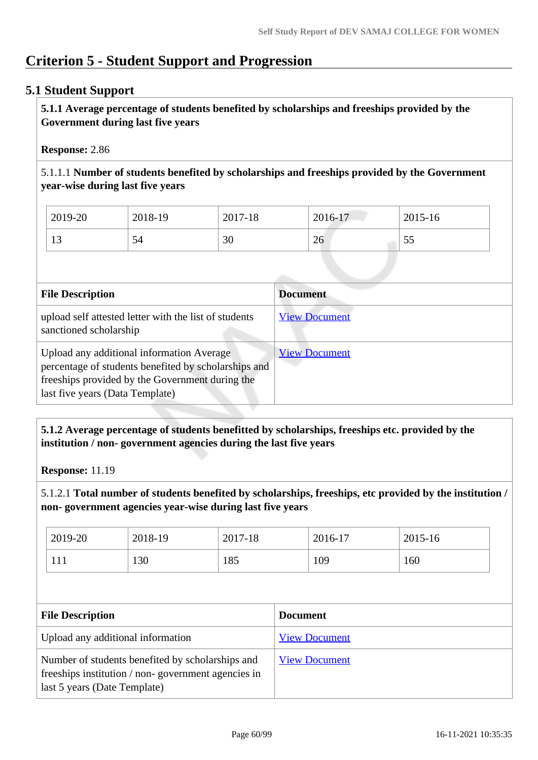# Criterion 5 - Student Support and Progression

## 5.1 Student Support

**5.1.1 Average percentage of students benefited by scholarships and freeships provided by the Government during last five years**

**Response:** 2.86

5.1.1.1 **Number of students benefited by scholarships and freeships provided by the Government year-wise during last five years**

| 2019-20 | 2018-19 | 2017-18 | 2016-17 | 2015-16 |
|---|---|---|---|---|
| 13 | 54 | 30 | 26 | 55 |

| File Description | Document |
|---|---|
| upload self attested letter with the list of students sanctioned scholarship | View Document |
| Upload any additional information Average percentage of students benefited by scholarships and freeships provided by the Government during the last five years (Data Template) | View Document |

**5.1.2 Average percentage of students benefitted by scholarships, freeships etc. provided by the institution / non- government agencies during the last five years**

**Response:** 11.19

5.1.2.1 **Total number of students benefited by scholarships, freeships, etc provided by the institution / non- government agencies year-wise during last five years**

| 2019-20 | 2018-19 | 2017-18 | 2016-17 | 2015-16 |
|---|---|---|---|---|
| 111 | 130 | 185 | 109 | 160 |

| File Description | Document |
|---|---|
| Upload any additional information | View Document |
| Number of students benefited by scholarships and freeships institution / non- government agencies in last 5 years (Date Template) | View Document |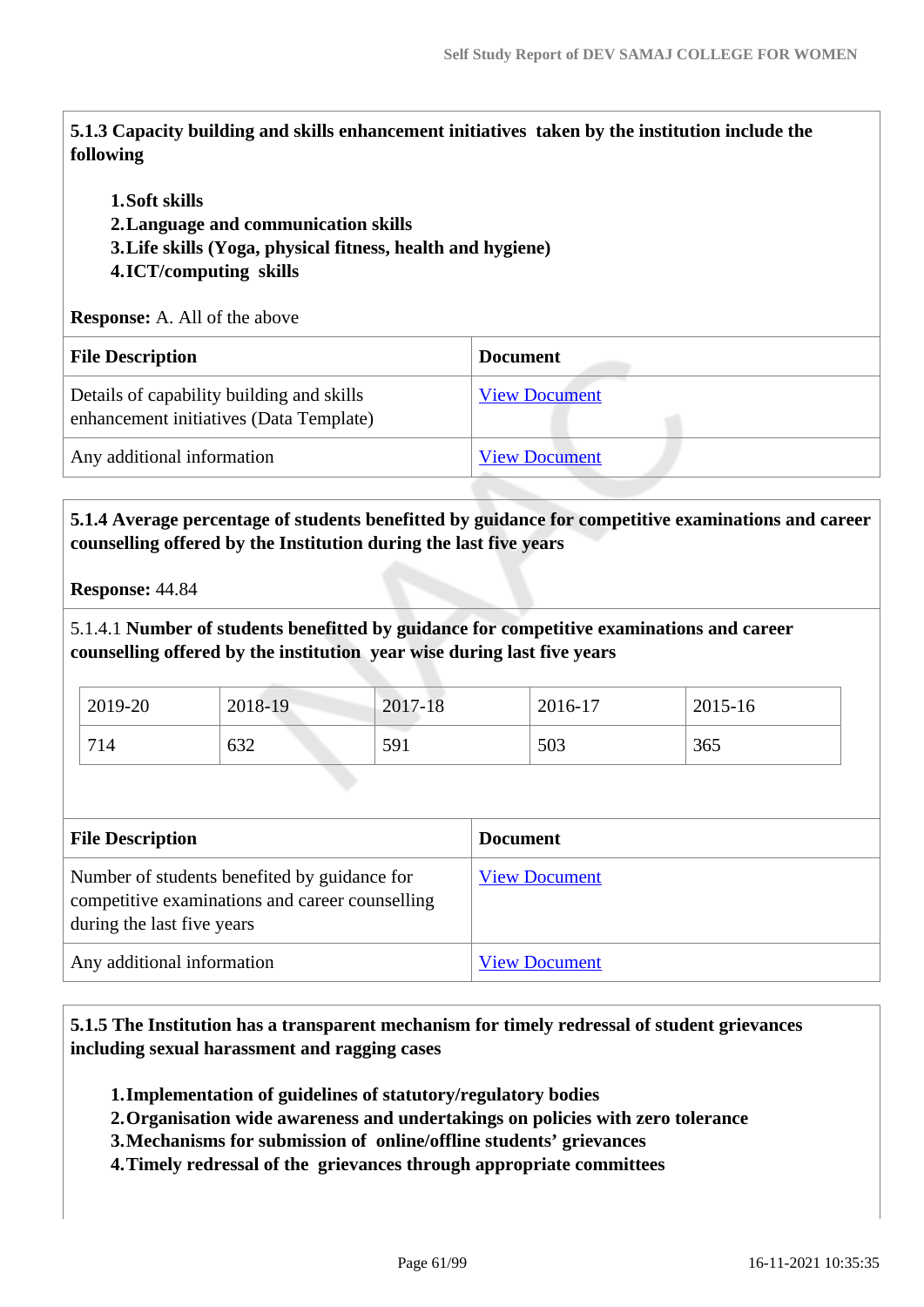**5.1.3 Capacity building and skills enhancement initiatives taken by the institution include the following**

1. **Soft skills**
2. **Language and communication skills**
3. **Life skills (Yoga, physical fitness, health and hygiene)**
4. **ICT/computing skills**

**Response:** A. All of the above

| File Description | Document |
|---|---|
| Details of capability building and skills enhancement initiatives (Data Template) | View Document |
| Any additional information | View Document |

**5.1.4 Average percentage of students benefitted by guidance for competitive examinations and career counselling offered by the Institution during the last five years**

**Response:** 44.84

5.1.4.1 **Number of students benefitted by guidance for competitive examinations and career counselling offered by the institution year wise during last five years**

| 2019-20 | 2018-19 | 2017-18 | 2016-17 | 2015-16 |
|---|---|---|---|---|
| 714 | 632 | 591 | 503 | 365 |

| File Description | Document |
|---|---|
| Number of students benefited by guidance for competitive examinations and career counselling during the last five years | View Document |
| Any additional information | View Document |

**5.1.5 The Institution has a transparent mechanism for timely redressal of student grievances including sexual harassment and ragging cases**

1. **Implementation of guidelines of statutory/regulatory bodies**
2. **Organisation wide awareness and undertakings on policies with zero tolerance**
3. **Mechanisms for submission of online/offline students' grievances**
4. **Timely redressal of the grievances through appropriate committees**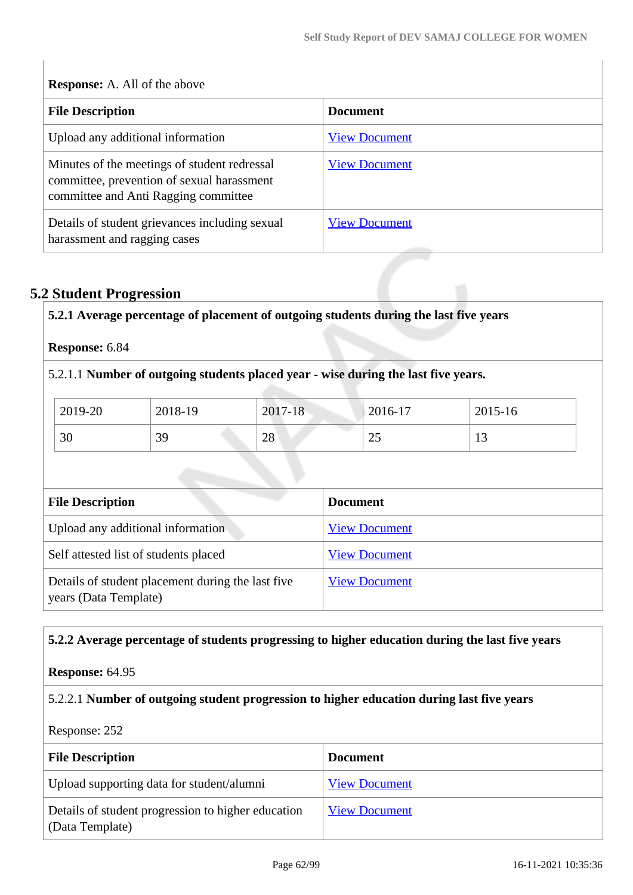**Response:** A. All of the above

| File Description | Document |
| --- | --- |
| Upload any additional information | View Document |
| Minutes of the meetings of student redressal committee, prevention of sexual harassment committee and Anti Ragging committee | View Document |
| Details of student grievances including sexual harassment and ragging cases | View Document |

## 5.2 Student Progression

**5.2.1 Average percentage of placement of outgoing students during the last five years**

**Response:** 6.84

5.2.1.1 **Number of outgoing students placed year - wise during the last five years.**

| 2019-20 | 2018-19 | 2017-18 | 2016-17 | 2015-16 |
| --- | --- | --- | --- | --- |
| 30 | 39 | 28 | 25 | 13 |

| File Description | Document |
| --- | --- |
| Upload any additional information | View Document |
| Self attested list of students placed | View Document |
| Details of student placement during the last five years (Data Template) | View Document |

**5.2.2 Average percentage of students progressing to higher education during the last five years**

**Response:** 64.95

5.2.2.1 **Number of outgoing student progression to higher education during last five years**

Response: 252

| File Description | Document |
| --- | --- |
| Upload supporting data for student/alumni | View Document |
| Details of student progression to higher education (Data Template) | View Document |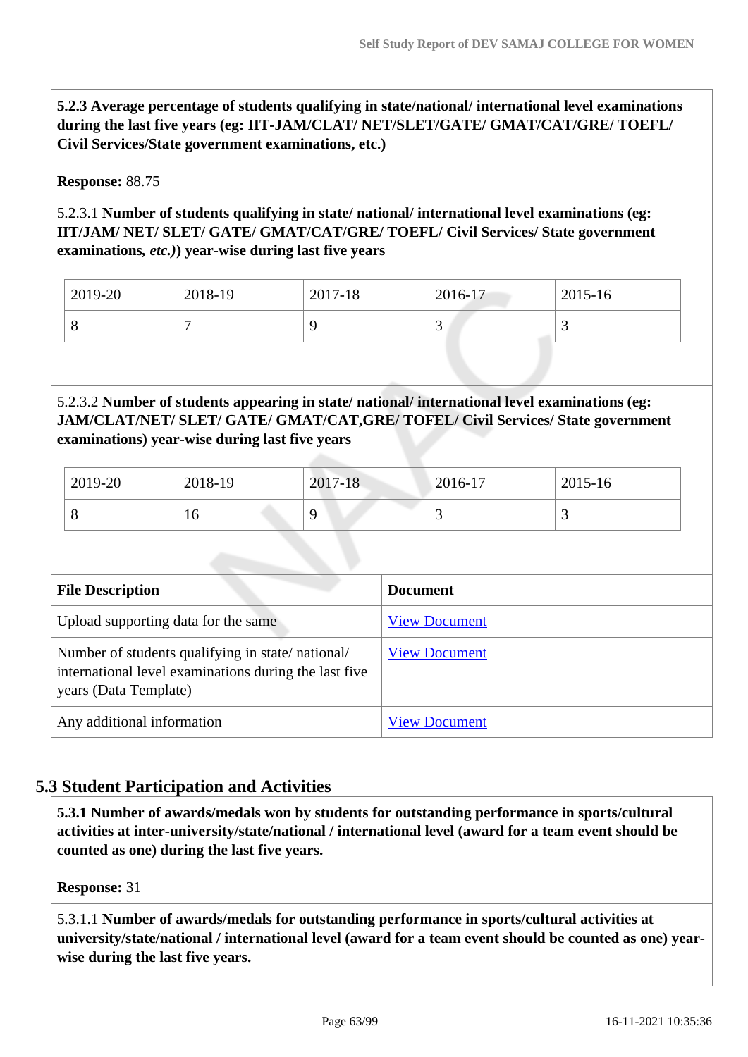**5.2.3 Average percentage of students qualifying in state/national/ international level examinations during the last five years (eg: IIT-JAM/CLAT/ NET/SLET/GATE/ GMAT/CAT/GRE/ TOEFL/ Civil Services/State government examinations, etc.)**

**Response:** 88.75

5.2.3.1 **Number of students qualifying in state/ national/ international level examinations (eg: IIT/JAM/ NET/ SLET/ GATE/ GMAT/CAT/GRE/ TOEFL/ Civil Services/ State government examinations,** ***etc.)*****) year-wise during last five years**

| 2019-20 | 2018-19 | 2017-18 | 2016-17 | 2015-16 |
|---|---|---|---|---|
| 8 | 7 | 9 | 3 | 3 |

5.2.3.2 **Number of students appearing in state/ national/ international level examinations (eg: JAM/CLAT/NET/ SLET/ GATE/ GMAT/CAT,GRE/ TOFEL/ Civil Services/ State government examinations) year-wise during last five years**

| 2019-20 | 2018-19 | 2017-18 | 2016-17 | 2015-16 |
|---|---|---|---|---|
| 8 | 16 | 9 | 3 | 3 |

| File Description | Document |
|---|---|
| Upload supporting data for the same | View Document |
| Number of students qualifying in state/ national/ international level examinations during the last five years (Data Template) | View Document |
| Any additional information | View Document |

## 5.3 Student Participation and Activities

**5.3.1 Number of awards/medals won by students for outstanding performance in sports/cultural activities at inter-university/state/national / international level (award for a team event should be counted as one) during the last five years.**

**Response:** 31

5.3.1.1 **Number of awards/medals for outstanding performance in sports/cultural activities at university/state/national / international level (award for a team event should be counted as one) year-wise during the last five years.**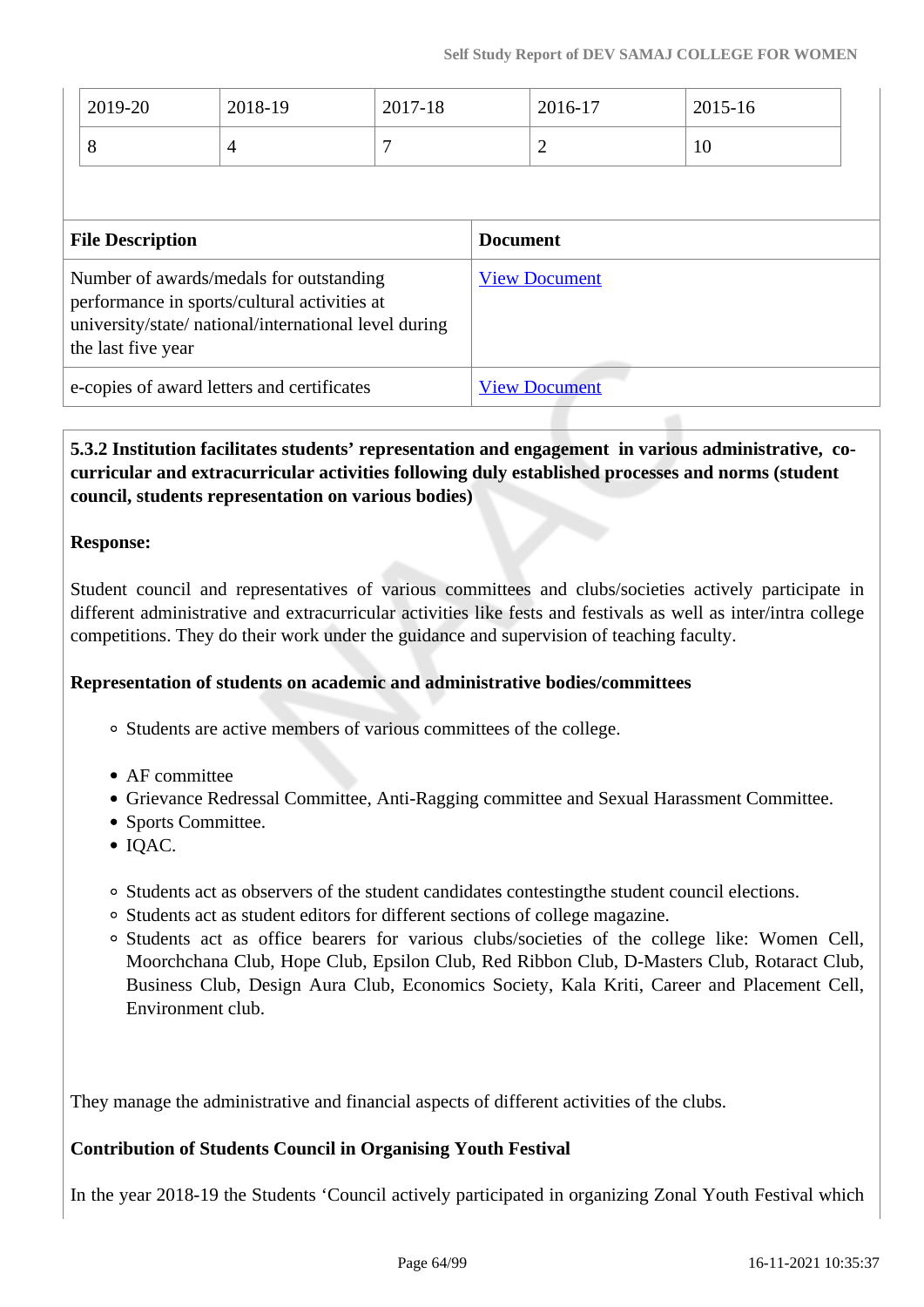| 2019-20 | 2018-19 | 2017-18 | 2016-17 | 2015-16 |
|---|---|---|---|---|
| 8 | 4 | 7 | 2 | 10 |

| File Description | Document |
|---|---|
| Number of awards/medals for outstanding performance in sports/cultural activities at university/state/ national/international level during the last five year | View Document |
| e-copies of award letters and certificates | View Document |

**5.3.2 Institution facilitates students' representation and engagement in various administrative, co-curricular and extracurricular activities following duly established processes and norms (student council, students representation on various bodies)**

**Response:**

Student council and representatives of various committees and clubs/societies actively participate in different administrative and extracurricular activities like fests and festivals as well as inter/intra college competitions. They do their work under the guidance and supervision of teaching faculty.

**Representation of students on academic and administrative bodies/committees**

- Students are active members of various committees of the college.

- AF committee
- Grievance Redressal Committee, Anti-Ragging committee and Sexual Harassment Committee.
- Sports Committee.
- IQAC.

- Students act as observers of the student candidates contestingthe student council elections.
- Students act as student editors for different sections of college magazine.
- Students act as office bearers for various clubs/societies of the college like: Women Cell, Moorchchana Club, Hope Club, Epsilon Club, Red Ribbon Club, D-Masters Club, Rotaract Club, Business Club, Design Aura Club, Economics Society, Kala Kriti, Career and Placement Cell, Environment club.

They manage the administrative and financial aspects of different activities of the clubs.

**Contribution of Students Council in Organising Youth Festival**

In the year 2018-19 the Students 'Council actively participated in organizing Zonal Youth Festival which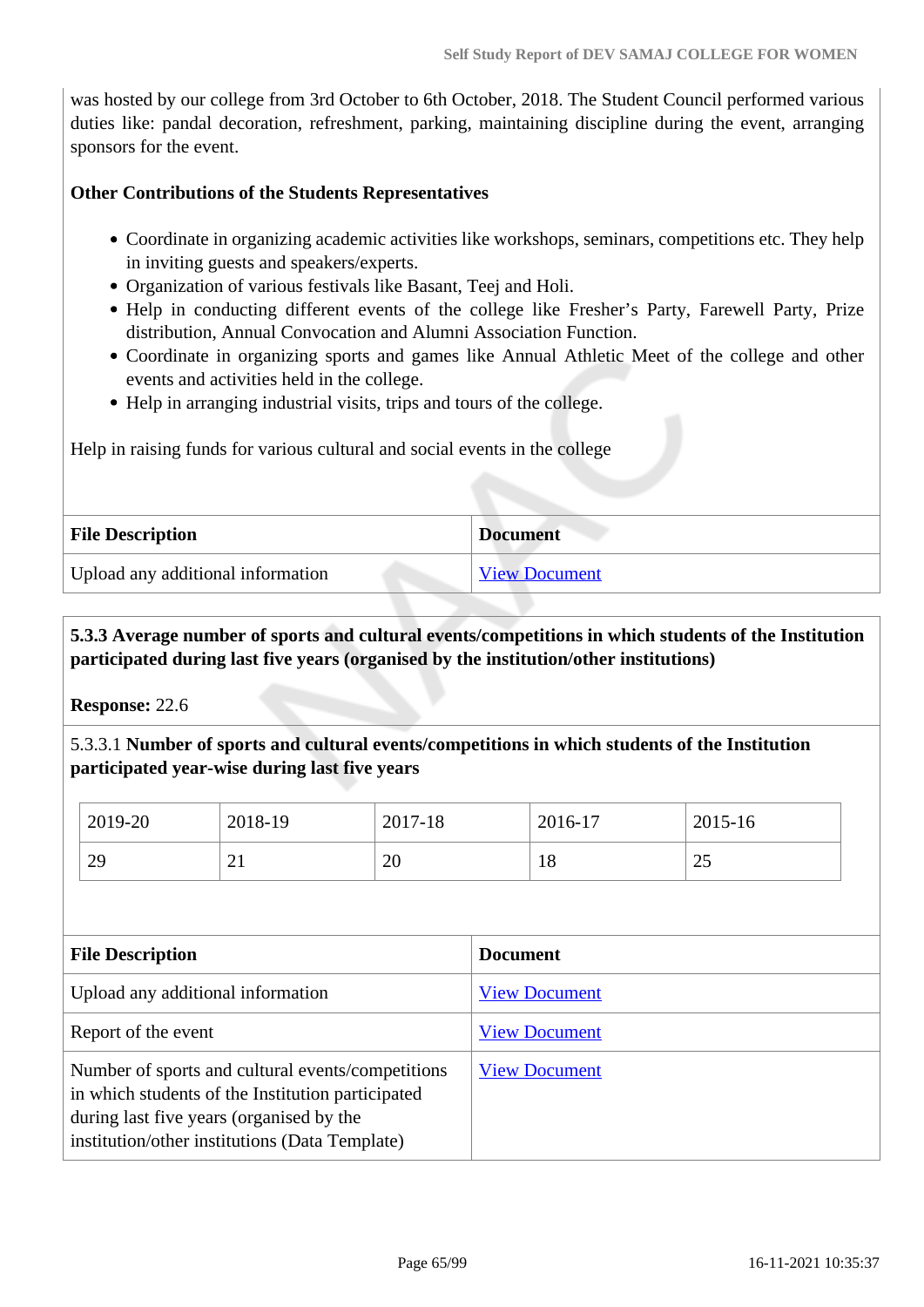was hosted by our college from 3rd October to 6th October, 2018. The Student Council performed various duties like: pandal decoration, refreshment, parking, maintaining discipline during the event, arranging sponsors for the event.

**Other Contributions of the Students Representatives**

- Coordinate in organizing academic activities like workshops, seminars, competitions etc. They help in inviting guests and speakers/experts.
- Organization of various festivals like Basant, Teej and Holi.
- Help in conducting different events of the college like Fresher's Party, Farewell Party, Prize distribution, Annual Convocation and Alumni Association Function.
- Coordinate in organizing sports and games like Annual Athletic Meet of the college and other events and activities held in the college.
- Help in arranging industrial visits, trips and tours of the college.

Help in raising funds for various cultural and social events in the college

| File Description | Document |
|---|---|
| Upload any additional information | View Document |

**5.3.3 Average number of sports and cultural events/competitions in which students of the Institution participated during last five years (organised by the institution/other institutions)**

**Response:** 22.6

5.3.3.1 **Number of sports and cultural events/competitions in which students of the Institution participated year-wise during last five years**

| 2019-20 | 2018-19 | 2017-18 | 2016-17 | 2015-16 |
|---|---|---|---|---|
| 29 | 21 | 20 | 18 | 25 |

| File Description | Document |
|---|---|
| Upload any additional information | View Document |
| Report of the event | View Document |
| Number of sports and cultural events/competitions in which students of the Institution participated during last five years (organised by the institution/other institutions (Data Template) | View Document |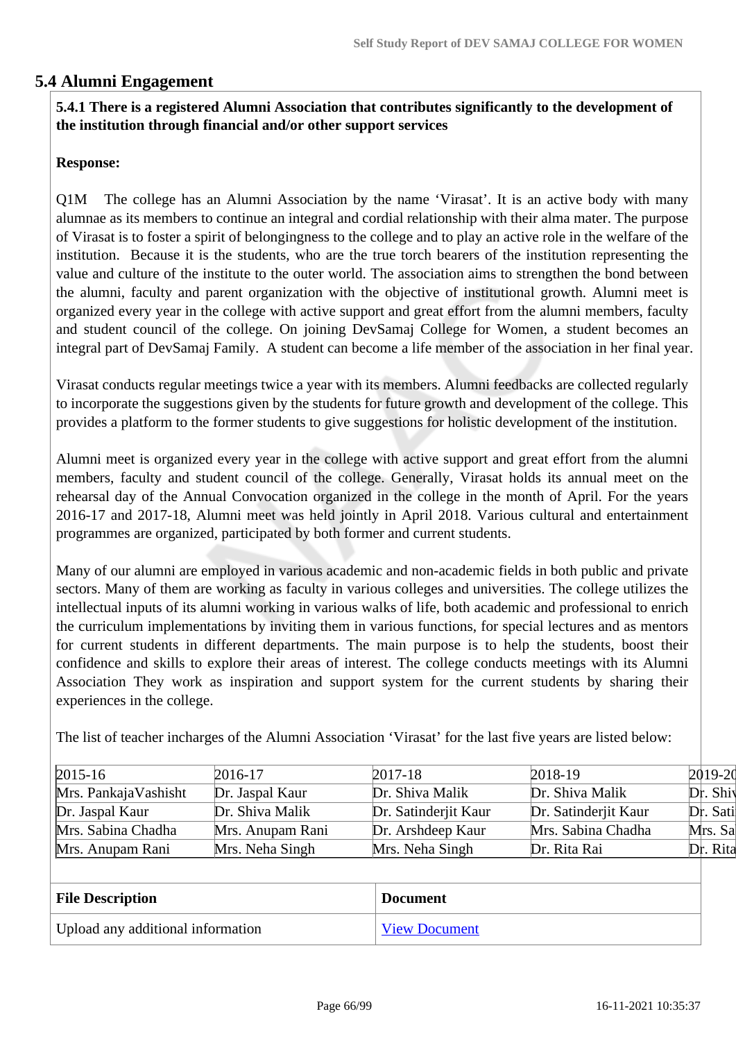## 5.4 Alumni Engagement

**5.4.1 There is a registered Alumni Association that contributes significantly to the development of the institution through financial and/or other support services**

**Response:**

Q1M The college has an Alumni Association by the name 'Virasat'. It is an active body with many alumnae as its members to continue an integral and cordial relationship with their alma mater. The purpose of Virasat is to foster a spirit of belongingness to the college and to play an active role in the welfare of the institution. Because it is the students, who are the true torch bearers of the institution representing the value and culture of the institute to the outer world. The association aims to strengthen the bond between the alumni, faculty and parent organization with the objective of institutional growth. Alumni meet is organized every year in the college with active support and great effort from the alumni members, faculty and student council of the college. On joining DevSamaj College for Women, a student becomes an integral part of DevSamaj Family. A student can become a life member of the association in her final year.

Virasat conducts regular meetings twice a year with its members. Alumni feedbacks are collected regularly to incorporate the suggestions given by the students for future growth and development of the college. This provides a platform to the former students to give suggestions for holistic development of the institution.

Alumni meet is organized every year in the college with active support and great effort from the alumni members, faculty and student council of the college. Generally, Virasat holds its annual meet on the rehearsal day of the Annual Convocation organized in the college in the month of April. For the years 2016-17 and 2017-18, Alumni meet was held jointly in April 2018. Various cultural and entertainment programmes are organized, participated by both former and current students.

Many of our alumni are employed in various academic and non-academic fields in both public and private sectors. Many of them are working as faculty in various colleges and universities. The college utilizes the intellectual inputs of its alumni working in various walks of life, both academic and professional to enrich the curriculum implementations by inviting them in various functions, for special lectures and as mentors for current students in different departments. The main purpose is to help the students, boost their confidence and skills to explore their areas of interest. The college conducts meetings with its Alumni Association They work as inspiration and support system for the current students by sharing their experiences in the college.

The list of teacher incharges of the Alumni Association 'Virasat' for the last five years are listed below:

| 2015-16 | 2016-17 | 2017-18 | 2018-19 | 2019-20 |
|---|---|---|---|---|
| Mrs. PankajaVashisht | Dr. Jaspal Kaur | Dr. Shiva Malik | Dr. Shiva Malik | Dr. Shiv |
| Dr. Jaspal Kaur | Dr. Shiva Malik | Dr. Satinderjit Kaur | Dr. Satinderjit Kaur | Dr. Sati |
| Mrs. Sabina Chadha | Mrs. Anupam Rani | Dr. Arshdeep Kaur | Mrs. Sabina Chadha | Mrs. Sa |
| Mrs. Anupam Rani | Mrs. Neha Singh | Mrs. Neha Singh | Dr. Rita Rai | Dr. Rita |

| File Description | Document |
|---|---|
| Upload any additional information | View Document |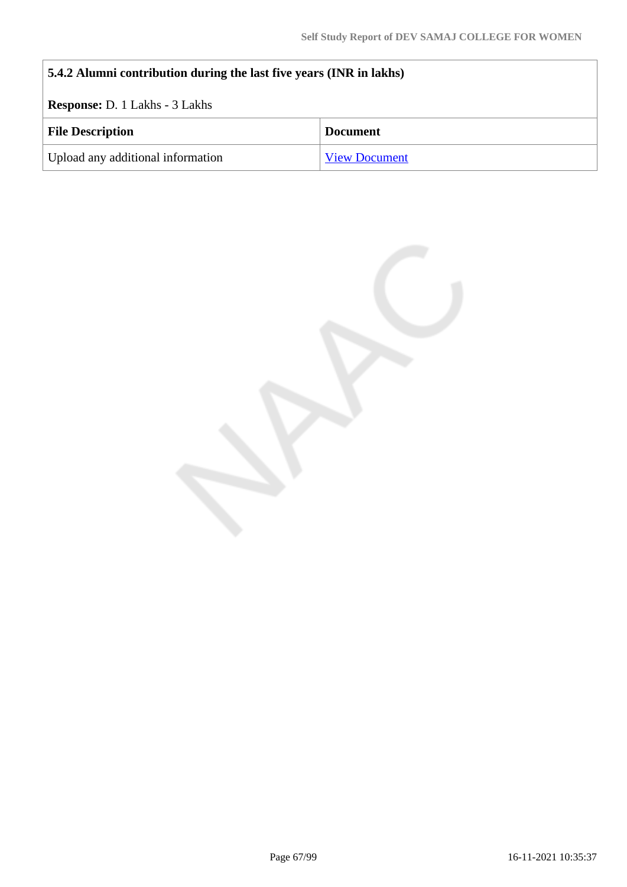**5.4.2 Alumni contribution during the last five years (INR in lakhs)**

**Response:** D. 1 Lakhs - 3 Lakhs

| File Description | Document |
| --- | --- |
| Upload any additional information | View Document |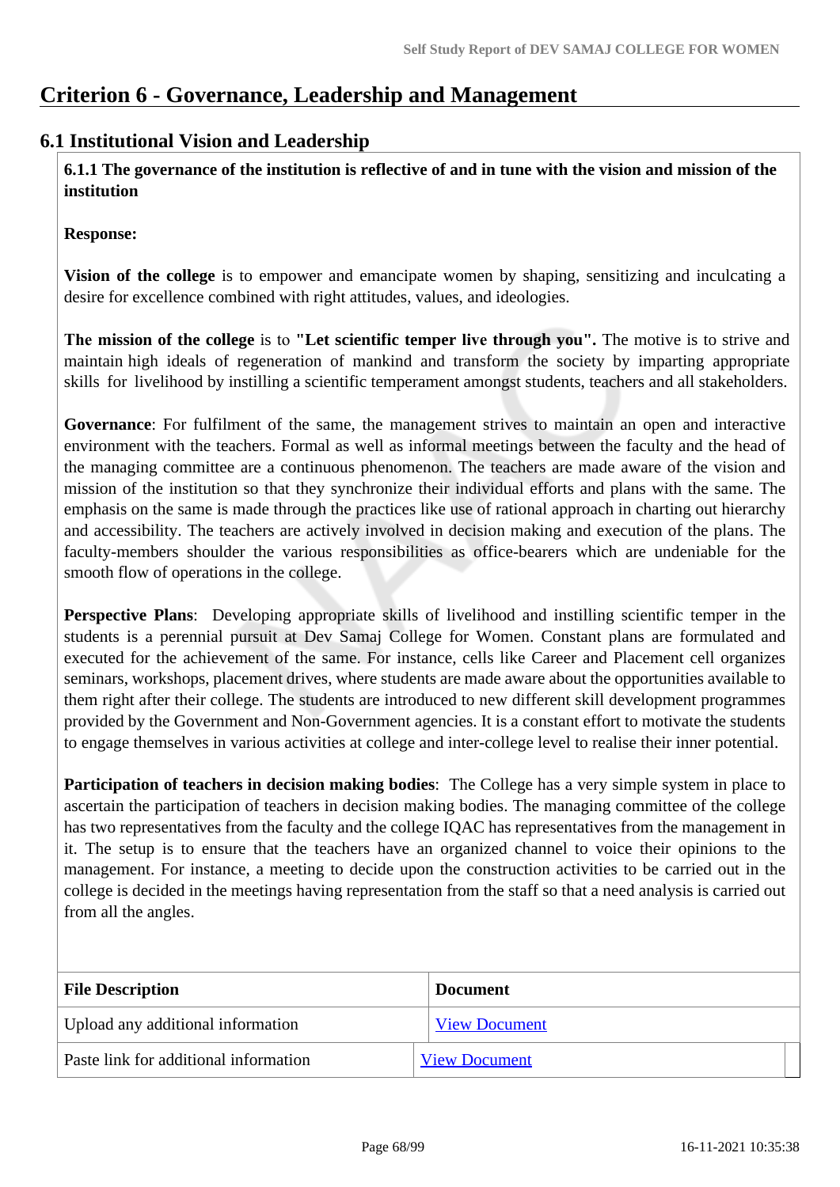# Criterion 6 - Governance, Leadership and Management

## 6.1 Institutional Vision and Leadership

**6.1.1 The governance of the institution is reflective of and in tune with the vision and mission of the institution**

**Response:**

**Vision of the college** is to empower and emancipate women by shaping, sensitizing and inculcating a desire for excellence combined with right attitudes, values, and ideologies.

**The mission of the college** is to **"Let scientific temper live through you".** The motive is to strive and maintain high ideals of regeneration of mankind and transform the society by imparting appropriate skills for livelihood by instilling a scientific temperament amongst students, teachers and all stakeholders.

**Governance**: For fulfilment of the same, the management strives to maintain an open and interactive environment with the teachers. Formal as well as informal meetings between the faculty and the head of the managing committee are a continuous phenomenon. The teachers are made aware of the vision and mission of the institution so that they synchronize their individual efforts and plans with the same. The emphasis on the same is made through the practices like use of rational approach in charting out hierarchy and accessibility. The teachers are actively involved in decision making and execution of the plans. The faculty-members shoulder the various responsibilities as office-bearers which are undeniable for the smooth flow of operations in the college.

**Perspective Plans**: Developing appropriate skills of livelihood and instilling scientific temper in the students is a perennial pursuit at Dev Samaj College for Women. Constant plans are formulated and executed for the achievement of the same. For instance, cells like Career and Placement cell organizes seminars, workshops, placement drives, where students are made aware about the opportunities available to them right after their college. The students are introduced to new different skill development programmes provided by the Government and Non-Government agencies. It is a constant effort to motivate the students to engage themselves in various activities at college and inter-college level to realise their inner potential.

**Participation of teachers in decision making bodies**: The College has a very simple system in place to ascertain the participation of teachers in decision making bodies. The managing committee of the college has two representatives from the faculty and the college IQAC has representatives from the management in it. The setup is to ensure that the teachers have an organized channel to voice their opinions to the management. For instance, a meeting to decide upon the construction activities to be carried out in the college is decided in the meetings having representation from the staff so that a need analysis is carried out from all the angles.

| File Description | Document |
|---|---|
| Upload any additional information | View Document |
| Paste link for additional information | View Document |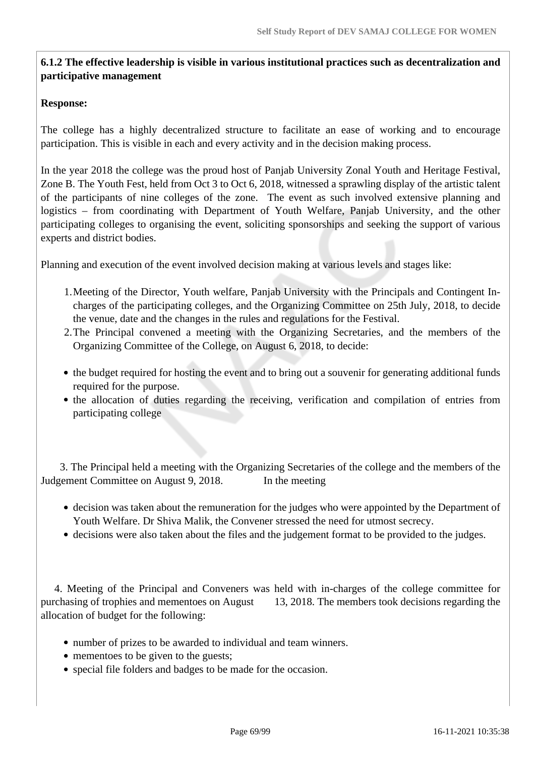**6.1.2 The effective leadership is visible in various institutional practices such as decentralization and participative management**

**Response:**

The college has a highly decentralized structure to facilitate an ease of working and to encourage participation. This is visible in each and every activity and in the decision making process.

In the year 2018 the college was the proud host of Panjab University Zonal Youth and Heritage Festival, Zone B. The Youth Fest, held from Oct 3 to Oct 6, 2018, witnessed a sprawling display of the artistic talent of the participants of nine colleges of the zone. The event as such involved extensive planning and logistics – from coordinating with Department of Youth Welfare, Panjab University, and the other participating colleges to organising the event, soliciting sponsorships and seeking the support of various experts and district bodies.

Planning and execution of the event involved decision making at various levels and stages like:

1. Meeting of the Director, Youth welfare, Panjab University with the Principals and Contingent In-charges of the participating colleges, and the Organizing Committee on 25th July, 2018, to decide the venue, date and the changes in the rules and regulations for the Festival.
2. The Principal convened a meeting with the Organizing Secretaries, and the members of the Organizing Committee of the College, on August 6, 2018, to decide:

- the budget required for hosting the event and to bring out a souvenir for generating additional funds required for the purpose.
- the allocation of duties regarding the receiving, verification and compilation of entries from participating college

3. The Principal held a meeting with the Organizing Secretaries of the college and the members of the Judgement Committee on August 9, 2018. In the meeting

- decision was taken about the remuneration for the judges who were appointed by the Department of Youth Welfare. Dr Shiva Malik, the Convener stressed the need for utmost secrecy.
- decisions were also taken about the files and the judgement format to be provided to the judges.

4. Meeting of the Principal and Conveners was held with in-charges of the college committee for purchasing of trophies and mementoes on August 13, 2018. The members took decisions regarding the allocation of budget for the following:

- number of prizes to be awarded to individual and team winners.
- mementoes to be given to the guests;
- special file folders and badges to be made for the occasion.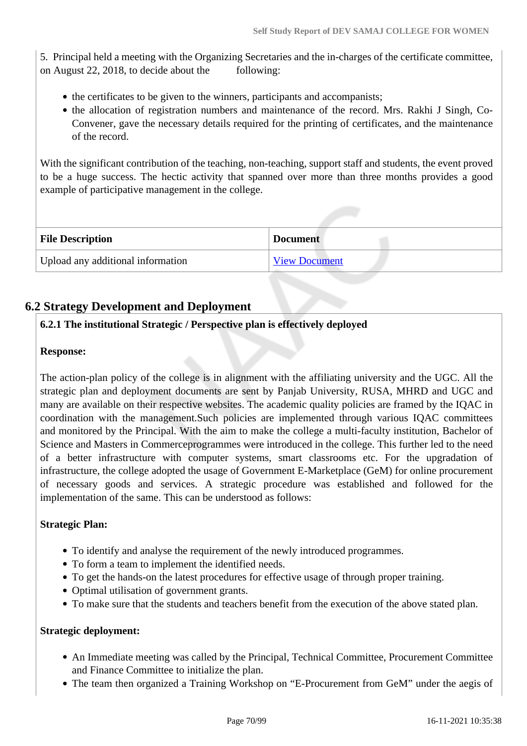5. Principal held a meeting with the Organizing Secretaries and the in-charges of the certificate committee, on August 22, 2018, to decide about the following:

- the certificates to be given to the winners, participants and accompanists;
- the allocation of registration numbers and maintenance of the record. Mrs. Rakhi J Singh, Co-Convener, gave the necessary details required for the printing of certificates, and the maintenance of the record.

With the significant contribution of the teaching, non-teaching, support staff and students, the event proved to be a huge success. The hectic activity that spanned over more than three months provides a good example of participative management in the college.

| File Description | Document |
| --- | --- |
| Upload any additional information | View Document |

## 6.2 Strategy Development and Deployment

**6.2.1 The institutional Strategic / Perspective plan is effectively deployed**

**Response:**

The action-plan policy of the college is in alignment with the affiliating university and the UGC. All the strategic plan and deployment documents are sent by Panjab University, RUSA, MHRD and UGC and many are available on their respective websites. The academic quality policies are framed by the IQAC in coordination with the management.Such policies are implemented through various IQAC committees and monitored by the Principal. With the aim to make the college a multi-faculty institution, Bachelor of Science and Masters in Commerceprogrammes were introduced in the college. This further led to the need of a better infrastructure with computer systems, smart classrooms etc. For the upgradation of infrastructure, the college adopted the usage of Government E-Marketplace (GeM) for online procurement of necessary goods and services. A strategic procedure was established and followed for the implementation of the same. This can be understood as follows:

**Strategic Plan:**

- To identify and analyse the requirement of the newly introduced programmes.
- To form a team to implement the identified needs.
- To get the hands-on the latest procedures for effective usage of through proper training.
- Optimal utilisation of government grants.
- To make sure that the students and teachers benefit from the execution of the above stated plan.

**Strategic deployment:**

- An Immediate meeting was called by the Principal, Technical Committee, Procurement Committee and Finance Committee to initialize the plan.
- The team then organized a Training Workshop on “E-Procurement from GeM” under the aegis of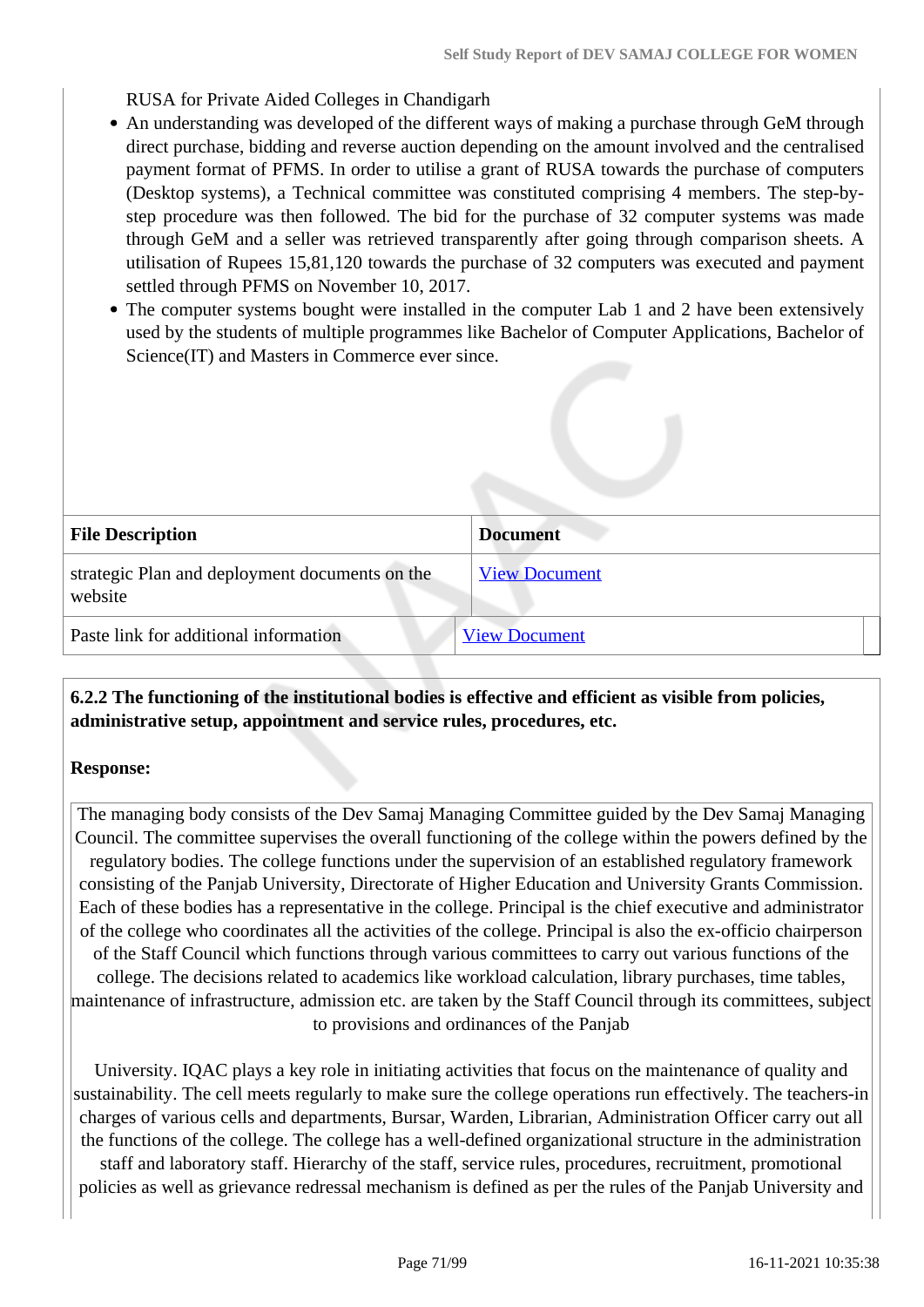RUSA for Private Aided Colleges in Chandigarh

- An understanding was developed of the different ways of making a purchase through GeM through direct purchase, bidding and reverse auction depending on the amount involved and the centralised payment format of PFMS. In order to utilise a grant of RUSA towards the purchase of computers (Desktop systems), a Technical committee was constituted comprising 4 members. The step-by-step procedure was then followed. The bid for the purchase of 32 computer systems was made through GeM and a seller was retrieved transparently after going through comparison sheets. A utilisation of Rupees 15,81,120 towards the purchase of 32 computers was executed and payment settled through PFMS on November 10, 2017.
- The computer systems bought were installed in the computer Lab 1 and 2 have been extensively used by the students of multiple programmes like Bachelor of Computer Applications, Bachelor of Science(IT) and Masters in Commerce ever since.

| File Description | Document |
|---|---|
| strategic Plan and deployment documents on the website | View Document |
| Paste link for additional information | View Document |

**6.2.2 The functioning of the institutional bodies is effective and efficient as visible from policies, administrative setup, appointment and service rules, procedures, etc.**

**Response:**

The managing body consists of the Dev Samaj Managing Committee guided by the Dev Samaj Managing Council. The committee supervises the overall functioning of the college within the powers defined by the regulatory bodies. The college functions under the supervision of an established regulatory framework consisting of the Panjab University, Directorate of Higher Education and University Grants Commission. Each of these bodies has a representative in the college. Principal is the chief executive and administrator of the college who coordinates all the activities of the college. Principal is also the ex-officio chairperson of the Staff Council which functions through various committees to carry out various functions of the college. The decisions related to academics like workload calculation, library purchases, time tables, maintenance of infrastructure, admission etc. are taken by the Staff Council through its committees, subject to provisions and ordinances of the Panjab

University. IQAC plays a key role in initiating activities that focus on the maintenance of quality and sustainability. The cell meets regularly to make sure the college operations run effectively. The teachers-in charges of various cells and departments, Bursar, Warden, Librarian, Administration Officer carry out all the functions of the college. The college has a well-defined organizational structure in the administration staff and laboratory staff. Hierarchy of the staff, service rules, procedures, recruitment, promotional policies as well as grievance redressal mechanism is defined as per the rules of the Panjab University and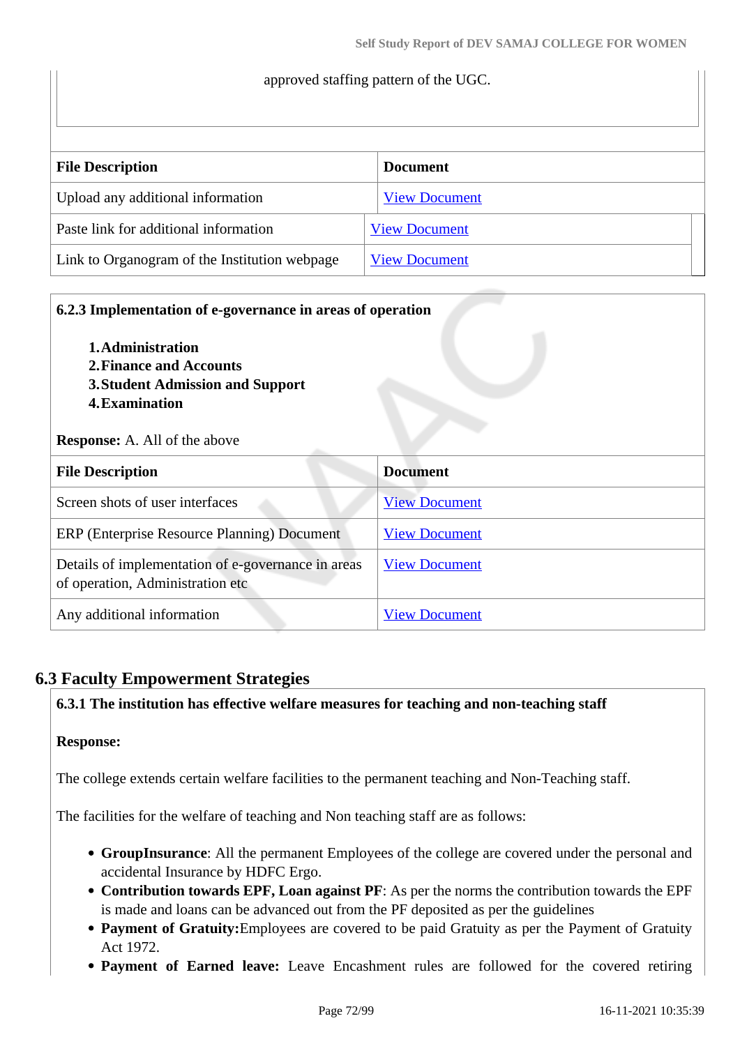approved staffing pattern of the UGC.

| File Description | Document |
| --- | --- |
| Upload any additional information | View Document |
| Paste link for additional information | View Document |
| Link to Organogram of the Institution webpage | View Document |

**6.2.3 Implementation of e-governance in areas of operation**

1. **Administration**
2. **Finance and Accounts**
3. **Student Admission and Support**
4. **Examination**

**Response:** A. All of the above

| File Description | Document |
| --- | --- |
| Screen shots of user interfaces | View Document |
| ERP (Enterprise Resource Planning) Document | View Document |
| Details of implementation of e-governance in areas of operation, Administration etc | View Document |
| Any additional information | View Document |

## 6.3 Faculty Empowerment Strategies

**6.3.1 The institution has effective welfare measures for teaching and non-teaching staff**

**Response:**

The college extends certain welfare facilities to the permanent teaching and Non-Teaching staff.

The facilities for the welfare of teaching and Non teaching staff are as follows:

- **GroupInsurance**: All the permanent Employees of the college are covered under the personal and accidental Insurance by HDFC Ergo.
- **Contribution towards EPF, Loan against PF**: As per the norms the contribution towards the EPF is made and loans can be advanced out from the PF deposited as per the guidelines
- **Payment of Gratuity:**Employees are covered to be paid Gratuity as per the Payment of Gratuity Act 1972.
- **Payment of Earned leave:** Leave Encashment rules are followed for the covered retiring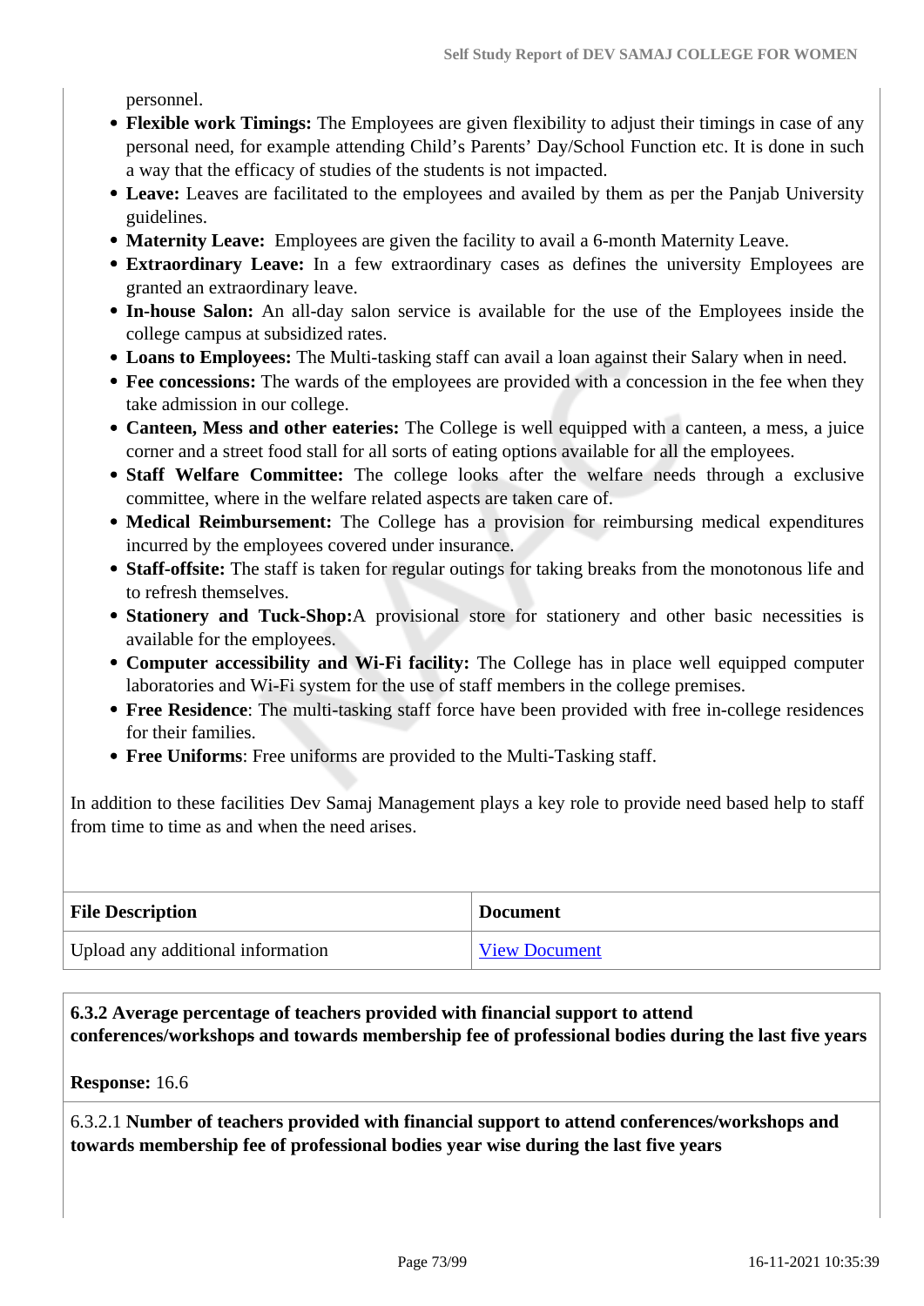personnel.

- **Flexible work Timings:** The Employees are given flexibility to adjust their timings in case of any personal need, for example attending Child's Parents' Day/School Function etc. It is done in such a way that the efficacy of studies of the students is not impacted.
- **Leave:** Leaves are facilitated to the employees and availed by them as per the Panjab University guidelines.
- **Maternity Leave:** Employees are given the facility to avail a 6-month Maternity Leave.
- **Extraordinary Leave:** In a few extraordinary cases as defines the university Employees are granted an extraordinary leave.
- **In-house Salon:** An all-day salon service is available for the use of the Employees inside the college campus at subsidized rates.
- **Loans to Employees:** The Multi-tasking staff can avail a loan against their Salary when in need.
- **Fee concessions:** The wards of the employees are provided with a concession in the fee when they take admission in our college.
- **Canteen, Mess and other eateries:** The College is well equipped with a canteen, a mess, a juice corner and a street food stall for all sorts of eating options available for all the employees.
- **Staff Welfare Committee:** The college looks after the welfare needs through a exclusive committee, where in the welfare related aspects are taken care of.
- **Medical Reimbursement:** The College has a provision for reimbursing medical expenditures incurred by the employees covered under insurance.
- **Staff-offsite:** The staff is taken for regular outings for taking breaks from the monotonous life and to refresh themselves.
- **Stationery and Tuck-Shop:**A provisional store for stationery and other basic necessities is available for the employees.
- **Computer accessibility and Wi-Fi facility:** The College has in place well equipped computer laboratories and Wi-Fi system for the use of staff members in the college premises.
- **Free Residence**: The multi-tasking staff force have been provided with free in-college residences for their families.
- **Free Uniforms**: Free uniforms are provided to the Multi-Tasking staff.

In addition to these facilities Dev Samaj Management plays a key role to provide need based help to staff from time to time as and when the need arises.

| File Description | Document |
|---|---|
| Upload any additional information | View Document |

**6.3.2 Average percentage of teachers provided with financial support to attend conferences/workshops and towards membership fee of professional bodies during the last five years**

**Response:** 16.6

6.3.2.1 **Number of teachers provided with financial support to attend conferences/workshops and towards membership fee of professional bodies year wise during the last five years**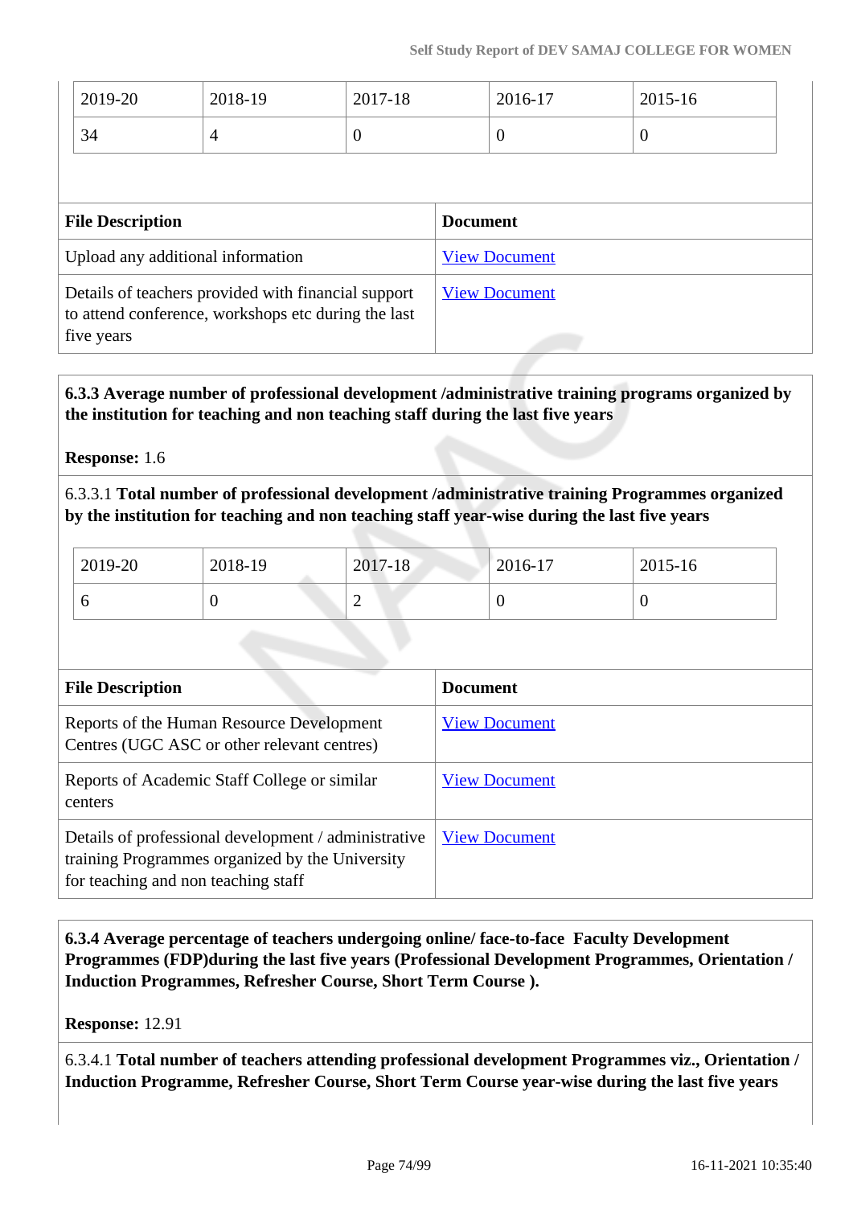| 2019-20 | 2018-19 | 2017-18 | 2016-17 | 2015-16 |
|---|---|---|---|---|
| 34 | 4 | 0 | 0 | 0 |

| File Description | Document |
|---|---|
| Upload any additional information | View Document |
| Details of teachers provided with financial support to attend conference, workshops etc during the last five years | View Document |

**6.3.3 Average number of professional development /administrative training programs organized by the institution for teaching and non teaching staff during the last five years**

**Response:** 1.6

6.3.3.1 **Total number of professional development /administrative training Programmes organized by the institution for teaching and non teaching staff year-wise during the last five years**

| 2019-20 | 2018-19 | 2017-18 | 2016-17 | 2015-16 |
|---|---|---|---|---|
| 6 | 0 | 2 | 0 | 0 |

| File Description | Document |
|---|---|
| Reports of the Human Resource Development Centres (UGC ASC or other relevant centres) | View Document |
| Reports of Academic Staff College or similar centers | View Document |
| Details of professional development / administrative training Programmes organized by the University for teaching and non teaching staff | View Document |

**6.3.4 Average percentage of teachers undergoing online/ face-to-face Faculty Development Programmes (FDP)during the last five years (Professional Development Programmes, Orientation / Induction Programmes, Refresher Course, Short Term Course ).**

**Response:** 12.91

6.3.4.1 **Total number of teachers attending professional development Programmes viz., Orientation / Induction Programme, Refresher Course, Short Term Course year-wise during the last five years**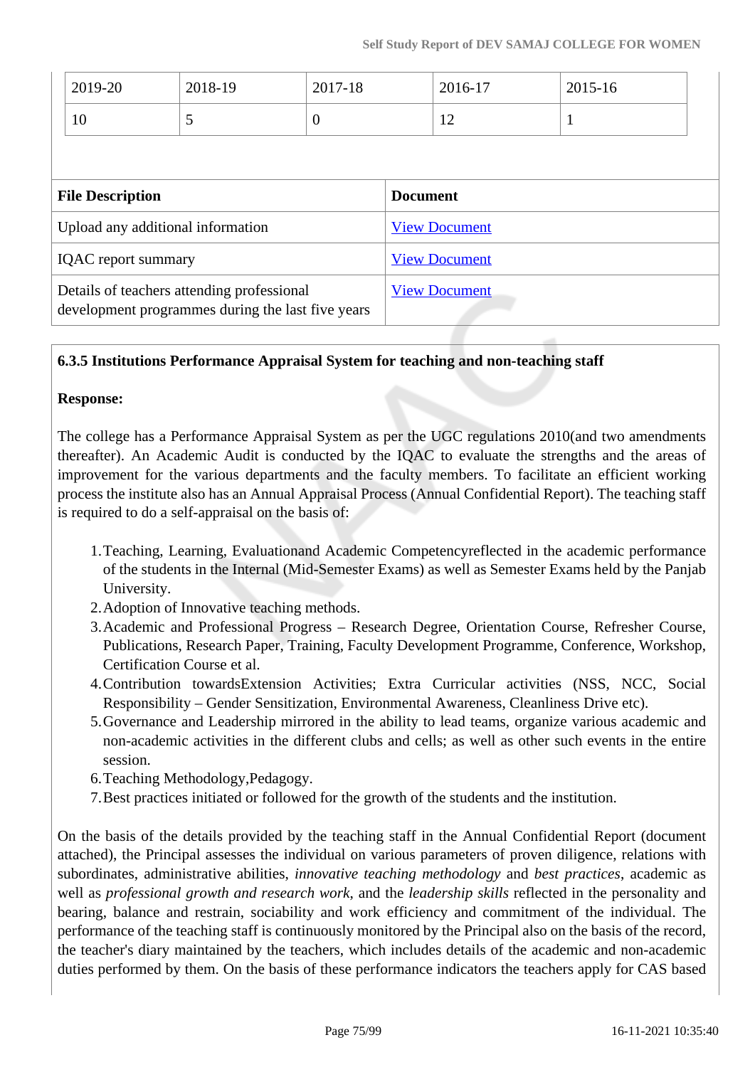| 2019-20 | 2018-19 | 2017-18 | 2016-17 | 2015-16 |
|---|---|---|---|---|
| 10 | 5 | 0 | 12 | 1 |

| File Description | Document |
|---|---|
| Upload any additional information | View Document |
| IQAC report summary | View Document |
| Details of teachers attending professional development programmes during the last five years | View Document |

**6.3.5 Institutions Performance Appraisal System for teaching and non-teaching staff**

**Response:**

The college has a Performance Appraisal System as per the UGC regulations 2010(and two amendments thereafter). An Academic Audit is conducted by the IQAC to evaluate the strengths and the areas of improvement for the various departments and the faculty members. To facilitate an efficient working process the institute also has an Annual Appraisal Process (Annual Confidential Report). The teaching staff is required to do a self-appraisal on the basis of:

1. Teaching, Learning, Evaluationand Academic Competencyreflected in the academic performance of the students in the Internal (Mid-Semester Exams) as well as Semester Exams held by the Panjab University.
2. Adoption of Innovative teaching methods.
3. Academic and Professional Progress – Research Degree, Orientation Course, Refresher Course, Publications, Research Paper, Training, Faculty Development Programme, Conference, Workshop, Certification Course et al.
4. Contribution towardsExtension Activities; Extra Curricular activities (NSS, NCC, Social Responsibility – Gender Sensitization, Environmental Awareness, Cleanliness Drive etc).
5. Governance and Leadership mirrored in the ability to lead teams, organize various academic and non-academic activities in the different clubs and cells; as well as other such events in the entire session.
6. Teaching Methodology,Pedagogy.
7. Best practices initiated or followed for the growth of the students and the institution.

On the basis of the details provided by the teaching staff in the Annual Confidential Report (document attached), the Principal assesses the individual on various parameters of proven diligence, relations with subordinates, administrative abilities, *innovative teaching methodology* and *best practices*, academic as well as *professional growth and research work*, and the *leadership skills* reflected in the personality and bearing, balance and restrain, sociability and work efficiency and commitment of the individual. The performance of the teaching staff is continuously monitored by the Principal also on the basis of the record, the teacher's diary maintained by the teachers, which includes details of the academic and non-academic duties performed by them. On the basis of these performance indicators the teachers apply for CAS based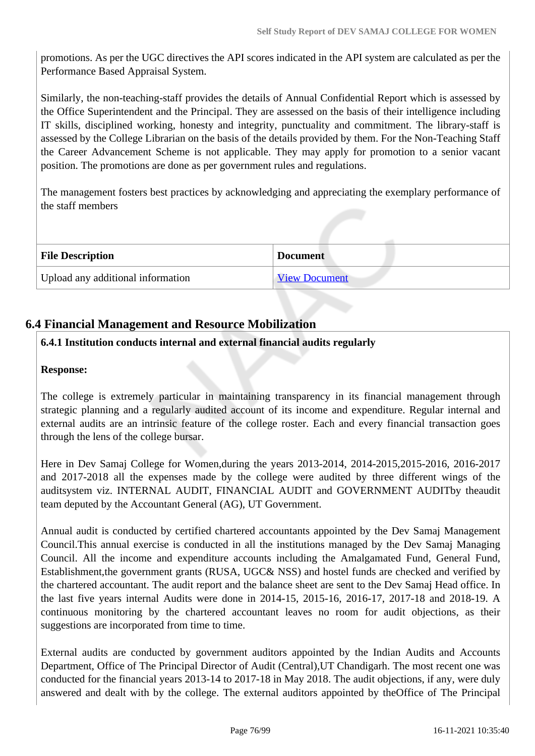promotions. As per the UGC directives the API scores indicated in the API system are calculated as per the Performance Based Appraisal System.

Similarly, the non-teaching-staff provides the details of Annual Confidential Report which is assessed by the Office Superintendent and the Principal. They are assessed on the basis of their intelligence including IT skills, disciplined working, honesty and integrity, punctuality and commitment. The library-staff is assessed by the College Librarian on the basis of the details provided by them. For the Non-Teaching Staff the Career Advancement Scheme is not applicable. They may apply for promotion to a senior vacant position. The promotions are done as per government rules and regulations.

The management fosters best practices by acknowledging and appreciating the exemplary performance of the staff members

| File Description | Document |
|---|---|
| Upload any additional information | View Document |

## 6.4 Financial Management and Resource Mobilization

**6.4.1 Institution conducts internal and external financial audits regularly**

**Response:**

The college is extremely particular in maintaining transparency in its financial management through strategic planning and a regularly audited account of its income and expenditure. Regular internal and external audits are an intrinsic feature of the college roster. Each and every financial transaction goes through the lens of the college bursar.

Here in Dev Samaj College for Women,during the years 2013-2014, 2014-2015,2015-2016, 2016-2017 and 2017-2018 all the expenses made by the college were audited by three different wings of the auditsystem viz. INTERNAL AUDIT, FINANCIAL AUDIT and GOVERNMENT AUDITby theaudit team deputed by the Accountant General (AG), UT Government.

Annual audit is conducted by certified chartered accountants appointed by the Dev Samaj Management Council.This annual exercise is conducted in all the institutions managed by the Dev Samaj Managing Council. All the income and expenditure accounts including the Amalgamated Fund, General Fund, Establishment,the government grants (RUSA, UGC& NSS) and hostel funds are checked and verified by the chartered accountant. The audit report and the balance sheet are sent to the Dev Samaj Head office. In the last five years internal Audits were done in 2014-15, 2015-16, 2016-17, 2017-18 and 2018-19. A continuous monitoring by the chartered accountant leaves no room for audit objections, as their suggestions are incorporated from time to time.

External audits are conducted by government auditors appointed by the Indian Audits and Accounts Department, Office of The Principal Director of Audit (Central),UT Chandigarh. The most recent one was conducted for the financial years 2013-14 to 2017-18 in May 2018. The audit objections, if any, were duly answered and dealt with by the college. The external auditors appointed by theOffice of The Principal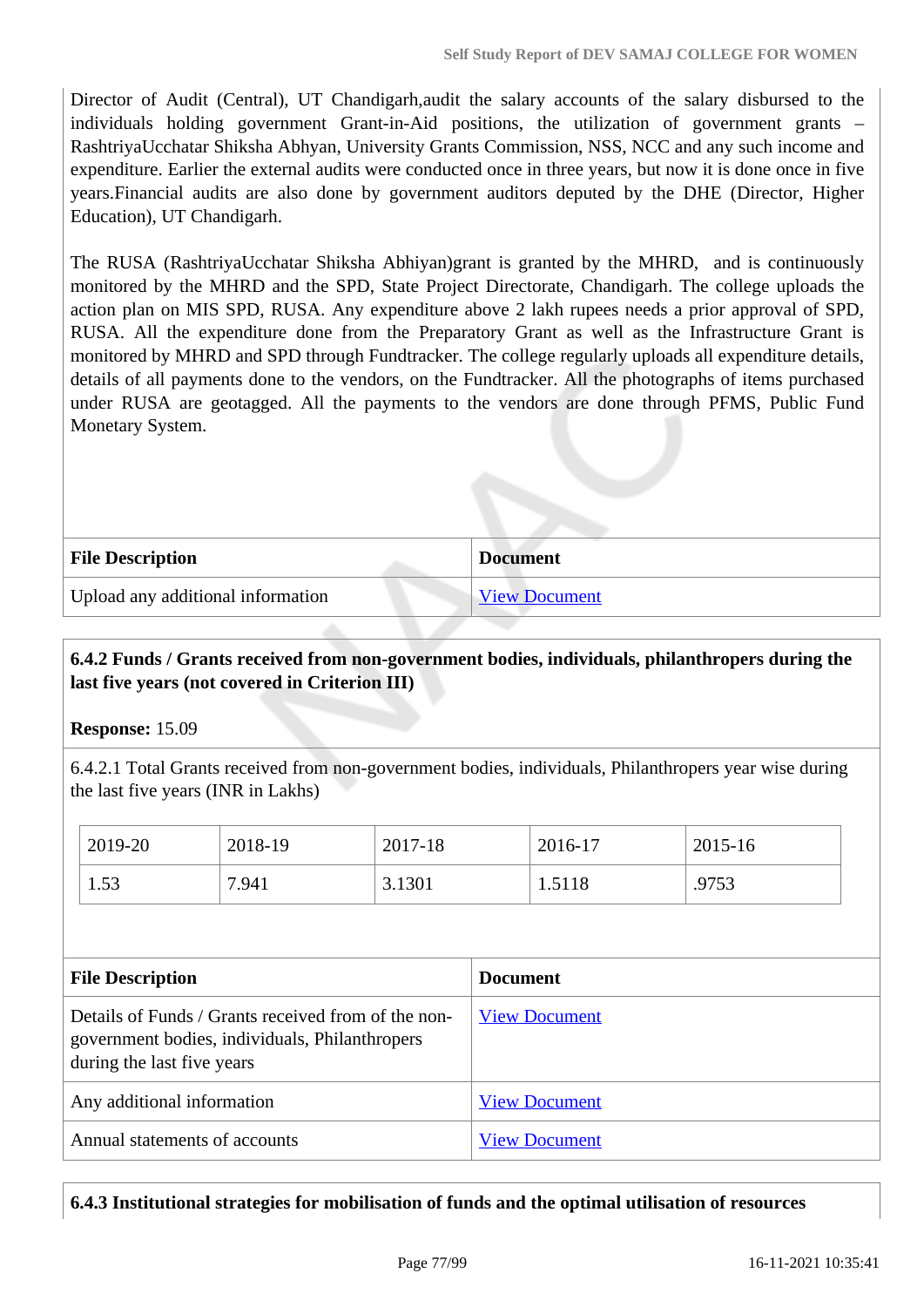Director of Audit (Central), UT Chandigarh,audit the salary accounts of the salary disbursed to the individuals holding government Grant-in-Aid positions, the utilization of government grants – RashtriyaUcchatar Shiksha Abhyan, University Grants Commission, NSS, NCC and any such income and expenditure. Earlier the external audits were conducted once in three years, but now it is done once in five years.Financial audits are also done by government auditors deputed by the DHE (Director, Higher Education), UT Chandigarh.

The RUSA (RashtriyaUcchatar Shiksha Abhyan)grant is granted by the MHRD, and is continuously monitored by the MHRD and the SPD, State Project Directorate, Chandigarh. The college uploads the action plan on MIS SPD, RUSA. Any expenditure above 2 lakh rupees needs a prior approval of SPD, RUSA. All the expenditure done from the Preparatory Grant as well as the Infrastructure Grant is monitored by MHRD and SPD through Fundtracker. The college regularly uploads all expenditure details, details of all payments done to the vendors, on the Fundtracker. All the photographs of items purchased under RUSA are geotagged. All the payments to the vendors are done through PFMS, Public Fund Monetary System.

| File Description | Document |
|---|---|
| Upload any additional information | View Document |

**6.4.2 Funds / Grants received from non-government bodies, individuals, philanthropers during the last five years (not covered in Criterion III)**

**Response:** 15.09

6.4.2.1 Total Grants received from non-government bodies, individuals, Philanthropers year wise during the last five years (INR in Lakhs)

| 2019-20 | 2018-19 | 2017-18 | 2016-17 | 2015-16 |
|---|---|---|---|---|
| 1.53 | 7.941 | 3.1301 | 1.5118 | .9753 |

| File Description | Document |
|---|---|
| Details of Funds / Grants received from of the non-government bodies, individuals, Philanthropers during the last five years | View Document |
| Any additional information | View Document |
| Annual statements of accounts | View Document |

**6.4.3 Institutional strategies for mobilisation of funds and the optimal utilisation of resources**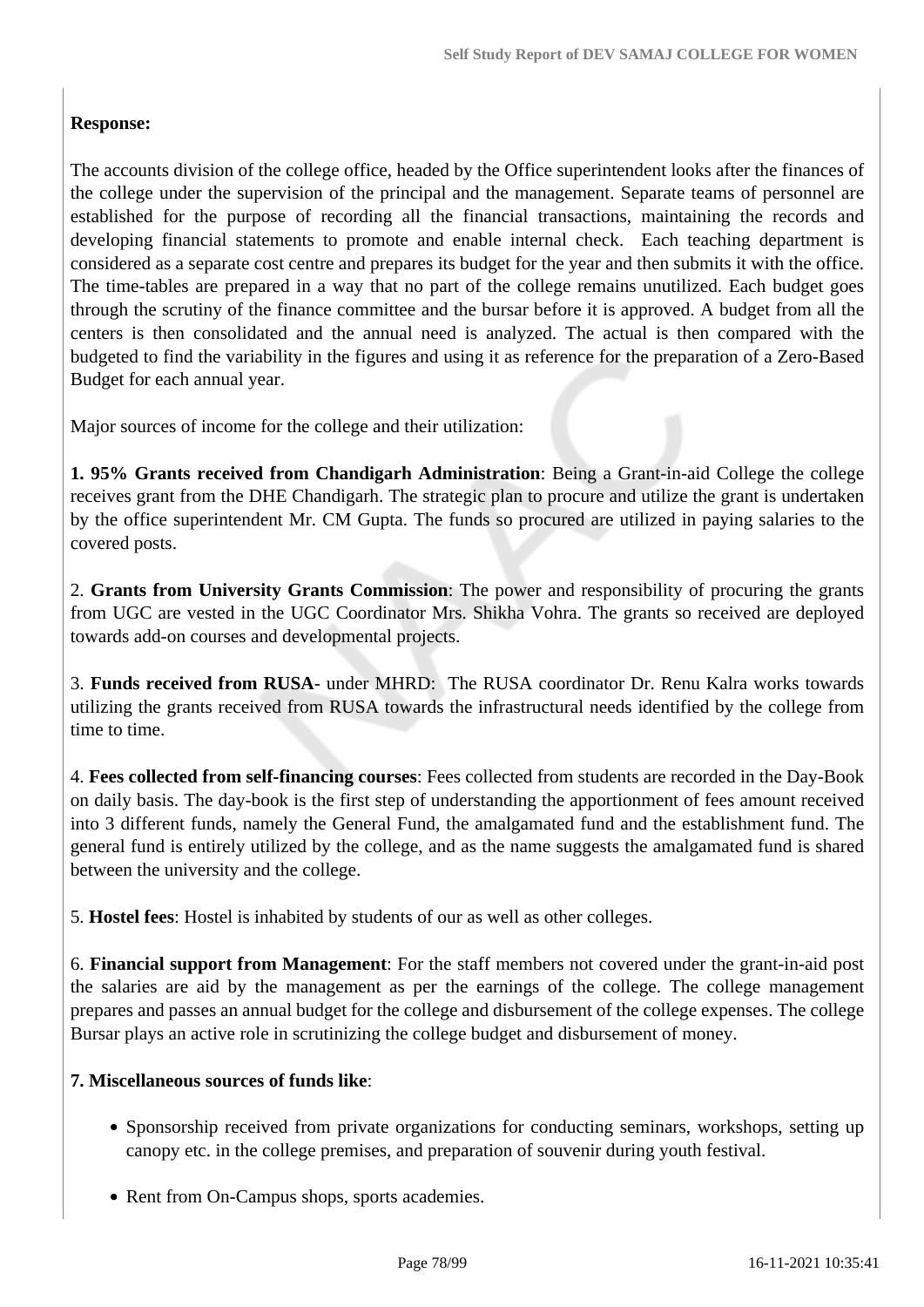**Response:**

The accounts division of the college office, headed by the Office superintendent looks after the finances of the college under the supervision of the principal and the management. Separate teams of personnel are established for the purpose of recording all the financial transactions, maintaining the records and developing financial statements to promote and enable internal check. Each teaching department is considered as a separate cost centre and prepares its budget for the year and then submits it with the office. The time-tables are prepared in a way that no part of the college remains unutilized. Each budget goes through the scrutiny of the finance committee and the bursar before it is approved. A budget from all the centers is then consolidated and the annual need is analyzed. The actual is then compared with the budgeted to find the variability in the figures and using it as reference for the preparation of a Zero-Based Budget for each annual year.

Major sources of income for the college and their utilization:

**1. 95% Grants received from Chandigarh Administration**: Being a Grant-in-aid College the college receives grant from the DHE Chandigarh. The strategic plan to procure and utilize the grant is undertaken by the office superintendent Mr. CM Gupta. The funds so procured are utilized in paying salaries to the covered posts.

2. **Grants from University Grants Commission**: The power and responsibility of procuring the grants from UGC are vested in the UGC Coordinator Mrs. Shikha Vohra. The grants so received are deployed towards add-on courses and developmental projects.

3. **Funds received from RUSA**- under MHRD: The RUSA coordinator Dr. Renu Kalra works towards utilizing the grants received from RUSA towards the infrastructural needs identified by the college from time to time.

4. **Fees collected from self-financing courses**: Fees collected from students are recorded in the Day-Book on daily basis. The day-book is the first step of understanding the apportionment of fees amount received into 3 different funds, namely the General Fund, the amalgamated fund and the establishment fund. The general fund is entirely utilized by the college, and as the name suggests the amalgamated fund is shared between the university and the college.

5. **Hostel fees**: Hostel is inhabited by students of our as well as other colleges.

6. **Financial support from Management**: For the staff members not covered under the grant-in-aid post the salaries are aid by the management as per the earnings of the college. The college management prepares and passes an annual budget for the college and disbursement of the college expenses. The college Bursar plays an active role in scrutinizing the college budget and disbursement of money.

**7. Miscellaneous sources of funds like**:

- Sponsorship received from private organizations for conducting seminars, workshops, setting up canopy etc. in the college premises, and preparation of souvenir during youth festival.
- Rent from On-Campus shops, sports academies.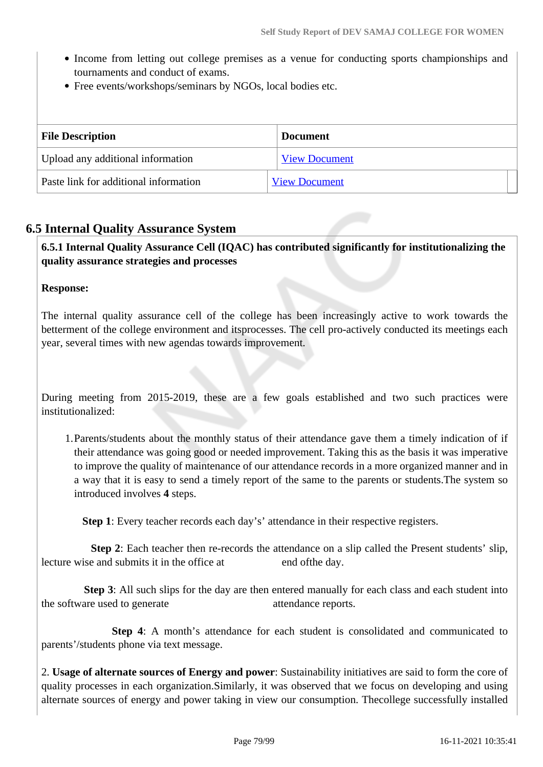- Income from letting out college premises as a venue for conducting sports championships and tournaments and conduct of exams.
- Free events/workshops/seminars by NGOs, local bodies etc.

| File Description | Document |
|---|---|
| Upload any additional information | View Document |
| Paste link for additional information | View Document |

## 6.5 Internal Quality Assurance System

**6.5.1 Internal Quality Assurance Cell (IQAC) has contributed significantly for institutionalizing the quality assurance strategies and processes**

**Response:**

The internal quality assurance cell of the college has been increasingly active to work towards the betterment of the college environment and itsprocesses. The cell pro-actively conducted its meetings each year, several times with new agendas towards improvement.

During meeting from 2015-2019, these are a few goals established and two such practices were institutionalized:

1. Parents/students about the monthly status of their attendance gave them a timely indication of if their attendance was going good or needed improvement. Taking this as the basis it was imperative to improve the quality of maintenance of our attendance records in a more organized manner and in a way that it is easy to send a timely report of the same to the parents or students.The system so introduced involves **4** steps.

**Step 1**: Every teacher records each day's' attendance in their respective registers.

**Step 2**: Each teacher then re-records the attendance on a slip called the Present students' slip, lecture wise and submits it in the office at end ofthe day.

**Step 3**: All such slips for the day are then entered manually for each class and each student into the software used to generate attendance reports.

**Step 4**: A month's attendance for each student is consolidated and communicated to parents'/students phone via text message.

2. **Usage of alternate sources of Energy and power**: Sustainability initiatives are said to form the core of quality processes in each organization.Similarly, it was observed that we focus on developing and using alternate sources of energy and power taking in view our consumption. Thecollege successfully installed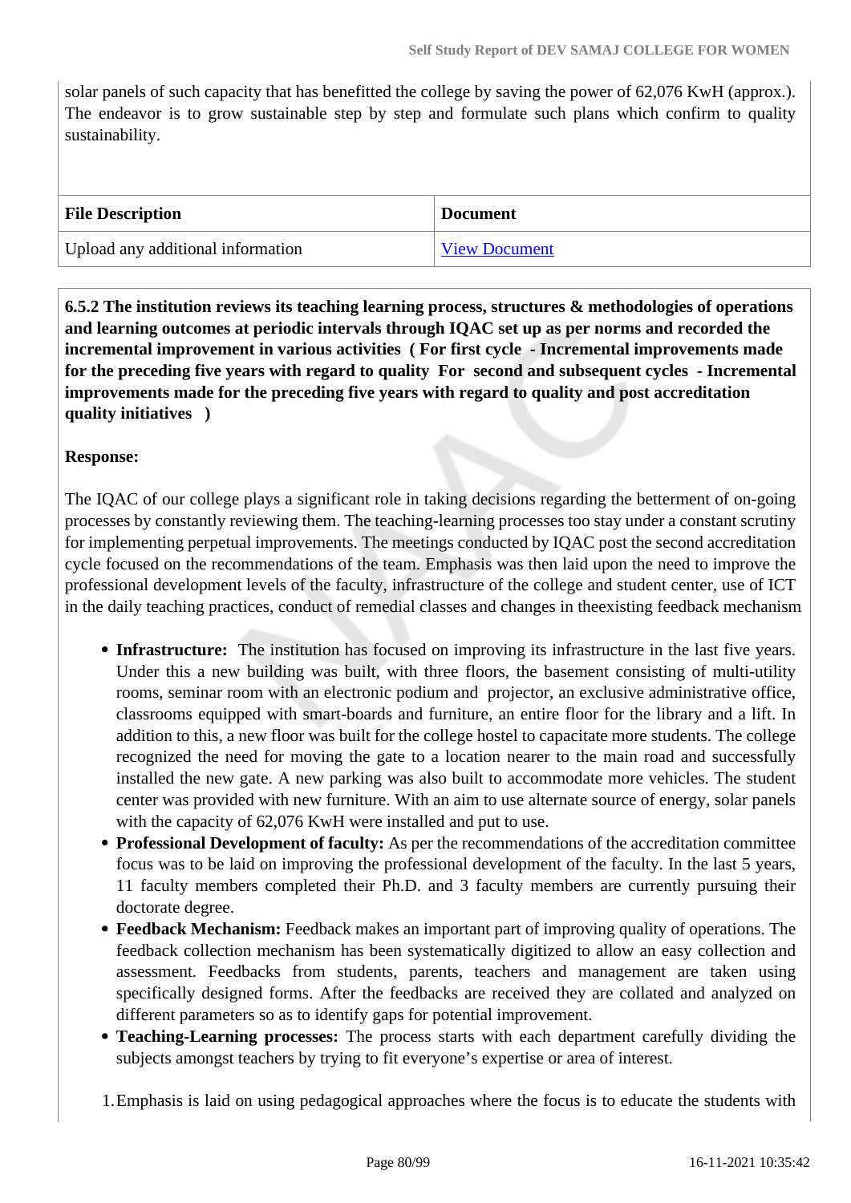solar panels of such capacity that has benefitted the college by saving the power of 62,076 KwH (approx.). The endeavor is to grow sustainable step by step and formulate such plans which confirm to quality sustainability.

| File Description | Document |
| --- | --- |
| Upload any additional information | View Document |

**6.5.2 The institution reviews its teaching learning process, structures & methodologies of operations and learning outcomes at periodic intervals through IQAC set up as per norms and recorded the incremental improvement in various activities ( For first cycle - Incremental improvements made for the preceding five years with regard to quality For second and subsequent cycles - Incremental improvements made for the preceding five years with regard to quality and post accreditation quality initiatives )**

**Response:**

The IQAC of our college plays a significant role in taking decisions regarding the betterment of on-going processes by constantly reviewing them. The teaching-learning processes too stay under a constant scrutiny for implementing perpetual improvements. The meetings conducted by IQAC post the second accreditation cycle focused on the recommendations of the team. Emphasis was then laid upon the need to improve the professional development levels of the faculty, infrastructure of the college and student center, use of ICT in the daily teaching practices, conduct of remedial classes and changes in theexisting feedback mechanism

- **Infrastructure:** The institution has focused on improving its infrastructure in the last five years. Under this a new building was built, with three floors, the basement consisting of multi-utility rooms, seminar room with an electronic podium and projector, an exclusive administrative office, classrooms equipped with smart-boards and furniture, an entire floor for the library and a lift. In addition to this, a new floor was built for the college hostel to capacitate more students. The college recognized the need for moving the gate to a location nearer to the main road and successfully installed the new gate. A new parking was also built to accommodate more vehicles. The student center was provided with new furniture. With an aim to use alternate source of energy, solar panels with the capacity of 62,076 KwH were installed and put to use.
- **Professional Development of faculty:** As per the recommendations of the accreditation committee focus was to be laid on improving the professional development of the faculty. In the last 5 years, 11 faculty members completed their Ph.D. and 3 faculty members are currently pursuing their doctorate degree.
- **Feedback Mechanism:** Feedback makes an important part of improving quality of operations. The feedback collection mechanism has been systematically digitized to allow an easy collection and assessment. Feedbacks from students, parents, teachers and management are taken using specifically designed forms. After the feedbacks are received they are collated and analyzed on different parameters so as to identify gaps for potential improvement.
- **Teaching-Learning processes:** The process starts with each department carefully dividing the subjects amongst teachers by trying to fit everyone's expertise or area of interest.

1. Emphasis is laid on using pedagogical approaches where the focus is to educate the students with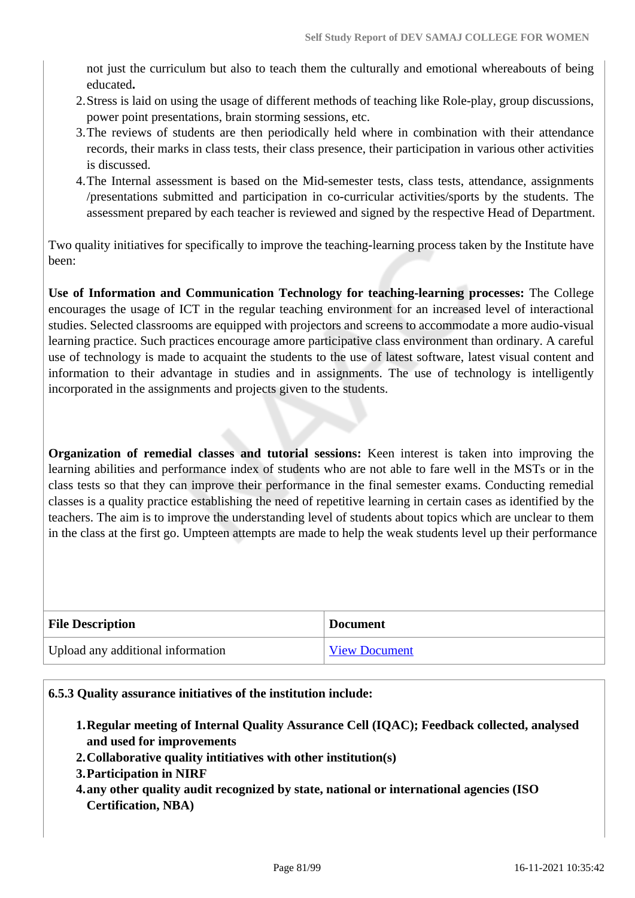not just the curriculum but also to teach them the culturally and emotional whereabouts of being educated**.**

2. Stress is laid on using the usage of different methods of teaching like Role-play, group discussions, power point presentations, brain storming sessions, etc.
3. The reviews of students are then periodically held where in combination with their attendance records, their marks in class tests, their class presence, their participation in various other activities is discussed.
4. The Internal assessment is based on the Mid-semester tests, class tests, attendance, assignments /presentations submitted and participation in co-curricular activities/sports by the students. The assessment prepared by each teacher is reviewed and signed by the respective Head of Department.

Two quality initiatives for specifically to improve the teaching-learning process taken by the Institute have been:

**Use of Information and Communication Technology for teaching-learning processes:** The College encourages the usage of ICT in the regular teaching environment for an increased level of interactional studies. Selected classrooms are equipped with projectors and screens to accommodate a more audio-visual learning practice. Such practices encourage amore participative class environment than ordinary. A careful use of technology is made to acquaint the students to the use of latest software, latest visual content and information to their advantage in studies and in assignments. The use of technology is intelligently incorporated in the assignments and projects given to the students.

**Organization of remedial classes and tutorial sessions:** Keen interest is taken into improving the learning abilities and performance index of students who are not able to fare well in the MSTs or in the class tests so that they can improve their performance in the final semester exams. Conducting remedial classes is a quality practice establishing the need of repetitive learning in certain cases as identified by the teachers. The aim is to improve the understanding level of students about topics which are unclear to them in the class at the first go. Umpteen attempts are made to help the weak students level up their performance

| File Description | Document |
| --- | --- |
| Upload any additional information | View Document |

**6.5.3 Quality assurance initiatives of the institution include:**

1. **Regular meeting of Internal Quality Assurance Cell (IQAC); Feedback collected, analysed and used for improvements**
2. **Collaborative quality intitiatives with other institution(s)**
3. **Participation in NIRF**
4. **any other quality audit recognized by state, national or international agencies (ISO Certification, NBA)**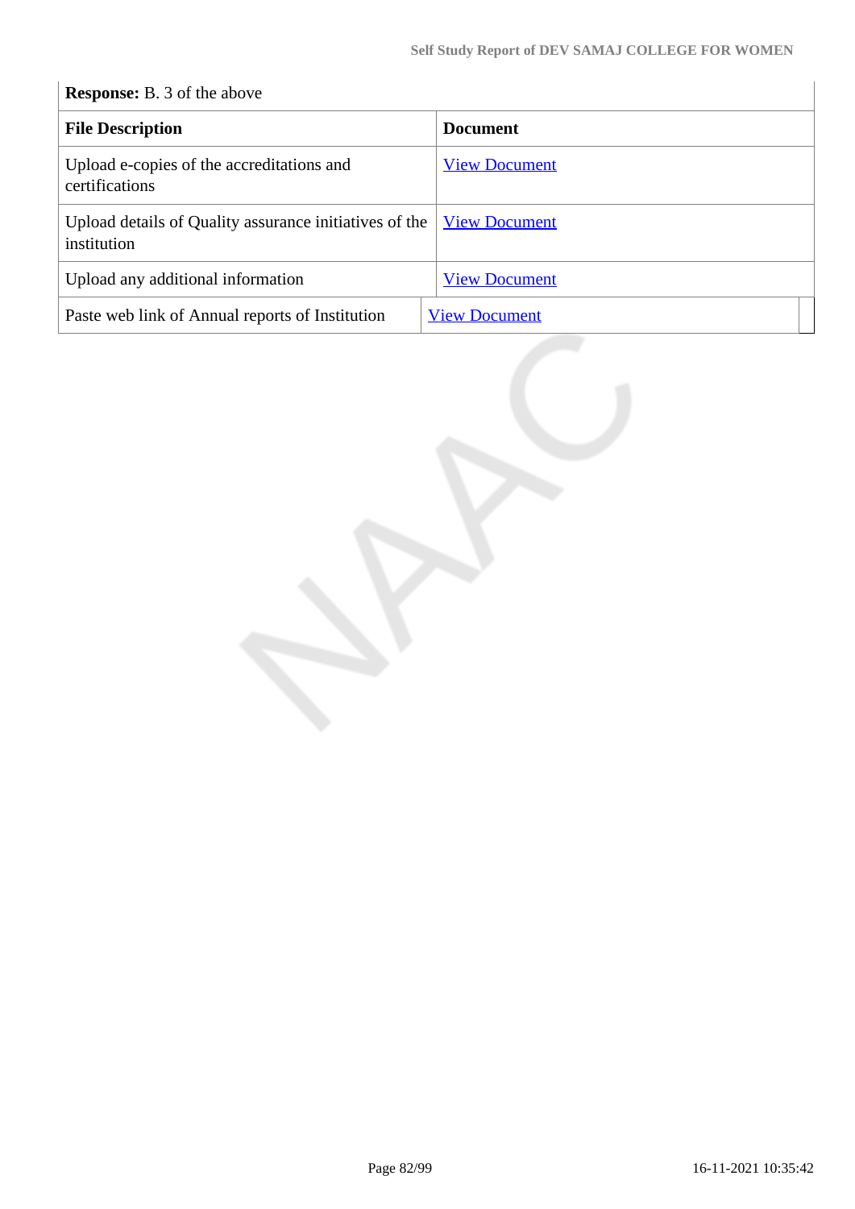**Response:** B. 3 of the above

| File Description | Document |
|---|---|
| Upload e-copies of the accreditations and certifications | View Document |
| Upload details of Quality assurance initiatives of the institution | View Document |
| Upload any additional information | View Document |
| Paste web link of Annual reports of Institution | View Document |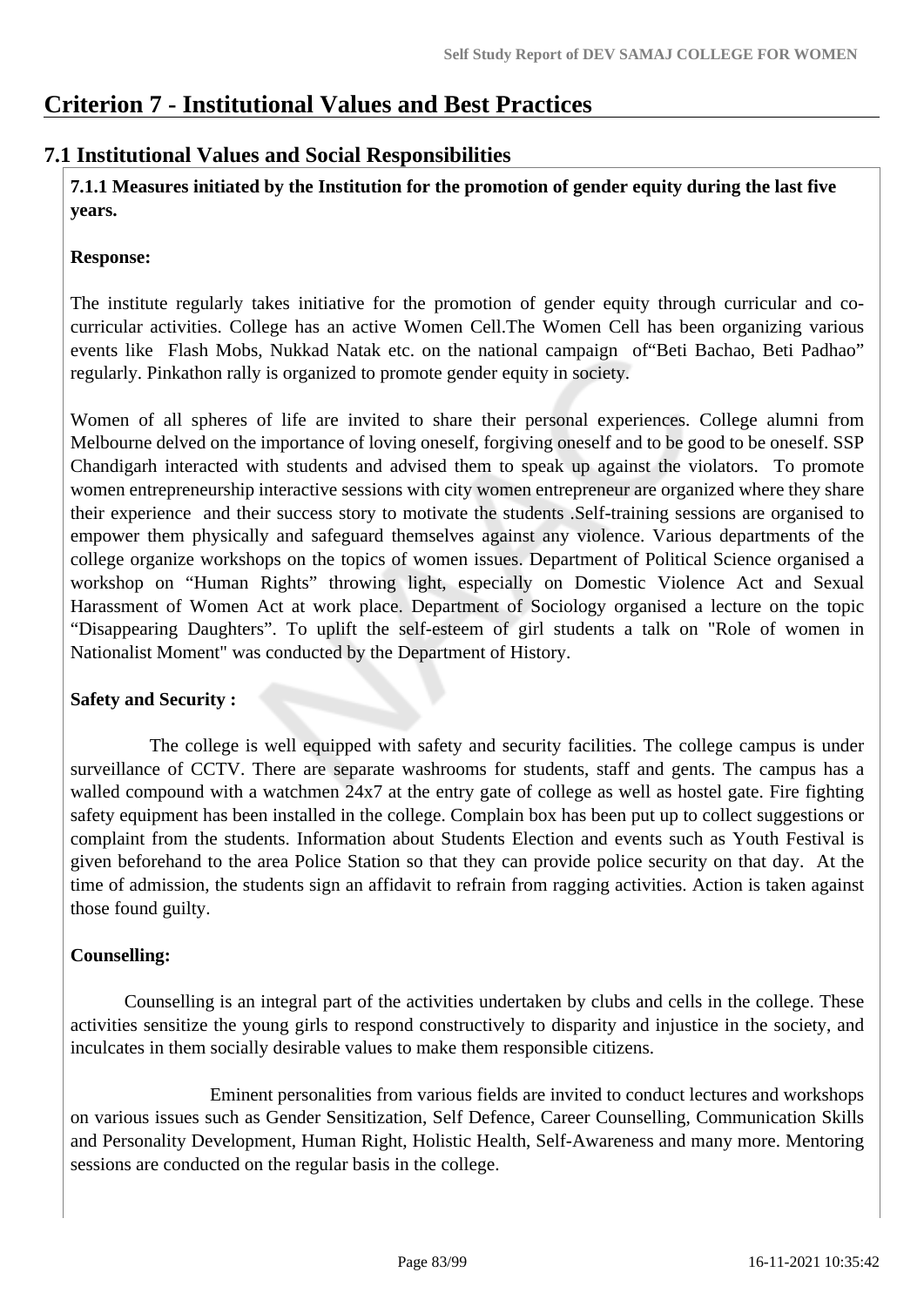# Criterion 7 - Institutional Values and Best Practices

## 7.1 Institutional Values and Social Responsibilities

**7.1.1 Measures initiated by the Institution for the promotion of gender equity during the last five years.**

**Response:**

The institute regularly takes initiative for the promotion of gender equity through curricular and co-curricular activities. College has an active Women Cell.The Women Cell has been organizing various events like Flash Mobs, Nukkad Natak etc. on the national campaign of"Beti Bachao, Beti Padhao" regularly. Pinkathon rally is organized to promote gender equity in society.

Women of all spheres of life are invited to share their personal experiences. College alumni from Melbourne delved on the importance of loving oneself, forgiving oneself and to be good to be oneself. SSP Chandigarh interacted with students and advised them to speak up against the violators. To promote women entrepreneurship interactive sessions with city women entrepreneur are organized where they share their experience and their success story to motivate the students .Self-training sessions are organised to empower them physically and safeguard themselves against any violence. Various departments of the college organize workshops on the topics of women issues. Department of Political Science organised a workshop on "Human Rights" throwing light, especially on Domestic Violence Act and Sexual Harassment of Women Act at work place. Department of Sociology organised a lecture on the topic "Disappearing Daughters". To uplift the self-esteem of girl students a talk on "Role of women in Nationalist Moment" was conducted by the Department of History.

**Safety and Security :**

The college is well equipped with safety and security facilities. The college campus is under surveillance of CCTV. There are separate washrooms for students, staff and gents. The campus has a walled compound with a watchmen 24x7 at the entry gate of college as well as hostel gate. Fire fighting safety equipment has been installed in the college. Complain box has been put up to collect suggestions or complaint from the students. Information about Students Election and events such as Youth Festival is given beforehand to the area Police Station so that they can provide police security on that day. At the time of admission, the students sign an affidavit to refrain from ragging activities. Action is taken against those found guilty.

**Counselling:**

Counselling is an integral part of the activities undertaken by clubs and cells in the college. These activities sensitize the young girls to respond constructively to disparity and injustice in the society, and inculcates in them socially desirable values to make them responsible citizens.

Eminent personalities from various fields are invited to conduct lectures and workshops on various issues such as Gender Sensitization, Self Defence, Career Counselling, Communication Skills and Personality Development, Human Right, Holistic Health, Self-Awareness and many more. Mentoring sessions are conducted on the regular basis in the college.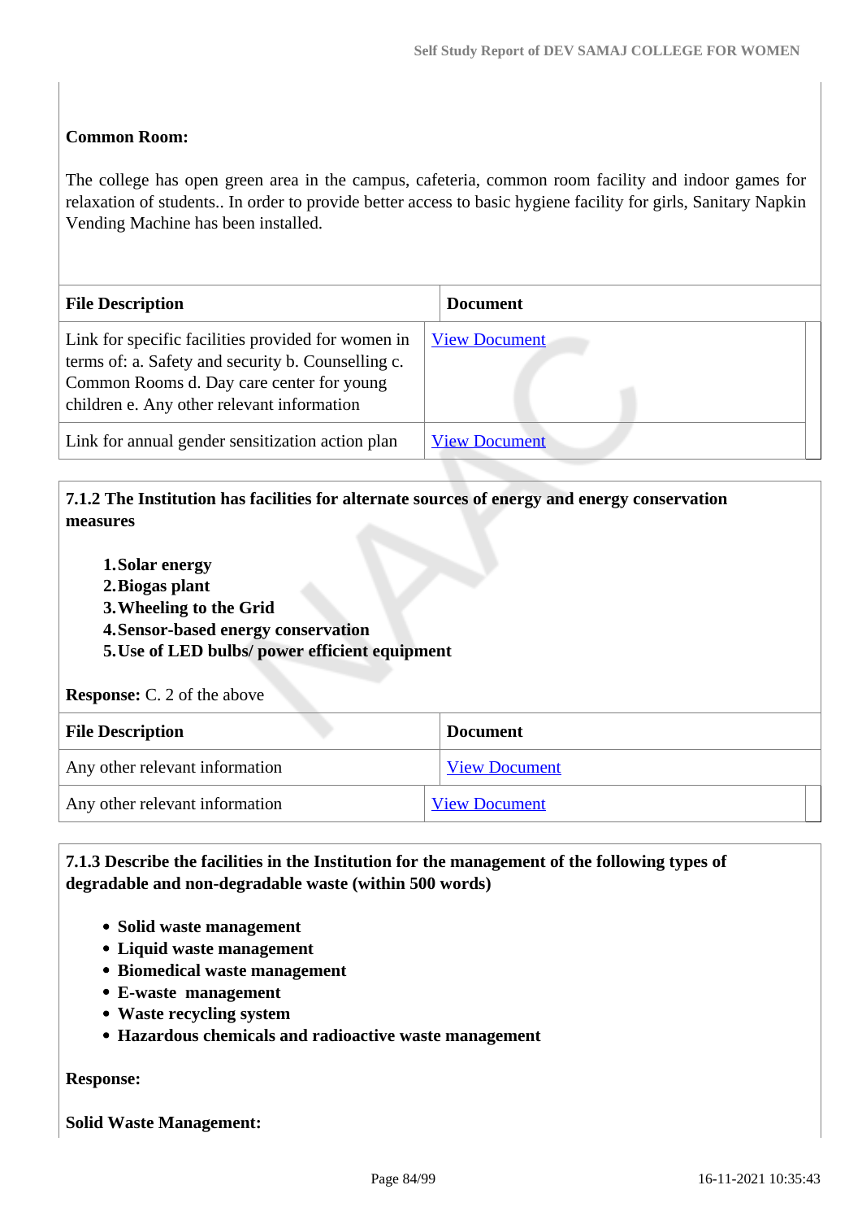**Common Room:**

The college has open green area in the campus, cafeteria, common room facility and indoor games for relaxation of students.. In order to provide better access to basic hygiene facility for girls, Sanitary Napkin Vending Machine has been installed.

| File Description | Document |
|---|---|
| Link for specific facilities provided for women in terms of: a. Safety and security b. Counselling c. Common Rooms d. Day care center for young children e. Any other relevant information | View Document |
| Link for annual gender sensitization action plan | View Document |

**7.1.2 The Institution has facilities for alternate sources of energy and energy conservation measures**

1. **Solar energy**
2. **Biogas plant**
3. **Wheeling to the Grid**
4. **Sensor-based energy conservation**
5. **Use of LED bulbs/ power efficient equipment**

**Response:** C. 2 of the above

| File Description | Document |
|---|---|
| Any other relevant information | View Document |
| Any other relevant information | View Document |

**7.1.3 Describe the facilities in the Institution for the management of the following types of degradable and non-degradable waste (within 500 words)**

- **Solid waste management**
- **Liquid waste management**
- **Biomedical waste management**
- **E-waste management**
- **Waste recycling system**
- **Hazardous chemicals and radioactive waste management**

**Response:**

**Solid Waste Management:**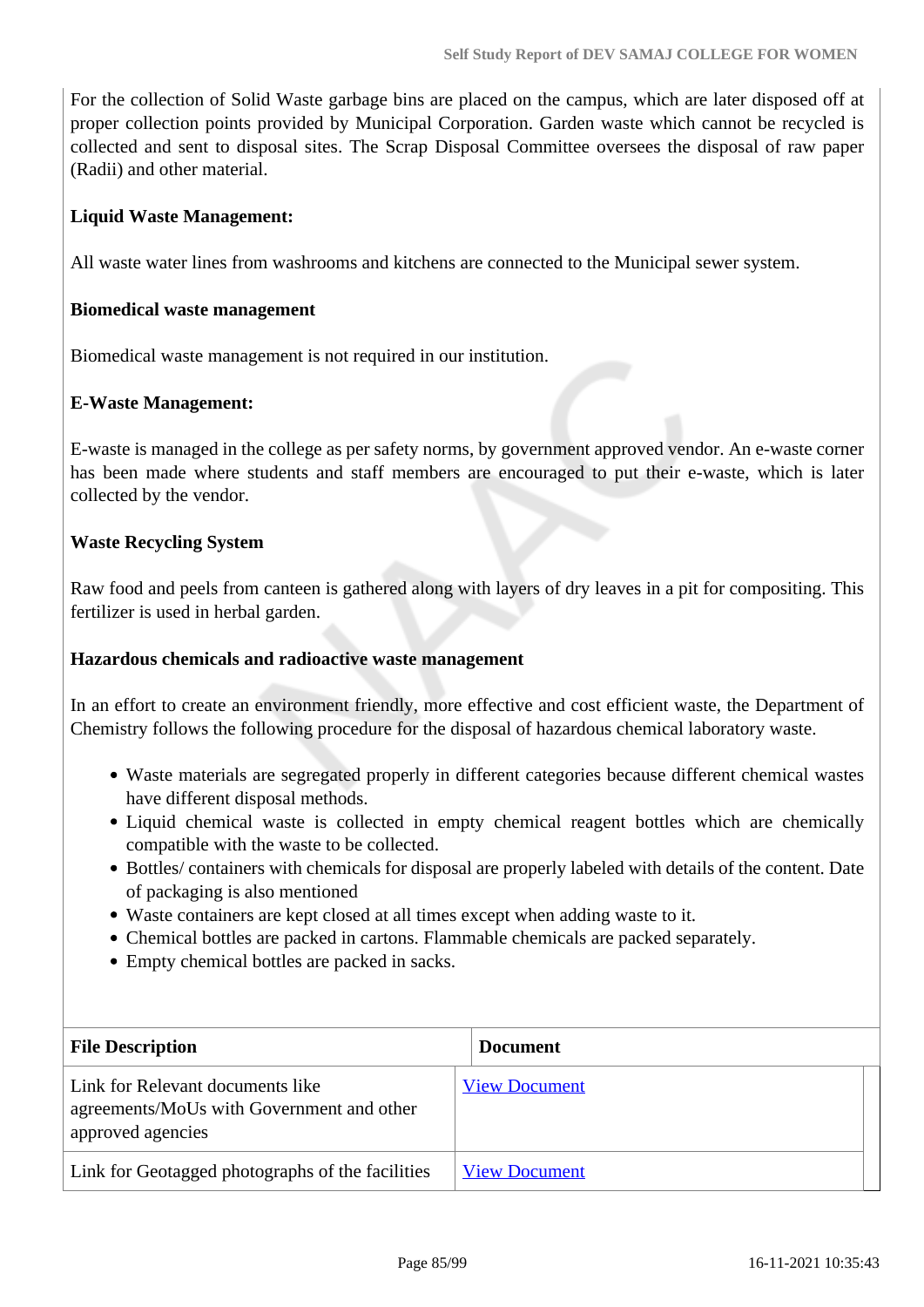For the collection of Solid Waste garbage bins are placed on the campus, which are later disposed off at proper collection points provided by Municipal Corporation. Garden waste which cannot be recycled is collected and sent to disposal sites. The Scrap Disposal Committee oversees the disposal of raw paper (Radii) and other material.

**Liquid Waste Management:**

All waste water lines from washrooms and kitchens are connected to the Municipal sewer system.

**Biomedical waste management**

Biomedical waste management is not required in our institution.

**E-Waste Management:**

E-waste is managed in the college as per safety norms, by government approved vendor. An e-waste corner has been made where students and staff members are encouraged to put their e-waste, which is later collected by the vendor.

**Waste Recycling System**

Raw food and peels from canteen is gathered along with layers of dry leaves in a pit for compositing. This fertilizer is used in herbal garden.

**Hazardous chemicals and radioactive waste management**

In an effort to create an environment friendly, more effective and cost efficient waste, the Department of Chemistry follows the following procedure for the disposal of hazardous chemical laboratory waste.

- Waste materials are segregated properly in different categories because different chemical wastes have different disposal methods.
- Liquid chemical waste is collected in empty chemical reagent bottles which are chemically compatible with the waste to be collected.
- Bottles/ containers with chemicals for disposal are properly labeled with details of the content. Date of packaging is also mentioned
- Waste containers are kept closed at all times except when adding waste to it.
- Chemical bottles are packed in cartons. Flammable chemicals are packed separately.
- Empty chemical bottles are packed in sacks.

| File Description | Document |
|---|---|
| Link for Relevant documents like agreements/MoUs with Government and other approved agencies | View Document |
| Link for Geotagged photographs of the facilities | View Document |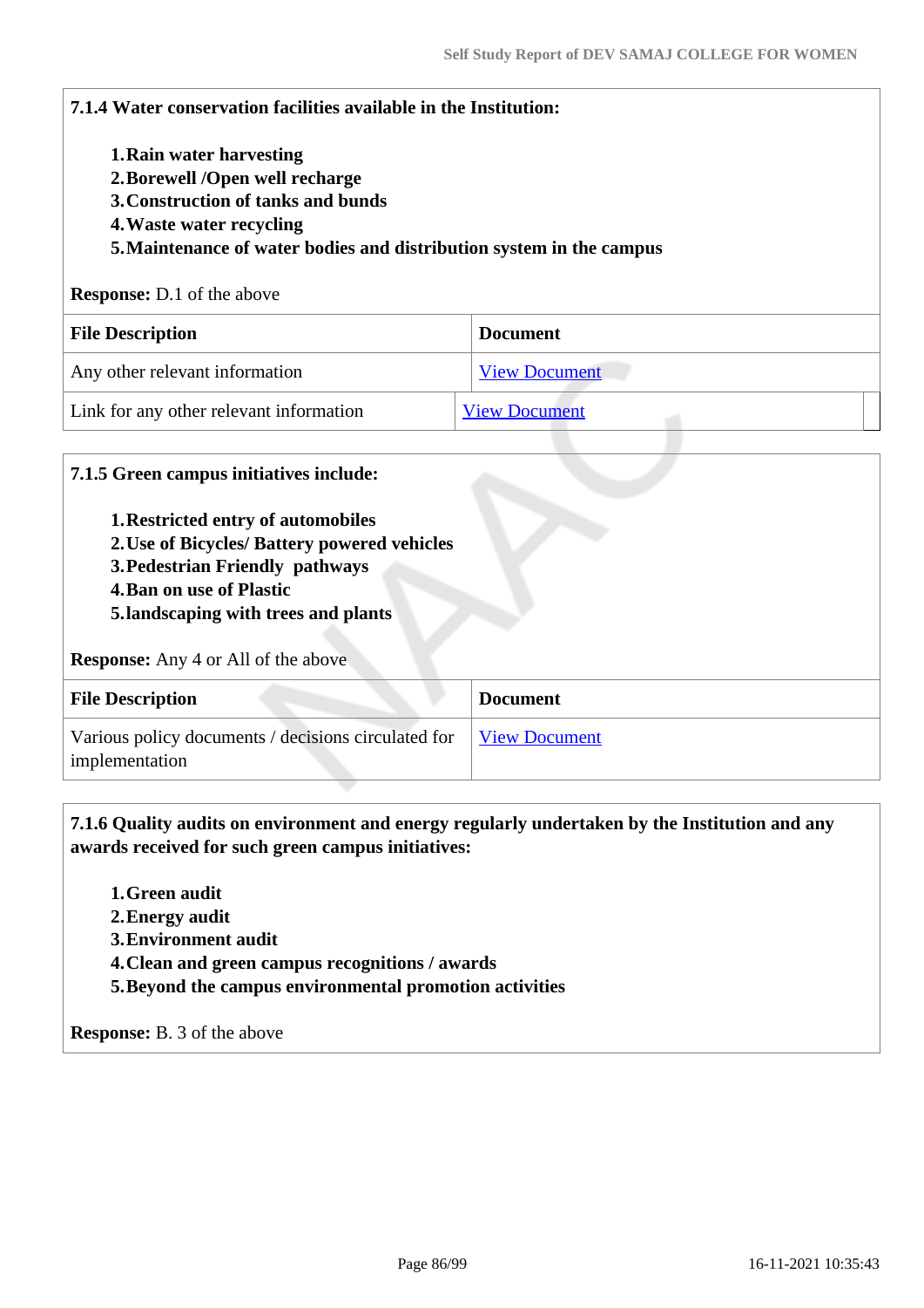**7.1.4 Water conservation facilities available in the Institution:**

1. **Rain water harvesting**
2. **Borewell /Open well recharge**
3. **Construction of tanks and bunds**
4. **Waste water recycling**
5. **Maintenance of water bodies and distribution system in the campus**

**Response:** D.1 of the above

| File Description | Document |
|---|---|
| Any other relevant information | View Document |
| Link for any other relevant information | View Document |

**7.1.5 Green campus initiatives include:**

1. **Restricted entry of automobiles**
2. **Use of Bicycles/ Battery powered vehicles**
3. **Pedestrian Friendly pathways**
4. **Ban on use of Plastic**
5. **landscaping with trees and plants**

**Response:** Any 4 or All of the above

| File Description | Document |
|---|---|
| Various policy documents / decisions circulated for implementation | View Document |

**7.1.6 Quality audits on environment and energy regularly undertaken by the Institution and any awards received for such green campus initiatives:**

1. **Green audit**
2. **Energy audit**
3. **Environment audit**
4. **Clean and green campus recognitions / awards**
5. **Beyond the campus environmental promotion activities**

**Response:** B. 3 of the above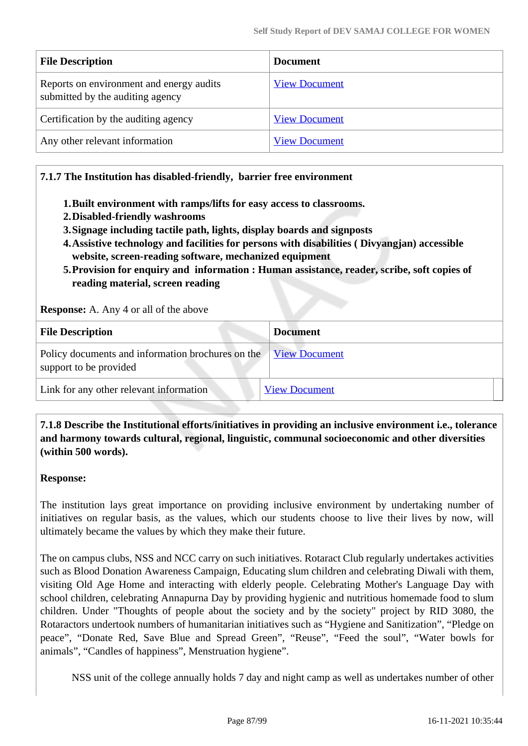| File Description | Document |
|---|---|
| Reports on environment and energy audits submitted by the auditing agency | View Document |
| Certification by the auditing agency | View Document |
| Any other relevant information | View Document |

**7.1.7 The Institution has disabled-friendly, barrier free environment**

1. **Built environment with ramps/lifts for easy access to classrooms.**
2. **Disabled-friendly washrooms**
3. **Signage including tactile path, lights, display boards and signposts**
4. **Assistive technology and facilities for persons with disabilities ( Divyangjan) accessible website, screen-reading software, mechanized equipment**
5. **Provision for enquiry and information : Human assistance, reader, scribe, soft copies of reading material, screen reading**

**Response:** A. Any 4 or all of the above

| File Description | Document |
|---|---|
| Policy documents and information brochures on the support to be provided | View Document |
| Link for any other relevant information | View Document |

**7.1.8 Describe the Institutional efforts/initiatives in providing an inclusive environment i.e., tolerance and harmony towards cultural, regional, linguistic, communal socioeconomic and other diversities (within 500 words).**

**Response:**

The institution lays great importance on providing inclusive environment by undertaking number of initiatives on regular basis, as the values, which our students choose to live their lives by now, will ultimately became the values by which they make their future.

The on campus clubs, NSS and NCC carry on such initiatives. Rotaract Club regularly undertakes activities such as Blood Donation Awareness Campaign, Educating slum children and celebrating Diwali with them, visiting Old Age Home and interacting with elderly people. Celebrating Mother's Language Day with school children, celebrating Annapurna Day by providing hygienic and nutritious homemade food to slum children. Under "Thoughts of people about the society and by the society" project by RID 3080, the Rotaractors undertook numbers of humanitarian initiatives such as "Hygiene and Sanitization", "Pledge on peace", "Donate Red, Save Blue and Spread Green", "Reuse", "Feed the soul", "Water bowls for animals", "Candles of happiness", Menstruation hygiene".

NSS unit of the college annually holds 7 day and night camp as well as undertakes number of other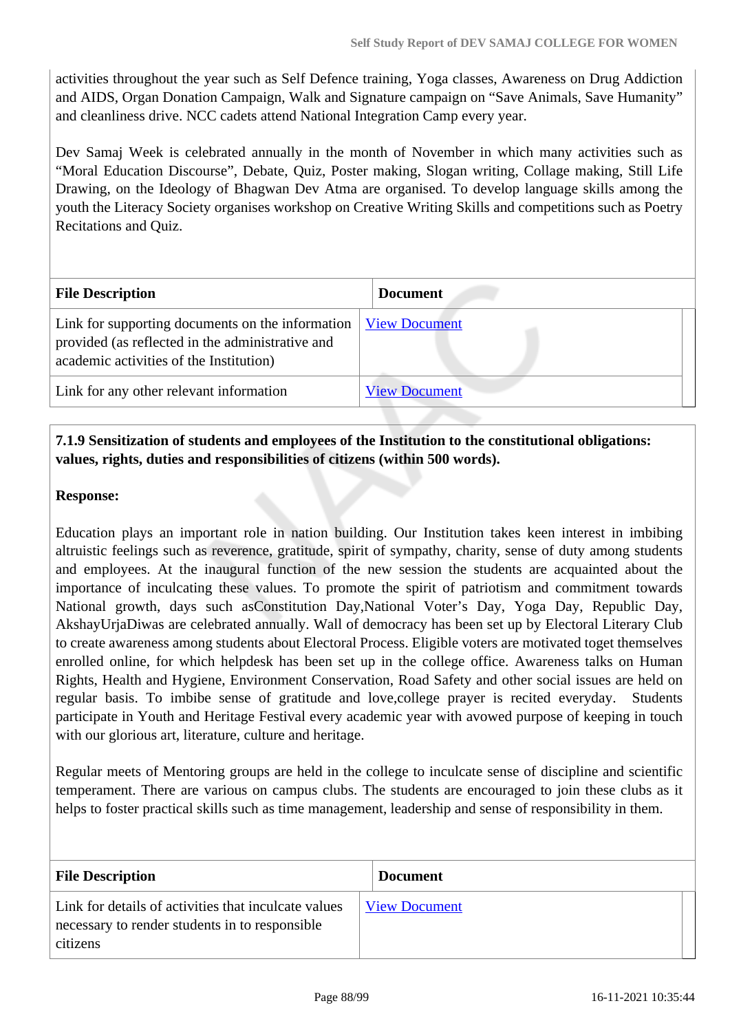activities throughout the year such as Self Defence training, Yoga classes, Awareness on Drug Addiction and AIDS, Organ Donation Campaign, Walk and Signature campaign on “Save Animals, Save Humanity” and cleanliness drive. NCC cadets attend National Integration Camp every year.

Dev Samaj Week is celebrated annually in the month of November in which many activities such as “Moral Education Discourse”, Debate, Quiz, Poster making, Slogan writing, Collage making, Still Life Drawing, on the Ideology of Bhagwan Dev Atma are organised. To develop language skills among the youth the Literacy Society organises workshop on Creative Writing Skills and competitions such as Poetry Recitations and Quiz.

| File Description | Document |
|---|---|
| Link for supporting documents on the information provided (as reflected in the administrative and academic activities of the Institution) | View Document |
| Link for any other relevant information | View Document |

**7.1.9 Sensitization of students and employees of the Institution to the constitutional obligations: values, rights, duties and responsibilities of citizens (within 500 words).**

**Response:**

Education plays an important role in nation building. Our Institution takes keen interest in imbibing altruistic feelings such as reverence, gratitude, spirit of sympathy, charity, sense of duty among students and employees. At the inaugural function of the new session the students are acquainted about the importance of inculcating these values. To promote the spirit of patriotism and commitment towards National growth, days such asConstitution Day,National Voter’s Day, Yoga Day, Republic Day, AkshayUrjaDiwas are celebrated annually. Wall of democracy has been set up by Electoral Literary Club to create awareness among students about Electoral Process. Eligible voters are motivated toget themselves enrolled online, for which helpdesk has been set up in the college office. Awareness talks on Human Rights, Health and Hygiene, Environment Conservation, Road Safety and other social issues are held on regular basis. To imbibe sense of gratitude and love,college prayer is recited everyday. Students participate in Youth and Heritage Festival every academic year with avowed purpose of keeping in touch with our glorious art, literature, culture and heritage.

Regular meets of Mentoring groups are held in the college to inculcate sense of discipline and scientific temperament. There are various on campus clubs. The students are encouraged to join these clubs as it helps to foster practical skills such as time management, leadership and sense of responsibility in them.

| File Description | Document |
|---|---|
| Link for details of activities that inculcate values necessary to render students in to responsible citizens | View Document |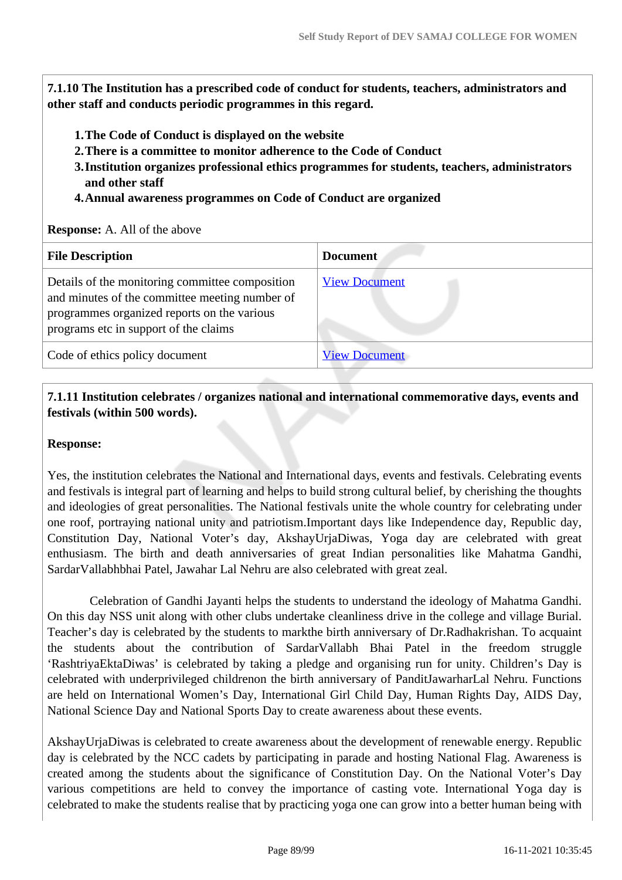**7.1.10 The Institution has a prescribed code of conduct for students, teachers, administrators and other staff and conducts periodic programmes in this regard.**

1. **The Code of Conduct is displayed on the website**
2. **There is a committee to monitor adherence to the Code of Conduct**
3. **Institution organizes professional ethics programmes for students, teachers, administrators and other staff**
4. **Annual awareness programmes on Code of Conduct are organized**

**Response:** A. All of the above

| File Description | Document |
| --- | --- |
| Details of the monitoring committee composition and minutes of the committee meeting number of programmes organized reports on the various programs etc in support of the claims | View Document |
| Code of ethics policy document | View Document |

**7.1.11 Institution celebrates / organizes national and international commemorative days, events and festivals (within 500 words).**

**Response:**

Yes, the institution celebrates the National and International days, events and festivals. Celebrating events and festivals is integral part of learning and helps to build strong cultural belief, by cherishing the thoughts and ideologies of great personalities. The National festivals unite the whole country for celebrating under one roof, portraying national unity and patriotism.Important days like Independence day, Republic day, Constitution Day, National Voter's day, AkshayUrjaDiwas, Yoga day are celebrated with great enthusiasm. The birth and death anniversaries of great Indian personalities like Mahatma Gandhi, SardarVallabhbhai Patel, Jawahar Lal Nehru are also celebrated with great zeal.

Celebration of Gandhi Jayanti helps the students to understand the ideology of Mahatma Gandhi. On this day NSS unit along with other clubs undertake cleanliness drive in the college and village Burial. Teacher's day is celebrated by the students to markthe birth anniversary of Dr.Radhakrishan. To acquaint the students about the contribution of SardarVallabh Bhai Patel in the freedom struggle 'RashtriyaEktaDiwas' is celebrated by taking a pledge and organising run for unity. Children's Day is celebrated with underprivileged childrenon the birth anniversary of PanditJawarharLal Nehru. Functions are held on International Women's Day, International Girl Child Day, Human Rights Day, AIDS Day, National Science Day and National Sports Day to create awareness about these events.

AkshayUrjaDiwas is celebrated to create awareness about the development of renewable energy. Republic day is celebrated by the NCC cadets by participating in parade and hosting National Flag. Awareness is created among the students about the significance of Constitution Day. On the National Voter's Day various competitions are held to convey the importance of casting vote. International Yoga day is celebrated to make the students realise that by practicing yoga one can grow into a better human being with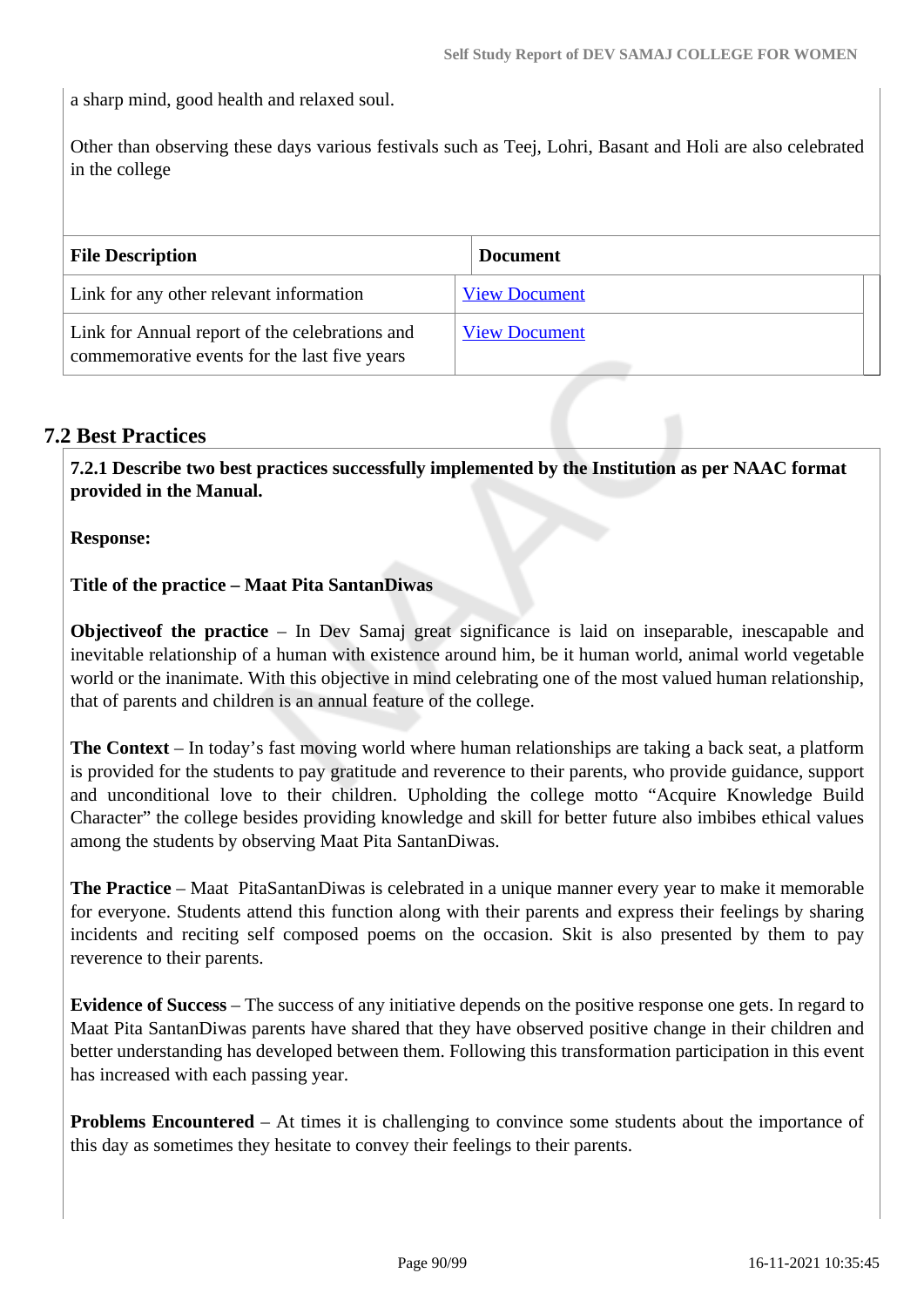a sharp mind, good health and relaxed soul.

Other than observing these days various festivals such as Teej, Lohri, Basant and Holi are also celebrated in the college

| File Description | Document |
|---|---|
| Link for any other relevant information | View Document |
| Link for Annual report of the celebrations and commemorative events for the last five years | View Document |

## 7.2 Best Practices

**7.2.1 Describe two best practices successfully implemented by the Institution as per NAAC format provided in the Manual.**

**Response:**

**Title of the practice – Maat Pita SantanDiwas**

**Objectiveof the practice** – In Dev Samaj great significance is laid on inseparable, inescapable and inevitable relationship of a human with existence around him, be it human world, animal world vegetable world or the inanimate. With this objective in mind celebrating one of the most valued human relationship, that of parents and children is an annual feature of the college.

**The Context** – In today's fast moving world where human relationships are taking a back seat, a platform is provided for the students to pay gratitude and reverence to their parents, who provide guidance, support and unconditional love to their children. Upholding the college motto "Acquire Knowledge Build Character" the college besides providing knowledge and skill for better future also imbibes ethical values among the students by observing Maat Pita SantanDiwas.

**The Practice** – Maat PitaSantanDiwas is celebrated in a unique manner every year to make it memorable for everyone. Students attend this function along with their parents and express their feelings by sharing incidents and reciting self composed poems on the occasion. Skit is also presented by them to pay reverence to their parents.

**Evidence of Success** – The success of any initiative depends on the positive response one gets. In regard to Maat Pita SantanDiwas parents have shared that they have observed positive change in their children and better understanding has developed between them. Following this transformation participation in this event has increased with each passing year.

**Problems Encountered** – At times it is challenging to convince some students about the importance of this day as sometimes they hesitate to convey their feelings to their parents.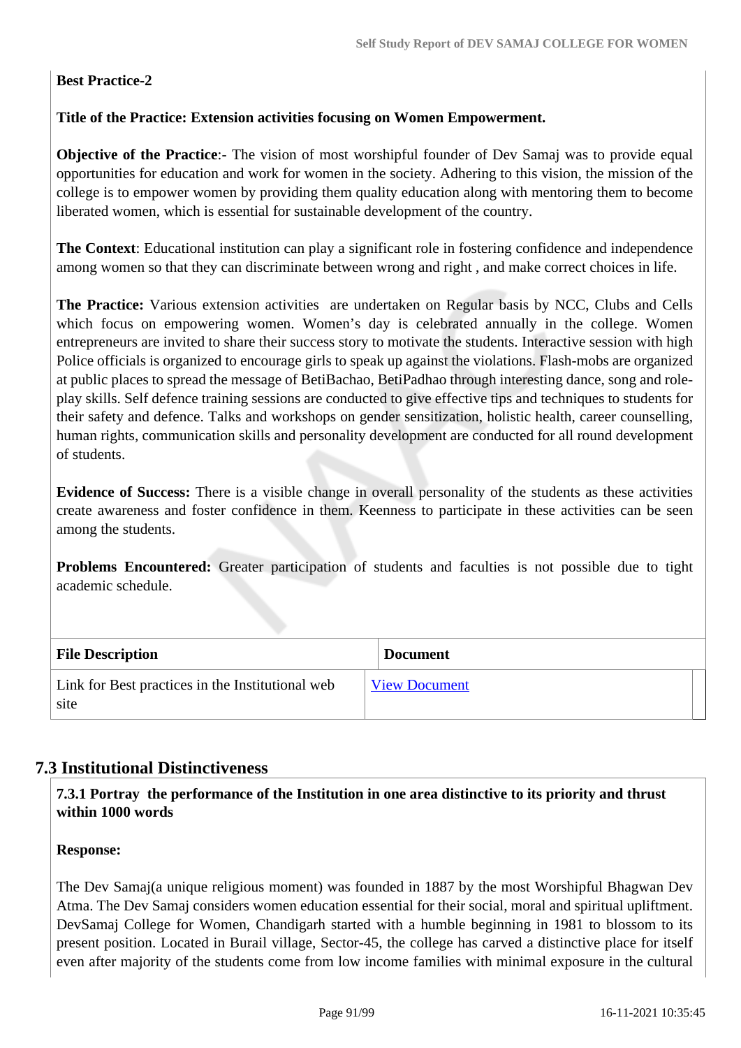**Best Practice-2**

**Title of the Practice: Extension activities focusing on Women Empowerment.**

**Objective of the Practice**:- The vision of most worshipful founder of Dev Samaj was to provide equal opportunities for education and work for women in the society. Adhering to this vision, the mission of the college is to empower women by providing them quality education along with mentoring them to become liberated women, which is essential for sustainable development of the country.

**The Context**: Educational institution can play a significant role in fostering confidence and independence among women so that they can discriminate between wrong and right , and make correct choices in life.

**The Practice:** Various extension activities are undertaken on Regular basis by NCC, Clubs and Cells which focus on empowering women. Women's day is celebrated annually in the college. Women entrepreneurs are invited to share their success story to motivate the students. Interactive session with high Police officials is organized to encourage girls to speak up against the violations. Flash-mobs are organized at public places to spread the message of BetiBachao, BetiPadhao through interesting dance, song and role-play skills. Self defence training sessions are conducted to give effective tips and techniques to students for their safety and defence. Talks and workshops on gender sensitization, holistic health, career counselling, human rights, communication skills and personality development are conducted for all round development of students.

**Evidence of Success:** There is a visible change in overall personality of the students as these activities create awareness and foster confidence in them. Keenness to participate in these activities can be seen among the students.

**Problems Encountered:** Greater participation of students and faculties is not possible due to tight academic schedule.

| File Description | Document |
| --- | --- |
| Link for Best practices in the Institutional web site | View Document |

## 7.3 Institutional Distinctiveness

**7.3.1 Portray the performance of the Institution in one area distinctive to its priority and thrust within 1000 words**

**Response:**

The Dev Samaj(a unique religious moment) was founded in 1887 by the most Worshipful Bhagwan Dev Atma. The Dev Samaj considers women education essential for their social, moral and spiritual upliftment. DevSamaj College for Women, Chandigarh started with a humble beginning in 1981 to blossom to its present position. Located in Burail village, Sector-45, the college has carved a distinctive place for itself even after majority of the students come from low income families with minimal exposure in the cultural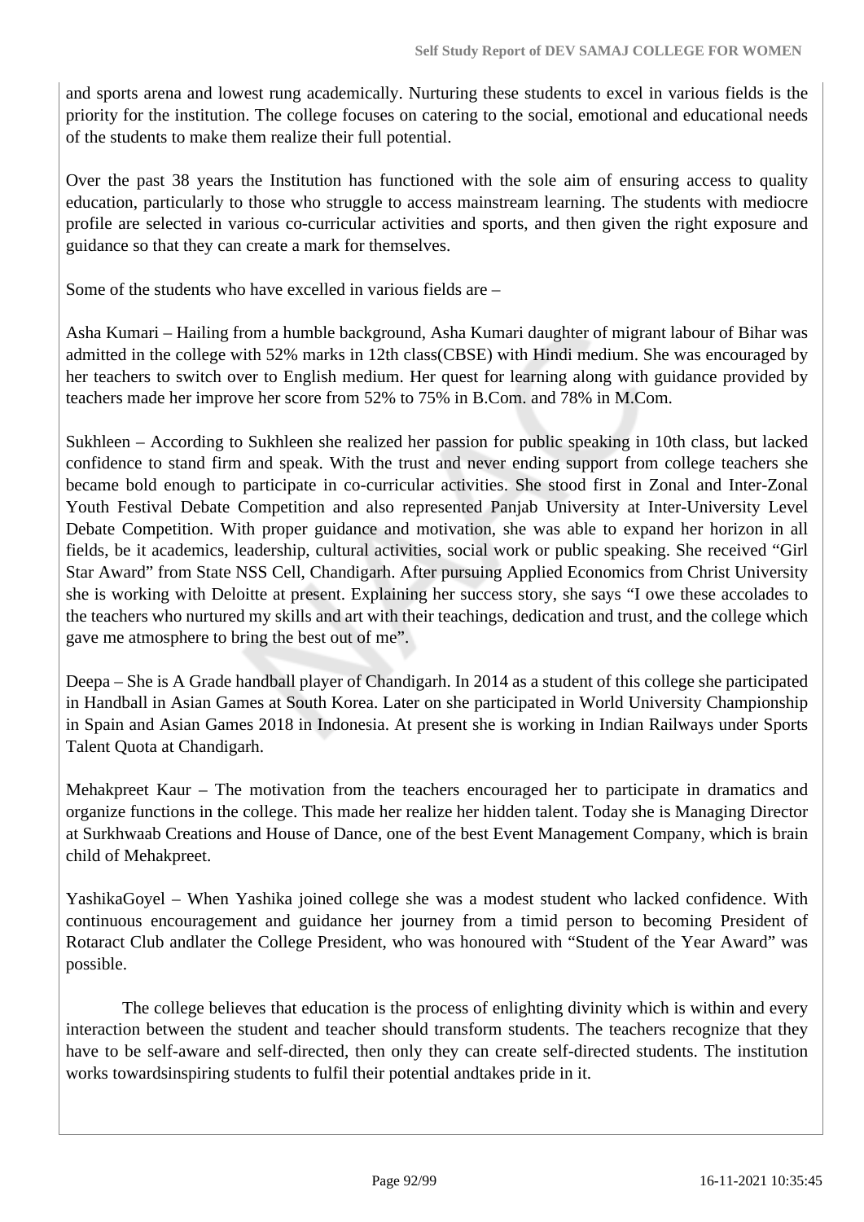and sports arena and lowest rung academically. Nurturing these students to excel in various fields is the priority for the institution. The college focuses on catering to the social, emotional and educational needs of the students to make them realize their full potential.

Over the past 38 years the Institution has functioned with the sole aim of ensuring access to quality education, particularly to those who struggle to access mainstream learning. The students with mediocre profile are selected in various co-curricular activities and sports, and then given the right exposure and guidance so that they can create a mark for themselves.

Some of the students who have excelled in various fields are –

Asha Kumari – Hailing from a humble background, Asha Kumari daughter of migrant labour of Bihar was admitted in the college with 52% marks in 12th class(CBSE) with Hindi medium. She was encouraged by her teachers to switch over to English medium. Her quest for learning along with guidance provided by teachers made her improve her score from 52% to 75% in B.Com. and 78% in M.Com.

Sukhleen – According to Sukhleen she realized her passion for public speaking in 10th class, but lacked confidence to stand firm and speak. With the trust and never ending support from college teachers she became bold enough to participate in co-curricular activities. She stood first in Zonal and Inter-Zonal Youth Festival Debate Competition and also represented Panjab University at Inter-University Level Debate Competition. With proper guidance and motivation, she was able to expand her horizon in all fields, be it academics, leadership, cultural activities, social work or public speaking. She received "Girl Star Award" from State NSS Cell, Chandigarh. After pursuing Applied Economics from Christ University she is working with Deloitte at present. Explaining her success story, she says "I owe these accolades to the teachers who nurtured my skills and art with their teachings, dedication and trust, and the college which gave me atmosphere to bring the best out of me".

Deepa – She is A Grade handball player of Chandigarh. In 2014 as a student of this college she participated in Handball in Asian Games at South Korea. Later on she participated in World University Championship in Spain and Asian Games 2018 in Indonesia. At present she is working in Indian Railways under Sports Talent Quota at Chandigarh.

Mehakpreet Kaur – The motivation from the teachers encouraged her to participate in dramatics and organize functions in the college. This made her realize her hidden talent. Today she is Managing Director at Surkhwaab Creations and House of Dance, one of the best Event Management Company, which is brain child of Mehakpreet.

YashikaGoyel – When Yashika joined college she was a modest student who lacked confidence. With continuous encouragement and guidance her journey from a timid person to becoming President of Rotaract Club andlater the College President, who was honoured with "Student of the Year Award" was possible.

The college believes that education is the process of enlighting divinity which is within and every interaction between the student and teacher should transform students. The teachers recognize that they have to be self-aware and self-directed, then only they can create self-directed students. The institution works towardsinspiring students to fulfil their potential andtakes pride in it.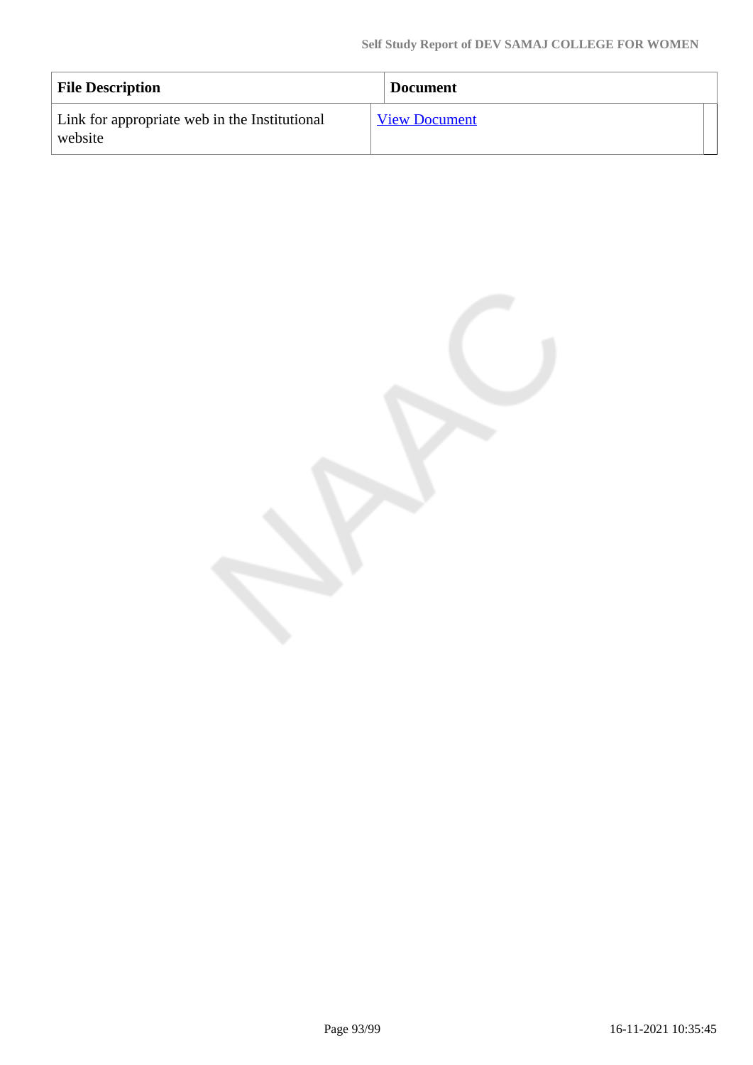| File Description | Document |
| --- | --- |
| Link for appropriate web in the Institutional website | View Document |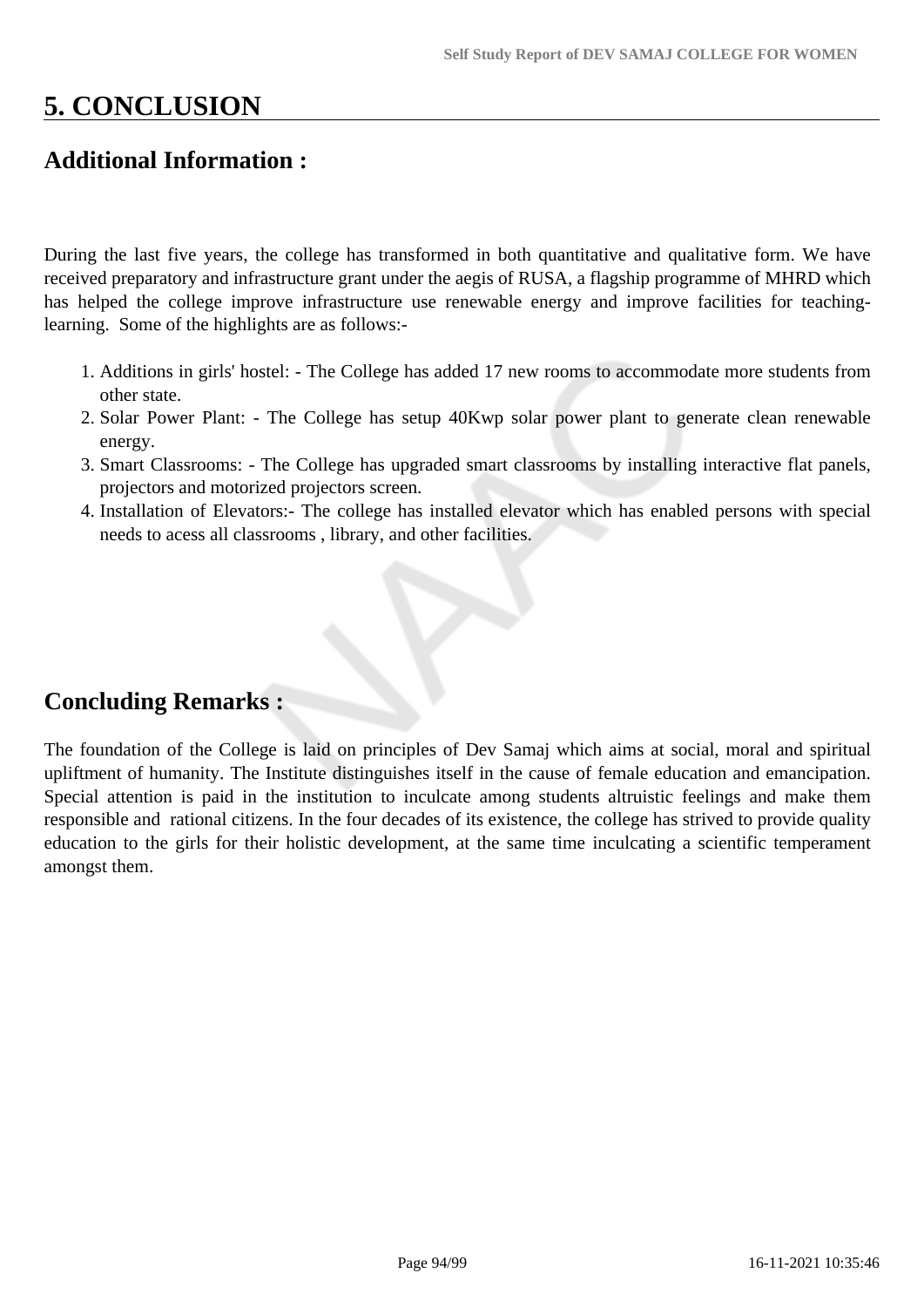# 5. CONCLUSION

## Additional Information :

During the last five years, the college has transformed in both quantitative and qualitative form. We have received preparatory and infrastructure grant under the aegis of RUSA, a flagship programme of MHRD which has helped the college improve infrastructure use renewable energy and improve facilities for teaching-learning. Some of the highlights are as follows:-

1. Additions in girls' hostel: - The College has added 17 new rooms to accommodate more students from other state.
2. Solar Power Plant: - The College has setup 40Kwp solar power plant to generate clean renewable energy.
3. Smart Classrooms: - The College has upgraded smart classrooms by installing interactive flat panels, projectors and motorized projectors screen.
4. Installation of Elevators:- The college has installed elevator which has enabled persons with special needs to acess all classrooms , library, and other facilities.

## Concluding Remarks :

The foundation of the College is laid on principles of Dev Samaj which aims at social, moral and spiritual upliftment of humanity. The Institute distinguishes itself in the cause of female education and emancipation. Special attention is paid in the institution to inculcate among students altruistic feelings and make them responsible and rational citizens. In the four decades of its existence, the college has strived to provide quality education to the girls for their holistic development, at the same time inculcating a scientific temperament amongst them.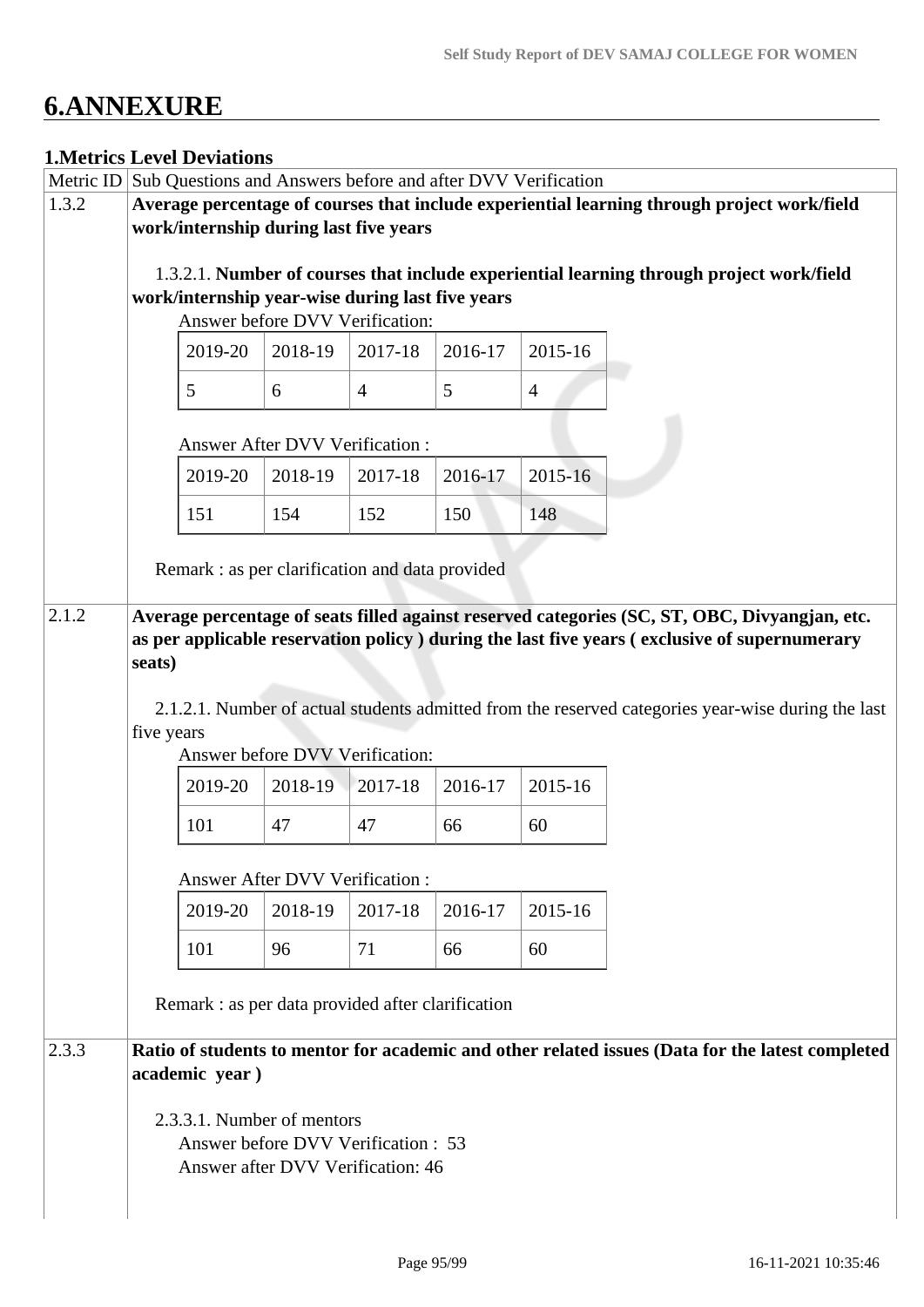# 6.ANNEXURE

### 1.Metrics Level Deviations

| Metric ID | Sub Questions and Answers before and after DVV Verification |
|---|---|
| 1.3.2 | **Average percentage of courses that include experiential learning through project work/field work/internship during last five years** |

1.3.2.1. **Number of courses that include experiential learning through project work/field work/internship year-wise during last five years**

Answer before DVV Verification:

| 2019-20 | 2018-19 | 2017-18 | 2016-17 | 2015-16 |
|---|---|---|---|---|
| 5 | 6 | 4 | 5 | 4 |

Answer After DVV Verification :

| 2019-20 | 2018-19 | 2017-18 | 2016-17 | 2015-16 |
|---|---|---|---|---|
| 151 | 154 | 152 | 150 | 148 |

Remark : as per clarification and data provided

| Metric ID | Sub Questions and Answers before and after DVV Verification |
|---|---|
| 2.1.2 | **Average percentage of seats filled against reserved categories (SC, ST, OBC, Divyangjan, etc. as per applicable reservation policy ) during the last five years ( exclusive of supernumerary seats)** |

2.1.2.1. Number of actual students admitted from the reserved categories year-wise during the last five years

Answer before DVV Verification:

| 2019-20 | 2018-19 | 2017-18 | 2016-17 | 2015-16 |
|---|---|---|---|---|
| 101 | 47 | 47 | 66 | 60 |

Answer After DVV Verification :

| 2019-20 | 2018-19 | 2017-18 | 2016-17 | 2015-16 |
|---|---|---|---|---|
| 101 | 96 | 71 | 66 | 60 |

Remark : as per data provided after clarification

| Metric ID | Sub Questions and Answers before and after DVV Verification |
|---|---|
| 2.3.3 | **Ratio of students to mentor for academic and other related issues (Data for the latest completed academic year )** |

2.3.3.1. Number of mentors

Answer before DVV Verification : 53

Answer after DVV Verification: 46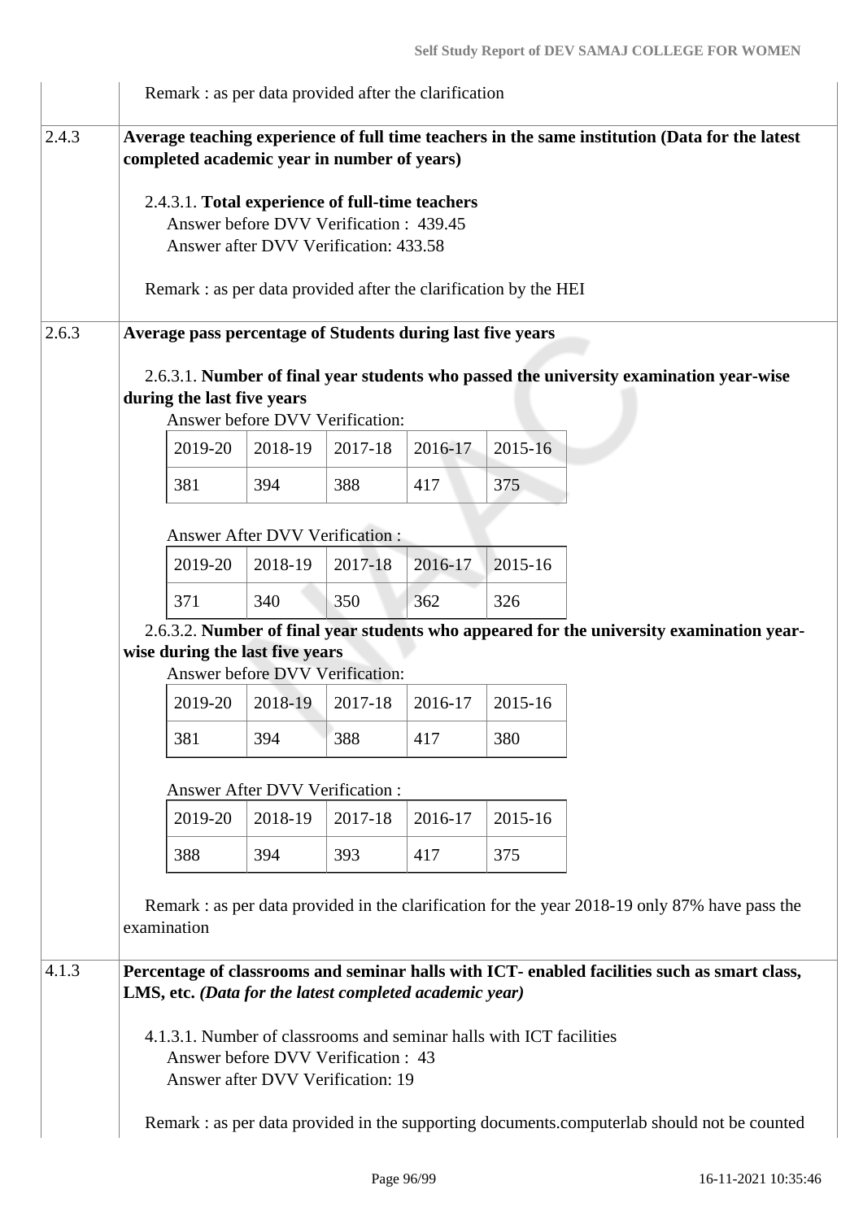Remark : as per data provided after the clarification

**2.4.3 Average teaching experience of full time teachers in the same institution (Data for the latest completed academic year in number of years)**

2.4.3.1. **Total experience of full-time teachers**
Answer before DVV Verification : 439.45
Answer after DVV Verification: 433.58

Remark : as per data provided after the clarification by the HEI

**2.6.3 Average pass percentage of Students during last five years**

2.6.3.1. **Number of final year students who passed the university examination year-wise during the last five years**

Answer before DVV Verification:

| 2019-20 | 2018-19 | 2017-18 | 2016-17 | 2015-16 |
|---|---|---|---|---|
| 381 | 394 | 388 | 417 | 375 |

Answer After DVV Verification :

| 2019-20 | 2018-19 | 2017-18 | 2016-17 | 2015-16 |
|---|---|---|---|---|
| 371 | 340 | 350 | 362 | 326 |

2.6.3.2. **Number of final year students who appeared for the university examination year-wise during the last five years**

Answer before DVV Verification:

| 2019-20 | 2018-19 | 2017-18 | 2016-17 | 2015-16 |
|---|---|---|---|---|
| 381 | 394 | 388 | 417 | 380 |

Answer After DVV Verification :

| 2019-20 | 2018-19 | 2017-18 | 2016-17 | 2015-16 |
|---|---|---|---|---|
| 388 | 394 | 393 | 417 | 375 |

Remark : as per data provided in the clarification for the year 2018-19 only 87% have pass the examination

**4.1.3 Percentage of classrooms and seminar halls with ICT- enabled facilities such as smart class, LMS, etc. *(Data for the latest completed academic year)***

4.1.3.1. Number of classrooms and seminar halls with ICT facilities
Answer before DVV Verification : 43
Answer after DVV Verification: 19

Remark : as per data provided in the supporting documents.computerlab should not be counted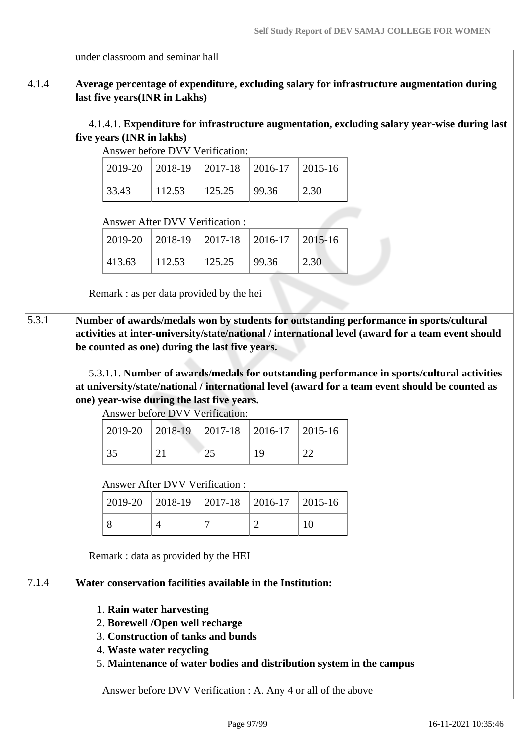under classroom and seminar hall

**4.1.4** **Average percentage of expenditure, excluding salary for infrastructure augmentation during last five years(INR in Lakhs)**

4.1.4.1. **Expenditure for infrastructure augmentation, excluding salary year-wise during last five years (INR in lakhs)**

Answer before DVV Verification:

| 2019-20 | 2018-19 | 2017-18 | 2016-17 | 2015-16 |
|---|---|---|---|---|
| 33.43 | 112.53 | 125.25 | 99.36 | 2.30 |

Answer After DVV Verification :

| 2019-20 | 2018-19 | 2017-18 | 2016-17 | 2015-16 |
|---|---|---|---|---|
| 413.63 | 112.53 | 125.25 | 99.36 | 2.30 |

Remark : as per data provided by the hei

**5.3.1** **Number of awards/medals won by students for outstanding performance in sports/cultural activities at inter-university/state/national / international level (award for a team event should be counted as one) during the last five years.**

5.3.1.1. **Number of awards/medals for outstanding performance in sports/cultural activities at university/state/national / international level (award for a team event should be counted as one) year-wise during the last five years.**

Answer before DVV Verification:

| 2019-20 | 2018-19 | 2017-18 | 2016-17 | 2015-16 |
|---|---|---|---|---|
| 35 | 21 | 25 | 19 | 22 |

Answer After DVV Verification :

| 2019-20 | 2018-19 | 2017-18 | 2016-17 | 2015-16 |
|---|---|---|---|---|
| 8 | 4 | 7 | 2 | 10 |

Remark : data as provided by the HEI

**7.1.4** **Water conservation facilities available in the Institution:**

1. **Rain water harvesting**
2. **Borewell /Open well recharge**
3. **Construction of tanks and bunds**
4. **Waste water recycling**
5. **Maintenance of water bodies and distribution system in the campus**

Answer before DVV Verification : A. Any 4 or all of the above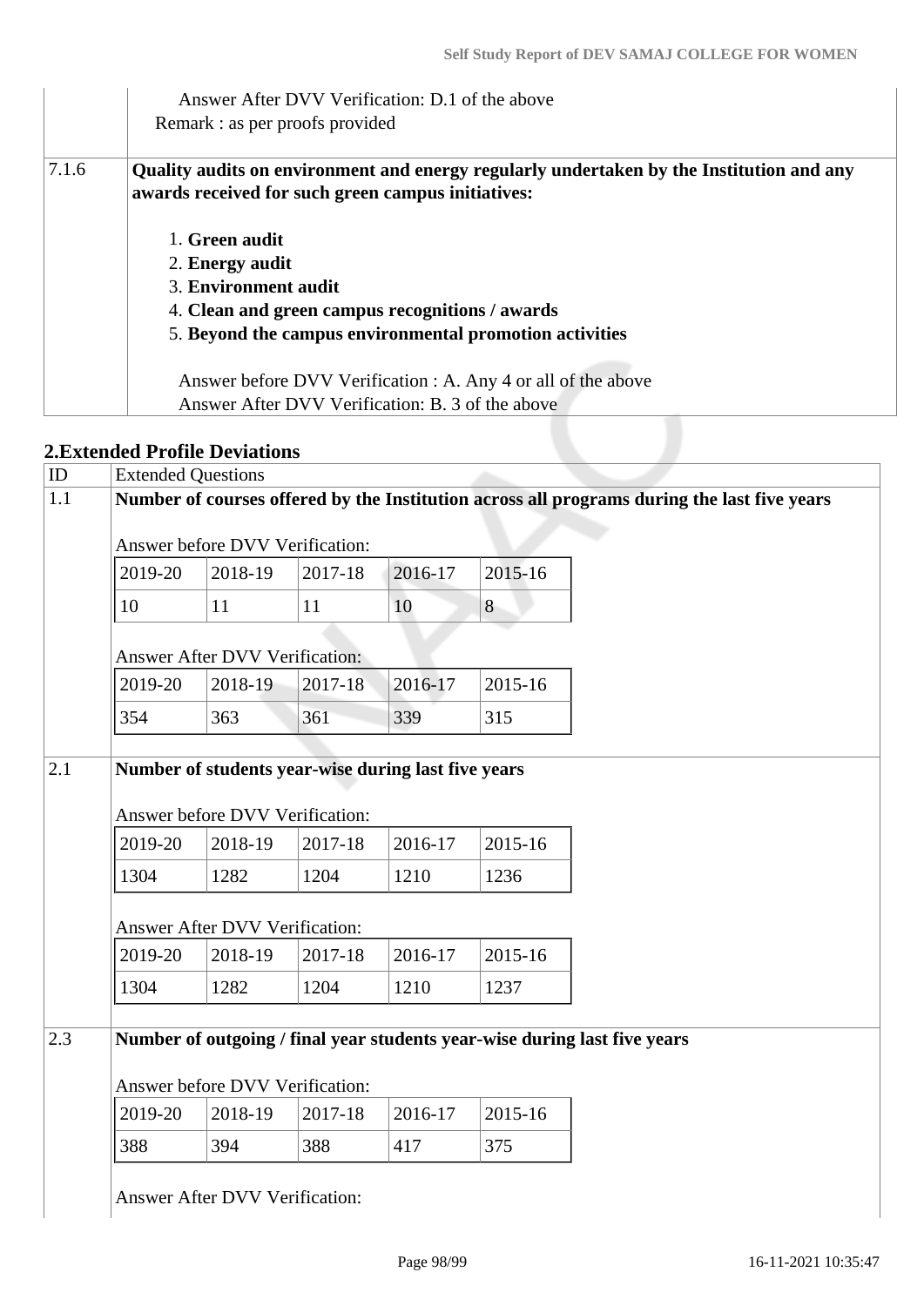| | |
|---|---|
| | Answer After DVV Verification: D.1 of the above<br>Remark : as per proofs provided |
| 7.1.6 | **Quality audits on environment and energy regularly undertaken by the Institution and any awards received for such green campus initiatives:**<br><br>1. **Green audit**<br>2. **Energy audit**<br>3. **Environment audit**<br>4. **Clean and green campus recognitions / awards**<br>5. **Beyond the campus environmental promotion activities**<br><br>Answer before DVV Verification : A. Any 4 or all of the above<br>Answer After DVV Verification: B. 3 of the above |

## 2.Extended Profile Deviations

| ID | Extended Questions |
|---|---|
| 1.1 | **Number of courses offered by the Institution across all programs during the last five years** |
| 2.1 | **Number of students year-wise during last five years** |
| 2.3 | **Number of outgoing / final year students year-wise during last five years** |

**1.1 Number of courses offered by the Institution across all programs during the last five years**

Answer before DVV Verification:

| 2019-20 | 2018-19 | 2017-18 | 2016-17 | 2015-16 |
|---|---|---|---|---|
| 10 | 11 | 11 | 10 | 8 |

Answer After DVV Verification:

| 2019-20 | 2018-19 | 2017-18 | 2016-17 | 2015-16 |
|---|---|---|---|---|
| 354 | 363 | 361 | 339 | 315 |

**2.1 Number of students year-wise during last five years**

Answer before DVV Verification:

| 2019-20 | 2018-19 | 2017-18 | 2016-17 | 2015-16 |
|---|---|---|---|---|
| 1304 | 1282 | 1204 | 1210 | 1236 |

Answer After DVV Verification:

| 2019-20 | 2018-19 | 2017-18 | 2016-17 | 2015-16 |
|---|---|---|---|---|
| 1304 | 1282 | 1204 | 1210 | 1237 |

**2.3 Number of outgoing / final year students year-wise during last five years**

Answer before DVV Verification:

| 2019-20 | 2018-19 | 2017-18 | 2016-17 | 2015-16 |
|---|---|---|---|---|
| 388 | 394 | 388 | 417 | 375 |

Answer After DVV Verification: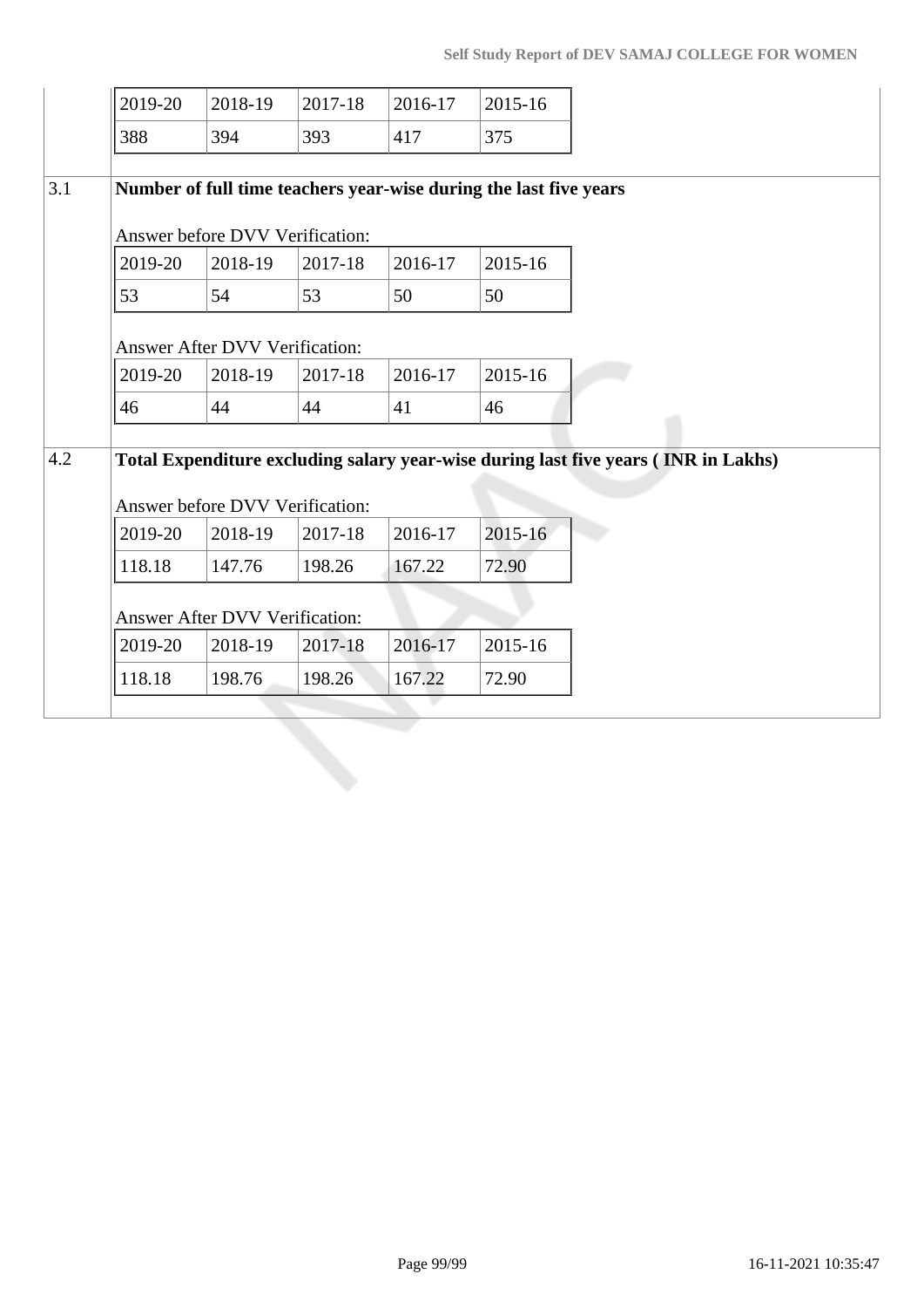| 2019-20 | 2018-19 | 2017-18 | 2016-17 | 2015-16 |
|---|---|---|---|---|
| 388 | 394 | 393 | 417 | 375 |

**3.1 Number of full time teachers year-wise during the last five years**

Answer before DVV Verification:

| 2019-20 | 2018-19 | 2017-18 | 2016-17 | 2015-16 |
|---|---|---|---|---|
| 53 | 54 | 53 | 50 | 50 |

Answer After DVV Verification:

| 2019-20 | 2018-19 | 2017-18 | 2016-17 | 2015-16 |
|---|---|---|---|---|
| 46 | 44 | 44 | 41 | 46 |

**4.2 Total Expenditure excluding salary year-wise during last five years ( INR in Lakhs)**

Answer before DVV Verification:

| 2019-20 | 2018-19 | 2017-18 | 2016-17 | 2015-16 |
|---|---|---|---|---|
| 118.18 | 147.76 | 198.26 | 167.22 | 72.90 |

Answer After DVV Verification:

| 2019-20 | 2018-19 | 2017-18 | 2016-17 | 2015-16 |
|---|---|---|---|---|
| 118.18 | 198.76 | 198.26 | 167.22 | 72.90 |